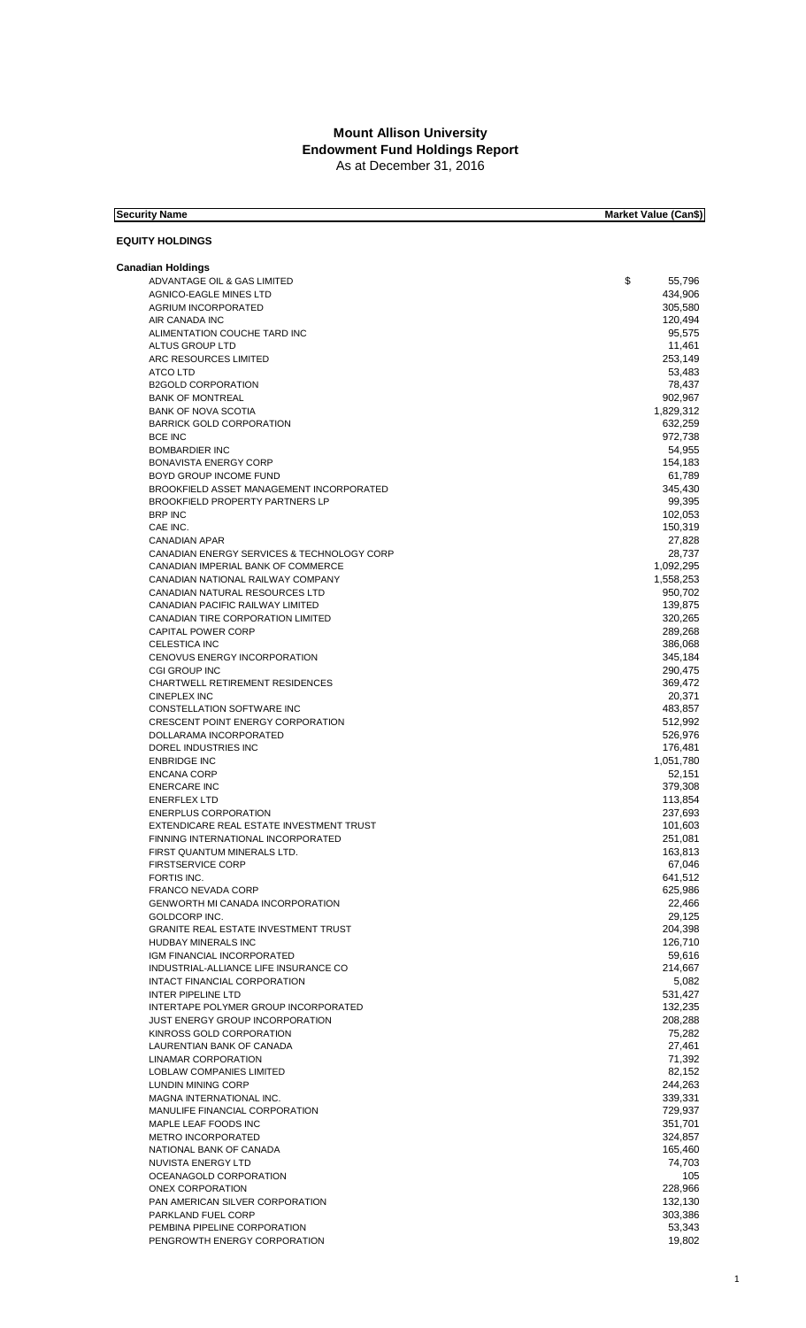# Mount Allison University
## Endowment Fund Holdings Report
As at December 31, 2016

| Security Name | Market Value (Can$) |
|---|---|
| **EQUITY HOLDINGS** | |
| **Canadian Holdings** | |
| ADVANTAGE OIL & GAS LIMITED | $ 55,796 |
| AGNICO-EAGLE MINES LTD | 434,906 |
| AGRIUM INCORPORATED | 305,580 |
| AIR CANADA INC | 120,494 |
| ALIMENTATION COUCHE TARD INC | 95,575 |
| ALTUS GROUP LTD | 11,461 |
| ARC RESOURCES LIMITED | 253,149 |
| ATCO LTD | 53,483 |
| B2GOLD CORPORATION | 78,437 |
| BANK OF MONTREAL | 902,967 |
| BANK OF NOVA SCOTIA | 1,829,312 |
| BARRICK GOLD CORPORATION | 632,259 |
| BCE INC | 972,738 |
| BOMBARDIER INC | 54,955 |
| BONAVISTA ENERGY CORP | 154,183 |
| BOYD GROUP INCOME FUND | 61,789 |
| BROOKFIELD ASSET MANAGEMENT INCORPORATED | 345,430 |
| BROOKFIELD PROPERTY PARTNERS LP | 99,395 |
| BRP INC | 102,053 |
| CAE INC. | 150,319 |
| CANADIAN APAR | 27,828 |
| CANADIAN ENERGY SERVICES & TECHNOLOGY CORP | 28,737 |
| CANADIAN IMPERIAL BANK OF COMMERCE | 1,092,295 |
| CANADIAN NATIONAL RAILWAY COMPANY | 1,558,253 |
| CANADIAN NATURAL RESOURCES LTD | 950,702 |
| CANADIAN PACIFIC RAILWAY LIMITED | 139,875 |
| CANADIAN TIRE CORPORATION LIMITED | 320,265 |
| CAPITAL POWER CORP | 289,268 |
| CELESTICA INC | 386,068 |
| CENOVUS ENERGY INCORPORATION | 345,184 |
| CGI GROUP INC | 290,475 |
| CHARTWELL RETIREMENT RESIDENCES | 369,472 |
| CINEPLEX INC | 20,371 |
| CONSTELLATION SOFTWARE INC | 483,857 |
| CRESCENT POINT ENERGY CORPORATION | 512,992 |
| DOLLARAMA INCORPORATED | 526,976 |
| DOREL INDUSTRIES INC | 176,481 |
| ENBRIDGE INC | 1,051,780 |
| ENCANA CORP | 52,151 |
| ENERCARE INC | 379,308 |
| ENERFLEX LTD | 113,854 |
| ENERPLUS CORPORATION | 237,693 |
| EXTENDICARE REAL ESTATE INVESTMENT TRUST | 101,603 |
| FINNING INTERNATIONAL INCORPORATED | 251,081 |
| FIRST QUANTUM MINERALS LTD. | 163,813 |
| FIRSTSERVICE CORP | 67,046 |
| FORTIS INC. | 641,512 |
| FRANCO NEVADA CORP | 625,986 |
| GENWORTH MI CANADA INCORPORATION | 22,466 |
| GOLDCORP INC. | 29,125 |
| GRANITE REAL ESTATE INVESTMENT TRUST | 204,398 |
| HUDBAY MINERALS INC | 126,710 |
| IGM FINANCIAL INCORPORATED | 59,616 |
| INDUSTRIAL-ALLIANCE LIFE INSURANCE CO | 214,667 |
| INTACT FINANCIAL CORPORATION | 5,082 |
| INTER PIPELINE LTD | 531,427 |
| INTERTAPE POLYMER GROUP INCORPORATED | 132,235 |
| JUST ENERGY GROUP INCORPORATION | 208,288 |
| KINROSS GOLD CORPORATION | 75,282 |
| LAURENTIAN BANK OF CANADA | 27,461 |
| LINAMAR CORPORATION | 71,392 |
| LOBLAW COMPANIES LIMITED | 82,152 |
| LUNDIN MINING CORP | 244,263 |
| MAGNA INTERNATIONAL INC. | 339,331 |
| MANULIFE FINANCIAL CORPORATION | 729,937 |
| MAPLE LEAF FOODS INC | 351,701 |
| METRO INCORPORATED | 324,857 |
| NATIONAL BANK OF CANADA | 165,460 |
| NUVISTA ENERGY LTD | 74,703 |
| OCEANAGOLD CORPORATION | 105 |
| ONEX CORPORATION | 228,966 |
| PAN AMERICAN SILVER CORPORATION | 132,130 |
| PARKLAND FUEL CORP | 303,386 |
| PEMBINA PIPELINE CORPORATION | 53,343 |
| PENGROWTH ENERGY CORPORATION | 19,802 |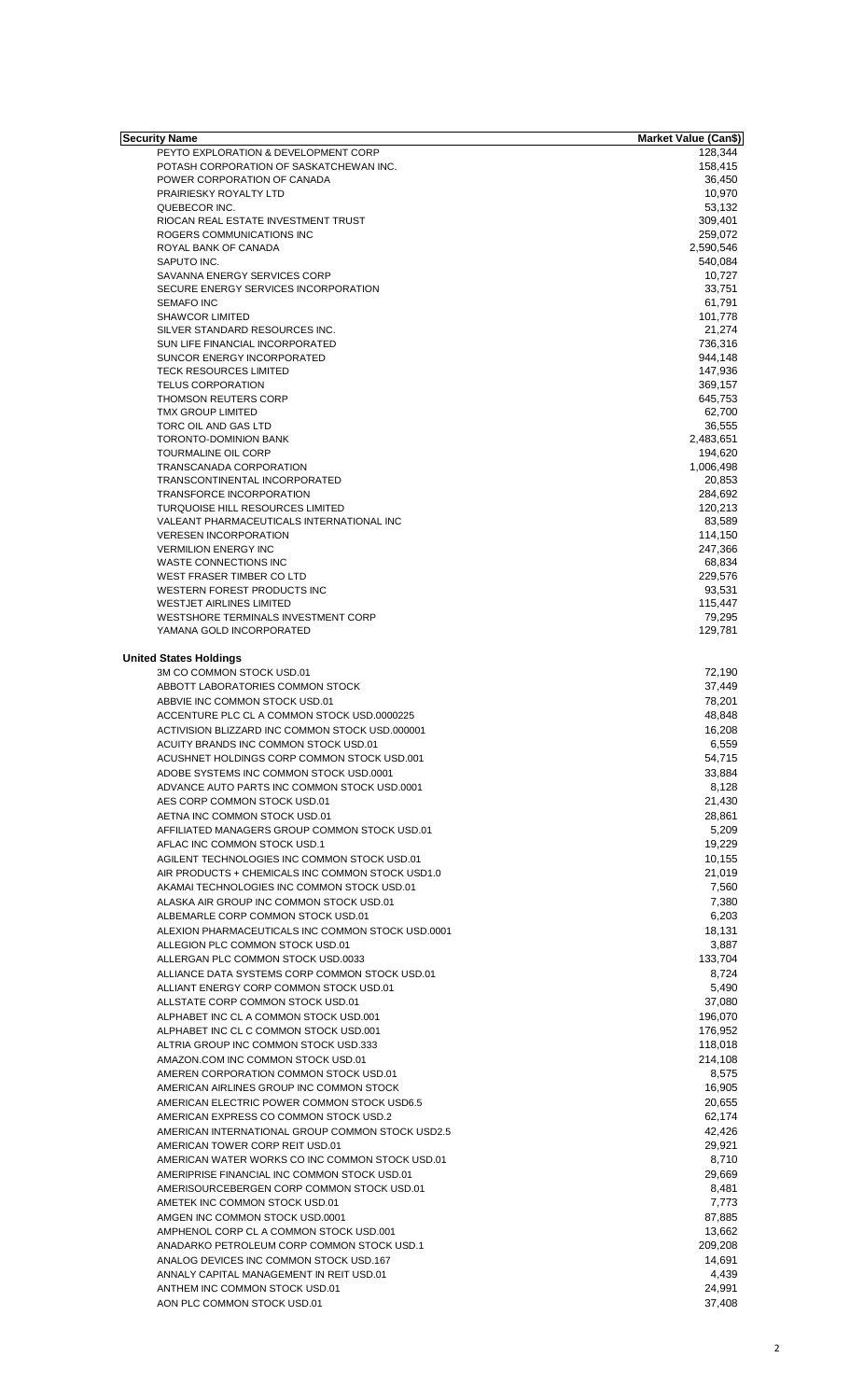| Security Name | Market Value (Can$) |
|---|---|
| PEYTO EXPLORATION & DEVELOPMENT CORP | 128,344 |
| POTASH CORPORATION OF SASKATCHEWAN INC. | 158,415 |
| POWER CORPORATION OF CANADA | 36,450 |
| PRAIRIESKY ROYALTY LTD | 10,970 |
| QUEBECOR INC. | 53,132 |
| RIOCAN REAL ESTATE INVESTMENT TRUST | 309,401 |
| ROGERS COMMUNICATIONS INC | 259,072 |
| ROYAL BANK OF CANADA | 2,590,546 |
| SAPUTO INC. | 540,084 |
| SAVANNA ENERGY SERVICES CORP | 10,727 |
| SECURE ENERGY SERVICES INCORPORATION | 33,751 |
| SEMAFO INC | 61,791 |
| SHAWCOR LIMITED | 101,778 |
| SILVER STANDARD RESOURCES INC. | 21,274 |
| SUN LIFE FINANCIAL INCORPORATED | 736,316 |
| SUNCOR ENERGY INCORPORATED | 944,148 |
| TECK RESOURCES LIMITED | 147,936 |
| TELUS CORPORATION | 369,157 |
| THOMSON REUTERS CORP | 645,753 |
| TMX GROUP LIMITED | 62,700 |
| TORC OIL AND GAS LTD | 36,555 |
| TORONTO-DOMINION BANK | 2,483,651 |
| TOURMALINE OIL CORP | 194,620 |
| TRANSCANADA CORPORATION | 1,006,498 |
| TRANSCONTINENTAL INCORPORATED | 20,853 |
| TRANSFORCE INCORPORATION | 284,692 |
| TURQUOISE HILL RESOURCES LIMITED | 120,213 |
| VALEANT PHARMACEUTICALS INTERNATIONAL INC | 83,589 |
| VERESEN INCORPORATION | 114,150 |
| VERMILION ENERGY INC | 247,366 |
| WASTE CONNECTIONS INC | 68,834 |
| WEST FRASER TIMBER CO LTD | 229,576 |
| WESTERN FOREST PRODUCTS INC | 93,531 |
| WESTJET AIRLINES LIMITED | 115,447 |
| WESTSHORE TERMINALS INVESTMENT CORP | 79,295 |
| YAMANA GOLD INCORPORATED | 129,781 |
| | |
| **United States Holdings** | |
| 3M CO COMMON STOCK USD.01 | 72,190 |
| ABBOTT LABORATORIES COMMON STOCK | 37,449 |
| ABBVIE INC COMMON STOCK USD.01 | 78,201 |
| ACCENTURE PLC CL A COMMON STOCK USD.0000225 | 48,848 |
| ACTIVISION BLIZZARD INC COMMON STOCK USD.000001 | 16,208 |
| ACUITY BRANDS INC COMMON STOCK USD.01 | 6,559 |
| ACUSHNET HOLDINGS CORP COMMON STOCK USD.001 | 54,715 |
| ADOBE SYSTEMS INC COMMON STOCK USD.0001 | 33,884 |
| ADVANCE AUTO PARTS INC COMMON STOCK USD.0001 | 8,128 |
| AES CORP COMMON STOCK USD.01 | 21,430 |
| AETNA INC COMMON STOCK USD.01 | 28,861 |
| AFFILIATED MANAGERS GROUP COMMON STOCK USD.01 | 5,209 |
| AFLAC INC COMMON STOCK USD.1 | 19,229 |
| AGILENT TECHNOLOGIES INC COMMON STOCK USD.01 | 10,155 |
| AIR PRODUCTS + CHEMICALS INC COMMON STOCK USD1.0 | 21,019 |
| AKAMAI TECHNOLOGIES INC COMMON STOCK USD.01 | 7,560 |
| ALASKA AIR GROUP INC COMMON STOCK USD.01 | 7,380 |
| ALBEMARLE CORP COMMON STOCK USD.01 | 6,203 |
| ALEXION PHARMACEUTICALS INC COMMON STOCK USD.0001 | 18,131 |
| ALLEGION PLC COMMON STOCK USD.01 | 3,887 |
| ALLERGAN PLC COMMON STOCK USD.0033 | 133,704 |
| ALLIANCE DATA SYSTEMS CORP COMMON STOCK USD.01 | 8,724 |
| ALLIANT ENERGY CORP COMMON STOCK USD.01 | 5,490 |
| ALLSTATE CORP COMMON STOCK USD.01 | 37,080 |
| ALPHABET INC CL A COMMON STOCK USD.001 | 196,070 |
| ALPHABET INC CL C COMMON STOCK USD.001 | 176,952 |
| ALTRIA GROUP INC COMMON STOCK USD.333 | 118,018 |
| AMAZON.COM INC COMMON STOCK USD.01 | 214,108 |
| AMEREN CORPORATION COMMON STOCK USD.01 | 8,575 |
| AMERICAN AIRLINES GROUP INC COMMON STOCK | 16,905 |
| AMERICAN ELECTRIC POWER COMMON STOCK USD6.5 | 20,655 |
| AMERICAN EXPRESS CO COMMON STOCK USD.2 | 62,174 |
| AMERICAN INTERNATIONAL GROUP COMMON STOCK USD2.5 | 42,426 |
| AMERICAN TOWER CORP REIT USD.01 | 29,921 |
| AMERICAN WATER WORKS CO INC COMMON STOCK USD.01 | 8,710 |
| AMERIPRISE FINANCIAL INC COMMON STOCK USD.01 | 29,669 |
| AMERISOURCEBERGEN CORP COMMON STOCK USD.01 | 8,481 |
| AMETEK INC COMMON STOCK USD.01 | 7,773 |
| AMGEN INC COMMON STOCK USD.0001 | 87,885 |
| AMPHENOL CORP CL A COMMON STOCK USD.001 | 13,662 |
| ANADARKO PETROLEUM CORP COMMON STOCK USD.1 | 209,208 |
| ANALOG DEVICES INC COMMON STOCK USD.167 | 14,691 |
| ANNALY CAPITAL MANAGEMENT IN REIT USD.01 | 4,439 |
| ANTHEM INC COMMON STOCK USD.01 | 24,991 |
| AON PLC COMMON STOCK USD.01 | 37,408 |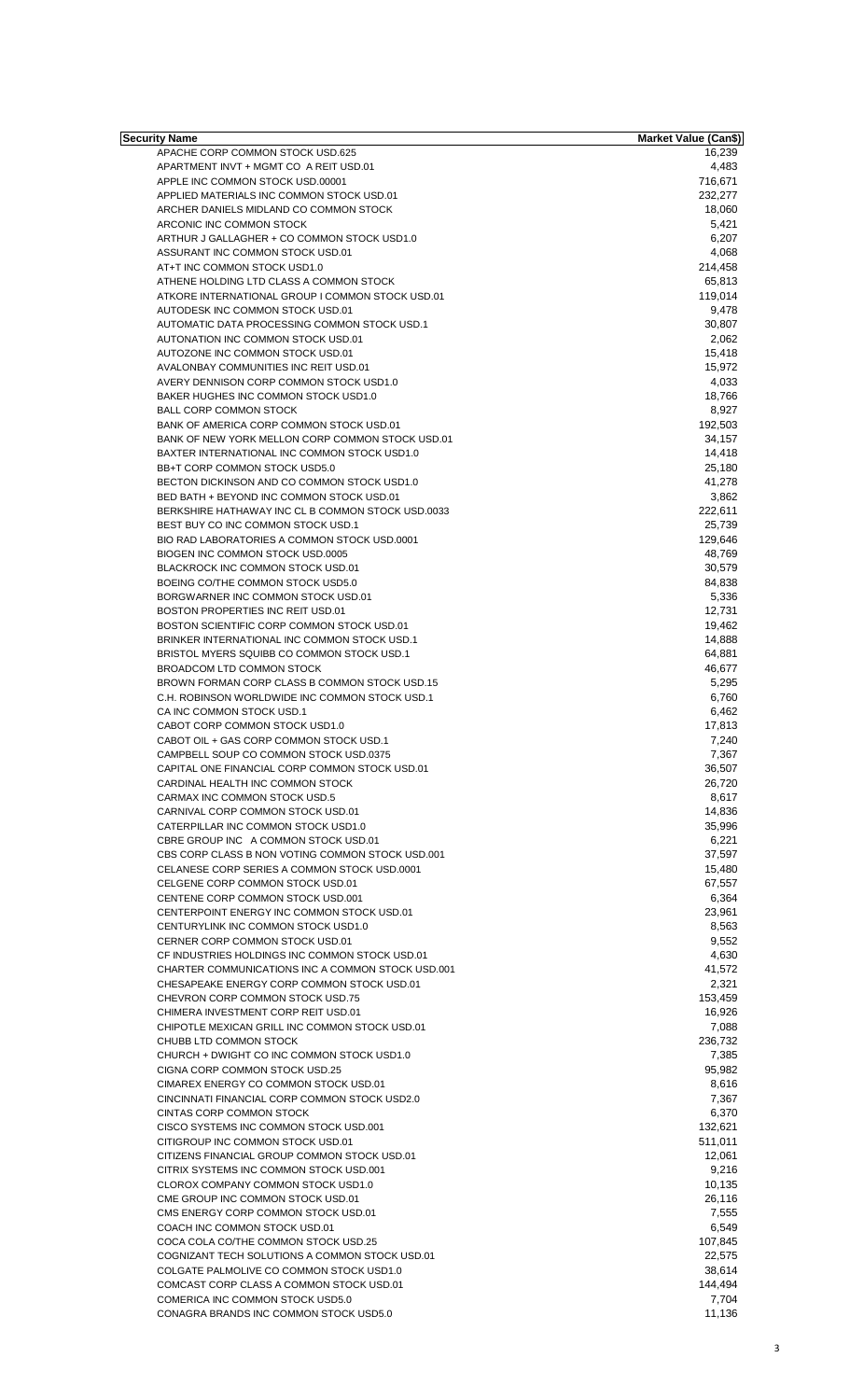| Security Name | Market Value (Can$) |
|---|---|
| APACHE CORP COMMON STOCK USD.625 | 16,239 |
| APARTMENT INVT + MGMT CO A REIT USD.01 | 4,483 |
| APPLE INC COMMON STOCK USD.00001 | 716,671 |
| APPLIED MATERIALS INC COMMON STOCK USD.01 | 232,277 |
| ARCHER DANIELS MIDLAND CO COMMON STOCK | 18,060 |
| ARCONIC INC COMMON STOCK | 5,421 |
| ARTHUR J GALLAGHER + CO COMMON STOCK USD1.0 | 6,207 |
| ASSURANT INC COMMON STOCK USD.01 | 4,068 |
| AT+T INC COMMON STOCK USD1.0 | 214,458 |
| ATHENE HOLDING LTD CLASS A COMMON STOCK | 65,813 |
| ATKORE INTERNATIONAL GROUP I COMMON STOCK USD.01 | 119,014 |
| AUTODESK INC COMMON STOCK USD.01 | 9,478 |
| AUTOMATIC DATA PROCESSING COMMON STOCK USD.1 | 30,807 |
| AUTONATION INC COMMON STOCK USD.01 | 2,062 |
| AUTOZONE INC COMMON STOCK USD.01 | 15,418 |
| AVALONBAY COMMUNITIES INC REIT USD.01 | 15,972 |
| AVERY DENNISON CORP COMMON STOCK USD1.0 | 4,033 |
| BAKER HUGHES INC COMMON STOCK USD1.0 | 18,766 |
| BALL CORP COMMON STOCK | 8,927 |
| BANK OF AMERICA CORP COMMON STOCK USD.01 | 192,503 |
| BANK OF NEW YORK MELLON CORP COMMON STOCK USD.01 | 34,157 |
| BAXTER INTERNATIONAL INC COMMON STOCK USD1.0 | 14,418 |
| BB+T CORP COMMON STOCK USD5.0 | 25,180 |
| BECTON DICKINSON AND CO COMMON STOCK USD1.0 | 41,278 |
| BED BATH + BEYOND INC COMMON STOCK USD.01 | 3,862 |
| BERKSHIRE HATHAWAY INC CL B COMMON STOCK USD.0033 | 222,611 |
| BEST BUY CO INC COMMON STOCK USD.1 | 25,739 |
| BIO RAD LABORATORIES A COMMON STOCK USD.0001 | 129,646 |
| BIOGEN INC COMMON STOCK USD.0005 | 48,769 |
| BLACKROCK INC COMMON STOCK USD.01 | 30,579 |
| BOEING CO/THE COMMON STOCK USD5.0 | 84,838 |
| BORGWARNER INC COMMON STOCK USD.01 | 5,336 |
| BOSTON PROPERTIES INC REIT USD.01 | 12,731 |
| BOSTON SCIENTIFIC CORP COMMON STOCK USD.01 | 19,462 |
| BRINKER INTERNATIONAL INC COMMON STOCK USD.1 | 14,888 |
| BRISTOL MYERS SQUIBB CO COMMON STOCK USD.1 | 64,881 |
| BROADCOM LTD COMMON STOCK | 46,677 |
| BROWN FORMAN CORP CLASS B COMMON STOCK USD.15 | 5,295 |
| C.H. ROBINSON WORLDWIDE INC COMMON STOCK USD.1 | 6,760 |
| CA INC COMMON STOCK USD.1 | 6,462 |
| CABOT CORP COMMON STOCK USD1.0 | 17,813 |
| CABOT OIL + GAS CORP COMMON STOCK USD.1 | 7,240 |
| CAMPBELL SOUP CO COMMON STOCK USD.0375 | 7,367 |
| CAPITAL ONE FINANCIAL CORP COMMON STOCK USD.01 | 36,507 |
| CARDINAL HEALTH INC COMMON STOCK | 26,720 |
| CARMAX INC COMMON STOCK USD.5 | 8,617 |
| CARNIVAL CORP COMMON STOCK USD.01 | 14,836 |
| CATERPILLAR INC COMMON STOCK USD1.0 | 35,996 |
| CBRE GROUP INC A COMMON STOCK USD.01 | 6,221 |
| CBS CORP CLASS B NON VOTING COMMON STOCK USD.001 | 37,597 |
| CELANESE CORP SERIES A COMMON STOCK USD.0001 | 15,480 |
| CELGENE CORP COMMON STOCK USD.01 | 67,557 |
| CENTENE CORP COMMON STOCK USD.001 | 6,364 |
| CENTERPOINT ENERGY INC COMMON STOCK USD.01 | 23,961 |
| CENTURYLINK INC COMMON STOCK USD1.0 | 8,563 |
| CERNER CORP COMMON STOCK USD.01 | 9,552 |
| CF INDUSTRIES HOLDINGS INC COMMON STOCK USD.01 | 4,630 |
| CHARTER COMMUNICATIONS INC A COMMON STOCK USD.001 | 41,572 |
| CHESAPEAKE ENERGY CORP COMMON STOCK USD.01 | 2,321 |
| CHEVRON CORP COMMON STOCK USD.75 | 153,459 |
| CHIMERA INVESTMENT CORP REIT USD.01 | 16,926 |
| CHIPOTLE MEXICAN GRILL INC COMMON STOCK USD.01 | 7,088 |
| CHUBB LTD COMMON STOCK | 236,732 |
| CHURCH + DWIGHT CO INC COMMON STOCK USD1.0 | 7,385 |
| CIGNA CORP COMMON STOCK USD.25 | 95,982 |
| CIMAREX ENERGY CO COMMON STOCK USD.01 | 8,616 |
| CINCINNATI FINANCIAL CORP COMMON STOCK USD2.0 | 7,367 |
| CINTAS CORP COMMON STOCK | 6,370 |
| CISCO SYSTEMS INC COMMON STOCK USD.001 | 132,621 |
| CITIGROUP INC COMMON STOCK USD.01 | 511,011 |
| CITIZENS FINANCIAL GROUP COMMON STOCK USD.01 | 12,061 |
| CITRIX SYSTEMS INC COMMON STOCK USD.001 | 9,216 |
| CLOROX COMPANY COMMON STOCK USD1.0 | 10,135 |
| CME GROUP INC COMMON STOCK USD.01 | 26,116 |
| CMS ENERGY CORP COMMON STOCK USD.01 | 7,555 |
| COACH INC COMMON STOCK USD.01 | 6,549 |
| COCA COLA CO/THE COMMON STOCK USD.25 | 107,845 |
| COGNIZANT TECH SOLUTIONS A COMMON STOCK USD.01 | 22,575 |
| COLGATE PALMOLIVE CO COMMON STOCK USD1.0 | 38,614 |
| COMCAST CORP CLASS A COMMON STOCK USD.01 | 144,494 |
| COMERICA INC COMMON STOCK USD5.0 | 7,704 |
| CONAGRA BRANDS INC COMMON STOCK USD5.0 | 11,136 |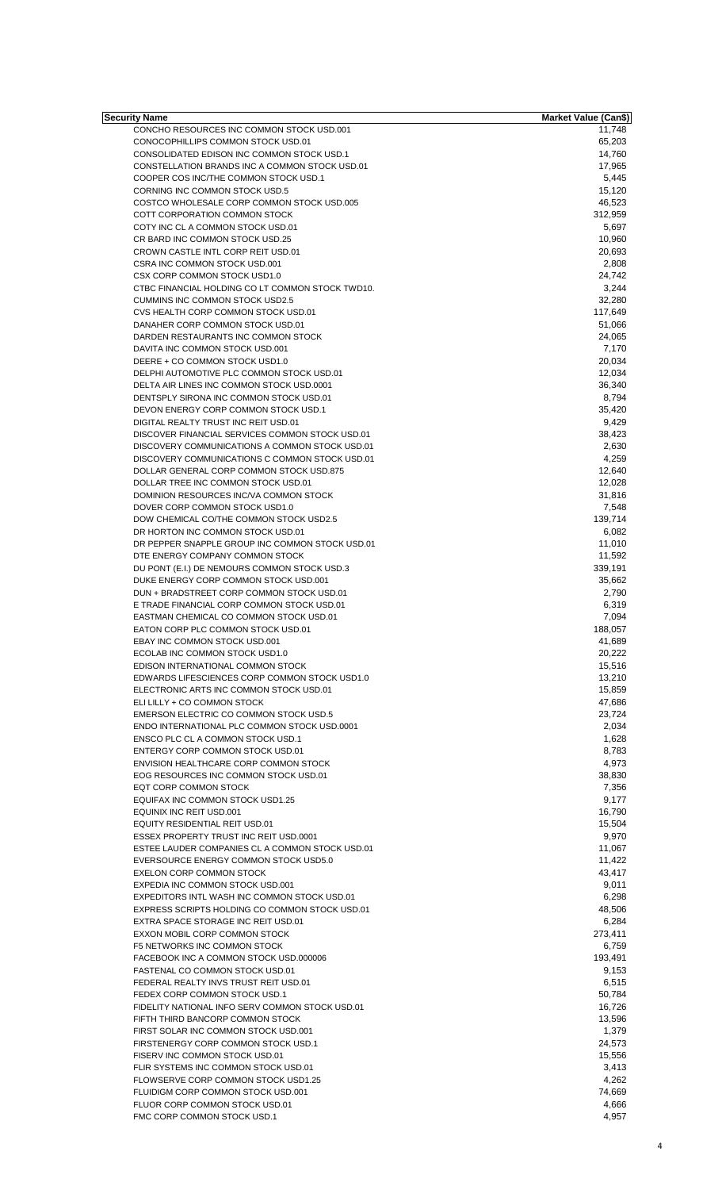| Security Name | Market Value (Can$) |
|---|---|
| CONCHO RESOURCES INC COMMON STOCK USD.001 | 11,748 |
| CONOCOPHILLIPS COMMON STOCK USD.01 | 65,203 |
| CONSOLIDATED EDISON INC COMMON STOCK USD.1 | 14,760 |
| CONSTELLATION BRANDS INC A COMMON STOCK USD.01 | 17,965 |
| COOPER COS INC/THE COMMON STOCK USD.1 | 5,445 |
| CORNING INC COMMON STOCK USD.5 | 15,120 |
| COSTCO WHOLESALE CORP COMMON STOCK USD.005 | 46,523 |
| COTT CORPORATION COMMON STOCK | 312,959 |
| COTY INC CL A COMMON STOCK USD.01 | 5,697 |
| CR BARD INC COMMON STOCK USD.25 | 10,960 |
| CROWN CASTLE INTL CORP REIT USD.01 | 20,693 |
| CSRA INC COMMON STOCK USD.001 | 2,808 |
| CSX CORP COMMON STOCK USD1.0 | 24,742 |
| CTBC FINANCIAL HOLDING CO LT COMMON STOCK TWD10. | 3,244 |
| CUMMINS INC COMMON STOCK USD2.5 | 32,280 |
| CVS HEALTH CORP COMMON STOCK USD.01 | 117,649 |
| DANAHER CORP COMMON STOCK USD.01 | 51,066 |
| DARDEN RESTAURANTS INC COMMON STOCK | 24,065 |
| DAVITA INC COMMON STOCK USD.001 | 7,170 |
| DEERE + CO COMMON STOCK USD1.0 | 20,034 |
| DELPHI AUTOMOTIVE PLC COMMON STOCK USD.01 | 12,034 |
| DELTA AIR LINES INC COMMON STOCK USD.0001 | 36,340 |
| DENTSPLY SIRONA INC COMMON STOCK USD.01 | 8,794 |
| DEVON ENERGY CORP COMMON STOCK USD.1 | 35,420 |
| DIGITAL REALTY TRUST INC REIT USD.01 | 9,429 |
| DISCOVER FINANCIAL SERVICES COMMON STOCK USD.01 | 38,423 |
| DISCOVERY COMMUNICATIONS A COMMON STOCK USD.01 | 2,630 |
| DISCOVERY COMMUNICATIONS C COMMON STOCK USD.01 | 4,259 |
| DOLLAR GENERAL CORP COMMON STOCK USD.875 | 12,640 |
| DOLLAR TREE INC COMMON STOCK USD.01 | 12,028 |
| DOMINION RESOURCES INC/VA COMMON STOCK | 31,816 |
| DOVER CORP COMMON STOCK USD1.0 | 7,548 |
| DOW CHEMICAL CO/THE COMMON STOCK USD2.5 | 139,714 |
| DR HORTON INC COMMON STOCK USD.01 | 6,082 |
| DR PEPPER SNAPPLE GROUP INC COMMON STOCK USD.01 | 11,010 |
| DTE ENERGY COMPANY COMMON STOCK | 11,592 |
| DU PONT (E.I.) DE NEMOURS COMMON STOCK USD.3 | 339,191 |
| DUKE ENERGY CORP COMMON STOCK USD.001 | 35,662 |
| DUN + BRADSTREET CORP COMMON STOCK USD.01 | 2,790 |
| E TRADE FINANCIAL CORP COMMON STOCK USD.01 | 6,319 |
| EASTMAN CHEMICAL CO COMMON STOCK USD.01 | 7,094 |
| EATON CORP PLC COMMON STOCK USD.01 | 188,057 |
| EBAY INC COMMON STOCK USD.001 | 41,689 |
| ECOLAB INC COMMON STOCK USD1.0 | 20,222 |
| EDISON INTERNATIONAL COMMON STOCK | 15,516 |
| EDWARDS LIFESCIENCES CORP COMMON STOCK USD1.0 | 13,210 |
| ELECTRONIC ARTS INC COMMON STOCK USD.01 | 15,859 |
| ELI LILLY + CO COMMON STOCK | 47,686 |
| EMERSON ELECTRIC CO COMMON STOCK USD.5 | 23,724 |
| ENDO INTERNATIONAL PLC COMMON STOCK USD.0001 | 2,034 |
| ENSCO PLC CL A COMMON STOCK USD.1 | 1,628 |
| ENTERGY CORP COMMON STOCK USD.01 | 8,783 |
| ENVISION HEALTHCARE CORP COMMON STOCK | 4,973 |
| EOG RESOURCES INC COMMON STOCK USD.01 | 38,830 |
| EQT CORP COMMON STOCK | 7,356 |
| EQUIFAX INC COMMON STOCK USD1.25 | 9,177 |
| EQUINIX INC REIT USD.001 | 16,790 |
| EQUITY RESIDENTIAL REIT USD.01 | 15,504 |
| ESSEX PROPERTY TRUST INC REIT USD.0001 | 9,970 |
| ESTEE LAUDER COMPANIES CL A COMMON STOCK USD.01 | 11,067 |
| EVERSOURCE ENERGY COMMON STOCK USD5.0 | 11,422 |
| EXELON CORP COMMON STOCK | 43,417 |
| EXPEDIA INC COMMON STOCK USD.001 | 9,011 |
| EXPEDITORS INTL WASH INC COMMON STOCK USD.01 | 6,298 |
| EXPRESS SCRIPTS HOLDING CO COMMON STOCK USD.01 | 48,506 |
| EXTRA SPACE STORAGE INC REIT USD.01 | 6,284 |
| EXXON MOBIL CORP COMMON STOCK | 273,411 |
| F5 NETWORKS INC COMMON STOCK | 6,759 |
| FACEBOOK INC A COMMON STOCK USD.000006 | 193,491 |
| FASTENAL CO COMMON STOCK USD.01 | 9,153 |
| FEDERAL REALTY INVS TRUST REIT USD.01 | 6,515 |
| FEDEX CORP COMMON STOCK USD.1 | 50,784 |
| FIDELITY NATIONAL INFO SERV COMMON STOCK USD.01 | 16,726 |
| FIFTH THIRD BANCORP COMMON STOCK | 13,596 |
| FIRST SOLAR INC COMMON STOCK USD.001 | 1,379 |
| FIRSTENERGY CORP COMMON STOCK USD.1 | 24,573 |
| FISERV INC COMMON STOCK USD.01 | 15,556 |
| FLIR SYSTEMS INC COMMON STOCK USD.01 | 3,413 |
| FLOWSERVE CORP COMMON STOCK USD1.25 | 4,262 |
| FLUIDIGM CORP COMMON STOCK USD.001 | 74,669 |
| FLUOR CORP COMMON STOCK USD.01 | 4,666 |
| FMC CORP COMMON STOCK USD.1 | 4,957 |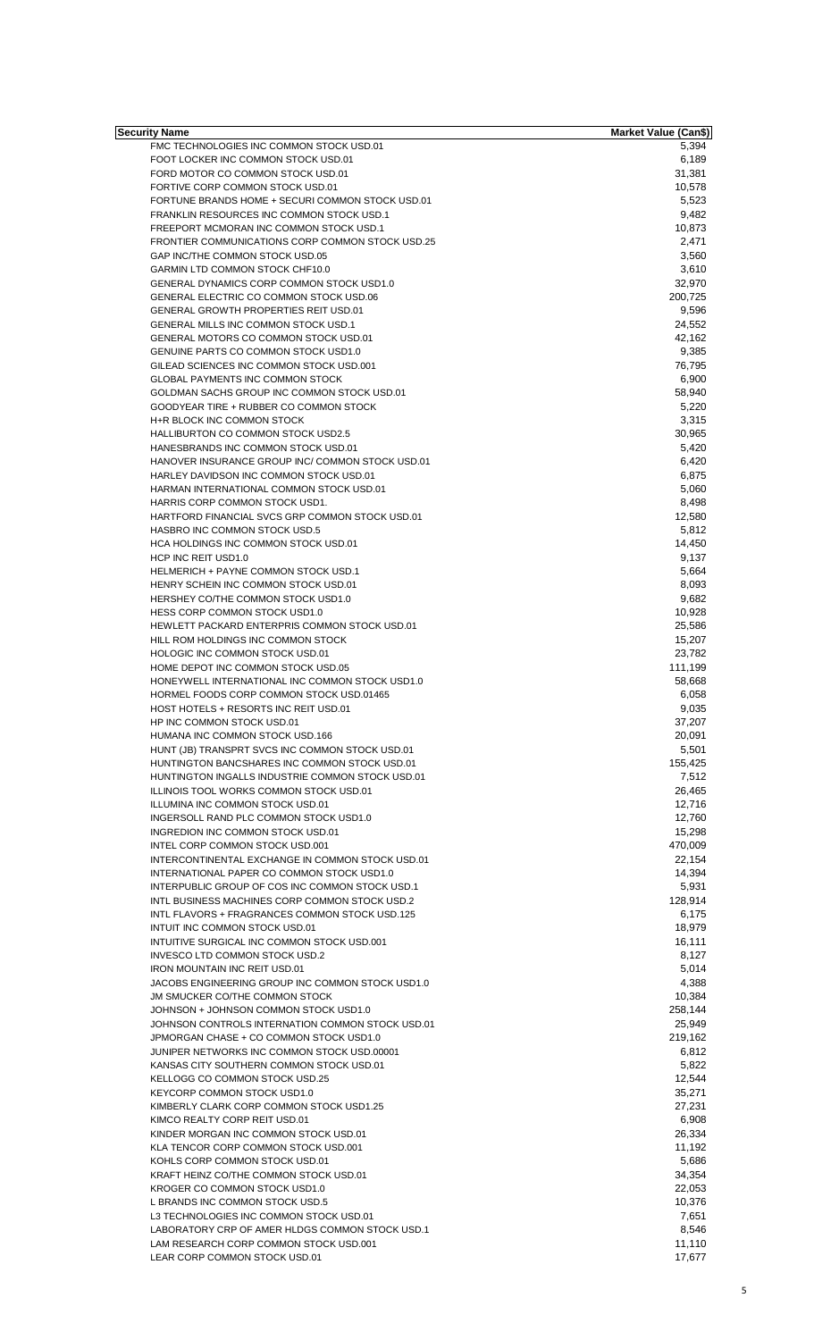| Security Name | Market Value (Can$) |
|---|---|
| FMC TECHNOLOGIES INC COMMON STOCK USD.01 | 5,394 |
| FOOT LOCKER INC COMMON STOCK USD.01 | 6,189 |
| FORD MOTOR CO COMMON STOCK USD.01 | 31,381 |
| FORTIVE CORP COMMON STOCK USD.01 | 10,578 |
| FORTUNE BRANDS HOME + SECURI COMMON STOCK USD.01 | 5,523 |
| FRANKLIN RESOURCES INC COMMON STOCK USD.1 | 9,482 |
| FREEPORT MCMORAN INC COMMON STOCK USD.1 | 10,873 |
| FRONTIER COMMUNICATIONS CORP COMMON STOCK USD.25 | 2,471 |
| GAP INC/THE COMMON STOCK USD.05 | 3,560 |
| GARMIN LTD COMMON STOCK CHF10.0 | 3,610 |
| GENERAL DYNAMICS CORP COMMON STOCK USD1.0 | 32,970 |
| GENERAL ELECTRIC CO COMMON STOCK USD.06 | 200,725 |
| GENERAL GROWTH PROPERTIES REIT USD.01 | 9,596 |
| GENERAL MILLS INC COMMON STOCK USD.1 | 24,552 |
| GENERAL MOTORS CO COMMON STOCK USD.01 | 42,162 |
| GENUINE PARTS CO COMMON STOCK USD1.0 | 9,385 |
| GILEAD SCIENCES INC COMMON STOCK USD.001 | 76,795 |
| GLOBAL PAYMENTS INC COMMON STOCK | 6,900 |
| GOLDMAN SACHS GROUP INC COMMON STOCK USD.01 | 58,940 |
| GOODYEAR TIRE + RUBBER CO COMMON STOCK | 5,220 |
| H+R BLOCK INC COMMON STOCK | 3,315 |
| HALLIBURTON CO COMMON STOCK USD2.5 | 30,965 |
| HANESBRANDS INC COMMON STOCK USD.01 | 5,420 |
| HANOVER INSURANCE GROUP INC/ COMMON STOCK USD.01 | 6,420 |
| HARLEY DAVIDSON INC COMMON STOCK USD.01 | 6,875 |
| HARMAN INTERNATIONAL COMMON STOCK USD.01 | 5,060 |
| HARRIS CORP COMMON STOCK USD1. | 8,498 |
| HARTFORD FINANCIAL SVCS GRP COMMON STOCK USD.01 | 12,580 |
| HASBRO INC COMMON STOCK USD.5 | 5,812 |
| HCA HOLDINGS INC COMMON STOCK USD.01 | 14,450 |
| HCP INC REIT USD1.0 | 9,137 |
| HELMERICH + PAYNE COMMON STOCK USD.1 | 5,664 |
| HENRY SCHEIN INC COMMON STOCK USD.01 | 8,093 |
| HERSHEY CO/THE COMMON STOCK USD1.0 | 9,682 |
| HESS CORP COMMON STOCK USD1.0 | 10,928 |
| HEWLETT PACKARD ENTERPRIS COMMON STOCK USD.01 | 25,586 |
| HILL ROM HOLDINGS INC COMMON STOCK | 15,207 |
| HOLOGIC INC COMMON STOCK USD.01 | 23,782 |
| HOME DEPOT INC COMMON STOCK USD.05 | 111,199 |
| HONEYWELL INTERNATIONAL INC COMMON STOCK USD1.0 | 58,668 |
| HORMEL FOODS CORP COMMON STOCK USD.01465 | 6,058 |
| HOST HOTELS + RESORTS INC REIT USD.01 | 9,035 |
| HP INC COMMON STOCK USD.01 | 37,207 |
| HUMANA INC COMMON STOCK USD.166 | 20,091 |
| HUNT (JB) TRANSPRT SVCS INC COMMON STOCK USD.01 | 5,501 |
| HUNTINGTON BANCSHARES INC COMMON STOCK USD.01 | 155,425 |
| HUNTINGTON INGALLS INDUSTRIE COMMON STOCK USD.01 | 7,512 |
| ILLINOIS TOOL WORKS COMMON STOCK USD.01 | 26,465 |
| ILLUMINA INC COMMON STOCK USD.01 | 12,716 |
| INGERSOLL RAND PLC COMMON STOCK USD1.0 | 12,760 |
| INGREDION INC COMMON STOCK USD.01 | 15,298 |
| INTEL CORP COMMON STOCK USD.001 | 470,009 |
| INTERCONTINENTAL EXCHANGE IN COMMON STOCK USD.01 | 22,154 |
| INTERNATIONAL PAPER CO COMMON STOCK USD1.0 | 14,394 |
| INTERPUBLIC GROUP OF COS INC COMMON STOCK USD.1 | 5,931 |
| INTL BUSINESS MACHINES CORP COMMON STOCK USD.2 | 128,914 |
| INTL FLAVORS + FRAGRANCES COMMON STOCK USD.125 | 6,175 |
| INTUIT INC COMMON STOCK USD.01 | 18,979 |
| INTUITIVE SURGICAL INC COMMON STOCK USD.001 | 16,111 |
| INVESCO LTD COMMON STOCK USD.2 | 8,127 |
| IRON MOUNTAIN INC REIT USD.01 | 5,014 |
| JACOBS ENGINEERING GROUP INC COMMON STOCK USD1.0 | 4,388 |
| JM SMUCKER CO/THE COMMON STOCK | 10,384 |
| JOHNSON + JOHNSON COMMON STOCK USD1.0 | 258,144 |
| JOHNSON CONTROLS INTERNATION COMMON STOCK USD.01 | 25,949 |
| JPMORGAN CHASE + CO COMMON STOCK USD1.0 | 219,162 |
| JUNIPER NETWORKS INC COMMON STOCK USD.00001 | 6,812 |
| KANSAS CITY SOUTHERN COMMON STOCK USD.01 | 5,822 |
| KELLOGG CO COMMON STOCK USD.25 | 12,544 |
| KEYCORP COMMON STOCK USD1.0 | 35,271 |
| KIMBERLY CLARK CORP COMMON STOCK USD1.25 | 27,231 |
| KIMCO REALTY CORP REIT USD.01 | 6,908 |
| KINDER MORGAN INC COMMON STOCK USD.01 | 26,334 |
| KLA TENCOR CORP COMMON STOCK USD.001 | 11,192 |
| KOHLS CORP COMMON STOCK USD.01 | 5,686 |
| KRAFT HEINZ CO/THE COMMON STOCK USD.01 | 34,354 |
| KROGER CO COMMON STOCK USD1.0 | 22,053 |
| L BRANDS INC COMMON STOCK USD.5 | 10,376 |
| L3 TECHNOLOGIES INC COMMON STOCK USD.01 | 7,651 |
| LABORATORY CRP OF AMER HLDGS COMMON STOCK USD.1 | 8,546 |
| LAM RESEARCH CORP COMMON STOCK USD.001 | 11,110 |
| LEAR CORP COMMON STOCK USD.01 | 17,677 |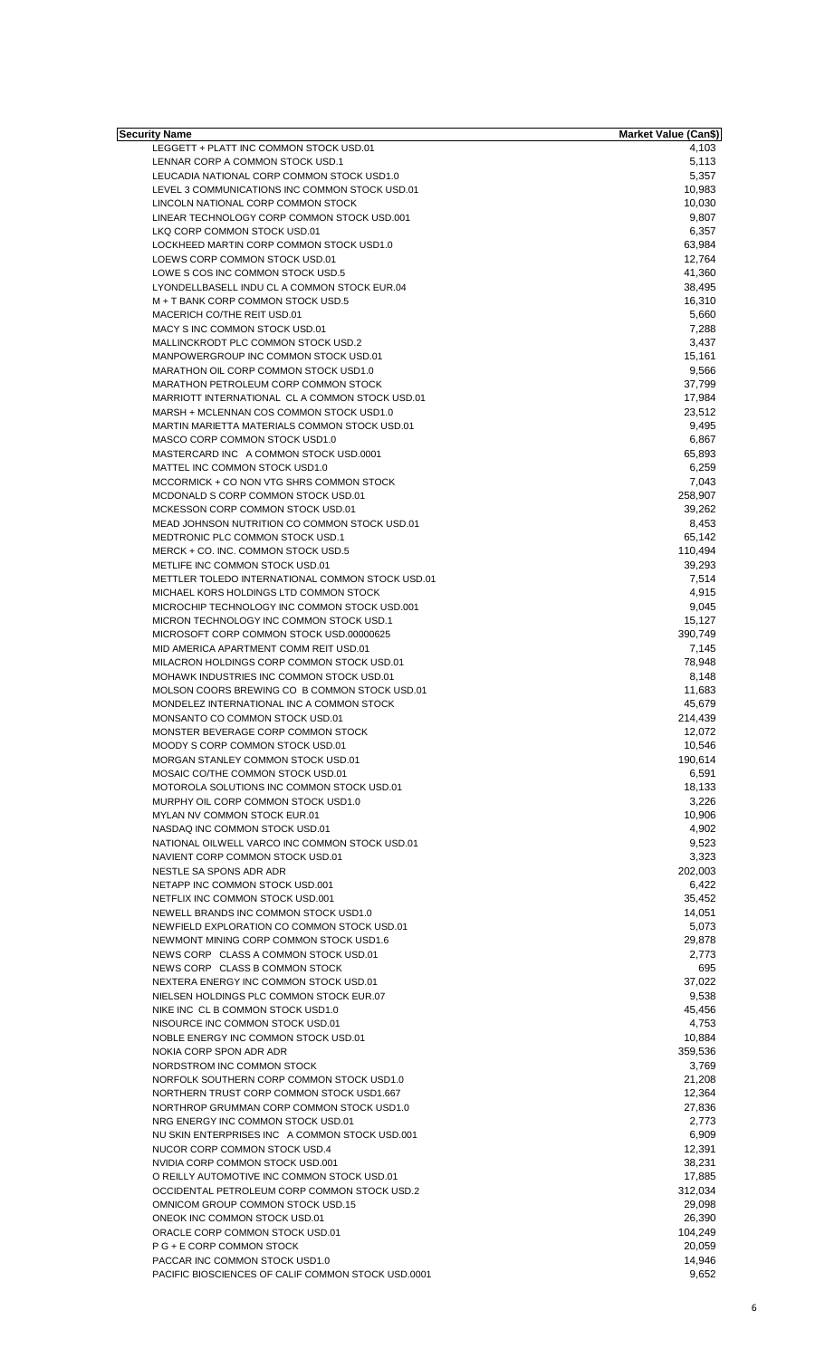| Security Name | Market Value (Can$) |
|---|---|
| LEGGETT + PLATT INC COMMON STOCK USD.01 | 4,103 |
| LENNAR CORP A COMMON STOCK USD.1 | 5,113 |
| LEUCADIA NATIONAL CORP COMMON STOCK USD1.0 | 5,357 |
| LEVEL 3 COMMUNICATIONS INC COMMON STOCK USD.01 | 10,983 |
| LINCOLN NATIONAL CORP COMMON STOCK | 10,030 |
| LINEAR TECHNOLOGY CORP COMMON STOCK USD.001 | 9,807 |
| LKQ CORP COMMON STOCK USD.01 | 6,357 |
| LOCKHEED MARTIN CORP COMMON STOCK USD1.0 | 63,984 |
| LOEWS CORP COMMON STOCK USD.01 | 12,764 |
| LOWE S COS INC COMMON STOCK USD.5 | 41,360 |
| LYONDELLBASELL INDU CL A COMMON STOCK EUR.04 | 38,495 |
| M + T BANK CORP COMMON STOCK USD.5 | 16,310 |
| MACERICH CO/THE REIT USD.01 | 5,660 |
| MACY S INC COMMON STOCK USD.01 | 7,288 |
| MALLINCKRODT PLC COMMON STOCK USD.2 | 3,437 |
| MANPOWERGROUP INC COMMON STOCK USD.01 | 15,161 |
| MARATHON OIL CORP COMMON STOCK USD1.0 | 9,566 |
| MARATHON PETROLEUM CORP COMMON STOCK | 37,799 |
| MARRIOTT INTERNATIONAL CL A COMMON STOCK USD.01 | 17,984 |
| MARSH + MCLENNAN COS COMMON STOCK USD1.0 | 23,512 |
| MARTIN MARIETTA MATERIALS COMMON STOCK USD.01 | 9,495 |
| MASCO CORP COMMON STOCK USD1.0 | 6,867 |
| MASTERCARD INC A COMMON STOCK USD.0001 | 65,893 |
| MATTEL INC COMMON STOCK USD1.0 | 6,259 |
| MCCORMICK + CO NON VTG SHRS COMMON STOCK | 7,043 |
| MCDONALD S CORP COMMON STOCK USD.01 | 258,907 |
| MCKESSON CORP COMMON STOCK USD.01 | 39,262 |
| MEAD JOHNSON NUTRITION CO COMMON STOCK USD.01 | 8,453 |
| MEDTRONIC PLC COMMON STOCK USD.1 | 65,142 |
| MERCK + CO. INC. COMMON STOCK USD.5 | 110,494 |
| METLIFE INC COMMON STOCK USD.01 | 39,293 |
| METTLER TOLEDO INTERNATIONAL COMMON STOCK USD.01 | 7,514 |
| MICHAEL KORS HOLDINGS LTD COMMON STOCK | 4,915 |
| MICROCHIP TECHNOLOGY INC COMMON STOCK USD.001 | 9,045 |
| MICRON TECHNOLOGY INC COMMON STOCK USD.1 | 15,127 |
| MICROSOFT CORP COMMON STOCK USD.00000625 | 390,749 |
| MID AMERICA APARTMENT COMM REIT USD.01 | 7,145 |
| MILACRON HOLDINGS CORP COMMON STOCK USD.01 | 78,948 |
| MOHAWK INDUSTRIES INC COMMON STOCK USD.01 | 8,148 |
| MOLSON COORS BREWING CO B COMMON STOCK USD.01 | 11,683 |
| MONDELEZ INTERNATIONAL INC A COMMON STOCK | 45,679 |
| MONSANTO CO COMMON STOCK USD.01 | 214,439 |
| MONSTER BEVERAGE CORP COMMON STOCK | 12,072 |
| MOODY S CORP COMMON STOCK USD.01 | 10,546 |
| MORGAN STANLEY COMMON STOCK USD.01 | 190,614 |
| MOSAIC CO/THE COMMON STOCK USD.01 | 6,591 |
| MOTOROLA SOLUTIONS INC COMMON STOCK USD.01 | 18,133 |
| MURPHY OIL CORP COMMON STOCK USD1.0 | 3,226 |
| MYLAN NV COMMON STOCK EUR.01 | 10,906 |
| NASDAQ INC COMMON STOCK USD.01 | 4,902 |
| NATIONAL OILWELL VARCO INC COMMON STOCK USD.01 | 9,523 |
| NAVIENT CORP COMMON STOCK USD.01 | 3,323 |
| NESTLE SA SPONS ADR ADR | 202,003 |
| NETAPP INC COMMON STOCK USD.001 | 6,422 |
| NETFLIX INC COMMON STOCK USD.001 | 35,452 |
| NEWELL BRANDS INC COMMON STOCK USD1.0 | 14,051 |
| NEWFIELD EXPLORATION CO COMMON STOCK USD.01 | 5,073 |
| NEWMONT MINING CORP COMMON STOCK USD1.6 | 29,878 |
| NEWS CORP CLASS A COMMON STOCK USD.01 | 2,773 |
| NEWS CORP CLASS B COMMON STOCK | 695 |
| NEXTERA ENERGY INC COMMON STOCK USD.01 | 37,022 |
| NIELSEN HOLDINGS PLC COMMON STOCK EUR.07 | 9,538 |
| NIKE INC CL B COMMON STOCK USD1.0 | 45,456 |
| NISOURCE INC COMMON STOCK USD.01 | 4,753 |
| NOBLE ENERGY INC COMMON STOCK USD.01 | 10,884 |
| NOKIA CORP SPON ADR ADR | 359,536 |
| NORDSTROM INC COMMON STOCK | 3,769 |
| NORFOLK SOUTHERN CORP COMMON STOCK USD1.0 | 21,208 |
| NORTHERN TRUST CORP COMMON STOCK USD1.667 | 12,364 |
| NORTHROP GRUMMAN CORP COMMON STOCK USD1.0 | 27,836 |
| NRG ENERGY INC COMMON STOCK USD.01 | 2,773 |
| NU SKIN ENTERPRISES INC A COMMON STOCK USD.001 | 6,909 |
| NUCOR CORP COMMON STOCK USD.4 | 12,391 |
| NVIDIA CORP COMMON STOCK USD.001 | 38,231 |
| O REILLY AUTOMOTIVE INC COMMON STOCK USD.01 | 17,885 |
| OCCIDENTAL PETROLEUM CORP COMMON STOCK USD.2 | 312,034 |
| OMNICOM GROUP COMMON STOCK USD.15 | 29,098 |
| ONEOK INC COMMON STOCK USD.01 | 26,390 |
| ORACLE CORP COMMON STOCK USD.01 | 104,249 |
| P G + E CORP COMMON STOCK | 20,059 |
| PACCAR INC COMMON STOCK USD1.0 | 14,946 |
| PACIFIC BIOSCIENCES OF CALIF COMMON STOCK USD.0001 | 9,652 |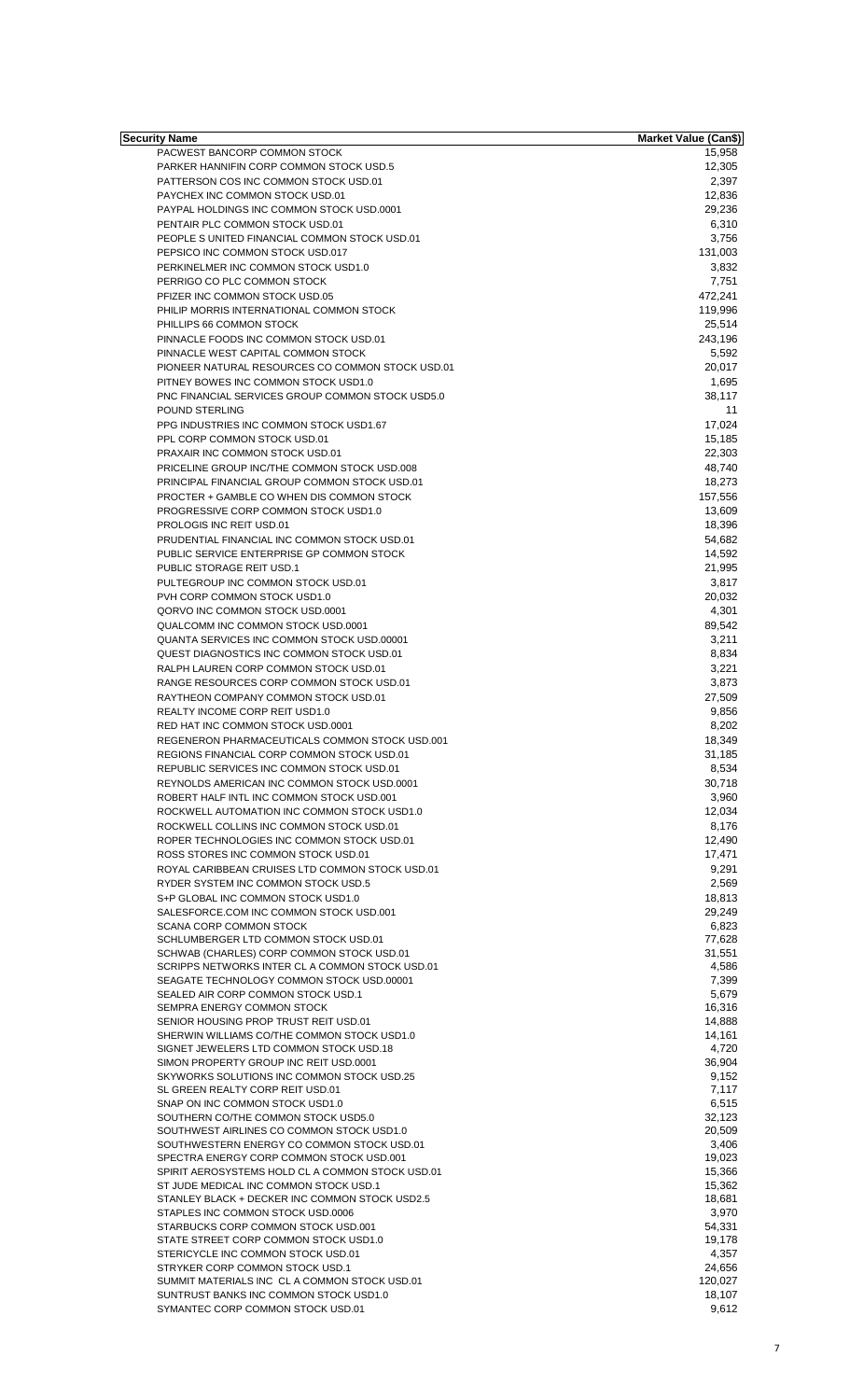| Security Name | Market Value (Can$) |
|---|---|
| PACWEST BANCORP COMMON STOCK | 15,958 |
| PARKER HANNIFIN CORP COMMON STOCK USD.5 | 12,305 |
| PATTERSON COS INC COMMON STOCK USD.01 | 2,397 |
| PAYCHEX INC COMMON STOCK USD.01 | 12,836 |
| PAYPAL HOLDINGS INC COMMON STOCK USD.0001 | 29,236 |
| PENTAIR PLC COMMON STOCK USD.01 | 6,310 |
| PEOPLE S UNITED FINANCIAL COMMON STOCK USD.01 | 3,756 |
| PEPSICO INC COMMON STOCK USD.017 | 131,003 |
| PERKINELMER INC COMMON STOCK USD1.0 | 3,832 |
| PERRIGO CO PLC COMMON STOCK | 7,751 |
| PFIZER INC COMMON STOCK USD.05 | 472,241 |
| PHILIP MORRIS INTERNATIONAL COMMON STOCK | 119,996 |
| PHILLIPS 66 COMMON STOCK | 25,514 |
| PINNACLE FOODS INC COMMON STOCK USD.01 | 243,196 |
| PINNACLE WEST CAPITAL COMMON STOCK | 5,592 |
| PIONEER NATURAL RESOURCES CO COMMON STOCK USD.01 | 20,017 |
| PITNEY BOWES INC COMMON STOCK USD1.0 | 1,695 |
| PNC FINANCIAL SERVICES GROUP COMMON STOCK USD5.0 | 38,117 |
| POUND STERLING | 11 |
| PPG INDUSTRIES INC COMMON STOCK USD1.67 | 17,024 |
| PPL CORP COMMON STOCK USD.01 | 15,185 |
| PRAXAIR INC COMMON STOCK USD.01 | 22,303 |
| PRICELINE GROUP INC/THE COMMON STOCK USD.008 | 48,740 |
| PRINCIPAL FINANCIAL GROUP COMMON STOCK USD.01 | 18,273 |
| PROCTER + GAMBLE CO WHEN DIS COMMON STOCK | 157,556 |
| PROGRESSIVE CORP COMMON STOCK USD1.0 | 13,609 |
| PROLOGIS INC REIT USD.01 | 18,396 |
| PRUDENTIAL FINANCIAL INC COMMON STOCK USD.01 | 54,682 |
| PUBLIC SERVICE ENTERPRISE GP COMMON STOCK | 14,592 |
| PUBLIC STORAGE REIT USD.1 | 21,995 |
| PULTEGROUP INC COMMON STOCK USD.01 | 3,817 |
| PVH CORP COMMON STOCK USD1.0 | 20,032 |
| QORVO INC COMMON STOCK USD.0001 | 4,301 |
| QUALCOMM INC COMMON STOCK USD.0001 | 89,542 |
| QUANTA SERVICES INC COMMON STOCK USD.00001 | 3,211 |
| QUEST DIAGNOSTICS INC COMMON STOCK USD.01 | 8,834 |
| RALPH LAUREN CORP COMMON STOCK USD.01 | 3,221 |
| RANGE RESOURCES CORP COMMON STOCK USD.01 | 3,873 |
| RAYTHEON COMPANY COMMON STOCK USD.01 | 27,509 |
| REALTY INCOME CORP REIT USD1.0 | 9,856 |
| RED HAT INC COMMON STOCK USD.0001 | 8,202 |
| REGENERON PHARMACEUTICALS COMMON STOCK USD.001 | 18,349 |
| REGIONS FINANCIAL CORP COMMON STOCK USD.01 | 31,185 |
| REPUBLIC SERVICES INC COMMON STOCK USD.01 | 8,534 |
| REYNOLDS AMERICAN INC COMMON STOCK USD.0001 | 30,718 |
| ROBERT HALF INTL INC COMMON STOCK USD.001 | 3,960 |
| ROCKWELL AUTOMATION INC COMMON STOCK USD1.0 | 12,034 |
| ROCKWELL COLLINS INC COMMON STOCK USD.01 | 8,176 |
| ROPER TECHNOLOGIES INC COMMON STOCK USD.01 | 12,490 |
| ROSS STORES INC COMMON STOCK USD.01 | 17,471 |
| ROYAL CARIBBEAN CRUISES LTD COMMON STOCK USD.01 | 9,291 |
| RYDER SYSTEM INC COMMON STOCK USD.5 | 2,569 |
| S+P GLOBAL INC COMMON STOCK USD1.0 | 18,813 |
| SALESFORCE.COM INC COMMON STOCK USD.001 | 29,249 |
| SCANA CORP COMMON STOCK | 6,823 |
| SCHLUMBERGER LTD COMMON STOCK USD.01 | 77,628 |
| SCHWAB (CHARLES) CORP COMMON STOCK USD.01 | 31,551 |
| SCRIPPS NETWORKS INTER CL A COMMON STOCK USD.01 | 4,586 |
| SEAGATE TECHNOLOGY COMMON STOCK USD.00001 | 7,399 |
| SEALED AIR CORP COMMON STOCK USD.1 | 5,679 |
| SEMPRA ENERGY COMMON STOCK | 16,316 |
| SENIOR HOUSING PROP TRUST REIT USD.01 | 14,888 |
| SHERWIN WILLIAMS CO/THE COMMON STOCK USD1.0 | 14,161 |
| SIGNET JEWELERS LTD COMMON STOCK USD.18 | 4,720 |
| SIMON PROPERTY GROUP INC REIT USD.0001 | 36,904 |
| SKYWORKS SOLUTIONS INC COMMON STOCK USD.25 | 9,152 |
| SL GREEN REALTY CORP REIT USD.01 | 7,117 |
| SNAP ON INC COMMON STOCK USD1.0 | 6,515 |
| SOUTHERN CO/THE COMMON STOCK USD5.0 | 32,123 |
| SOUTHWEST AIRLINES CO COMMON STOCK USD1.0 | 20,509 |
| SOUTHWESTERN ENERGY CO COMMON STOCK USD.01 | 3,406 |
| SPECTRA ENERGY CORP COMMON STOCK USD.001 | 19,023 |
| SPIRIT AEROSYSTEMS HOLD CL A COMMON STOCK USD.01 | 15,366 |
| ST JUDE MEDICAL INC COMMON STOCK USD.1 | 15,362 |
| STANLEY BLACK + DECKER INC COMMON STOCK USD2.5 | 18,681 |
| STAPLES INC COMMON STOCK USD.0006 | 3,970 |
| STARBUCKS CORP COMMON STOCK USD.001 | 54,331 |
| STATE STREET CORP COMMON STOCK USD1.0 | 19,178 |
| STERICYCLE INC COMMON STOCK USD.01 | 4,357 |
| STRYKER CORP COMMON STOCK USD.1 | 24,656 |
| SUMMIT MATERIALS INC CL A COMMON STOCK USD.01 | 120,027 |
| SUNTRUST BANKS INC COMMON STOCK USD1.0 | 18,107 |
| SYMANTEC CORP COMMON STOCK USD.01 | 9,612 |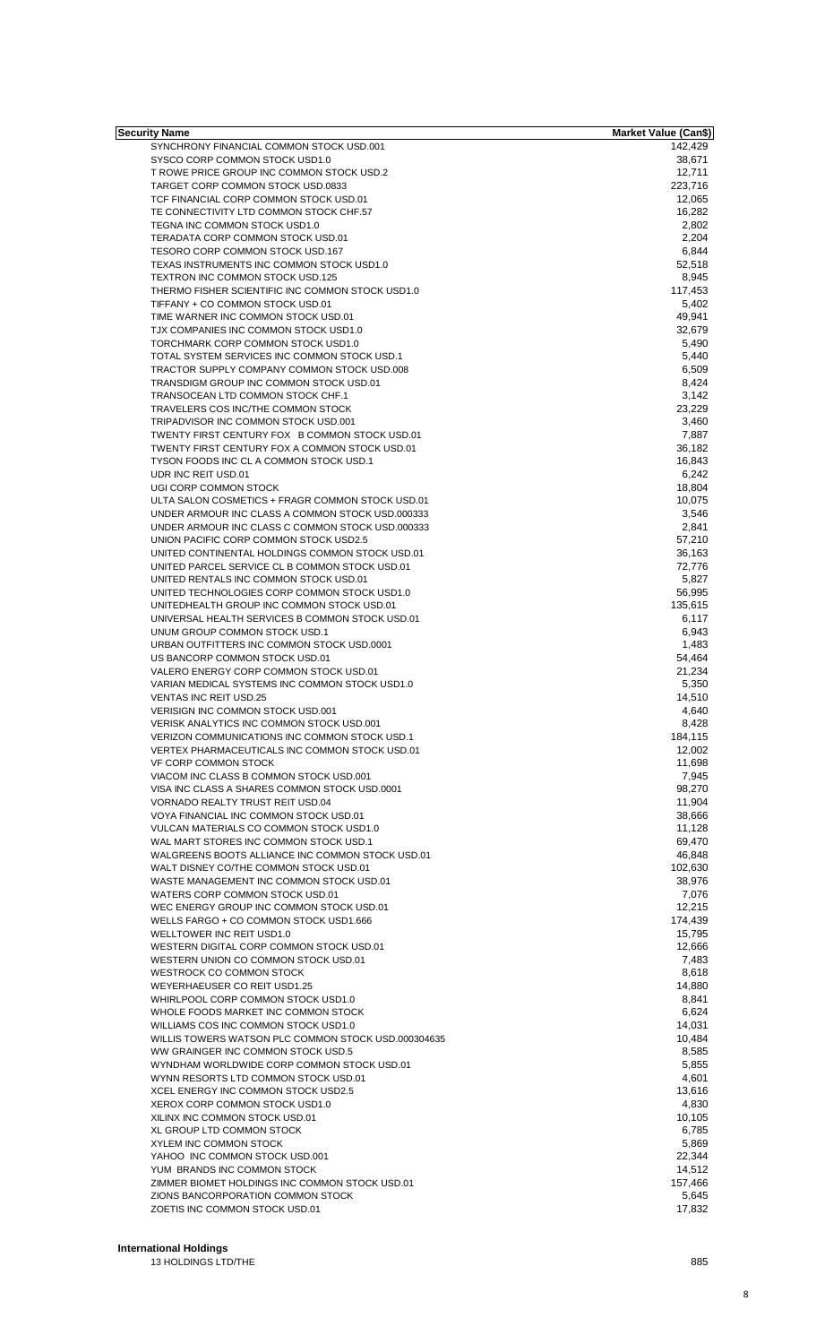| Security Name | Market Value (Can$) |
|---|---|
| SYNCHRONY FINANCIAL COMMON STOCK USD.001 | 142,429 |
| SYSCO CORP COMMON STOCK USD1.0 | 38,671 |
| T ROWE PRICE GROUP INC COMMON STOCK USD.2 | 12,711 |
| TARGET CORP COMMON STOCK USD.0833 | 223,716 |
| TCF FINANCIAL CORP COMMON STOCK USD.01 | 12,065 |
| TE CONNECTIVITY LTD COMMON STOCK CHF.57 | 16,282 |
| TEGNA INC COMMON STOCK USD1.0 | 2,802 |
| TERADATA CORP COMMON STOCK USD.01 | 2,204 |
| TESORO CORP COMMON STOCK USD.167 | 6,844 |
| TEXAS INSTRUMENTS INC COMMON STOCK USD1.0 | 52,518 |
| TEXTRON INC COMMON STOCK USD.125 | 8,945 |
| THERMO FISHER SCIENTIFIC INC COMMON STOCK USD1.0 | 117,453 |
| TIFFANY + CO COMMON STOCK USD.01 | 5,402 |
| TIME WARNER INC COMMON STOCK USD.01 | 49,941 |
| TJX COMPANIES INC COMMON STOCK USD1.0 | 32,679 |
| TORCHMARK CORP COMMON STOCK USD1.0 | 5,490 |
| TOTAL SYSTEM SERVICES INC COMMON STOCK USD.1 | 5,440 |
| TRACTOR SUPPLY COMPANY COMMON STOCK USD.008 | 6,509 |
| TRANSDIGM GROUP INC COMMON STOCK USD.01 | 8,424 |
| TRANSOCEAN LTD COMMON STOCK CHF.1 | 3,142 |
| TRAVELERS COS INC/THE COMMON STOCK | 23,229 |
| TRIPADVISOR INC COMMON STOCK USD.001 | 3,460 |
| TWENTY FIRST CENTURY FOX B COMMON STOCK USD.01 | 7,887 |
| TWENTY FIRST CENTURY FOX A COMMON STOCK USD.01 | 36,182 |
| TYSON FOODS INC CL A COMMON STOCK USD.1 | 16,843 |
| UDR INC REIT USD.01 | 6,242 |
| UGI CORP COMMON STOCK | 18,804 |
| ULTA SALON COSMETICS + FRAGR COMMON STOCK USD.01 | 10,075 |
| UNDER ARMOUR INC CLASS A COMMON STOCK USD.000333 | 3,546 |
| UNDER ARMOUR INC CLASS C COMMON STOCK USD.000333 | 2,841 |
| UNION PACIFIC CORP COMMON STOCK USD2.5 | 57,210 |
| UNITED CONTINENTAL HOLDINGS COMMON STOCK USD.01 | 36,163 |
| UNITED PARCEL SERVICE CL B COMMON STOCK USD.01 | 72,776 |
| UNITED RENTALS INC COMMON STOCK USD.01 | 5,827 |
| UNITED TECHNOLOGIES CORP COMMON STOCK USD1.0 | 56,995 |
| UNITEDHEALTH GROUP INC COMMON STOCK USD.01 | 135,615 |
| UNIVERSAL HEALTH SERVICES B COMMON STOCK USD.01 | 6,117 |
| UNUM GROUP COMMON STOCK USD.1 | 6,943 |
| URBAN OUTFITTERS INC COMMON STOCK USD.0001 | 1,483 |
| US BANCORP COMMON STOCK USD.01 | 54,464 |
| VALERO ENERGY CORP COMMON STOCK USD.01 | 21,234 |
| VARIAN MEDICAL SYSTEMS INC COMMON STOCK USD1.0 | 5,350 |
| VENTAS INC REIT USD.25 | 14,510 |
| VERISIGN INC COMMON STOCK USD.001 | 4,640 |
| VERISK ANALYTICS INC COMMON STOCK USD.001 | 8,428 |
| VERIZON COMMUNICATIONS INC COMMON STOCK USD.1 | 184,115 |
| VERTEX PHARMACEUTICALS INC COMMON STOCK USD.01 | 12,002 |
| VF CORP COMMON STOCK | 11,698 |
| VIACOM INC CLASS B COMMON STOCK USD.001 | 7,945 |
| VISA INC CLASS A SHARES COMMON STOCK USD.0001 | 98,270 |
| VORNADO REALTY TRUST REIT USD.04 | 11,904 |
| VOYA FINANCIAL INC COMMON STOCK USD.01 | 38,666 |
| VULCAN MATERIALS CO COMMON STOCK USD1.0 | 11,128 |
| WAL MART STORES INC COMMON STOCK USD.1 | 69,470 |
| WALGREENS BOOTS ALLIANCE INC COMMON STOCK USD.01 | 46,848 |
| WALT DISNEY CO/THE COMMON STOCK USD.01 | 102,630 |
| WASTE MANAGEMENT INC COMMON STOCK USD.01 | 38,976 |
| WATERS CORP COMMON STOCK USD.01 | 7,076 |
| WEC ENERGY GROUP INC COMMON STOCK USD.01 | 12,215 |
| WELLS FARGO + CO COMMON STOCK USD1.666 | 174,439 |
| WELLTOWER INC REIT USD1.0 | 15,795 |
| WESTERN DIGITAL CORP COMMON STOCK USD.01 | 12,666 |
| WESTERN UNION CO COMMON STOCK USD.01 | 7,483 |
| WESTROCK CO COMMON STOCK | 8,618 |
| WEYERHAEUSER CO REIT USD1.25 | 14,880 |
| WHIRLPOOL CORP COMMON STOCK USD1.0 | 8,841 |
| WHOLE FOODS MARKET INC COMMON STOCK | 6,624 |
| WILLIAMS COS INC COMMON STOCK USD1.0 | 14,031 |
| WILLIS TOWERS WATSON PLC COMMON STOCK USD.000304635 | 10,484 |
| WW GRAINGER INC COMMON STOCK USD.5 | 8,585 |
| WYNDHAM WORLDWIDE CORP COMMON STOCK USD.01 | 5,855 |
| WYNN RESORTS LTD COMMON STOCK USD.01 | 4,601 |
| XCEL ENERGY INC COMMON STOCK USD2.5 | 13,616 |
| XEROX CORP COMMON STOCK USD1.0 | 4,830 |
| XILINX INC COMMON STOCK USD.01 | 10,105 |
| XL GROUP LTD COMMON STOCK | 6,785 |
| XYLEM INC COMMON STOCK | 5,869 |
| YAHOO INC COMMON STOCK USD.001 | 22,344 |
| YUM BRANDS INC COMMON STOCK | 14,512 |
| ZIMMER BIOMET HOLDINGS INC COMMON STOCK USD.01 | 157,466 |
| ZIONS BANCORPORATION COMMON STOCK | 5,645 |
| ZOETIS INC COMMON STOCK USD.01 | 17,832 |

**International Holdings**

| Security Name | Market Value (Can$) |
|---|---|
| 13 HOLDINGS LTD/THE | 885 |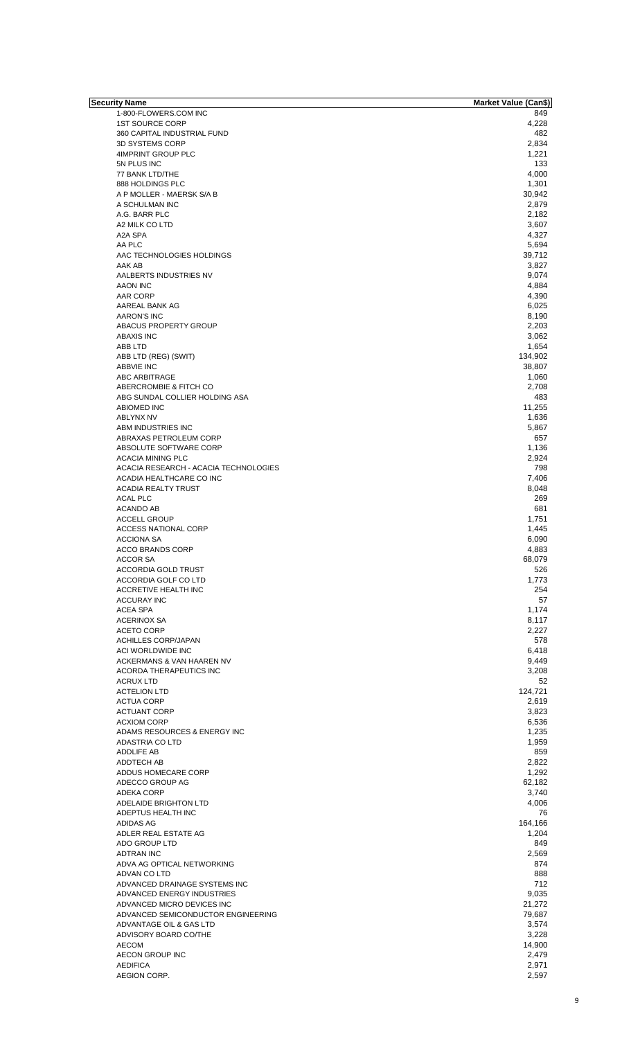| Security Name | Market Value (Can$) |
|---|---|
| 1-800-FLOWERS.COM INC | 849 |
| 1ST SOURCE CORP | 4,228 |
| 360 CAPITAL INDUSTRIAL FUND | 482 |
| 3D SYSTEMS CORP | 2,834 |
| 4IMPRINT GROUP PLC | 1,221 |
| 5N PLUS INC | 133 |
| 77 BANK LTD/THE | 4,000 |
| 888 HOLDINGS PLC | 1,301 |
| A P MOLLER - MAERSK S/A B | 30,942 |
| A SCHULMAN INC | 2,879 |
| A.G. BARR PLC | 2,182 |
| A2 MILK CO LTD | 3,607 |
| A2A SPA | 4,327 |
| AA PLC | 5,694 |
| AAC TECHNOLOGIES HOLDINGS | 39,712 |
| AAK AB | 3,827 |
| AALBERTS INDUSTRIES NV | 9,074 |
| AAON INC | 4,884 |
| AAR CORP | 4,390 |
| AAREAL BANK AG | 6,025 |
| AARON'S INC | 8,190 |
| ABACUS PROPERTY GROUP | 2,203 |
| ABAXIS INC | 3,062 |
| ABB LTD | 1,654 |
| ABB LTD (REG) (SWIT) | 134,902 |
| ABBVIE INC | 38,807 |
| ABC ARBITRAGE | 1,060 |
| ABERCROMBIE & FITCH CO | 2,708 |
| ABG SUNDAL COLLIER HOLDING ASA | 483 |
| ABIOMED INC | 11,255 |
| ABLYNX NV | 1,636 |
| ABM INDUSTRIES INC | 5,867 |
| ABRAXAS PETROLEUM CORP | 657 |
| ABSOLUTE SOFTWARE CORP | 1,136 |
| ACACIA MINING PLC | 2,924 |
| ACACIA RESEARCH - ACACIA TECHNOLOGIES | 798 |
| ACADIA HEALTHCARE CO INC | 7,406 |
| ACADIA REALTY TRUST | 8,048 |
| ACAL PLC | 269 |
| ACANDO AB | 681 |
| ACCELL GROUP | 1,751 |
| ACCESS NATIONAL CORP | 1,445 |
| ACCIONA SA | 6,090 |
| ACCO BRANDS CORP | 4,883 |
| ACCOR SA | 68,079 |
| ACCORDIA GOLD TRUST | 526 |
| ACCORDIA GOLF CO LTD | 1,773 |
| ACCRETIVE HEALTH INC | 254 |
| ACCURAY INC | 57 |
| ACEA SPA | 1,174 |
| ACERINOX SA | 8,117 |
| ACETO CORP | 2,227 |
| ACHILLES CORP/JAPAN | 578 |
| ACI WORLDWIDE INC | 6,418 |
| ACKERMANS & VAN HAAREN NV | 9,449 |
| ACORDA THERAPEUTICS INC | 3,208 |
| ACRUX LTD | 52 |
| ACTELION LTD | 124,721 |
| ACTUA CORP | 2,619 |
| ACTUANT CORP | 3,823 |
| ACXIOM CORP | 6,536 |
| ADAMS RESOURCES & ENERGY INC | 1,235 |
| ADASTRIA CO LTD | 1,959 |
| ADDLIFE AB | 859 |
| ADDTECH AB | 2,822 |
| ADDUS HOMECARE CORP | 1,292 |
| ADECCO GROUP AG | 62,182 |
| ADEKA CORP | 3,740 |
| ADELAIDE BRIGHTON LTD | 4,006 |
| ADEPTUS HEALTH INC | 76 |
| ADIDAS AG | 164,166 |
| ADLER REAL ESTATE AG | 1,204 |
| ADO GROUP LTD | 849 |
| ADTRAN INC | 2,569 |
| ADVA AG OPTICAL NETWORKING | 874 |
| ADVAN CO LTD | 888 |
| ADVANCED DRAINAGE SYSTEMS INC | 712 |
| ADVANCED ENERGY INDUSTRIES | 9,035 |
| ADVANCED MICRO DEVICES INC | 21,272 |
| ADVANCED SEMICONDUCTOR ENGINEERING | 79,687 |
| ADVANTAGE OIL & GAS LTD | 3,574 |
| ADVISORY BOARD CO/THE | 3,228 |
| AECOM | 14,900 |
| AECON GROUP INC | 2,479 |
| AEDIFICA | 2,971 |
| AEGION CORP. | 2,597 |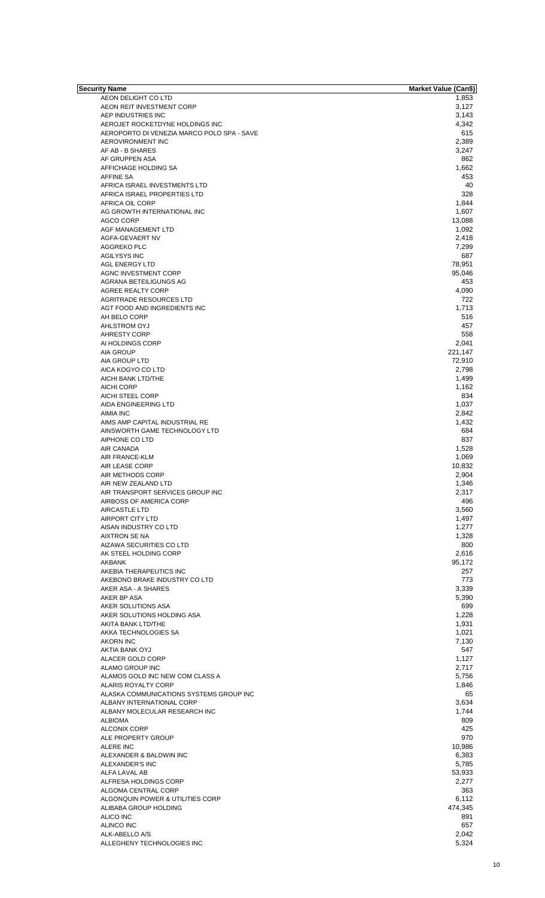| Security Name | Market Value (Can$) |
|---|---|
| AEON DELIGHT CO LTD | 1,853 |
| AEON REIT INVESTMENT CORP | 3,127 |
| AEP INDUSTRIES INC | 3,143 |
| AEROJET ROCKETDYNE HOLDINGS INC | 4,342 |
| AEROPORTO DI VENEZIA MARCO POLO SPA - SAVE | 615 |
| AEROVIRONMENT INC | 2,389 |
| AF AB - B SHARES | 3,247 |
| AF GRUPPEN ASA | 862 |
| AFFICHAGE HOLDING SA | 1,662 |
| AFFINE SA | 453 |
| AFRICA ISRAEL INVESTMENTS LTD | 40 |
| AFRICA ISRAEL PROPERTIES LTD | 328 |
| AFRICA OIL CORP | 1,844 |
| AG GROWTH INTERNATIONAL INC | 1,607 |
| AGCO CORP | 13,088 |
| AGF MANAGEMENT LTD | 1,092 |
| AGFA-GEVAERT NV | 2,418 |
| AGGREKO PLC | 7,299 |
| AGILYSYS INC | 687 |
| AGL ENERGY LTD | 78,951 |
| AGNC INVESTMENT CORP | 95,046 |
| AGRANA BETEILIGUNGS AG | 453 |
| AGREE REALTY CORP | 4,090 |
| AGRITRADE RESOURCES LTD | 722 |
| AGT FOOD AND INGREDIENTS INC | 1,713 |
| AH BELO CORP | 516 |
| AHLSTROM OYJ | 457 |
| AHRESTY CORP | 558 |
| AI HOLDINGS CORP | 2,041 |
| AIA GROUP | 221,147 |
| AIA GROUP LTD | 72,910 |
| AICA KOGYO CO LTD | 2,798 |
| AICHI BANK LTD/THE | 1,499 |
| AICHI CORP | 1,162 |
| AICHI STEEL CORP | 834 |
| AIDA ENGINEERING LTD | 1,037 |
| AIMIA INC | 2,842 |
| AIMS AMP CAPITAL INDUSTRIAL RE | 1,432 |
| AINSWORTH GAME TECHNOLOGY LTD | 684 |
| AIPHONE CO LTD | 837 |
| AIR CANADA | 1,528 |
| AIR FRANCE-KLM | 1,069 |
| AIR LEASE CORP | 10,832 |
| AIR METHODS CORP | 2,904 |
| AIR NEW ZEALAND LTD | 1,346 |
| AIR TRANSPORT SERVICES GROUP INC | 2,317 |
| AIRBOSS OF AMERICA CORP | 496 |
| AIRCASTLE LTD | 3,560 |
| AIRPORT CITY LTD | 1,497 |
| AISAN INDUSTRY CO LTD | 1,277 |
| AIXTRON SE NA | 1,328 |
| AIZAWA SECURITIES CO LTD | 800 |
| AK STEEL HOLDING CORP | 2,616 |
| AKBANK | 95,172 |
| AKEBIA THERAPEUTICS INC | 257 |
| AKEBONO BRAKE INDUSTRY CO LTD | 773 |
| AKER ASA - A SHARES | 3,339 |
| AKER BP ASA | 5,390 |
| AKER SOLUTIONS ASA | 699 |
| AKER SOLUTIONS HOLDING ASA | 1,228 |
| AKITA BANK LTD/THE | 1,931 |
| AKKA TECHNOLOGIES SA | 1,021 |
| AKORN INC | 7,130 |
| AKTIA BANK OYJ | 547 |
| ALACER GOLD CORP | 1,127 |
| ALAMO GROUP INC | 2,717 |
| ALAMOS GOLD INC NEW COM CLASS A | 5,756 |
| ALARIS ROYALTY CORP | 1,846 |
| ALASKA COMMUNICATIONS SYSTEMS GROUP INC | 65 |
| ALBANY INTERNATIONAL CORP | 3,634 |
| ALBANY MOLECULAR RESEARCH INC | 1,744 |
| ALBIOMA | 809 |
| ALCONIX CORP | 425 |
| ALE PROPERTY GROUP | 970 |
| ALERE INC | 10,986 |
| ALEXANDER & BALDWIN INC | 6,383 |
| ALEXANDER'S INC | 5,785 |
| ALFA LAVAL AB | 53,933 |
| ALFRESA HOLDINGS CORP | 2,277 |
| ALGOMA CENTRAL CORP | 363 |
| ALGONQUIN POWER & UTILITIES CORP | 6,112 |
| ALIBABA GROUP HOLDING | 474,345 |
| ALICO INC | 891 |
| ALINCO INC | 657 |
| ALK-ABELLO A/S | 2,042 |
| ALLEGHENY TECHNOLOGIES INC | 5,324 |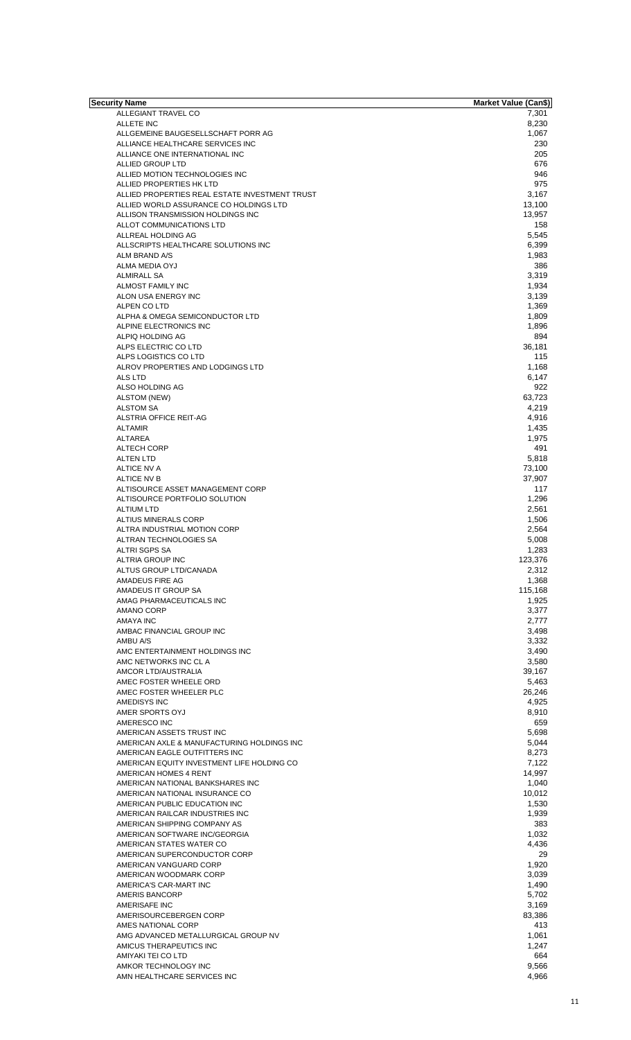| Security Name | Market Value (Can$) |
| --- | --- |
| ALLEGIANT TRAVEL CO | 7,301 |
| ALLETE INC | 8,230 |
| ALLGEMEINE BAUGESELLSCHAFT PORR AG | 1,067 |
| ALLIANCE HEALTHCARE SERVICES INC | 230 |
| ALLIANCE ONE INTERNATIONAL INC | 205 |
| ALLIED GROUP LTD | 676 |
| ALLIED MOTION TECHNOLOGIES INC | 946 |
| ALLIED PROPERTIES HK LTD | 975 |
| ALLIED PROPERTIES REAL ESTATE INVESTMENT TRUST | 3,167 |
| ALLIED WORLD ASSURANCE CO HOLDINGS LTD | 13,100 |
| ALLISON TRANSMISSION HOLDINGS INC | 13,957 |
| ALLOT COMMUNICATIONS LTD | 158 |
| ALLREAL HOLDING AG | 5,545 |
| ALLSCRIPTS HEALTHCARE SOLUTIONS INC | 6,399 |
| ALM BRAND A/S | 1,983 |
| ALMA MEDIA OYJ | 386 |
| ALMIRALL SA | 3,319 |
| ALMOST FAMILY INC | 1,934 |
| ALON USA ENERGY INC | 3,139 |
| ALPEN CO LTD | 1,369 |
| ALPHA & OMEGA SEMICONDUCTOR LTD | 1,809 |
| ALPINE ELECTRONICS INC | 1,896 |
| ALPIQ HOLDING AG | 894 |
| ALPS ELECTRIC CO LTD | 36,181 |
| ALPS LOGISTICS CO LTD | 115 |
| ALROV PROPERTIES AND LODGINGS LTD | 1,168 |
| ALS LTD | 6,147 |
| ALSO HOLDING AG | 922 |
| ALSTOM (NEW) | 63,723 |
| ALSTOM SA | 4,219 |
| ALSTRIA OFFICE REIT-AG | 4,916 |
| ALTAMIR | 1,435 |
| ALTAREA | 1,975 |
| ALTECH CORP | 491 |
| ALTEN LTD | 5,818 |
| ALTICE NV A | 73,100 |
| ALTICE NV B | 37,907 |
| ALTISOURCE ASSET MANAGEMENT CORP | 117 |
| ALTISOURCE PORTFOLIO SOLUTION | 1,296 |
| ALTIUM LTD | 2,561 |
| ALTIUS MINERALS CORP | 1,506 |
| ALTRA INDUSTRIAL MOTION CORP | 2,564 |
| ALTRAN TECHNOLOGIES SA | 5,008 |
| ALTRI SGPS SA | 1,283 |
| ALTRIA GROUP INC | 123,376 |
| ALTUS GROUP LTD/CANADA | 2,312 |
| AMADEUS FIRE AG | 1,368 |
| AMADEUS IT GROUP SA | 115,168 |
| AMAG PHARMACEUTICALS INC | 1,925 |
| AMANO CORP | 3,377 |
| AMAYA INC | 2,777 |
| AMBAC FINANCIAL GROUP INC | 3,498 |
| AMBU A/S | 3,332 |
| AMC ENTERTAINMENT HOLDINGS INC | 3,490 |
| AMC NETWORKS INC CL A | 3,580 |
| AMCOR LTD/AUSTRALIA | 39,167 |
| AMEC FOSTER WHEELE ORD | 5,463 |
| AMEC FOSTER WHEELER PLC | 26,246 |
| AMEDISYS INC | 4,925 |
| AMER SPORTS OYJ | 8,910 |
| AMERESCO INC | 659 |
| AMERICAN ASSETS TRUST INC | 5,698 |
| AMERICAN AXLE & MANUFACTURING HOLDINGS INC | 5,044 |
| AMERICAN EAGLE OUTFITTERS INC | 8,273 |
| AMERICAN EQUITY INVESTMENT LIFE HOLDING CO | 7,122 |
| AMERICAN HOMES 4 RENT | 14,997 |
| AMERICAN NATIONAL BANKSHARES INC | 1,040 |
| AMERICAN NATIONAL INSURANCE CO | 10,012 |
| AMERICAN PUBLIC EDUCATION INC | 1,530 |
| AMERICAN RAILCAR INDUSTRIES INC | 1,939 |
| AMERICAN SHIPPING COMPANY AS | 383 |
| AMERICAN SOFTWARE INC/GEORGIA | 1,032 |
| AMERICAN STATES WATER CO | 4,436 |
| AMERICAN SUPERCONDUCTOR CORP | 29 |
| AMERICAN VANGUARD CORP | 1,920 |
| AMERICAN WOODMARK CORP | 3,039 |
| AMERICA'S CAR-MART INC | 1,490 |
| AMERIS BANCORP | 5,702 |
| AMERISAFE INC | 3,169 |
| AMERISOURCEBERGEN CORP | 83,386 |
| AMES NATIONAL CORP | 413 |
| AMG ADVANCED METALLURGICAL GROUP NV | 1,061 |
| AMICUS THERAPEUTICS INC | 1,247 |
| AMIYAKI TEI CO LTD | 664 |
| AMKOR TECHNOLOGY INC | 9,566 |
| AMN HEALTHCARE SERVICES INC | 4,966 |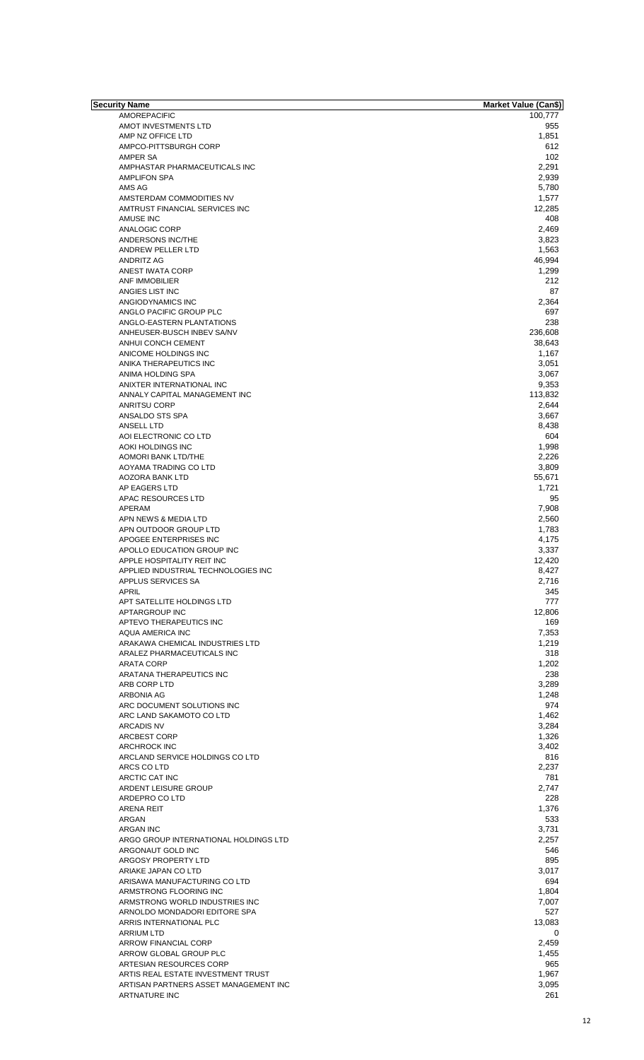| Security Name | Market Value (Can$) |
|---|---|
| AMOREPACIFIC | 100,777 |
| AMOT INVESTMENTS LTD | 955 |
| AMP NZ OFFICE LTD | 1,851 |
| AMPCO-PITTSBURGH CORP | 612 |
| AMPER SA | 102 |
| AMPHASTAR PHARMACEUTICALS INC | 2,291 |
| AMPLIFON SPA | 2,939 |
| AMS AG | 5,780 |
| AMSTERDAM COMMODITIES NV | 1,577 |
| AMTRUST FINANCIAL SERVICES INC | 12,285 |
| AMUSE INC | 408 |
| ANALOGIC CORP | 2,469 |
| ANDERSONS INC/THE | 3,823 |
| ANDREW PELLER LTD | 1,563 |
| ANDRITZ AG | 46,994 |
| ANEST IWATA CORP | 1,299 |
| ANF IMMOBILIER | 212 |
| ANGIES LIST INC | 87 |
| ANGIODYNAMICS INC | 2,364 |
| ANGLO PACIFIC GROUP PLC | 697 |
| ANGLO-EASTERN PLANTATIONS | 238 |
| ANHEUSER-BUSCH INBEV SA/NV | 236,608 |
| ANHUI CONCH CEMENT | 38,643 |
| ANICOME HOLDINGS INC | 1,167 |
| ANIKA THERAPEUTICS INC | 3,051 |
| ANIMA HOLDING SPA | 3,067 |
| ANIXTER INTERNATIONAL INC | 9,353 |
| ANNALY CAPITAL MANAGEMENT INC | 113,832 |
| ANRITSU CORP | 2,644 |
| ANSALDO STS SPA | 3,667 |
| ANSELL LTD | 8,438 |
| AOI ELECTRONIC CO LTD | 604 |
| AOKI HOLDINGS INC | 1,998 |
| AOMORI BANK LTD/THE | 2,226 |
| AOYAMA TRADING CO LTD | 3,809 |
| AOZORA BANK LTD | 55,671 |
| AP EAGERS LTD | 1,721 |
| APAC RESOURCES LTD | 95 |
| APERAM | 7,908 |
| APN NEWS & MEDIA LTD | 2,560 |
| APN OUTDOOR GROUP LTD | 1,783 |
| APOGEE ENTERPRISES INC | 4,175 |
| APOLLO EDUCATION GROUP INC | 3,337 |
| APPLE HOSPITALITY REIT INC | 12,420 |
| APPLIED INDUSTRIAL TECHNOLOGIES INC | 8,427 |
| APPLUS SERVICES SA | 2,716 |
| APRIL | 345 |
| APT SATELLITE HOLDINGS LTD | 777 |
| APTARGROUP INC | 12,806 |
| APTEVO THERAPEUTICS INC | 169 |
| AQUA AMERICA INC | 7,353 |
| ARAKAWA CHEMICAL INDUSTRIES LTD | 1,219 |
| ARALEZ PHARMACEUTICALS INC | 318 |
| ARATA CORP | 1,202 |
| ARATANA THERAPEUTICS INC | 238 |
| ARB CORP LTD | 3,289 |
| ARBONIA AG | 1,248 |
| ARC DOCUMENT SOLUTIONS INC | 974 |
| ARC LAND SAKAMOTO CO LTD | 1,462 |
| ARCADIS NV | 3,284 |
| ARCBEST CORP | 1,326 |
| ARCHROCK INC | 3,402 |
| ARCLAND SERVICE HOLDINGS CO LTD | 816 |
| ARCS CO LTD | 2,237 |
| ARCTIC CAT INC | 781 |
| ARDENT LEISURE GROUP | 2,747 |
| ARDEPRO CO LTD | 228 |
| ARENA REIT | 1,376 |
| ARGAN | 533 |
| ARGAN INC | 3,731 |
| ARGO GROUP INTERNATIONAL HOLDINGS LTD | 2,257 |
| ARGONAUT GOLD INC | 546 |
| ARGOSY PROPERTY LTD | 895 |
| ARIAKE JAPAN CO LTD | 3,017 |
| ARISAWA MANUFACTURING CO LTD | 694 |
| ARMSTRONG FLOORING INC | 1,804 |
| ARMSTRONG WORLD INDUSTRIES INC | 7,007 |
| ARNOLDO MONDADORI EDITORE SPA | 527 |
| ARRIS INTERNATIONAL PLC | 13,083 |
| ARRIUM LTD | 0 |
| ARROW FINANCIAL CORP | 2,459 |
| ARROW GLOBAL GROUP PLC | 1,455 |
| ARTESIAN RESOURCES CORP | 965 |
| ARTIS REAL ESTATE INVESTMENT TRUST | 1,967 |
| ARTISAN PARTNERS ASSET MANAGEMENT INC | 3,095 |
| ARTNATURE INC | 261 |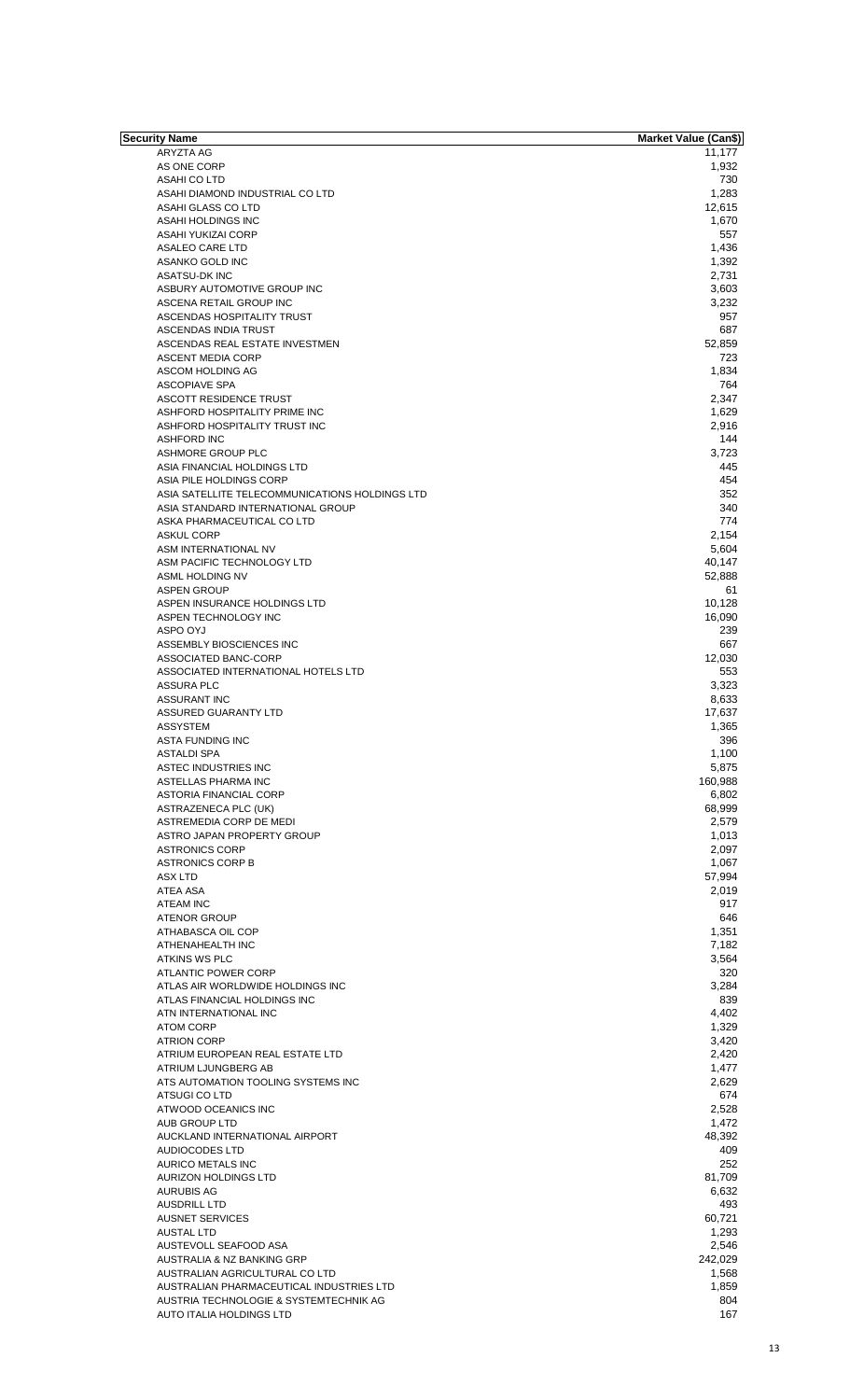| Security Name | Market Value (Can$) |
|---|---|
| ARYZTA AG | 11,177 |
| AS ONE CORP | 1,932 |
| ASAHI CO LTD | 730 |
| ASAHI DIAMOND INDUSTRIAL CO LTD | 1,283 |
| ASAHI GLASS CO LTD | 12,615 |
| ASAHI HOLDINGS INC | 1,670 |
| ASAHI YUKIZAI CORP | 557 |
| ASALEO CARE LTD | 1,436 |
| ASANKO GOLD INC | 1,392 |
| ASATSU-DK INC | 2,731 |
| ASBURY AUTOMOTIVE GROUP INC | 3,603 |
| ASCENA RETAIL GROUP INC | 3,232 |
| ASCENDAS HOSPITALITY TRUST | 957 |
| ASCENDAS INDIA TRUST | 687 |
| ASCENDAS REAL ESTATE INVESTMEN | 52,859 |
| ASCENT MEDIA CORP | 723 |
| ASCOM HOLDING AG | 1,834 |
| ASCOPIAVE SPA | 764 |
| ASCOTT RESIDENCE TRUST | 2,347 |
| ASHFORD HOSPITALITY PRIME INC | 1,629 |
| ASHFORD HOSPITALITY TRUST INC | 2,916 |
| ASHFORD INC | 144 |
| ASHMORE GROUP PLC | 3,723 |
| ASIA FINANCIAL HOLDINGS LTD | 445 |
| ASIA PILE HOLDINGS CORP | 454 |
| ASIA SATELLITE TELECOMMUNICATIONS HOLDINGS LTD | 352 |
| ASIA STANDARD INTERNATIONAL GROUP | 340 |
| ASKA PHARMACEUTICAL CO LTD | 774 |
| ASKUL CORP | 2,154 |
| ASM INTERNATIONAL NV | 5,604 |
| ASM PACIFIC TECHNOLOGY LTD | 40,147 |
| ASML HOLDING NV | 52,888 |
| ASPEN GROUP | 61 |
| ASPEN INSURANCE HOLDINGS LTD | 10,128 |
| ASPEN TECHNOLOGY INC | 16,090 |
| ASPO OYJ | 239 |
| ASSEMBLY BIOSCIENCES INC | 667 |
| ASSOCIATED BANC-CORP | 12,030 |
| ASSOCIATED INTERNATIONAL HOTELS LTD | 553 |
| ASSURA PLC | 3,323 |
| ASSURANT INC | 8,633 |
| ASSURED GUARANTY LTD | 17,637 |
| ASSYSTEM | 1,365 |
| ASTA FUNDING INC | 396 |
| ASTALDI SPA | 1,100 |
| ASTEC INDUSTRIES INC | 5,875 |
| ASTELLAS PHARMA INC | 160,988 |
| ASTORIA FINANCIAL CORP | 6,802 |
| ASTRAZENECA PLC (UK) | 68,999 |
| ASTREMEDIA CORP DE MEDI | 2,579 |
| ASTRO JAPAN PROPERTY GROUP | 1,013 |
| ASTRONICS CORP | 2,097 |
| ASTRONICS CORP B | 1,067 |
| ASX LTD | 57,994 |
| ATEA ASA | 2,019 |
| ATEAM INC | 917 |
| ATENOR GROUP | 646 |
| ATHABASCA OIL COP | 1,351 |
| ATHENAHEALTH INC | 7,182 |
| ATKINS WS PLC | 3,564 |
| ATLANTIC POWER CORP | 320 |
| ATLAS AIR WORLDWIDE HOLDINGS INC | 3,284 |
| ATLAS FINANCIAL HOLDINGS INC | 839 |
| ATN INTERNATIONAL INC | 4,402 |
| ATOM CORP | 1,329 |
| ATRION CORP | 3,420 |
| ATRIUM EUROPEAN REAL ESTATE LTD | 2,420 |
| ATRIUM LJUNGBERG AB | 1,477 |
| ATS AUTOMATION TOOLING SYSTEMS INC | 2,629 |
| ATSUGI CO LTD | 674 |
| ATWOOD OCEANICS INC | 2,528 |
| AUB GROUP LTD | 1,472 |
| AUCKLAND INTERNATIONAL AIRPORT | 48,392 |
| AUDIOCODES LTD | 409 |
| AURICO METALS INC | 252 |
| AURIZON HOLDINGS LTD | 81,709 |
| AURUBIS AG | 6,632 |
| AUSDRILL LTD | 493 |
| AUSNET SERVICES | 60,721 |
| AUSTAL LTD | 1,293 |
| AUSTEVOLL SEAFOOD ASA | 2,546 |
| AUSTRALIA & NZ BANKING GRP | 242,029 |
| AUSTRALIAN AGRICULTURAL CO LTD | 1,568 |
| AUSTRALIAN PHARMACEUTICAL INDUSTRIES LTD | 1,859 |
| AUSTRIA TECHNOLOGIE & SYSTEMTECHNIK AG | 804 |
| AUTO ITALIA HOLDINGS LTD | 167 |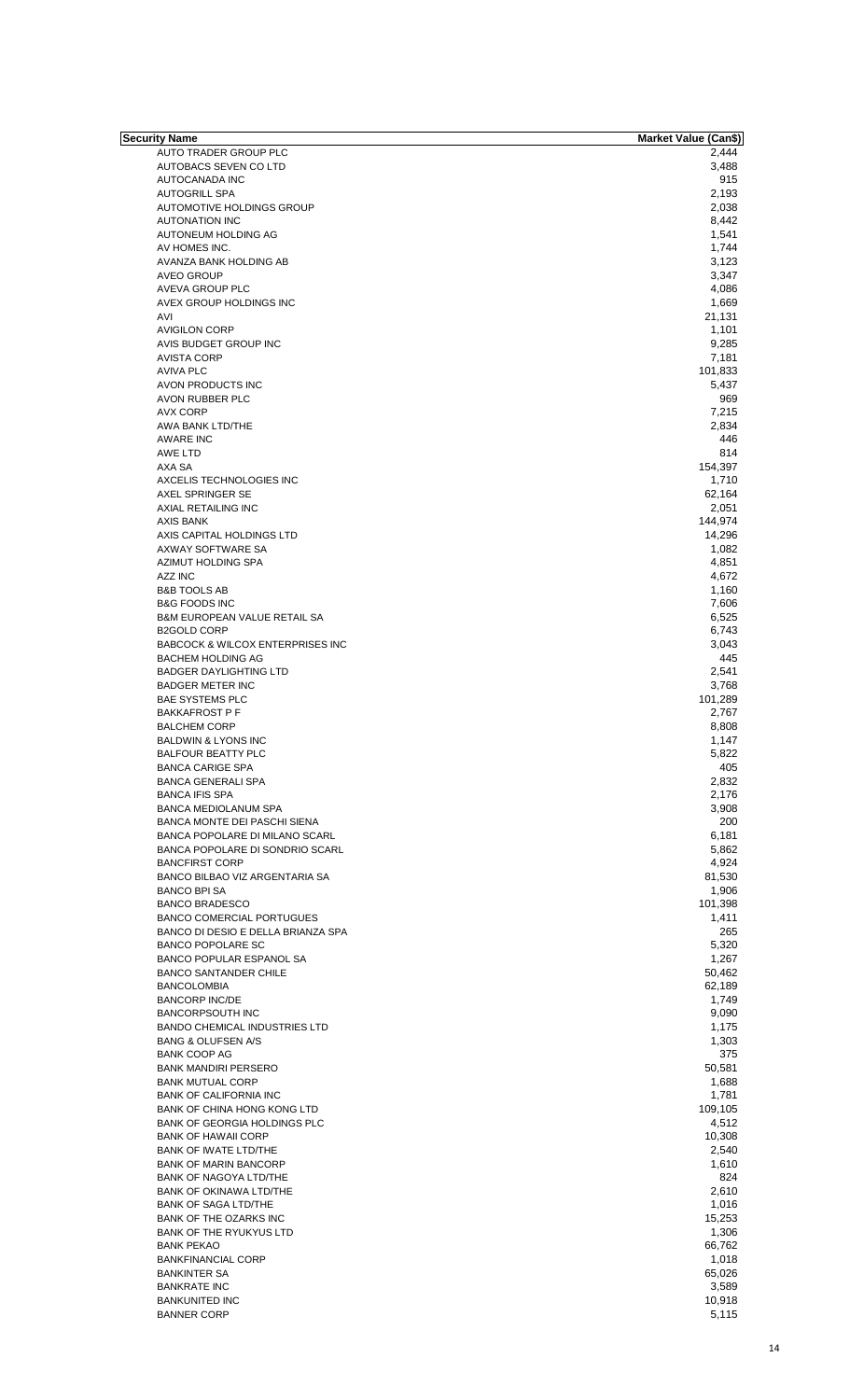| Security Name | Market Value (Can$) |
|---|---|
| AUTO TRADER GROUP PLC | 2,444 |
| AUTOBACS SEVEN CO LTD | 3,488 |
| AUTOCANADA INC | 915 |
| AUTOGRILL SPA | 2,193 |
| AUTOMOTIVE HOLDINGS GROUP | 2,038 |
| AUTONATION INC | 8,442 |
| AUTONEUM HOLDING AG | 1,541 |
| AV HOMES INC. | 1,744 |
| AVANZA BANK HOLDING AB | 3,123 |
| AVEO GROUP | 3,347 |
| AVEVA GROUP PLC | 4,086 |
| AVEX GROUP HOLDINGS INC | 1,669 |
| AVI | 21,131 |
| AVIGILON CORP | 1,101 |
| AVIS BUDGET GROUP INC | 9,285 |
| AVISTA CORP | 7,181 |
| AVIVA PLC | 101,833 |
| AVON PRODUCTS INC | 5,437 |
| AVON RUBBER PLC | 969 |
| AVX CORP | 7,215 |
| AWA BANK LTD/THE | 2,834 |
| AWARE INC | 446 |
| AWE LTD | 814 |
| AXA SA | 154,397 |
| AXCELIS TECHNOLOGIES INC | 1,710 |
| AXEL SPRINGER SE | 62,164 |
| AXIAL RETAILING INC | 2,051 |
| AXIS BANK | 144,974 |
| AXIS CAPITAL HOLDINGS LTD | 14,296 |
| AXWAY SOFTWARE SA | 1,082 |
| AZIMUT HOLDING SPA | 4,851 |
| AZZ INC | 4,672 |
| B&B TOOLS AB | 1,160 |
| B&G FOODS INC | 7,606 |
| B&M EUROPEAN VALUE RETAIL SA | 6,525 |
| B2GOLD CORP | 6,743 |
| BABCOCK & WILCOX ENTERPRISES INC | 3,043 |
| BACHEM HOLDING AG | 445 |
| BADGER DAYLIGHTING LTD | 2,541 |
| BADGER METER INC | 3,768 |
| BAE SYSTEMS PLC | 101,289 |
| BAKKAFROST P F | 2,767 |
| BALCHEM CORP | 8,808 |
| BALDWIN & LYONS INC | 1,147 |
| BALFOUR BEATTY PLC | 5,822 |
| BANCA CARIGE SPA | 405 |
| BANCA GENERALI SPA | 2,832 |
| BANCA IFIS SPA | 2,176 |
| BANCA MEDIOLANUM SPA | 3,908 |
| BANCA MONTE DEI PASCHI SIENA | 200 |
| BANCA POPOLARE DI MILANO SCARL | 6,181 |
| BANCA POPOLARE DI SONDRIO SCARL | 5,862 |
| BANCFIRST CORP | 4,924 |
| BANCO BILBAO VIZ ARGENTARIA SA | 81,530 |
| BANCO BPI SA | 1,906 |
| BANCO BRADESCO | 101,398 |
| BANCO COMERCIAL PORTUGUES | 1,411 |
| BANCO DI DESIO E DELLA BRIANZA SPA | 265 |
| BANCO POPOLARE SC | 5,320 |
| BANCO POPULAR ESPANOL SA | 1,267 |
| BANCO SANTANDER CHILE | 50,462 |
| BANCOLOMBIA | 62,189 |
| BANCORP INC/DE | 1,749 |
| BANCORPSOUTH INC | 9,090 |
| BANDO CHEMICAL INDUSTRIES LTD | 1,175 |
| BANG & OLUFSEN A/S | 1,303 |
| BANK COOP AG | 375 |
| BANK MANDIRI PERSERO | 50,581 |
| BANK MUTUAL CORP | 1,688 |
| BANK OF CALIFORNIA INC | 1,781 |
| BANK OF CHINA HONG KONG LTD | 109,105 |
| BANK OF GEORGIA HOLDINGS PLC | 4,512 |
| BANK OF HAWAII CORP | 10,308 |
| BANK OF IWATE LTD/THE | 2,540 |
| BANK OF MARIN BANCORP | 1,610 |
| BANK OF NAGOYA LTD/THE | 824 |
| BANK OF OKINAWA LTD/THE | 2,610 |
| BANK OF SAGA LTD/THE | 1,016 |
| BANK OF THE OZARKS INC | 15,253 |
| BANK OF THE RYUKYUS LTD | 1,306 |
| BANK PEKAO | 66,762 |
| BANKFINANCIAL CORP | 1,018 |
| BANKINTER SA | 65,026 |
| BANKRATE INC | 3,589 |
| BANKUNITED INC | 10,918 |
| BANNER CORP | 5,115 |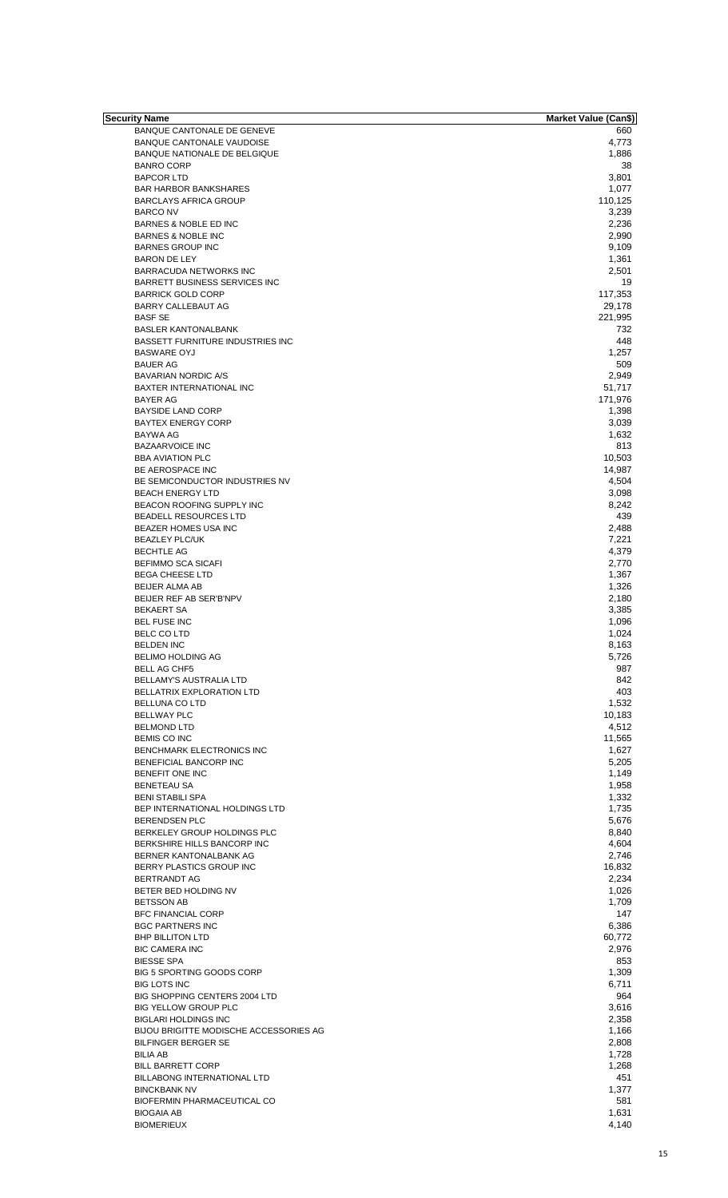| Security Name | Market Value (Can$) |
|---|---|
| BANQUE CANTONALE DE GENEVE | 660 |
| BANQUE CANTONALE VAUDOISE | 4,773 |
| BANQUE NATIONALE DE BELGIQUE | 1,886 |
| BANRO CORP | 38 |
| BAPCOR LTD | 3,801 |
| BAR HARBOR BANKSHARES | 1,077 |
| BARCLAYS AFRICA GROUP | 110,125 |
| BARCO NV | 3,239 |
| BARNES & NOBLE ED INC | 2,236 |
| BARNES & NOBLE INC | 2,990 |
| BARNES GROUP INC | 9,109 |
| BARON DE LEY | 1,361 |
| BARRACUDA NETWORKS INC | 2,501 |
| BARRETT BUSINESS SERVICES INC | 19 |
| BARRICK GOLD CORP | 117,353 |
| BARRY CALLEBAUT AG | 29,178 |
| BASF SE | 221,995 |
| BASLER KANTONALBANK | 732 |
| BASSETT FURNITURE INDUSTRIES INC | 448 |
| BASWARE OYJ | 1,257 |
| BAUER AG | 509 |
| BAVARIAN NORDIC A/S | 2,949 |
| BAXTER INTERNATIONAL INC | 51,717 |
| BAYER AG | 171,976 |
| BAYSIDE LAND CORP | 1,398 |
| BAYTEX ENERGY CORP | 3,039 |
| BAYWA AG | 1,632 |
| BAZAARVOICE INC | 813 |
| BBA AVIATION PLC | 10,503 |
| BE AEROSPACE INC | 14,987 |
| BE SEMICONDUCTOR INDUSTRIES NV | 4,504 |
| BEACH ENERGY LTD | 3,098 |
| BEACON ROOFING SUPPLY INC | 8,242 |
| BEADELL RESOURCES LTD | 439 |
| BEAZER HOMES USA INC | 2,488 |
| BEAZLEY PLC/UK | 7,221 |
| BECHTLE AG | 4,379 |
| BEFIMMO SCA SICAFI | 2,770 |
| BEGA CHEESE LTD | 1,367 |
| BEIJER ALMA AB | 1,326 |
| BEIJER REF AB SER'B'NPV | 2,180 |
| BEKAERT SA | 3,385 |
| BEL FUSE INC | 1,096 |
| BELC CO LTD | 1,024 |
| BELDEN INC | 8,163 |
| BELIMO HOLDING AG | 5,726 |
| BELL AG CHF5 | 987 |
| BELLAMY'S AUSTRALIA LTD | 842 |
| BELLATRIX EXPLORATION LTD | 403 |
| BELLUNA CO LTD | 1,532 |
| BELLWAY PLC | 10,183 |
| BELMOND LTD | 4,512 |
| BEMIS CO INC | 11,565 |
| BENCHMARK ELECTRONICS INC | 1,627 |
| BENEFICIAL BANCORP INC | 5,205 |
| BENEFIT ONE INC | 1,149 |
| BENETEAU SA | 1,958 |
| BENI STABILI SPA | 1,332 |
| BEP INTERNATIONAL HOLDINGS LTD | 1,735 |
| BERENDSEN PLC | 5,676 |
| BERKELEY GROUP HOLDINGS PLC | 8,840 |
| BERKSHIRE HILLS BANCORP INC | 4,604 |
| BERNER KANTONALBANK AG | 2,746 |
| BERRY PLASTICS GROUP INC | 16,832 |
| BERTRANDT AG | 2,234 |
| BETER BED HOLDING NV | 1,026 |
| BETSSON AB | 1,709 |
| BFC FINANCIAL CORP | 147 |
| BGC PARTNERS INC | 6,386 |
| BHP BILLITON LTD | 60,772 |
| BIC CAMERA INC | 2,976 |
| BIESSE SPA | 853 |
| BIG 5 SPORTING GOODS CORP | 1,309 |
| BIG LOTS INC | 6,711 |
| BIG SHOPPING CENTERS 2004 LTD | 964 |
| BIG YELLOW GROUP PLC | 3,616 |
| BIGLARI HOLDINGS INC | 2,358 |
| BIJOU BRIGITTE MODISCHE ACCESSORIES AG | 1,166 |
| BILFINGER BERGER SE | 2,808 |
| BILIA AB | 1,728 |
| BILL BARRETT CORP | 1,268 |
| BILLABONG INTERNATIONAL LTD | 451 |
| BINCKBANK NV | 1,377 |
| BIOFERMIN PHARMACEUTICAL CO | 581 |
| BIOGAIA AB | 1,631 |
| BIOMERIEUX | 4,140 |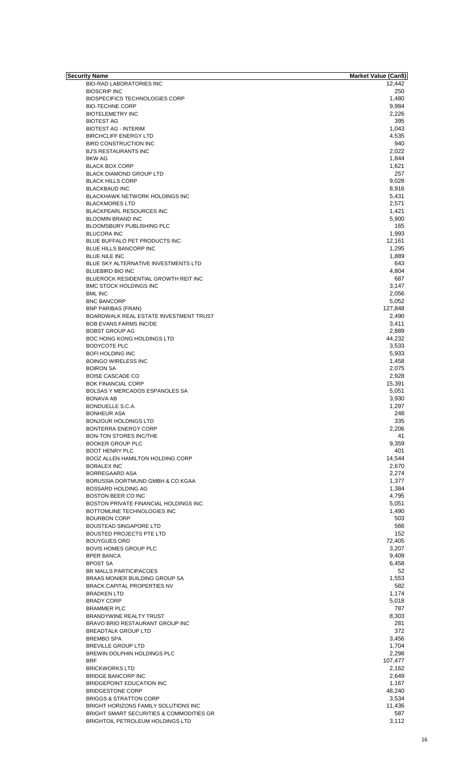| Security Name | Market Value (Can$) |
|---|---|
| BIO-RAD LABORATORIES INC | 12,442 |
| BIOSCRIP INC | 250 |
| BIOSPECIFICS TECHNOLOGIES CORP | 1,480 |
| BIO-TECHNE CORP | 9,984 |
| BIOTELEMETRY INC | 2,226 |
| BIOTEST AG | 395 |
| BIOTEST AG - INTERIM | 1,043 |
| BIRCHCLIFF ENERGY LTD | 4,535 |
| BIRD CONSTRUCTION INC | 940 |
| BJ'S RESTAURANTS INC | 2,022 |
| BKW AG | 1,844 |
| BLACK BOX CORP | 1,621 |
| BLACK DIAMOND GROUP LTD | 257 |
| BLACK HILLS CORP | 9,028 |
| BLACKBAUD INC | 8,916 |
| BLACKHAWK NETWORK HOLDINGS INC | 5,431 |
| BLACKMORES LTD | 2,571 |
| BLACKPEARL RESOURCES INC | 1,421 |
| BLOOMIN BRAND INC | 5,900 |
| BLOOMSBURY PUBLISHING PLC | 165 |
| BLUCORA INC | 1,993 |
| BLUE BUFFALO PET PRODUCTS INC | 12,161 |
| BLUE HILLS BANCORP INC | 1,295 |
| BLUE NILE INC | 1,889 |
| BLUE SKY ALTERNATIVE INVESTMENTS LTD | 643 |
| BLUEBIRD BIO INC | 4,804 |
| BLUEROCK RESIDENTIAL GROWTH REIT INC | 687 |
| BMC STOCK HOLDINGS INC | 3,147 |
| BML INC | 2,056 |
| BNC BANCORP | 5,052 |
| BNP PARIBAS (FRAN) | 127,848 |
| BOARDWALK REAL ESTATE INVESTMENT TRUST | 2,490 |
| BOB EVANS FARMS INC/DE | 3,411 |
| BOBST GROUP AG | 2,889 |
| BOC HONG KONG HOLDINGS LTD | 44,232 |
| BODYCOTE PLC | 3,533 |
| BOFI HOLDING INC | 5,933 |
| BOINGO WIRELESS INC | 1,458 |
| BOIRON SA | 2,075 |
| BOISE CASCADE CO | 2,928 |
| BOK FINANCIAL CORP | 15,391 |
| BOLSAS Y MERCADOS ESPANOLES SA | 5,051 |
| BONAVA AB | 3,930 |
| BONDUELLE S.C.A. | 1,297 |
| BONHEUR ASA | 248 |
| BONJOUR HOLDINGS LTD | 335 |
| BONTERRA ENERGY CORP | 2,206 |
| BON-TON STORES INC/THE | 41 |
| BOOKER GROUP PLC | 9,359 |
| BOOT HENRY PLC | 401 |
| BOOZ ALLEN HAMILTON HOLDING CORP | 14,544 |
| BORALEX INC | 2,670 |
| BORREGAARD ASA | 2,274 |
| BORUSSIA DORTMUND GMBH & CO KGAA | 1,377 |
| BOSSARD HOLDING AG | 1,384 |
| BOSTON BEER CO INC | 4,795 |
| BOSTON PRIVATE FINANCIAL HOLDINGS INC | 5,051 |
| BOTTOMLINE TECHNOLOGIES INC | 1,490 |
| BOURBON CORP | 503 |
| BOUSTEAD SINGAPORE LTD | 566 |
| BOUSTED PROJECTS PTE LTD | 152 |
| BOUYGUES ORD | 72,405 |
| BOVIS HOMES GROUP PLC | 3,207 |
| BPER BANCA | 9,409 |
| BPOST SA | 6,458 |
| BR MALLS PARTICIPACOES | 52 |
| BRAAS MONIER BUILDING GROUP SA | 1,553 |
| BRACK CAPITAL PROPERTIES NV | 582 |
| BRADKEN LTD | 1,174 |
| BRADY CORP | 5,018 |
| BRAMMER PLC | 787 |
| BRANDYWINE REALTY TRUST | 8,303 |
| BRAVO BRIO RESTAURANT GROUP INC | 281 |
| BREADTALK GROUP LTD | 372 |
| BREMBO SPA | 3,456 |
| BREVILLE GROUP LTD | 1,704 |
| BREWIN DOLPHIN HOLDINGS PLC | 2,298 |
| BRF | 107,477 |
| BRICKWORKS LTD | 2,162 |
| BRIDGE BANCORP INC | 2,649 |
| BRIDGEPOINT EDUCATION INC | 1,167 |
| BRIDGESTONE CORP | 48,240 |
| BRIGGS & STRATTON CORP | 3,534 |
| BRIGHT HORIZONS FAMILY SOLUTIONS INC | 11,436 |
| BRIGHT SMART SECURITIES & COMMODITIES GR | 587 |
| BRIGHTOIL PETROLEUM HOLDINGS LTD | 3,112 |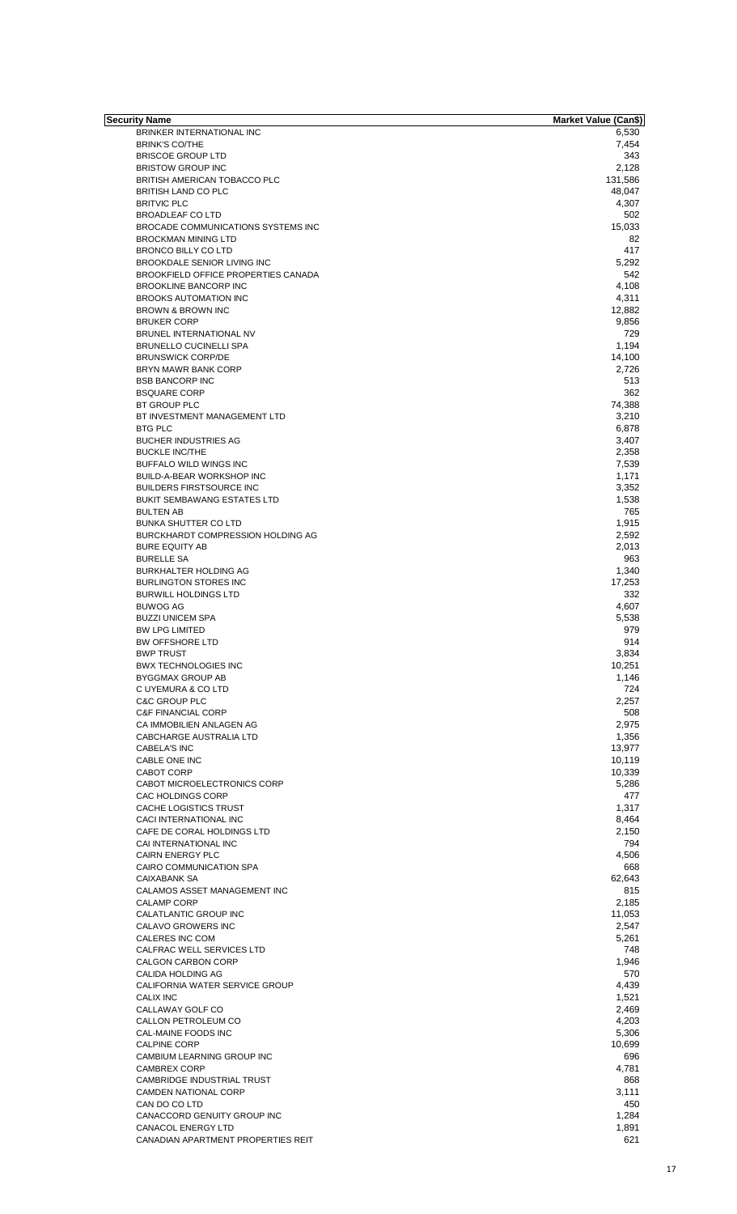| Security Name | Market Value (Can$) |
| --- | --- |
| BRINKER INTERNATIONAL INC | 6,530 |
| BRINK'S CO/THE | 7,454 |
| BRISCOE GROUP LTD | 343 |
| BRISTOW GROUP INC | 2,128 |
| BRITISH AMERICAN TOBACCO PLC | 131,586 |
| BRITISH LAND CO PLC | 48,047 |
| BRITVIC PLC | 4,307 |
| BROADLEAF CO LTD | 502 |
| BROCADE COMMUNICATIONS SYSTEMS INC | 15,033 |
| BROCKMAN MINING LTD | 82 |
| BRONCO BILLY CO LTD | 417 |
| BROOKDALE SENIOR LIVING INC | 5,292 |
| BROOKFIELD OFFICE PROPERTIES CANADA | 542 |
| BROOKLINE BANCORP INC | 4,108 |
| BROOKS AUTOMATION INC | 4,311 |
| BROWN & BROWN INC | 12,882 |
| BRUKER CORP | 9,856 |
| BRUNEL INTERNATIONAL NV | 729 |
| BRUNELLO CUCINELLI SPA | 1,194 |
| BRUNSWICK CORP/DE | 14,100 |
| BRYN MAWR BANK CORP | 2,726 |
| BSB BANCORP INC | 513 |
| BSQUARE CORP | 362 |
| BT GROUP PLC | 74,388 |
| BT INVESTMENT MANAGEMENT LTD | 3,210 |
| BTG PLC | 6,878 |
| BUCHER INDUSTRIES AG | 3,407 |
| BUCKLE INC/THE | 2,358 |
| BUFFALO WILD WINGS INC | 7,539 |
| BUILD-A-BEAR WORKSHOP INC | 1,171 |
| BUILDERS FIRSTSOURCE INC | 3,352 |
| BUKIT SEMBAWANG ESTATES LTD | 1,538 |
| BULTEN AB | 765 |
| BUNKA SHUTTER CO LTD | 1,915 |
| BURCKHARDT COMPRESSION HOLDING AG | 2,592 |
| BURE EQUITY AB | 2,013 |
| BURELLE SA | 963 |
| BURKHALTER HOLDING AG | 1,340 |
| BURLINGTON STORES INC | 17,253 |
| BURWILL HOLDINGS LTD | 332 |
| BUWOG AG | 4,607 |
| BUZZI UNICEM SPA | 5,538 |
| BW LPG LIMITED | 979 |
| BW OFFSHORE LTD | 914 |
| BWP TRUST | 3,834 |
| BWX TECHNOLOGIES INC | 10,251 |
| BYGGMAX GROUP AB | 1,146 |
| C UYEMURA & CO LTD | 724 |
| C&C GROUP PLC | 2,257 |
| C&F FINANCIAL CORP | 508 |
| CA IMMOBILIEN ANLAGEN AG | 2,975 |
| CABCHARGE AUSTRALIA LTD | 1,356 |
| CABELA'S INC | 13,977 |
| CABLE ONE INC | 10,119 |
| CABOT CORP | 10,339 |
| CABOT MICROELECTRONICS CORP | 5,286 |
| CAC HOLDINGS CORP | 477 |
| CACHE LOGISTICS TRUST | 1,317 |
| CACI INTERNATIONAL INC | 8,464 |
| CAFE DE CORAL HOLDINGS LTD | 2,150 |
| CAI INTERNATIONAL INC | 794 |
| CAIRN ENERGY PLC | 4,506 |
| CAIRO COMMUNICATION SPA | 668 |
| CAIXABANK SA | 62,643 |
| CALAMOS ASSET MANAGEMENT INC | 815 |
| CALAMP CORP | 2,185 |
| CALATLANTIC GROUP INC | 11,053 |
| CALAVO GROWERS INC | 2,547 |
| CALERES INC COM | 5,261 |
| CALFRAC WELL SERVICES LTD | 748 |
| CALGON CARBON CORP | 1,946 |
| CALIDA HOLDING AG | 570 |
| CALIFORNIA WATER SERVICE GROUP | 4,439 |
| CALIX INC | 1,521 |
| CALLAWAY GOLF CO | 2,469 |
| CALLON PETROLEUM CO | 4,203 |
| CAL-MAINE FOODS INC | 5,306 |
| CALPINE CORP | 10,699 |
| CAMBIUM LEARNING GROUP INC | 696 |
| CAMBREX CORP | 4,781 |
| CAMBRIDGE INDUSTRIAL TRUST | 868 |
| CAMDEN NATIONAL CORP | 3,111 |
| CAN DO CO LTD | 450 |
| CANACCORD GENUITY GROUP INC | 1,284 |
| CANACOL ENERGY LTD | 1,891 |
| CANADIAN APARTMENT PROPERTIES REIT | 621 |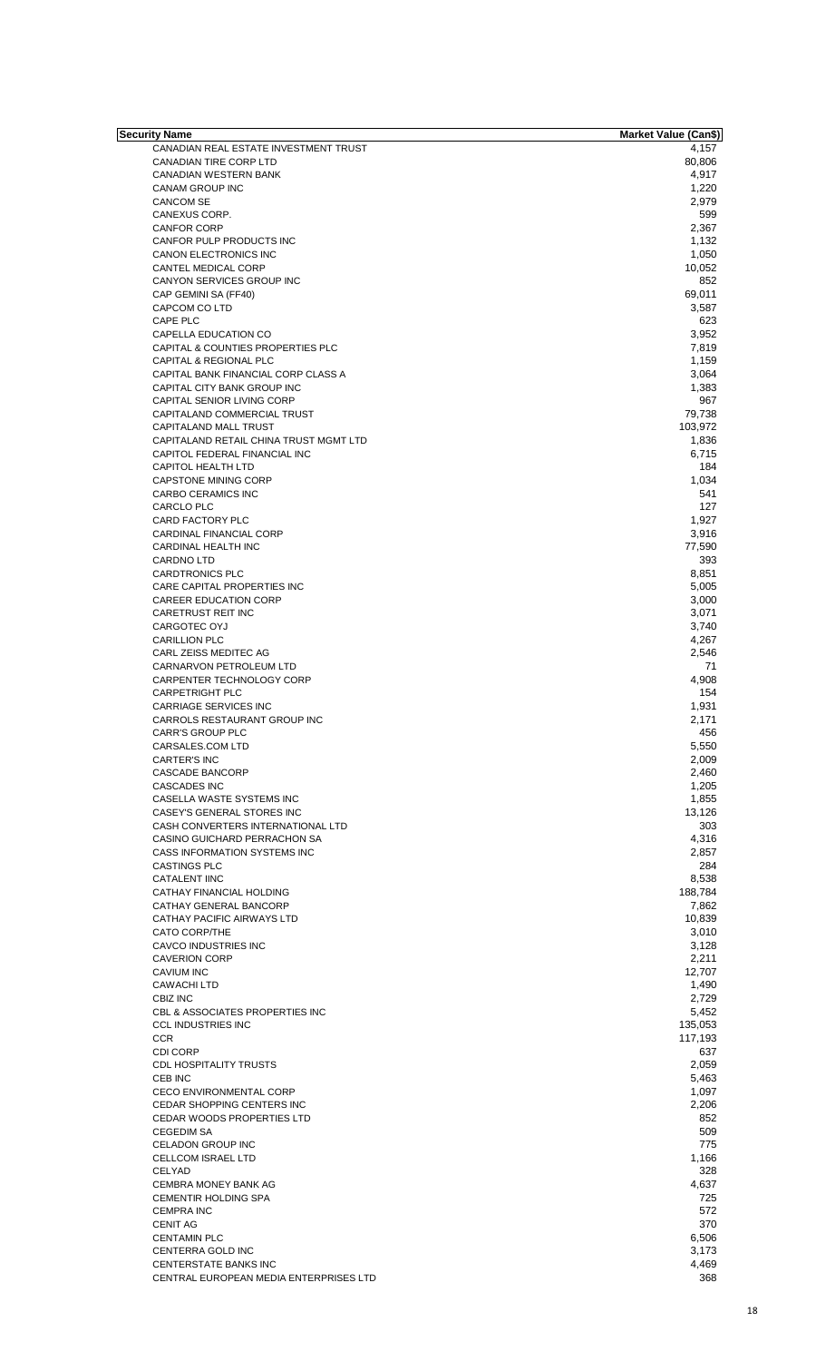| Security Name | Market Value (Can$) |
|---|---|
| CANADIAN REAL ESTATE INVESTMENT TRUST | 4,157 |
| CANADIAN TIRE CORP LTD | 80,806 |
| CANADIAN WESTERN BANK | 4,917 |
| CANAM GROUP INC | 1,220 |
| CANCOM SE | 2,979 |
| CANEXUS CORP. | 599 |
| CANFOR CORP | 2,367 |
| CANFOR PULP PRODUCTS INC | 1,132 |
| CANON ELECTRONICS INC | 1,050 |
| CANTEL MEDICAL CORP | 10,052 |
| CANYON SERVICES GROUP INC | 852 |
| CAP GEMINI SA (FF40) | 69,011 |
| CAPCOM CO LTD | 3,587 |
| CAPE PLC | 623 |
| CAPELLA EDUCATION CO | 3,952 |
| CAPITAL & COUNTIES PROPERTIES PLC | 7,819 |
| CAPITAL & REGIONAL PLC | 1,159 |
| CAPITAL BANK FINANCIAL CORP CLASS A | 3,064 |
| CAPITAL CITY BANK GROUP INC | 1,383 |
| CAPITAL SENIOR LIVING CORP | 967 |
| CAPITALAND COMMERCIAL TRUST | 79,738 |
| CAPITALAND MALL TRUST | 103,972 |
| CAPITALAND RETAIL CHINA TRUST MGMT LTD | 1,836 |
| CAPITOL FEDERAL FINANCIAL INC | 6,715 |
| CAPITOL HEALTH LTD | 184 |
| CAPSTONE MINING CORP | 1,034 |
| CARBO CERAMICS INC | 541 |
| CARCLO PLC | 127 |
| CARD FACTORY PLC | 1,927 |
| CARDINAL FINANCIAL CORP | 3,916 |
| CARDINAL HEALTH INC | 77,590 |
| CARDNO LTD | 393 |
| CARDTRONICS PLC | 8,851 |
| CARE CAPITAL PROPERTIES INC | 5,005 |
| CAREER EDUCATION CORP | 3,000 |
| CARETRUST REIT INC | 3,071 |
| CARGOTEC OYJ | 3,740 |
| CARILLION PLC | 4,267 |
| CARL ZEISS MEDITEC AG | 2,546 |
| CARNARVON PETROLEUM LTD | 71 |
| CARPENTER TECHNOLOGY CORP | 4,908 |
| CARPETRIGHT PLC | 154 |
| CARRIAGE SERVICES INC | 1,931 |
| CARROLS RESTAURANT GROUP INC | 2,171 |
| CARR'S GROUP PLC | 456 |
| CARSALES.COM LTD | 5,550 |
| CARTER'S INC | 2,009 |
| CASCADE BANCORP | 2,460 |
| CASCADES INC | 1,205 |
| CASELLA WASTE SYSTEMS INC | 1,855 |
| CASEY'S GENERAL STORES INC | 13,126 |
| CASH CONVERTERS INTERNATIONAL LTD | 303 |
| CASINO GUICHARD PERRACHON SA | 4,316 |
| CASS INFORMATION SYSTEMS INC | 2,857 |
| CASTINGS PLC | 284 |
| CATALENT IINC | 8,538 |
| CATHAY FINANCIAL HOLDING | 188,784 |
| CATHAY GENERAL BANCORP | 7,862 |
| CATHAY PACIFIC AIRWAYS LTD | 10,839 |
| CATO CORP/THE | 3,010 |
| CAVCO INDUSTRIES INC | 3,128 |
| CAVERION CORP | 2,211 |
| CAVIUM INC | 12,707 |
| CAWACHI LTD | 1,490 |
| CBIZ INC | 2,729 |
| CBL & ASSOCIATES PROPERTIES INC | 5,452 |
| CCL INDUSTRIES INC | 135,053 |
| CCR | 117,193 |
| CDI CORP | 637 |
| CDL HOSPITALITY TRUSTS | 2,059 |
| CEB INC | 5,463 |
| CECO ENVIRONMENTAL CORP | 1,097 |
| CEDAR SHOPPING CENTERS INC | 2,206 |
| CEDAR WOODS PROPERTIES LTD | 852 |
| CEGEDIM SA | 509 |
| CELADON GROUP INC | 775 |
| CELLCOM ISRAEL LTD | 1,166 |
| CELYAD | 328 |
| CEMBRA MONEY BANK AG | 4,637 |
| CEMENTIR HOLDING SPA | 725 |
| CEMPRA INC | 572 |
| CENIT AG | 370 |
| CENTAMIN PLC | 6,506 |
| CENTERRA GOLD INC | 3,173 |
| CENTERSTATE BANKS INC | 4,469 |
| CENTRAL EUROPEAN MEDIA ENTERPRISES LTD | 368 |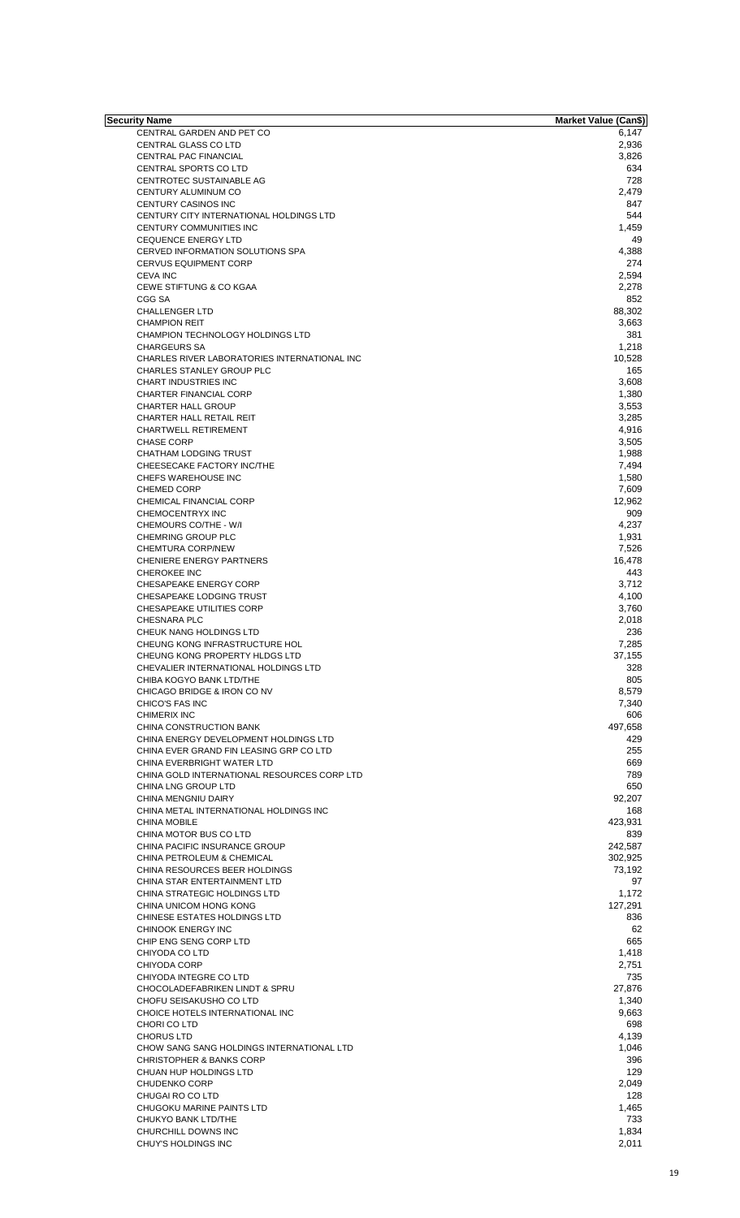| Security Name | Market Value (Can$) |
|---|---|
| CENTRAL GARDEN AND PET CO | 6,147 |
| CENTRAL GLASS CO LTD | 2,936 |
| CENTRAL PAC FINANCIAL | 3,826 |
| CENTRAL SPORTS CO LTD | 634 |
| CENTROTEC SUSTAINABLE AG | 728 |
| CENTURY ALUMINUM CO | 2,479 |
| CENTURY CASINOS INC | 847 |
| CENTURY CITY INTERNATIONAL HOLDINGS LTD | 544 |
| CENTURY COMMUNITIES INC | 1,459 |
| CEQUENCE ENERGY LTD | 49 |
| CERVED INFORMATION SOLUTIONS SPA | 4,388 |
| CERVUS EQUIPMENT CORP | 274 |
| CEVA INC | 2,594 |
| CEWE STIFTUNG & CO KGAA | 2,278 |
| CGG SA | 852 |
| CHALLENGER LTD | 88,302 |
| CHAMPION REIT | 3,663 |
| CHAMPION TECHNOLOGY HOLDINGS LTD | 381 |
| CHARGEURS SA | 1,218 |
| CHARLES RIVER LABORATORIES INTERNATIONAL INC | 10,528 |
| CHARLES STANLEY GROUP PLC | 165 |
| CHART INDUSTRIES INC | 3,608 |
| CHARTER FINANCIAL CORP | 1,380 |
| CHARTER HALL GROUP | 3,553 |
| CHARTER HALL RETAIL REIT | 3,285 |
| CHARTWELL RETIREMENT | 4,916 |
| CHASE CORP | 3,505 |
| CHATHAM LODGING TRUST | 1,988 |
| CHEESECAKE FACTORY INC/THE | 7,494 |
| CHEFS WAREHOUSE INC | 1,580 |
| CHEMED CORP | 7,609 |
| CHEMICAL FINANCIAL CORP | 12,962 |
| CHEMOCENTRYX INC | 909 |
| CHEMOURS CO/THE - W/I | 4,237 |
| CHEMRING GROUP PLC | 1,931 |
| CHEMTURA CORP/NEW | 7,526 |
| CHENIERE ENERGY PARTNERS | 16,478 |
| CHEROKEE INC | 443 |
| CHESAPEAKE ENERGY CORP | 3,712 |
| CHESAPEAKE LODGING TRUST | 4,100 |
| CHESAPEAKE UTILITIES CORP | 3,760 |
| CHESNARA PLC | 2,018 |
| CHEUK NANG HOLDINGS LTD | 236 |
| CHEUNG KONG INFRASTRUCTURE HOL | 7,285 |
| CHEUNG KONG PROPERTY HLDGS LTD | 37,155 |
| CHEVALIER INTERNATIONAL HOLDINGS LTD | 328 |
| CHIBA KOGYO BANK LTD/THE | 805 |
| CHICAGO BRIDGE & IRON CO NV | 8,579 |
| CHICO'S FAS INC | 7,340 |
| CHIMERIX INC | 606 |
| CHINA CONSTRUCTION BANK | 497,658 |
| CHINA ENERGY DEVELOPMENT HOLDINGS LTD | 429 |
| CHINA EVER GRAND FIN LEASING GRP CO LTD | 255 |
| CHINA EVERBRIGHT WATER LTD | 669 |
| CHINA GOLD INTERNATIONAL RESOURCES CORP LTD | 789 |
| CHINA LNG GROUP LTD | 650 |
| CHINA MENGNIU DAIRY | 92,207 |
| CHINA METAL INTERNATIONAL HOLDINGS INC | 168 |
| CHINA MOBILE | 423,931 |
| CHINA MOTOR BUS CO LTD | 839 |
| CHINA PACIFIC INSURANCE GROUP | 242,587 |
| CHINA PETROLEUM & CHEMICAL | 302,925 |
| CHINA RESOURCES BEER HOLDINGS | 73,192 |
| CHINA STAR ENTERTAINMENT LTD | 97 |
| CHINA STRATEGIC HOLDINGS LTD | 1,172 |
| CHINA UNICOM HONG KONG | 127,291 |
| CHINESE ESTATES HOLDINGS LTD | 836 |
| CHINOOK ENERGY INC | 62 |
| CHIP ENG SENG CORP LTD | 665 |
| CHIYODA CO LTD | 1,418 |
| CHIYODA CORP | 2,751 |
| CHIYODA INTEGRE CO LTD | 735 |
| CHOCOLADEFABRIKEN LINDT & SPRU | 27,876 |
| CHOFU SEISAKUSHO CO LTD | 1,340 |
| CHOICE HOTELS INTERNATIONAL INC | 9,663 |
| CHORI CO LTD | 698 |
| CHORUS LTD | 4,139 |
| CHOW SANG SANG HOLDINGS INTERNATIONAL LTD | 1,046 |
| CHRISTOPHER & BANKS CORP | 396 |
| CHUAN HUP HOLDINGS LTD | 129 |
| CHUDENKO CORP | 2,049 |
| CHUGAI RO CO LTD | 128 |
| CHUGOKU MARINE PAINTS LTD | 1,465 |
| CHUKYO BANK LTD/THE | 733 |
| CHURCHILL DOWNS INC | 1,834 |
| CHUY'S HOLDINGS INC | 2,011 |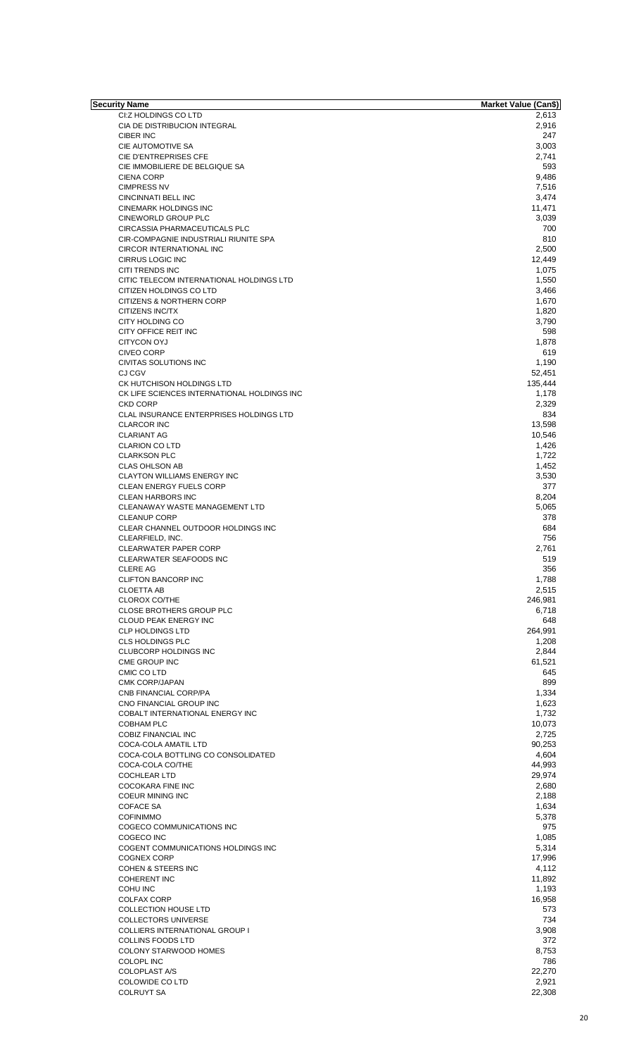| Security Name | Market Value (Can$) |
|---|---|
| CI:Z HOLDINGS CO LTD | 2,613 |
| CIA DE DISTRIBUCION INTEGRAL | 2,916 |
| CIBER INC | 247 |
| CIE AUTOMOTIVE SA | 3,003 |
| CIE D'ENTREPRISES CFE | 2,741 |
| CIE IMMOBILIERE DE BELGIQUE SA | 593 |
| CIENA CORP | 9,486 |
| CIMPRESS NV | 7,516 |
| CINCINNATI BELL INC | 3,474 |
| CINEMARK HOLDINGS INC | 11,471 |
| CINEWORLD GROUP PLC | 3,039 |
| CIRCASSIA PHARMACEUTICALS PLC | 700 |
| CIR-COMPAGNIE INDUSTRIALI RIUNITE SPA | 810 |
| CIRCOR INTERNATIONAL INC | 2,500 |
| CIRRUS LOGIC INC | 12,449 |
| CITI TRENDS INC | 1,075 |
| CITIC TELECOM INTERNATIONAL HOLDINGS LTD | 1,550 |
| CITIZEN HOLDINGS CO LTD | 3,466 |
| CITIZENS & NORTHERN CORP | 1,670 |
| CITIZENS INC/TX | 1,820 |
| CITY HOLDING CO | 3,790 |
| CITY OFFICE REIT INC | 598 |
| CITYCON OYJ | 1,878 |
| CIVEO CORP | 619 |
| CIVITAS SOLUTIONS INC | 1,190 |
| CJ CGV | 52,451 |
| CK HUTCHISON HOLDINGS LTD | 135,444 |
| CK LIFE SCIENCES INTERNATIONAL HOLDINGS INC | 1,178 |
| CKD CORP | 2,329 |
| CLAL INSURANCE ENTERPRISES HOLDINGS LTD | 834 |
| CLARCOR INC | 13,598 |
| CLARIANT AG | 10,546 |
| CLARION CO LTD | 1,426 |
| CLARKSON PLC | 1,722 |
| CLAS OHLSON AB | 1,452 |
| CLAYTON WILLIAMS ENERGY INC | 3,530 |
| CLEAN ENERGY FUELS CORP | 377 |
| CLEAN HARBORS INC | 8,204 |
| CLEANAWAY WASTE MANAGEMENT LTD | 5,065 |
| CLEANUP CORP | 378 |
| CLEAR CHANNEL OUTDOOR HOLDINGS INC | 684 |
| CLEARFIELD, INC. | 756 |
| CLEARWATER PAPER CORP | 2,761 |
| CLEARWATER SEAFOODS INC | 519 |
| CLERE AG | 356 |
| CLIFTON BANCORP INC | 1,788 |
| CLOETTA AB | 2,515 |
| CLOROX CO/THE | 246,981 |
| CLOSE BROTHERS GROUP PLC | 6,718 |
| CLOUD PEAK ENERGY INC | 648 |
| CLP HOLDINGS LTD | 264,991 |
| CLS HOLDINGS PLC | 1,208 |
| CLUBCORP HOLDINGS INC | 2,844 |
| CME GROUP INC | 61,521 |
| CMIC CO LTD | 645 |
| CMK CORP/JAPAN | 899 |
| CNB FINANCIAL CORP/PA | 1,334 |
| CNO FINANCIAL GROUP INC | 1,623 |
| COBALT INTERNATIONAL ENERGY INC | 1,732 |
| COBHAM PLC | 10,073 |
| COBIZ FINANCIAL INC | 2,725 |
| COCA-COLA AMATIL LTD | 90,253 |
| COCA-COLA BOTTLING CO CONSOLIDATED | 4,604 |
| COCA-COLA CO/THE | 44,993 |
| COCHLEAR LTD | 29,974 |
| COCOKARA FINE INC | 2,680 |
| COEUR MINING INC | 2,188 |
| COFACE SA | 1,634 |
| COFINIMMO | 5,378 |
| COGECO COMMUNICATIONS INC | 975 |
| COGECO INC | 1,085 |
| COGENT COMMUNICATIONS HOLDINGS INC | 5,314 |
| COGNEX CORP | 17,996 |
| COHEN & STEERS INC | 4,112 |
| COHERENT INC | 11,892 |
| COHU INC | 1,193 |
| COLFAX CORP | 16,958 |
| COLLECTION HOUSE LTD | 573 |
| COLLECTORS UNIVERSE | 734 |
| COLLIERS INTERNATIONAL GROUP I | 3,908 |
| COLLINS FOODS LTD | 372 |
| COLONY STARWOOD HOMES | 8,753 |
| COLOPL INC | 786 |
| COLOPLAST A/S | 22,270 |
| COLOWIDE CO LTD | 2,921 |
| COLRUYT SA | 22,308 |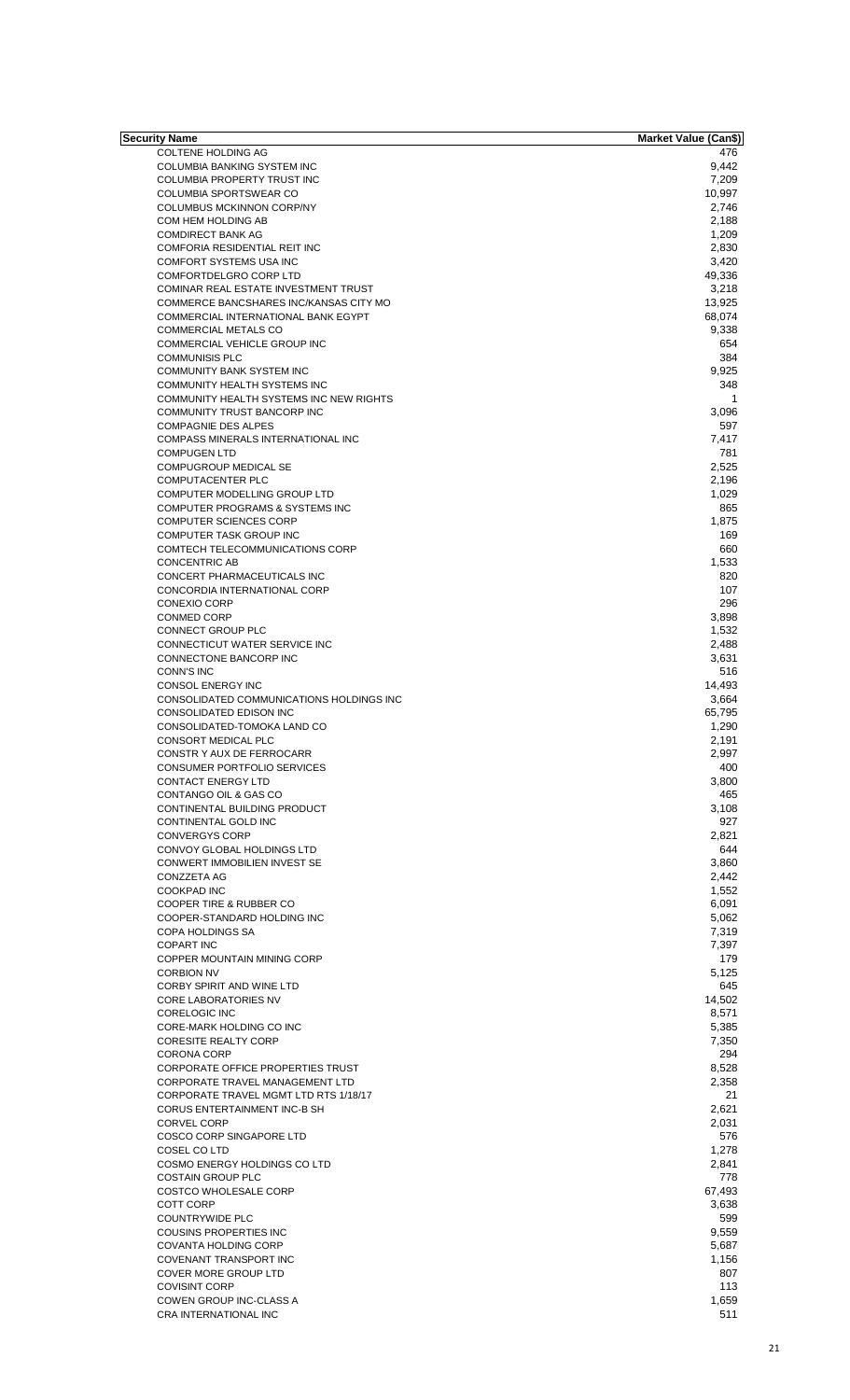| Security Name | Market Value (Can$) |
|---|---|
| COLTENE HOLDING AG | 476 |
| COLUMBIA BANKING SYSTEM INC | 9,442 |
| COLUMBIA PROPERTY TRUST INC | 7,209 |
| COLUMBIA SPORTSWEAR CO | 10,997 |
| COLUMBUS MCKINNON CORP/NY | 2,746 |
| COM HEM HOLDING AB | 2,188 |
| COMDIRECT BANK AG | 1,209 |
| COMFORIA RESIDENTIAL REIT INC | 2,830 |
| COMFORT SYSTEMS USA INC | 3,420 |
| COMFORTDELGRO CORP LTD | 49,336 |
| COMINAR REAL ESTATE INVESTMENT TRUST | 3,218 |
| COMMERCE BANCSHARES INC/KANSAS CITY MO | 13,925 |
| COMMERCIAL INTERNATIONAL BANK EGYPT | 68,074 |
| COMMERCIAL METALS CO | 9,338 |
| COMMERCIAL VEHICLE GROUP INC | 654 |
| COMMUNISIS PLC | 384 |
| COMMUNITY BANK SYSTEM INC | 9,925 |
| COMMUNITY HEALTH SYSTEMS INC | 348 |
| COMMUNITY HEALTH SYSTEMS INC NEW RIGHTS | 1 |
| COMMUNITY TRUST BANCORP INC | 3,096 |
| COMPAGNIE DES ALPES | 597 |
| COMPASS MINERALS INTERNATIONAL INC | 7,417 |
| COMPUGEN LTD | 781 |
| COMPUGROUP MEDICAL SE | 2,525 |
| COMPUTACENTER PLC | 2,196 |
| COMPUTER MODELLING GROUP LTD | 1,029 |
| COMPUTER PROGRAMS & SYSTEMS INC | 865 |
| COMPUTER SCIENCES CORP | 1,875 |
| COMPUTER TASK GROUP INC | 169 |
| COMTECH TELECOMMUNICATIONS CORP | 660 |
| CONCENTRIC AB | 1,533 |
| CONCERT PHARMACEUTICALS INC | 820 |
| CONCORDIA INTERNATIONAL CORP | 107 |
| CONEXIO CORP | 296 |
| CONMED CORP | 3,898 |
| CONNECT GROUP PLC | 1,532 |
| CONNECTICUT WATER SERVICE INC | 2,488 |
| CONNECTONE BANCORP INC | 3,631 |
| CONN'S INC | 516 |
| CONSOL ENERGY INC | 14,493 |
| CONSOLIDATED COMMUNICATIONS HOLDINGS INC | 3,664 |
| CONSOLIDATED EDISON INC | 65,795 |
| CONSOLIDATED-TOMOKA LAND CO | 1,290 |
| CONSORT MEDICAL PLC | 2,191 |
| CONSTR Y AUX DE FERROCARR | 2,997 |
| CONSUMER PORTFOLIO SERVICES | 400 |
| CONTACT ENERGY LTD | 3,800 |
| CONTANGO OIL & GAS CO | 465 |
| CONTINENTAL BUILDING PRODUCT | 3,108 |
| CONTINENTAL GOLD INC | 927 |
| CONVERGYS CORP | 2,821 |
| CONVOY GLOBAL HOLDINGS LTD | 644 |
| CONWERT IMMOBILIEN INVEST SE | 3,860 |
| CONZZETA AG | 2,442 |
| COOKPAD INC | 1,552 |
| COOPER TIRE & RUBBER CO | 6,091 |
| COOPER-STANDARD HOLDING INC | 5,062 |
| COPA HOLDINGS SA | 7,319 |
| COPART INC | 7,397 |
| COPPER MOUNTAIN MINING CORP | 179 |
| CORBION NV | 5,125 |
| CORBY SPIRIT AND WINE LTD | 645 |
| CORE LABORATORIES NV | 14,502 |
| CORELOGIC INC | 8,571 |
| CORE-MARK HOLDING CO INC | 5,385 |
| CORESITE REALTY CORP | 7,350 |
| CORONA CORP | 294 |
| CORPORATE OFFICE PROPERTIES TRUST | 8,528 |
| CORPORATE TRAVEL MANAGEMENT LTD | 2,358 |
| CORPORATE TRAVEL MGMT LTD RTS 1/18/17 | 21 |
| CORUS ENTERTAINMENT INC-B SH | 2,621 |
| CORVEL CORP | 2,031 |
| COSCO CORP SINGAPORE LTD | 576 |
| COSEL CO LTD | 1,278 |
| COSMO ENERGY HOLDINGS CO LTD | 2,841 |
| COSTAIN GROUP PLC | 778 |
| COSTCO WHOLESALE CORP | 67,493 |
| COTT CORP | 3,638 |
| COUNTRYWIDE PLC | 599 |
| COUSINS PROPERTIES INC | 9,559 |
| COVANTA HOLDING CORP | 5,687 |
| COVENANT TRANSPORT INC | 1,156 |
| COVER MORE GROUP LTD | 807 |
| COVISINT CORP | 113 |
| COWEN GROUP INC-CLASS A | 1,659 |
| CRA INTERNATIONAL INC | 511 |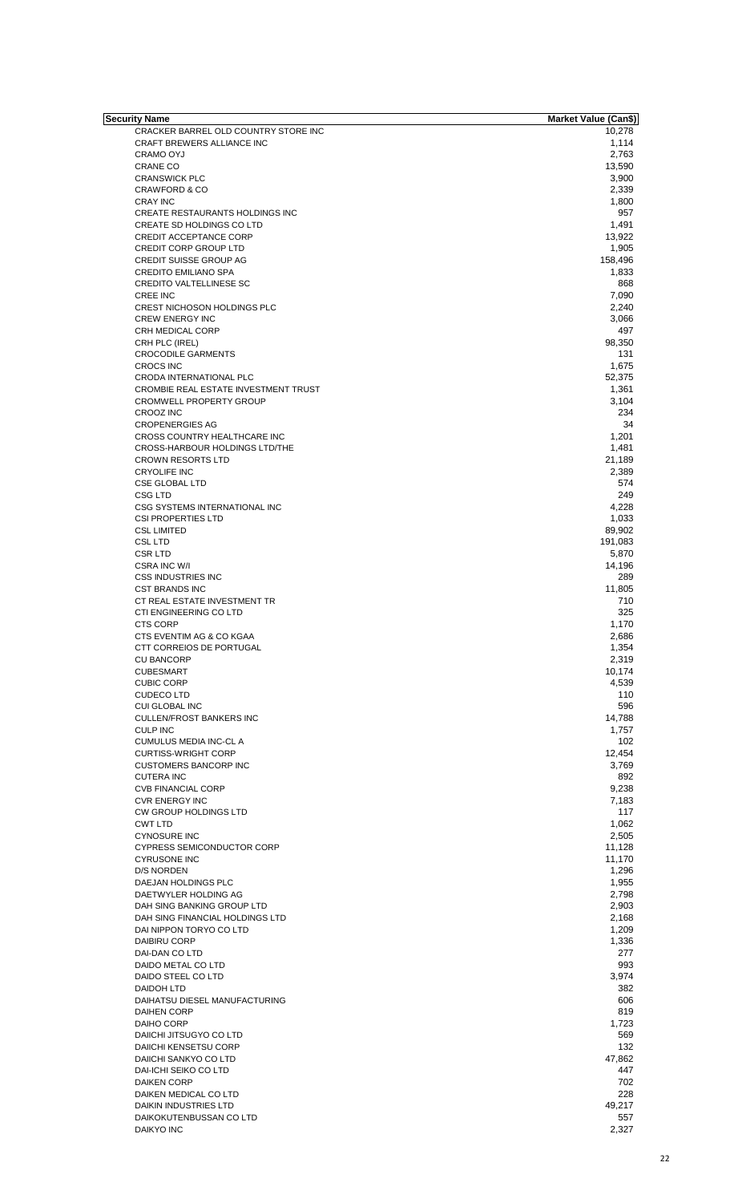| Security Name | Market Value (Can$) |
| --- | --- |
| CRACKER BARREL OLD COUNTRY STORE INC | 10,278 |
| CRAFT BREWERS ALLIANCE INC | 1,114 |
| CRAMO OYJ | 2,763 |
| CRANE CO | 13,590 |
| CRANSWICK PLC | 3,900 |
| CRAWFORD & CO | 2,339 |
| CRAY INC | 1,800 |
| CREATE RESTAURANTS HOLDINGS INC | 957 |
| CREATE SD HOLDINGS CO LTD | 1,491 |
| CREDIT ACCEPTANCE CORP | 13,922 |
| CREDIT CORP GROUP LTD | 1,905 |
| CREDIT SUISSE GROUP AG | 158,496 |
| CREDITO EMILIANO SPA | 1,833 |
| CREDITO VALTELLINESE SC | 868 |
| CREE INC | 7,090 |
| CREST NICHOSON HOLDINGS PLC | 2,240 |
| CREW ENERGY INC | 3,066 |
| CRH MEDICAL CORP | 497 |
| CRH PLC (IREL) | 98,350 |
| CROCODILE GARMENTS | 131 |
| CROCS INC | 1,675 |
| CRODA INTERNATIONAL PLC | 52,375 |
| CROMBIE REAL ESTATE INVESTMENT TRUST | 1,361 |
| CROMWELL PROPERTY GROUP | 3,104 |
| CROOZ INC | 234 |
| CROPENERGIES AG | 34 |
| CROSS COUNTRY HEALTHCARE INC | 1,201 |
| CROSS-HARBOUR HOLDINGS LTD/THE | 1,481 |
| CROWN RESORTS LTD | 21,189 |
| CRYOLIFE INC | 2,389 |
| CSE GLOBAL LTD | 574 |
| CSG LTD | 249 |
| CSG SYSTEMS INTERNATIONAL INC | 4,228 |
| CSI PROPERTIES LTD | 1,033 |
| CSL LIMITED | 89,902 |
| CSL LTD | 191,083 |
| CSR LTD | 5,870 |
| CSRA INC W/I | 14,196 |
| CSS INDUSTRIES INC | 289 |
| CST BRANDS INC | 11,805 |
| CT REAL ESTATE INVESTMENT TR | 710 |
| CTI ENGINEERING CO LTD | 325 |
| CTS CORP | 1,170 |
| CTS EVENTIM AG & CO KGAA | 2,686 |
| CTT CORREIOS DE PORTUGAL | 1,354 |
| CU BANCORP | 2,319 |
| CUBESMART | 10,174 |
| CUBIC CORP | 4,539 |
| CUDECO LTD | 110 |
| CUI GLOBAL INC | 596 |
| CULLEN/FROST BANKERS INC | 14,788 |
| CULP INC | 1,757 |
| CUMULUS MEDIA INC-CL A | 102 |
| CURTISS-WRIGHT CORP | 12,454 |
| CUSTOMERS BANCORP INC | 3,769 |
| CUTERA INC | 892 |
| CVB FINANCIAL CORP | 9,238 |
| CVR ENERGY INC | 7,183 |
| CW GROUP HOLDINGS LTD | 117 |
| CWT LTD | 1,062 |
| CYNOSURE INC | 2,505 |
| CYPRESS SEMICONDUCTOR CORP | 11,128 |
| CYRUSONE INC | 11,170 |
| D/S NORDEN | 1,296 |
| DAEJAN HOLDINGS PLC | 1,955 |
| DAETWYLER HOLDING AG | 2,798 |
| DAH SING BANKING GROUP LTD | 2,903 |
| DAH SING FINANCIAL HOLDINGS LTD | 2,168 |
| DAI NIPPON TORYO CO LTD | 1,209 |
| DAIBIRU CORP | 1,336 |
| DAI-DAN CO LTD | 277 |
| DAIDO METAL CO LTD | 993 |
| DAIDO STEEL CO LTD | 3,974 |
| DAIDOH LTD | 382 |
| DAIHATSU DIESEL MANUFACTURING | 606 |
| DAIHEN CORP | 819 |
| DAIHO CORP | 1,723 |
| DAIICHI JITSUGYO CO LTD | 569 |
| DAIICHI KENSETSU CORP | 132 |
| DAIICHI SANKYO CO LTD | 47,862 |
| DAI-ICHI SEIKO CO LTD | 447 |
| DAIKEN CORP | 702 |
| DAIKEN MEDICAL CO LTD | 228 |
| DAIKIN INDUSTRIES LTD | 49,217 |
| DAIKOKUTENBUSSAN CO LTD | 557 |
| DAIKYO INC | 2,327 |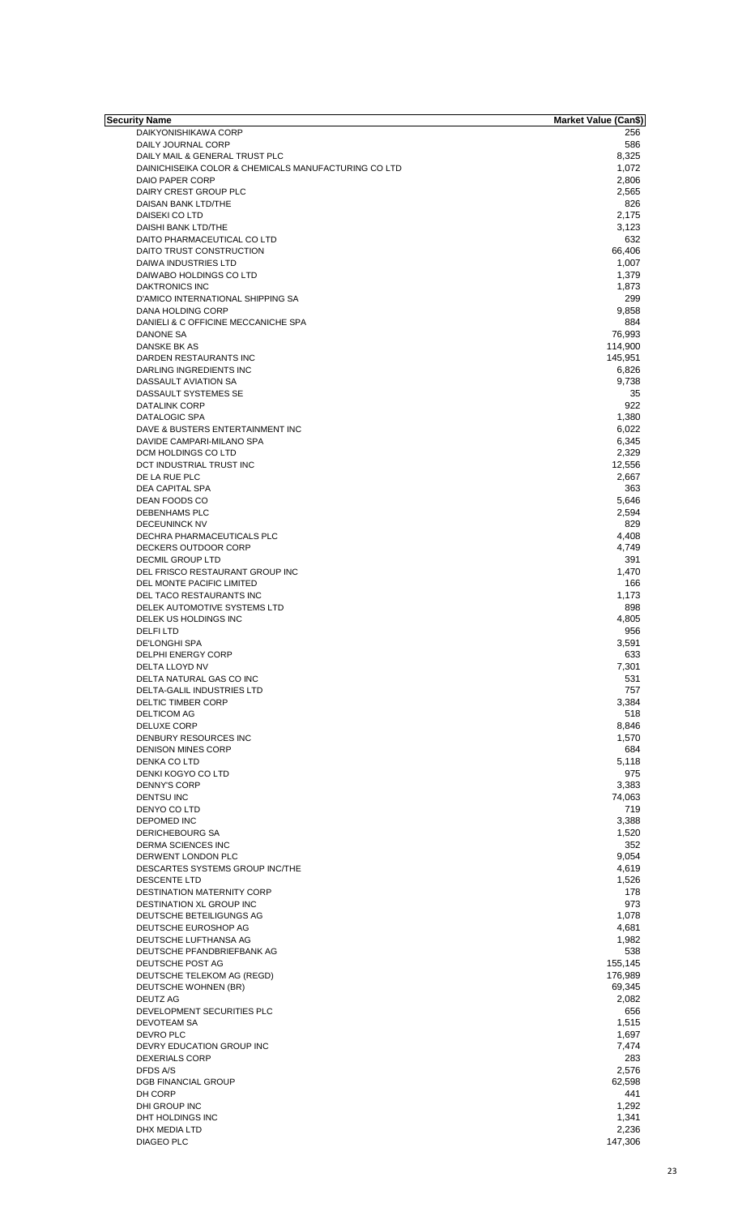| Security Name | Market Value (Can$) |
|---|---|
| DAIKYONISHIKAWA CORP | 256 |
| DAILY JOURNAL CORP | 586 |
| DAILY MAIL & GENERAL TRUST PLC | 8,325 |
| DAINICHISEIKA COLOR & CHEMICALS MANUFACTURING CO LTD | 1,072 |
| DAIO PAPER CORP | 2,806 |
| DAIRY CREST GROUP PLC | 2,565 |
| DAISAN BANK LTD/THE | 826 |
| DAISEKI CO LTD | 2,175 |
| DAISHI BANK LTD/THE | 3,123 |
| DAITO PHARMACEUTICAL CO LTD | 632 |
| DAITO TRUST CONSTRUCTION | 66,406 |
| DAIWA INDUSTRIES LTD | 1,007 |
| DAIWABO HOLDINGS CO LTD | 1,379 |
| DAKTRONICS INC | 1,873 |
| D'AMICO INTERNATIONAL SHIPPING SA | 299 |
| DANA HOLDING CORP | 9,858 |
| DANIELI & C OFFICINE MECCANICHE SPA | 884 |
| DANONE SA | 76,993 |
| DANSKE BK AS | 114,900 |
| DARDEN RESTAURANTS INC | 145,951 |
| DARLING INGREDIENTS INC | 6,826 |
| DASSAULT AVIATION SA | 9,738 |
| DASSAULT SYSTEMES SE | 35 |
| DATALINK CORP | 922 |
| DATALOGIC SPA | 1,380 |
| DAVE & BUSTERS ENTERTAINMENT INC | 6,022 |
| DAVIDE CAMPARI-MILANO SPA | 6,345 |
| DCM HOLDINGS CO LTD | 2,329 |
| DCT INDUSTRIAL TRUST INC | 12,556 |
| DE LA RUE PLC | 2,667 |
| DEA CAPITAL SPA | 363 |
| DEAN FOODS CO | 5,646 |
| DEBENHAMS PLC | 2,594 |
| DECEUNINCK NV | 829 |
| DECHRA PHARMACEUTICALS PLC | 4,408 |
| DECKERS OUTDOOR CORP | 4,749 |
| DECMIL GROUP LTD | 391 |
| DEL FRISCO RESTAURANT GROUP INC | 1,470 |
| DEL MONTE PACIFIC LIMITED | 166 |
| DEL TACO RESTAURANTS INC | 1,173 |
| DELEK AUTOMOTIVE SYSTEMS LTD | 898 |
| DELEK US HOLDINGS INC | 4,805 |
| DELFI LTD | 956 |
| DE'LONGHI SPA | 3,591 |
| DELPHI ENERGY CORP | 633 |
| DELTA LLOYD NV | 7,301 |
| DELTA NATURAL GAS CO INC | 531 |
| DELTA-GALIL INDUSTRIES LTD | 757 |
| DELTIC TIMBER CORP | 3,384 |
| DELTICOM AG | 518 |
| DELUXE CORP | 8,846 |
| DENBURY RESOURCES INC | 1,570 |
| DENISON MINES CORP | 684 |
| DENKA CO LTD | 5,118 |
| DENKI KOGYO CO LTD | 975 |
| DENNY'S CORP | 3,383 |
| DENTSU INC | 74,063 |
| DENYO CO LTD | 719 |
| DEPOMED INC | 3,388 |
| DERICHEBOURG SA | 1,520 |
| DERMA SCIENCES INC | 352 |
| DERWENT LONDON PLC | 9,054 |
| DESCARTES SYSTEMS GROUP INC/THE | 4,619 |
| DESCENTE LTD | 1,526 |
| DESTINATION MATERNITY CORP | 178 |
| DESTINATION XL GROUP INC | 973 |
| DEUTSCHE BETEILIGUNGS AG | 1,078 |
| DEUTSCHE EUROSHOP AG | 4,681 |
| DEUTSCHE LUFTHANSA AG | 1,982 |
| DEUTSCHE PFANDBRIEFBANK AG | 538 |
| DEUTSCHE POST AG | 155,145 |
| DEUTSCHE TELEKOM AG (REGD) | 176,989 |
| DEUTSCHE WOHNEN (BR) | 69,345 |
| DEUTZ AG | 2,082 |
| DEVELOPMENT SECURITIES PLC | 656 |
| DEVOTEAM SA | 1,515 |
| DEVRO PLC | 1,697 |
| DEVRY EDUCATION GROUP INC | 7,474 |
| DEXERIALS CORP | 283 |
| DFDS A/S | 2,576 |
| DGB FINANCIAL GROUP | 62,598 |
| DH CORP | 441 |
| DHI GROUP INC | 1,292 |
| DHT HOLDINGS INC | 1,341 |
| DHX MEDIA LTD | 2,236 |
| DIAGEO PLC | 147,306 |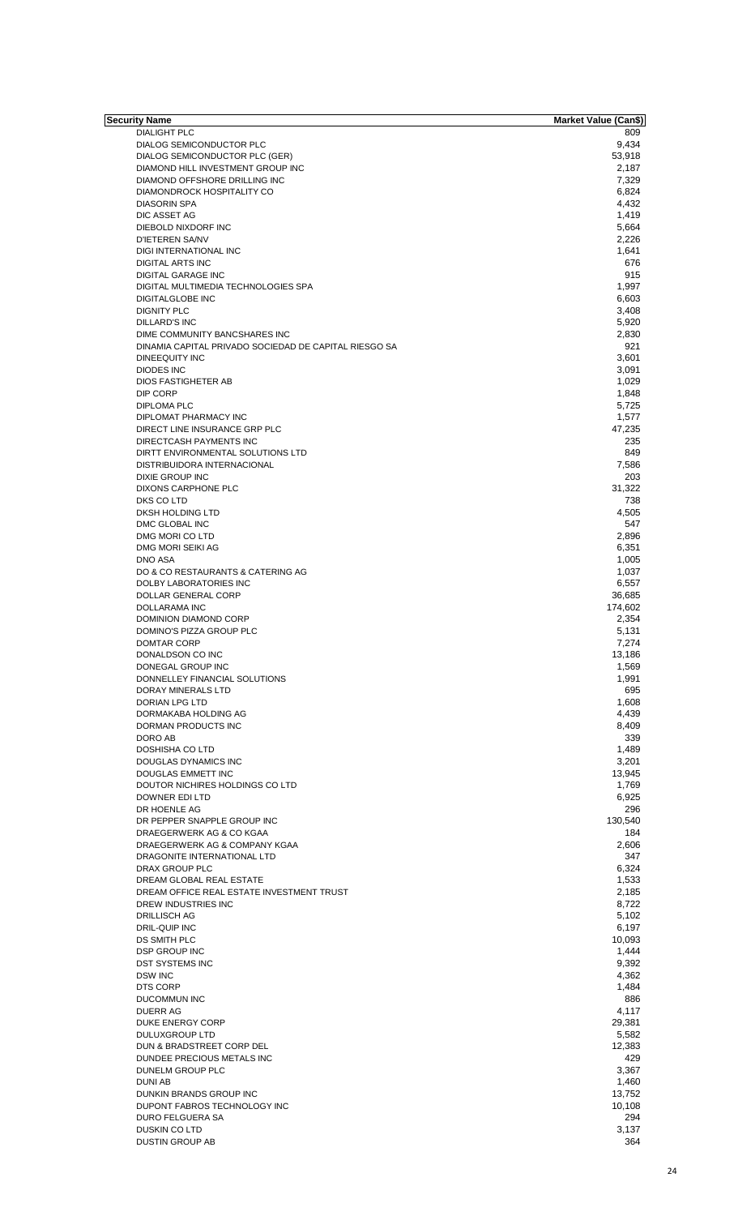| Security Name | Market Value (Can$) |
| --- | --- |
| DIALIGHT PLC | 809 |
| DIALOG SEMICONDUCTOR PLC | 9,434 |
| DIALOG SEMICONDUCTOR PLC (GER) | 53,918 |
| DIAMOND HILL INVESTMENT GROUP INC | 2,187 |
| DIAMOND OFFSHORE DRILLING INC | 7,329 |
| DIAMONDROCK HOSPITALITY CO | 6,824 |
| DIASORIN SPA | 4,432 |
| DIC ASSET AG | 1,419 |
| DIEBOLD NIXDORF INC | 5,664 |
| D'IETEREN SA/NV | 2,226 |
| DIGI INTERNATIONAL INC | 1,641 |
| DIGITAL ARTS INC | 676 |
| DIGITAL GARAGE INC | 915 |
| DIGITAL MULTIMEDIA TECHNOLOGIES SPA | 1,997 |
| DIGITALGLOBE INC | 6,603 |
| DIGNITY PLC | 3,408 |
| DILLARD'S INC | 5,920 |
| DIME COMMUNITY BANCSHARES INC | 2,830 |
| DINAMIA CAPITAL PRIVADO SOCIEDAD DE CAPITAL RIESGO SA | 921 |
| DINEEQUITY INC | 3,601 |
| DIODES INC | 3,091 |
| DIOS FASTIGHETER AB | 1,029 |
| DIP CORP | 1,848 |
| DIPLOMA PLC | 5,725 |
| DIPLOMAT PHARMACY INC | 1,577 |
| DIRECT LINE INSURANCE GRP PLC | 47,235 |
| DIRECTCASH PAYMENTS INC | 235 |
| DIRTT ENVIRONMENTAL SOLUTIONS LTD | 849 |
| DISTRIBUIDORA INTERNACIONAL | 7,586 |
| DIXIE GROUP INC | 203 |
| DIXONS CARPHONE PLC | 31,322 |
| DKS CO LTD | 738 |
| DKSH HOLDING LTD | 4,505 |
| DMC GLOBAL INC | 547 |
| DMG MORI CO LTD | 2,896 |
| DMG MORI SEIKI AG | 6,351 |
| DNO ASA | 1,005 |
| DO & CO RESTAURANTS & CATERING AG | 1,037 |
| DOLBY LABORATORIES INC | 6,557 |
| DOLLAR GENERAL CORP | 36,685 |
| DOLLARAMA INC | 174,602 |
| DOMINION DIAMOND CORP | 2,354 |
| DOMINO'S PIZZA GROUP PLC | 5,131 |
| DOMTAR CORP | 7,274 |
| DONALDSON CO INC | 13,186 |
| DONEGAL GROUP INC | 1,569 |
| DONNELLEY FINANCIAL SOLUTIONS | 1,991 |
| DORAY MINERALS LTD | 695 |
| DORIAN LPG LTD | 1,608 |
| DORMAKABA HOLDING AG | 4,439 |
| DORMAN PRODUCTS INC | 8,409 |
| DORO AB | 339 |
| DOSHISHA CO LTD | 1,489 |
| DOUGLAS DYNAMICS INC | 3,201 |
| DOUGLAS EMMETT INC | 13,945 |
| DOUTOR NICHIRES HOLDINGS CO LTD | 1,769 |
| DOWNER EDI LTD | 6,925 |
| DR HOENLE AG | 296 |
| DR PEPPER SNAPPLE GROUP INC | 130,540 |
| DRAEGERWERK AG & CO KGAA | 184 |
| DRAEGERWERK AG & COMPANY KGAA | 2,606 |
| DRAGONITE INTERNATIONAL LTD | 347 |
| DRAX GROUP PLC | 6,324 |
| DREAM GLOBAL REAL ESTATE | 1,533 |
| DREAM OFFICE REAL ESTATE INVESTMENT TRUST | 2,185 |
| DREW INDUSTRIES INC | 8,722 |
| DRILLISCH AG | 5,102 |
| DRIL-QUIP INC | 6,197 |
| DS SMITH PLC | 10,093 |
| DSP GROUP INC | 1,444 |
| DST SYSTEMS INC | 9,392 |
| DSW INC | 4,362 |
| DTS CORP | 1,484 |
| DUCOMMUN INC | 886 |
| DUERR AG | 4,117 |
| DUKE ENERGY CORP | 29,381 |
| DULUXGROUP LTD | 5,582 |
| DUN & BRADSTREET CORP DEL | 12,383 |
| DUNDEE PRECIOUS METALS INC | 429 |
| DUNELM GROUP PLC | 3,367 |
| DUNI AB | 1,460 |
| DUNKIN BRANDS GROUP INC | 13,752 |
| DUPONT FABROS TECHNOLOGY INC | 10,108 |
| DURO FELGUERA SA | 294 |
| DUSKIN CO LTD | 3,137 |
| DUSTIN GROUP AB | 364 |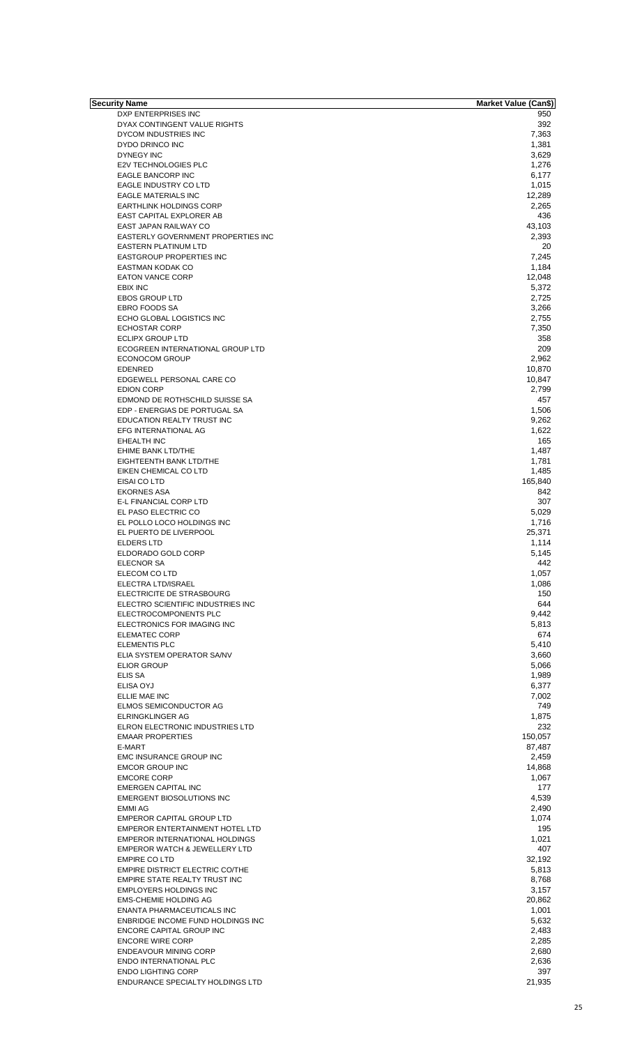| Security Name | Market Value (Can$) |
| --- | --- |
| DXP ENTERPRISES INC | 950 |
| DYAX CONTINGENT VALUE RIGHTS | 392 |
| DYCOM INDUSTRIES INC | 7,363 |
| DYDO DRINCO INC | 1,381 |
| DYNEGY INC | 3,629 |
| E2V TECHNOLOGIES PLC | 1,276 |
| EAGLE BANCORP INC | 6,177 |
| EAGLE INDUSTRY CO LTD | 1,015 |
| EAGLE MATERIALS INC | 12,289 |
| EARTHLINK HOLDINGS CORP | 2,265 |
| EAST CAPITAL EXPLORER AB | 436 |
| EAST JAPAN RAILWAY CO | 43,103 |
| EASTERLY GOVERNMENT PROPERTIES INC | 2,393 |
| EASTERN PLATINUM LTD | 20 |
| EASTGROUP PROPERTIES INC | 7,245 |
| EASTMAN KODAK CO | 1,184 |
| EATON VANCE CORP | 12,048 |
| EBIX INC | 5,372 |
| EBOS GROUP LTD | 2,725 |
| EBRO FOODS SA | 3,266 |
| ECHO GLOBAL LOGISTICS INC | 2,755 |
| ECHOSTAR CORP | 7,350 |
| ECLIPX GROUP LTD | 358 |
| ECOGREEN INTERNATIONAL GROUP LTD | 209 |
| ECONOCOM GROUP | 2,962 |
| EDENRED | 10,870 |
| EDGEWELL PERSONAL CARE CO | 10,847 |
| EDION CORP | 2,799 |
| EDMOND DE ROTHSCHILD SUISSE SA | 457 |
| EDP - ENERGIAS DE PORTUGAL SA | 1,506 |
| EDUCATION REALTY TRUST INC | 9,262 |
| EFG INTERNATIONAL AG | 1,622 |
| EHEALTH INC | 165 |
| EHIME BANK LTD/THE | 1,487 |
| EIGHTEENTH BANK LTD/THE | 1,781 |
| EIKEN CHEMICAL CO LTD | 1,485 |
| EISAI CO LTD | 165,840 |
| EKORNES ASA | 842 |
| E-L FINANCIAL CORP LTD | 307 |
| EL PASO ELECTRIC CO | 5,029 |
| EL POLLO LOCO HOLDINGS INC | 1,716 |
| EL PUERTO DE LIVERPOOL | 25,371 |
| ELDERS LTD | 1,114 |
| ELDORADO GOLD CORP | 5,145 |
| ELECNOR SA | 442 |
| ELECOM CO LTD | 1,057 |
| ELECTRA LTD/ISRAEL | 1,086 |
| ELECTRICITE DE STRASBOURG | 150 |
| ELECTRO SCIENTIFIC INDUSTRIES INC | 644 |
| ELECTROCOMPONENTS PLC | 9,442 |
| ELECTRONICS FOR IMAGING INC | 5,813 |
| ELEMATEC CORP | 674 |
| ELEMENTIS PLC | 5,410 |
| ELIA SYSTEM OPERATOR SA/NV | 3,660 |
| ELIOR GROUP | 5,066 |
| ELIS SA | 1,989 |
| ELISA OYJ | 6,377 |
| ELLIE MAE INC | 7,002 |
| ELMOS SEMICONDUCTOR AG | 749 |
| ELRINGKLINGER AG | 1,875 |
| ELRON ELECTRONIC INDUSTRIES LTD | 232 |
| EMAAR PROPERTIES | 150,057 |
| E-MART | 87,487 |
| EMC INSURANCE GROUP INC | 2,459 |
| EMCOR GROUP INC | 14,868 |
| EMCORE CORP | 1,067 |
| EMERGEN CAPITAL INC | 177 |
| EMERGENT BIOSOLUTIONS INC | 4,539 |
| EMMI AG | 2,490 |
| EMPEROR CAPITAL GROUP LTD | 1,074 |
| EMPEROR ENTERTAINMENT HOTEL LTD | 195 |
| EMPEROR INTERNATIONAL HOLDINGS | 1,021 |
| EMPEROR WATCH & JEWELLERY LTD | 407 |
| EMPIRE CO LTD | 32,192 |
| EMPIRE DISTRICT ELECTRIC CO/THE | 5,813 |
| EMPIRE STATE REALTY TRUST INC | 8,768 |
| EMPLOYERS HOLDINGS INC | 3,157 |
| EMS-CHEMIE HOLDING AG | 20,862 |
| ENANTA PHARMACEUTICALS INC | 1,001 |
| ENBRIDGE INCOME FUND HOLDINGS INC | 5,632 |
| ENCORE CAPITAL GROUP INC | 2,483 |
| ENCORE WIRE CORP | 2,285 |
| ENDEAVOUR MINING CORP | 2,680 |
| ENDO INTERNATIONAL PLC | 2,636 |
| ENDO LIGHTING CORP | 397 |
| ENDURANCE SPECIALTY HOLDINGS LTD | 21,935 |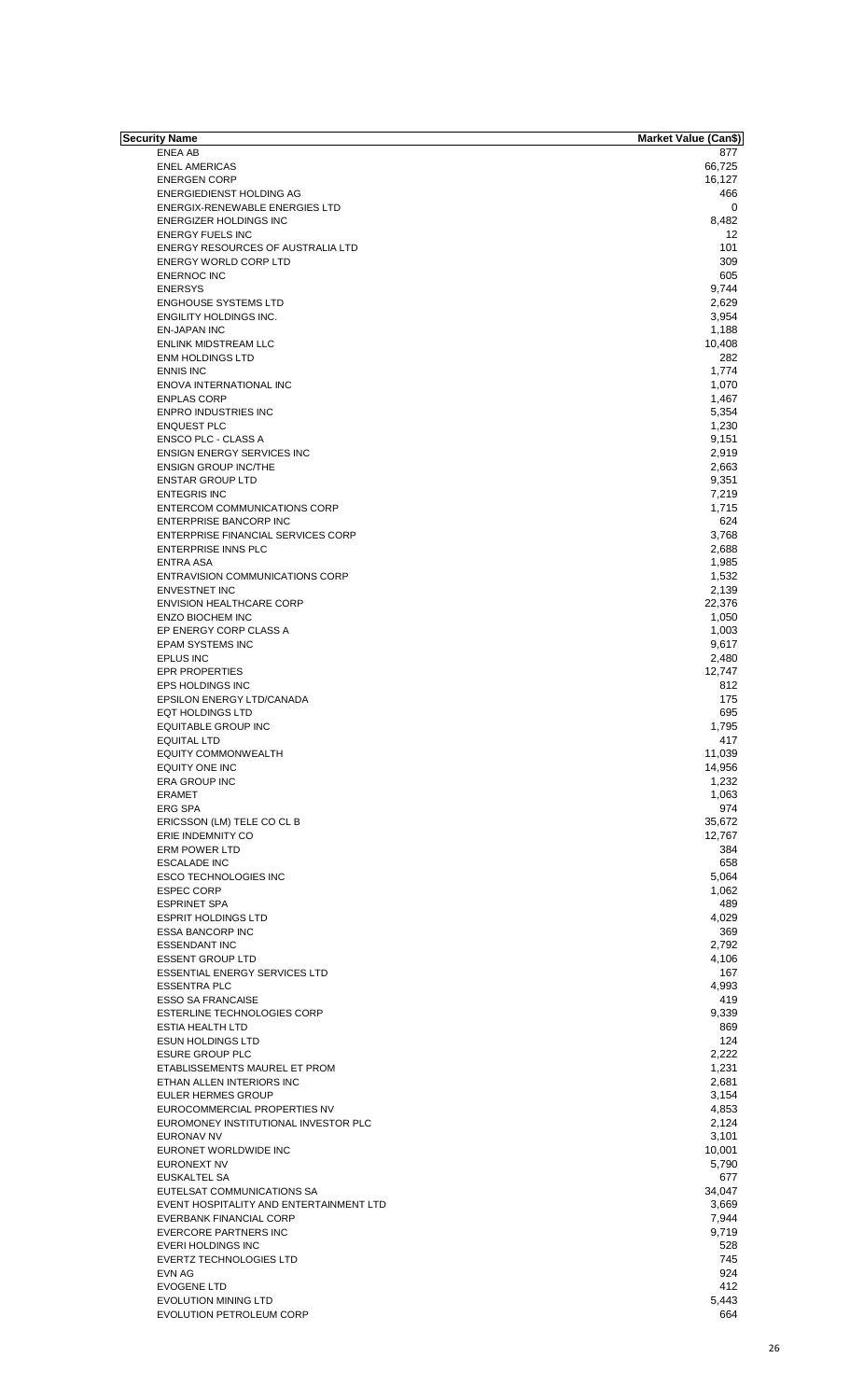| Security Name | Market Value (Can$) |
|---|---|
| ENEA AB | 877 |
| ENEL AMERICAS | 66,725 |
| ENERGEN CORP | 16,127 |
| ENERGIEDIENST HOLDING AG | 466 |
| ENERGIX-RENEWABLE ENERGIES LTD | 0 |
| ENERGIZER HOLDINGS INC | 8,482 |
| ENERGY FUELS INC | 12 |
| ENERGY RESOURCES OF AUSTRALIA LTD | 101 |
| ENERGY WORLD CORP LTD | 309 |
| ENERNOC INC | 605 |
| ENERSYS | 9,744 |
| ENGHOUSE SYSTEMS LTD | 2,629 |
| ENGILITY HOLDINGS INC. | 3,954 |
| EN-JAPAN INC | 1,188 |
| ENLINK MIDSTREAM LLC | 10,408 |
| ENM HOLDINGS LTD | 282 |
| ENNIS INC | 1,774 |
| ENOVA INTERNATIONAL INC | 1,070 |
| ENPLAS CORP | 1,467 |
| ENPRO INDUSTRIES INC | 5,354 |
| ENQUEST PLC | 1,230 |
| ENSCO PLC - CLASS A | 9,151 |
| ENSIGN ENERGY SERVICES INC | 2,919 |
| ENSIGN GROUP INC/THE | 2,663 |
| ENSTAR GROUP LTD | 9,351 |
| ENTEGRIS INC | 7,219 |
| ENTERCOM COMMUNICATIONS CORP | 1,715 |
| ENTERPRISE BANCORP INC | 624 |
| ENTERPRISE FINANCIAL SERVICES CORP | 3,768 |
| ENTERPRISE INNS PLC | 2,688 |
| ENTRA ASA | 1,985 |
| ENTRAVISION COMMUNICATIONS CORP | 1,532 |
| ENVESTNET INC | 2,139 |
| ENVISION HEALTHCARE CORP | 22,376 |
| ENZO BIOCHEM INC | 1,050 |
| EP ENERGY CORP CLASS A | 1,003 |
| EPAM SYSTEMS INC | 9,617 |
| EPLUS INC | 2,480 |
| EPR PROPERTIES | 12,747 |
| EPS HOLDINGS INC | 812 |
| EPSILON ENERGY LTD/CANADA | 175 |
| EQT HOLDINGS LTD | 695 |
| EQUITABLE GROUP INC | 1,795 |
| EQUITAL LTD | 417 |
| EQUITY COMMONWEALTH | 11,039 |
| EQUITY ONE INC | 14,956 |
| ERA GROUP INC | 1,232 |
| ERAMET | 1,063 |
| ERG SPA | 974 |
| ERICSSON (LM) TELE CO CL B | 35,672 |
| ERIE INDEMNITY CO | 12,767 |
| ERM POWER LTD | 384 |
| ESCALADE INC | 658 |
| ESCO TECHNOLOGIES INC | 5,064 |
| ESPEC CORP | 1,062 |
| ESPRINET SPA | 489 |
| ESPRIT HOLDINGS LTD | 4,029 |
| ESSA BANCORP INC | 369 |
| ESSENDANT INC | 2,792 |
| ESSENT GROUP LTD | 4,106 |
| ESSENTIAL ENERGY SERVICES LTD | 167 |
| ESSENTRA PLC | 4,993 |
| ESSO SA FRANCAISE | 419 |
| ESTERLINE TECHNOLOGIES CORP | 9,339 |
| ESTIA HEALTH LTD | 869 |
| ESUN HOLDINGS LTD | 124 |
| ESURE GROUP PLC | 2,222 |
| ETABLISSEMENTS MAUREL ET PROM | 1,231 |
| ETHAN ALLEN INTERIORS INC | 2,681 |
| EULER HERMES GROUP | 3,154 |
| EUROCOMMERCIAL PROPERTIES NV | 4,853 |
| EUROMONEY INSTITUTIONAL INVESTOR PLC | 2,124 |
| EURONAV NV | 3,101 |
| EURONET WORLDWIDE INC | 10,001 |
| EURONEXT NV | 5,790 |
| EUSKALTEL SA | 677 |
| EUTELSAT COMMUNICATIONS SA | 34,047 |
| EVENT HOSPITALITY AND ENTERTAINMENT LTD | 3,669 |
| EVERBANK FINANCIAL CORP | 7,944 |
| EVERCORE PARTNERS INC | 9,719 |
| EVERI HOLDINGS INC | 528 |
| EVERTZ TECHNOLOGIES LTD | 745 |
| EVN AG | 924 |
| EVOGENE LTD | 412 |
| EVOLUTION MINING LTD | 5,443 |
| EVOLUTION PETROLEUM CORP | 664 |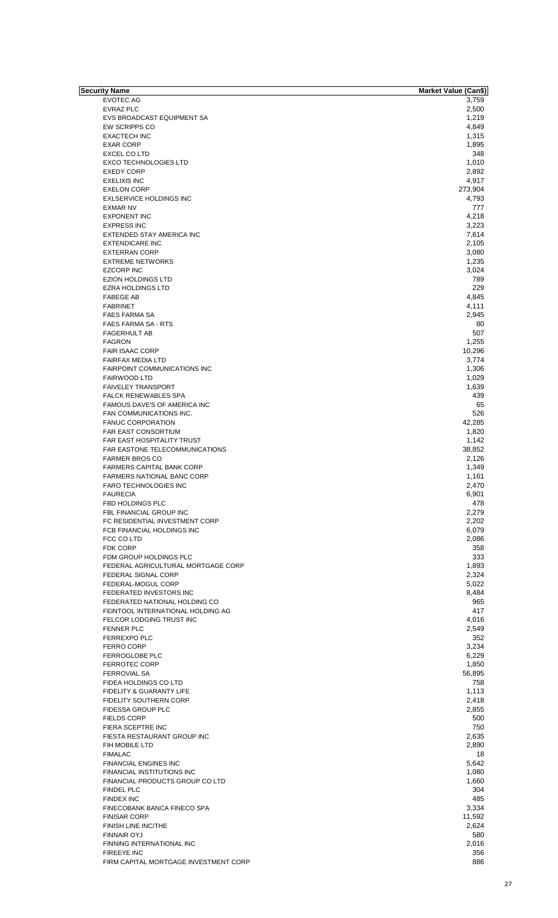| Security Name | Market Value (Can$) |
|---|---|
| EVOTEC AG | 3,759 |
| EVRAZ PLC | 2,500 |
| EVS BROADCAST EQUIPMENT SA | 1,219 |
| EW SCRIPPS CO | 4,849 |
| EXACTECH INC | 1,315 |
| EXAR CORP | 1,895 |
| EXCEL CO LTD | 348 |
| EXCO TECHNOLOGIES LTD | 1,010 |
| EXEDY CORP | 2,892 |
| EXELIXIS INC | 4,917 |
| EXELON CORP | 273,904 |
| EXLSERVICE HOLDINGS INC | 4,793 |
| EXMAR NV | 777 |
| EXPONENT INC | 4,218 |
| EXPRESS INC | 3,223 |
| EXTENDED STAY AMERICA INC | 7,614 |
| EXTENDICARE INC | 2,105 |
| EXTERRAN CORP | 3,080 |
| EXTREME NETWORKS | 1,235 |
| EZCORP INC | 3,024 |
| EZION HOLDINGS LTD | 789 |
| EZRA HOLDINGS LTD | 229 |
| FABEGE AB | 4,845 |
| FABRINET | 4,111 |
| FAES FARMA SA | 2,945 |
| FAES FARMA SA - RTS | 80 |
| FAGERHULT AB | 507 |
| FAGRON | 1,255 |
| FAIR ISAAC CORP | 10,296 |
| FAIRFAX MEDIA LTD | 3,774 |
| FAIRPOINT COMMUNICATIONS INC | 1,306 |
| FAIRWOOD LTD | 1,029 |
| FAIVELEY TRANSPORT | 1,639 |
| FALCK RENEWABLES SPA | 439 |
| FAMOUS DAVE'S OF AMERICA INC | 65 |
| FAN COMMUNICATIONS INC. | 526 |
| FANUC CORPORATION | 42,285 |
| FAR EAST CONSORTIUM | 1,820 |
| FAR EAST HOSPITALITY TRUST | 1,142 |
| FAR EASTONE TELECOMMUNICATIONS | 38,852 |
| FARMER BROS CO | 2,126 |
| FARMERS CAPITAL BANK CORP | 1,349 |
| FARMERS NATIONAL BANC CORP | 1,161 |
| FARO TECHNOLOGIES INC | 2,470 |
| FAURECIA | 6,901 |
| FBD HOLDINGS PLC | 478 |
| FBL FINANCIAL GROUP INC | 2,279 |
| FC RESIDENTIAL INVESTMENT CORP | 2,202 |
| FCB FINANCIAL HOLDINGS INC | 6,079 |
| FCC CO LTD | 2,086 |
| FDK CORP | 358 |
| FDM GROUP HOLDINGS PLC | 333 |
| FEDERAL AGRICULTURAL MORTGAGE CORP | 1,893 |
| FEDERAL SIGNAL CORP | 2,324 |
| FEDERAL-MOGUL CORP | 5,022 |
| FEDERATED INVESTORS INC | 8,484 |
| FEDERATED NATIONAL HOLDING CO | 965 |
| FEINTOOL INTERNATIONAL HOLDING AG | 417 |
| FELCOR LODGING TRUST INC | 4,016 |
| FENNER PLC | 2,549 |
| FERREXPO PLC | 352 |
| FERRO CORP | 3,234 |
| FERROGLOBE PLC | 6,229 |
| FERROTEC CORP | 1,850 |
| FERROVIAL SA | 56,895 |
| FIDEA HOLDINGS CO LTD | 758 |
| FIDELITY & GUARANTY LIFE | 1,113 |
| FIDELITY SOUTHERN CORP | 2,418 |
| FIDESSA GROUP PLC | 2,855 |
| FIELDS CORP | 500 |
| FIERA SCEPTRE INC | 750 |
| FIESTA RESTAURANT GROUP INC | 2,635 |
| FIH MOBILE LTD | 2,890 |
| FIMALAC | 18 |
| FINANCIAL ENGINES INC | 5,642 |
| FINANCIAL INSTITUTIONS INC | 1,080 |
| FINANCIAL PRODUCTS GROUP CO LTD | 1,660 |
| FINDEL PLC | 304 |
| FINDEX INC | 485 |
| FINECOBANK BANCA FINECO SPA | 3,334 |
| FINISAR CORP | 11,592 |
| FINISH LINE INC/THE | 2,624 |
| FINNAIR OYJ | 580 |
| FINNING INTERNATIONAL INC | 2,016 |
| FIREEYE INC | 356 |
| FIRM CAPITAL MORTGAGE INVESTMENT CORP | 886 |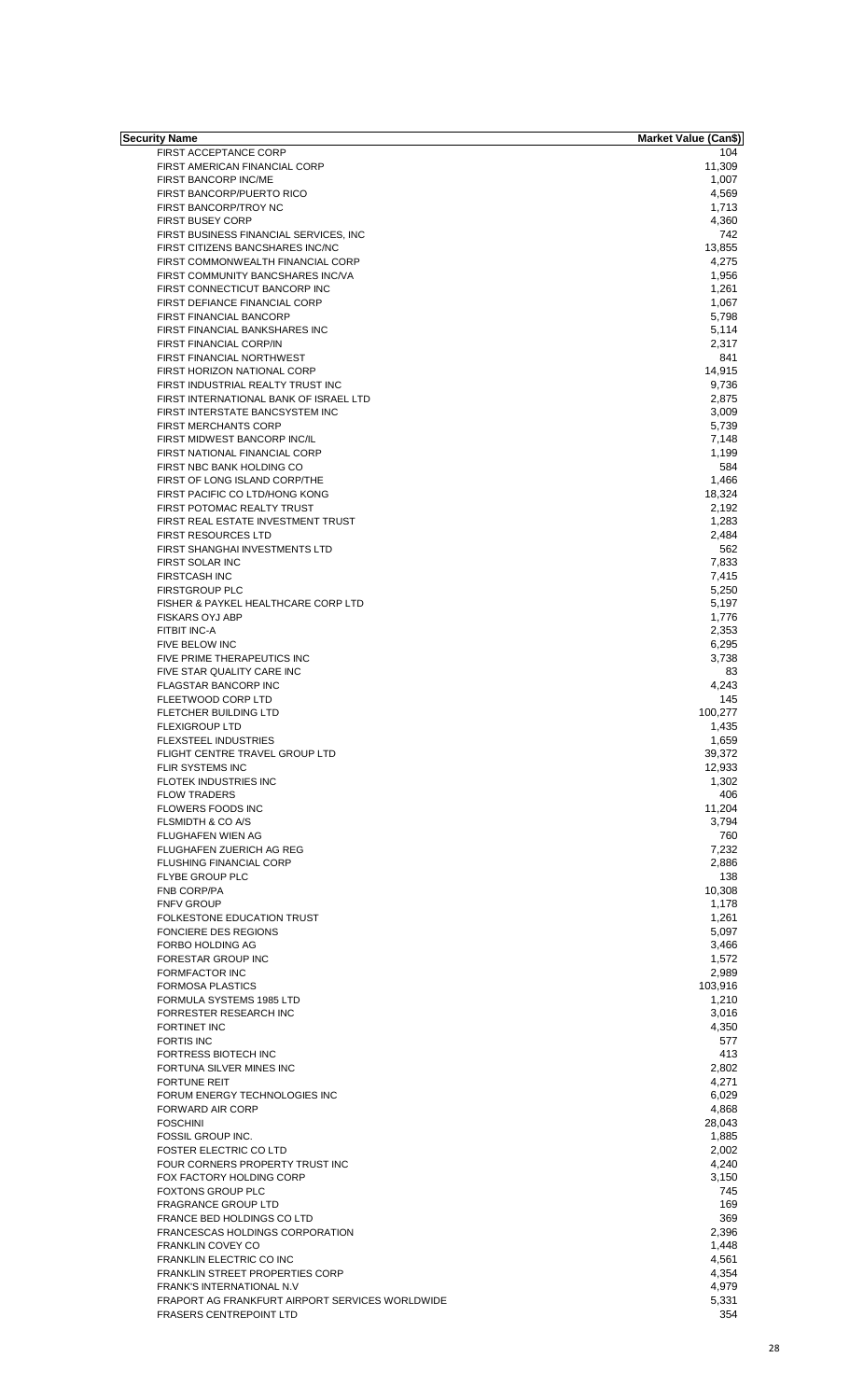| Security Name | Market Value (Can$) |
|---|---|
| FIRST ACCEPTANCE CORP | 104 |
| FIRST AMERICAN FINANCIAL CORP | 11,309 |
| FIRST BANCORP INC/ME | 1,007 |
| FIRST BANCORP/PUERTO RICO | 4,569 |
| FIRST BANCORP/TROY NC | 1,713 |
| FIRST BUSEY CORP | 4,360 |
| FIRST BUSINESS FINANCIAL SERVICES, INC | 742 |
| FIRST CITIZENS BANCSHARES INC/NC | 13,855 |
| FIRST COMMONWEALTH FINANCIAL CORP | 4,275 |
| FIRST COMMUNITY BANCSHARES INC/VA | 1,956 |
| FIRST CONNECTICUT BANCORP INC | 1,261 |
| FIRST DEFIANCE FINANCIAL CORP | 1,067 |
| FIRST FINANCIAL BANCORP | 5,798 |
| FIRST FINANCIAL BANKSHARES INC | 5,114 |
| FIRST FINANCIAL CORP/IN | 2,317 |
| FIRST FINANCIAL NORTHWEST | 841 |
| FIRST HORIZON NATIONAL CORP | 14,915 |
| FIRST INDUSTRIAL REALTY TRUST INC | 9,736 |
| FIRST INTERNATIONAL BANK OF ISRAEL LTD | 2,875 |
| FIRST INTERSTATE BANCSYSTEM INC | 3,009 |
| FIRST MERCHANTS CORP | 5,739 |
| FIRST MIDWEST BANCORP INC/IL | 7,148 |
| FIRST NATIONAL FINANCIAL CORP | 1,199 |
| FIRST NBC BANK HOLDING CO | 584 |
| FIRST OF LONG ISLAND CORP/THE | 1,466 |
| FIRST PACIFIC CO LTD/HONG KONG | 18,324 |
| FIRST POTOMAC REALTY TRUST | 2,192 |
| FIRST REAL ESTATE INVESTMENT TRUST | 1,283 |
| FIRST RESOURCES LTD | 2,484 |
| FIRST SHANGHAI INVESTMENTS LTD | 562 |
| FIRST SOLAR INC | 7,833 |
| FIRSTCASH INC | 7,415 |
| FIRSTGROUP PLC | 5,250 |
| FISHER & PAYKEL HEALTHCARE CORP LTD | 5,197 |
| FISKARS OYJ ABP | 1,776 |
| FITBIT INC-A | 2,353 |
| FIVE BELOW INC | 6,295 |
| FIVE PRIME THERAPEUTICS INC | 3,738 |
| FIVE STAR QUALITY CARE INC | 83 |
| FLAGSTAR BANCORP INC | 4,243 |
| FLEETWOOD CORP LTD | 145 |
| FLETCHER BUILDING LTD | 100,277 |
| FLEXIGROUP LTD | 1,435 |
| FLEXSTEEL INDUSTRIES | 1,659 |
| FLIGHT CENTRE TRAVEL GROUP LTD | 39,372 |
| FLIR SYSTEMS INC | 12,933 |
| FLOTEK INDUSTRIES INC | 1,302 |
| FLOW TRADERS | 406 |
| FLOWERS FOODS INC | 11,204 |
| FLSMIDTH & CO A/S | 3,794 |
| FLUGHAFEN WIEN AG | 760 |
| FLUGHAFEN ZUERICH AG REG | 7,232 |
| FLUSHING FINANCIAL CORP | 2,886 |
| FLYBE GROUP PLC | 138 |
| FNB CORP/PA | 10,308 |
| FNFV GROUP | 1,178 |
| FOLKESTONE EDUCATION TRUST | 1,261 |
| FONCIERE DES REGIONS | 5,097 |
| FORBO HOLDING AG | 3,466 |
| FORESTAR GROUP INC | 1,572 |
| FORMFACTOR INC | 2,989 |
| FORMOSA PLASTICS | 103,916 |
| FORMULA SYSTEMS 1985 LTD | 1,210 |
| FORRESTER RESEARCH INC | 3,016 |
| FORTINET INC | 4,350 |
| FORTIS INC | 577 |
| FORTRESS BIOTECH INC | 413 |
| FORTUNA SILVER MINES INC | 2,802 |
| FORTUNE REIT | 4,271 |
| FORUM ENERGY TECHNOLOGIES INC | 6,029 |
| FORWARD AIR CORP | 4,868 |
| FOSCHINI | 28,043 |
| FOSSIL GROUP INC. | 1,885 |
| FOSTER ELECTRIC CO LTD | 2,002 |
| FOUR CORNERS PROPERTY TRUST INC | 4,240 |
| FOX FACTORY HOLDING CORP | 3,150 |
| FOXTONS GROUP PLC | 745 |
| FRAGRANCE GROUP LTD | 169 |
| FRANCE BED HOLDINGS CO LTD | 369 |
| FRANCESCAS HOLDINGS CORPORATION | 2,396 |
| FRANKLIN COVEY CO | 1,448 |
| FRANKLIN ELECTRIC CO INC | 4,561 |
| FRANKLIN STREET PROPERTIES CORP | 4,354 |
| FRANK'S INTERNATIONAL N.V | 4,979 |
| FRAPORT AG FRANKFURT AIRPORT SERVICES WORLDWIDE | 5,331 |
| FRASERS CENTREPOINT LTD | 354 |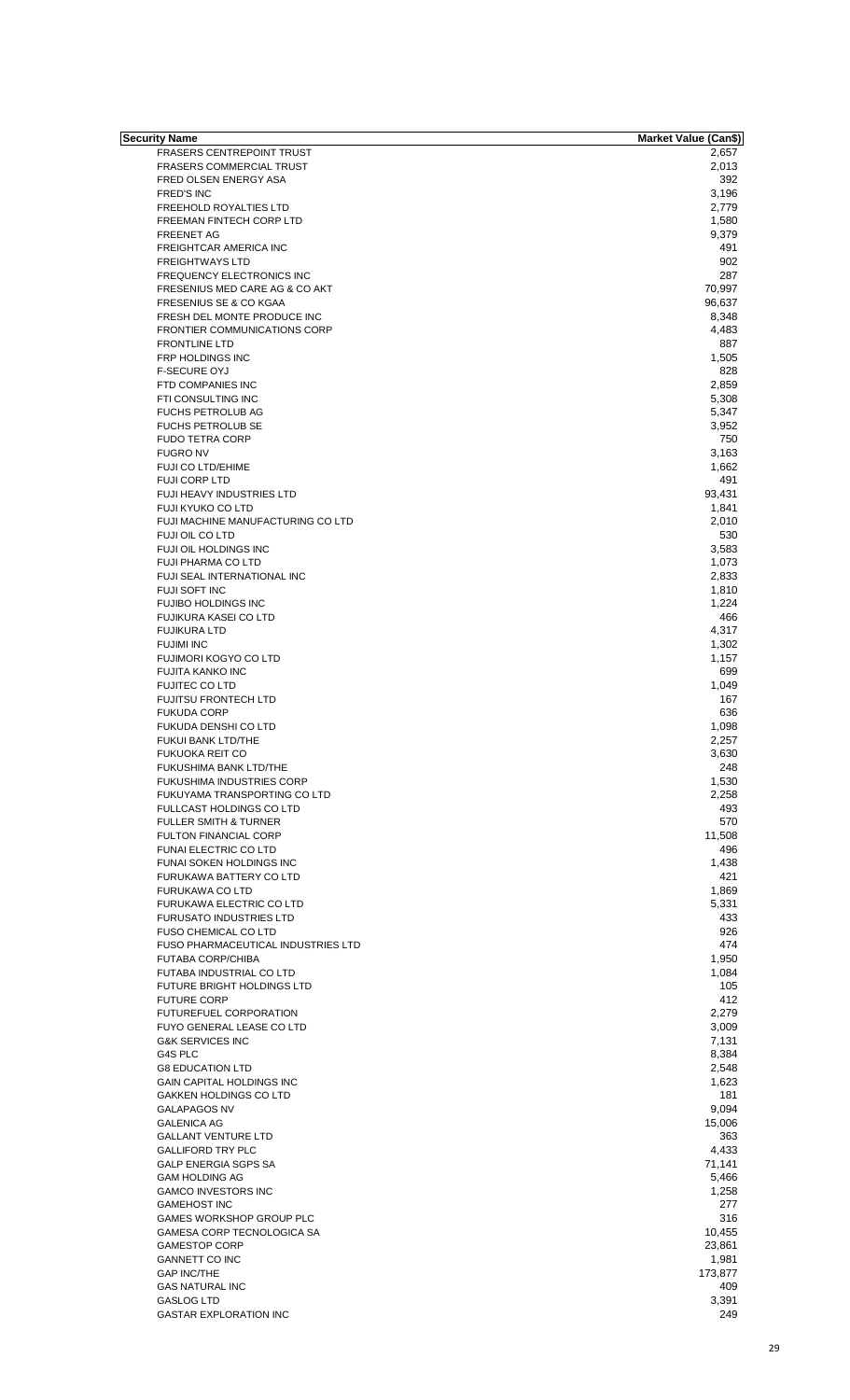| Security Name | Market Value (Can$) |
|---|---|
| FRASERS CENTREPOINT TRUST | 2,657 |
| FRASERS COMMERCIAL TRUST | 2,013 |
| FRED OLSEN ENERGY ASA | 392 |
| FRED'S INC | 3,196 |
| FREEHOLD ROYALTIES LTD | 2,779 |
| FREEMAN FINTECH CORP LTD | 1,580 |
| FREENET AG | 9,379 |
| FREIGHTCAR AMERICA INC | 491 |
| FREIGHTWAYS LTD | 902 |
| FREQUENCY ELECTRONICS INC | 287 |
| FRESENIUS MED CARE AG & CO AKT | 70,997 |
| FRESENIUS SE & CO KGAA | 96,637 |
| FRESH DEL MONTE PRODUCE INC | 8,348 |
| FRONTIER COMMUNICATIONS CORP | 4,483 |
| FRONTLINE LTD | 887 |
| FRP HOLDINGS INC | 1,505 |
| F-SECURE OYJ | 828 |
| FTD COMPANIES INC | 2,859 |
| FTI CONSULTING INC | 5,308 |
| FUCHS PETROLUB AG | 5,347 |
| FUCHS PETROLUB SE | 3,952 |
| FUDO TETRA CORP | 750 |
| FUGRO NV | 3,163 |
| FUJI CO LTD/EHIME | 1,662 |
| FUJI CORP LTD | 491 |
| FUJI HEAVY INDUSTRIES LTD | 93,431 |
| FUJI KYUKO CO LTD | 1,841 |
| FUJI MACHINE MANUFACTURING CO LTD | 2,010 |
| FUJI OIL CO LTD | 530 |
| FUJI OIL HOLDINGS INC | 3,583 |
| FUJI PHARMA CO LTD | 1,073 |
| FUJI SEAL INTERNATIONAL INC | 2,833 |
| FUJI SOFT INC | 1,810 |
| FUJIBO HOLDINGS INC | 1,224 |
| FUJIKURA KASEI CO LTD | 466 |
| FUJIKURA LTD | 4,317 |
| FUJIMI INC | 1,302 |
| FUJIMORI KOGYO CO LTD | 1,157 |
| FUJITA KANKO INC | 699 |
| FUJITEC CO LTD | 1,049 |
| FUJITSU FRONTECH LTD | 167 |
| FUKUDA CORP | 636 |
| FUKUDA DENSHI CO LTD | 1,098 |
| FUKUI BANK LTD/THE | 2,257 |
| FUKUOKA REIT CO | 3,630 |
| FUKUSHIMA BANK LTD/THE | 248 |
| FUKUSHIMA INDUSTRIES CORP | 1,530 |
| FUKUYAMA TRANSPORTING CO LTD | 2,258 |
| FULLCAST HOLDINGS CO LTD | 493 |
| FULLER SMITH & TURNER | 570 |
| FULTON FINANCIAL CORP | 11,508 |
| FUNAI ELECTRIC CO LTD | 496 |
| FUNAI SOKEN HOLDINGS INC | 1,438 |
| FURUKAWA BATTERY CO LTD | 421 |
| FURUKAWA CO LTD | 1,869 |
| FURUKAWA ELECTRIC CO LTD | 5,331 |
| FURUSATO INDUSTRIES LTD | 433 |
| FUSO CHEMICAL CO LTD | 926 |
| FUSO PHARMACEUTICAL INDUSTRIES LTD | 474 |
| FUTABA CORP/CHIBA | 1,950 |
| FUTABA INDUSTRIAL CO LTD | 1,084 |
| FUTURE BRIGHT HOLDINGS LTD | 105 |
| FUTURE CORP | 412 |
| FUTUREFUEL CORPORATION | 2,279 |
| FUYO GENERAL LEASE CO LTD | 3,009 |
| G&K SERVICES INC | 7,131 |
| G4S PLC | 8,384 |
| G8 EDUCATION LTD | 2,548 |
| GAIN CAPITAL HOLDINGS INC | 1,623 |
| GAKKEN HOLDINGS CO LTD | 181 |
| GALAPAGOS NV | 9,094 |
| GALENICA AG | 15,006 |
| GALLANT VENTURE LTD | 363 |
| GALLIFORD TRY PLC | 4,433 |
| GALP ENERGIA SGPS SA | 71,141 |
| GAM HOLDING AG | 5,466 |
| GAMCO INVESTORS INC | 1,258 |
| GAMEHOST INC | 277 |
| GAMES WORKSHOP GROUP PLC | 316 |
| GAMESA CORP TECNOLOGICA SA | 10,455 |
| GAMESTOP CORP | 23,861 |
| GANNETT CO INC | 1,981 |
| GAP INC/THE | 173,877 |
| GAS NATURAL INC | 409 |
| GASLOG LTD | 3,391 |
| GASTAR EXPLORATION INC | 249 |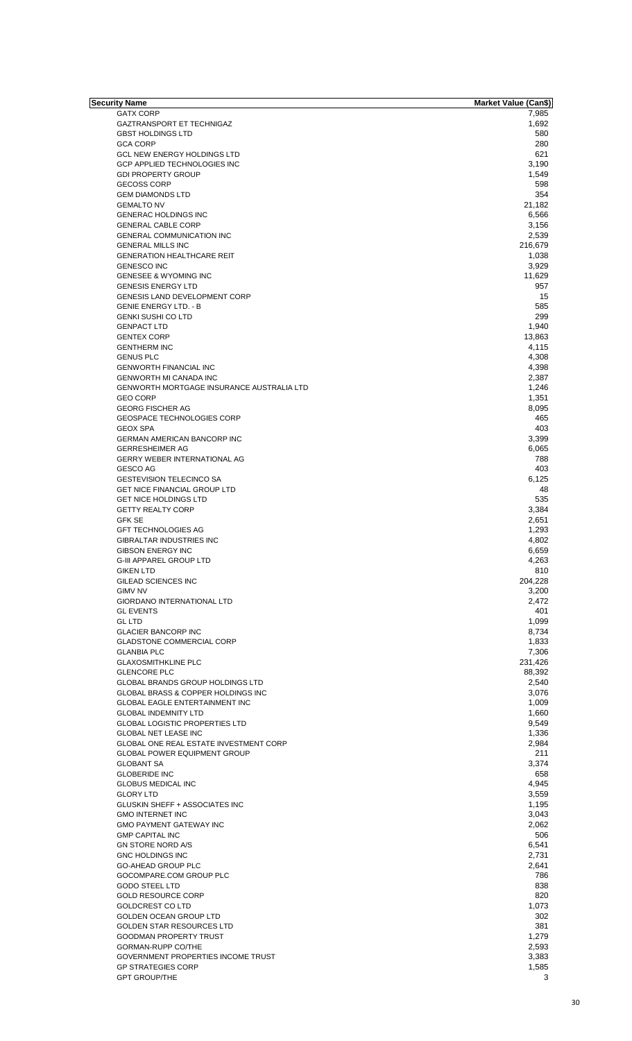| Security Name | Market Value (Can$) |
|---|---|
| GATX CORP | 7,985 |
| GAZTRANSPORT ET TECHNIGAZ | 1,692 |
| GBST HOLDINGS LTD | 580 |
| GCA CORP | 280 |
| GCL NEW ENERGY HOLDINGS LTD | 621 |
| GCP APPLIED TECHNOLOGIES INC | 3,190 |
| GDI PROPERTY GROUP | 1,549 |
| GECOSS CORP | 598 |
| GEM DIAMONDS LTD | 354 |
| GEMALTO NV | 21,182 |
| GENERAC HOLDINGS INC | 6,566 |
| GENERAL CABLE CORP | 3,156 |
| GENERAL COMMUNICATION INC | 2,539 |
| GENERAL MILLS INC | 216,679 |
| GENERATION HEALTHCARE REIT | 1,038 |
| GENESCO INC | 3,929 |
| GENESEE & WYOMING INC | 11,629 |
| GENESIS ENERGY LTD | 957 |
| GENESIS LAND DEVELOPMENT CORP | 15 |
| GENIE ENERGY LTD. - B | 585 |
| GENKI SUSHI CO LTD | 299 |
| GENPACT LTD | 1,940 |
| GENTEX CORP | 13,863 |
| GENTHERM INC | 4,115 |
| GENUS PLC | 4,308 |
| GENWORTH FINANCIAL INC | 4,398 |
| GENWORTH MI CANADA INC | 2,387 |
| GENWORTH MORTGAGE INSURANCE AUSTRALIA LTD | 1,246 |
| GEO CORP | 1,351 |
| GEORG FISCHER AG | 8,095 |
| GEOSPACE TECHNOLOGIES CORP | 465 |
| GEOX SPA | 403 |
| GERMAN AMERICAN BANCORP INC | 3,399 |
| GERRESHEIMER AG | 6,065 |
| GERRY WEBER INTERNATIONAL AG | 788 |
| GESCO AG | 403 |
| GESTEVISION TELECINCO SA | 6,125 |
| GET NICE FINANCIAL GROUP LTD | 48 |
| GET NICE HOLDINGS LTD | 535 |
| GETTY REALTY CORP | 3,384 |
| GFK SE | 2,651 |
| GFT TECHNOLOGIES AG | 1,293 |
| GIBRALTAR INDUSTRIES INC | 4,802 |
| GIBSON ENERGY INC | 6,659 |
| G-III APPAREL GROUP LTD | 4,263 |
| GIKEN LTD | 810 |
| GILEAD SCIENCES INC | 204,228 |
| GIMV NV | 3,200 |
| GIORDANO INTERNATIONAL LTD | 2,472 |
| GL EVENTS | 401 |
| GL LTD | 1,099 |
| GLACIER BANCORP INC | 8,734 |
| GLADSTONE COMMERCIAL CORP | 1,833 |
| GLANBIA PLC | 7,306 |
| GLAXOSMITHKLINE PLC | 231,426 |
| GLENCORE PLC | 88,392 |
| GLOBAL BRANDS GROUP HOLDINGS LTD | 2,540 |
| GLOBAL BRASS & COPPER HOLDINGS INC | 3,076 |
| GLOBAL EAGLE ENTERTAINMENT INC | 1,009 |
| GLOBAL INDEMNITY LTD | 1,660 |
| GLOBAL LOGISTIC PROPERTIES LTD | 9,549 |
| GLOBAL NET LEASE INC | 1,336 |
| GLOBAL ONE REAL ESTATE INVESTMENT CORP | 2,984 |
| GLOBAL POWER EQUIPMENT GROUP | 211 |
| GLOBANT SA | 3,374 |
| GLOBERIDE INC | 658 |
| GLOBUS MEDICAL INC | 4,945 |
| GLORY LTD | 3,559 |
| GLUSKIN SHEFF + ASSOCIATES INC | 1,195 |
| GMO INTERNET INC | 3,043 |
| GMO PAYMENT GATEWAY INC | 2,062 |
| GMP CAPITAL INC | 506 |
| GN STORE NORD A/S | 6,541 |
| GNC HOLDINGS INC | 2,731 |
| GO-AHEAD GROUP PLC | 2,641 |
| GOCOMPARE.COM GROUP PLC | 786 |
| GODO STEEL LTD | 838 |
| GOLD RESOURCE CORP | 820 |
| GOLDCREST CO LTD | 1,073 |
| GOLDEN OCEAN GROUP LTD | 302 |
| GOLDEN STAR RESOURCES LTD | 381 |
| GOODMAN PROPERTY TRUST | 1,279 |
| GORMAN-RUPP CO/THE | 2,593 |
| GOVERNMENT PROPERTIES INCOME TRUST | 3,383 |
| GP STRATEGIES CORP | 1,585 |
| GPT GROUP/THE | 3 |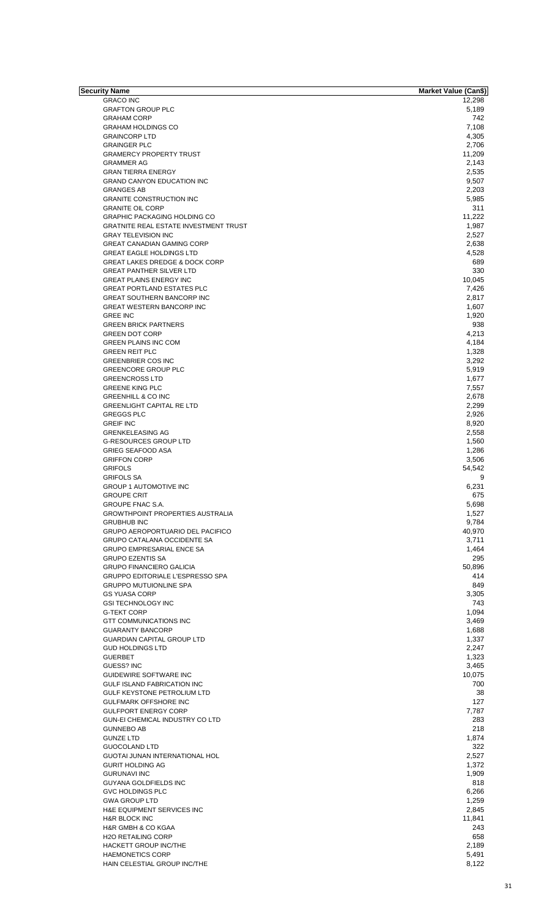| Security Name | Market Value (Can$) |
|---|---|
| GRACO INC | 12,298 |
| GRAFTON GROUP PLC | 5,189 |
| GRAHAM CORP | 742 |
| GRAHAM HOLDINGS CO | 7,108 |
| GRAINCORP LTD | 4,305 |
| GRAINGER PLC | 2,706 |
| GRAMERCY PROPERTY TRUST | 11,209 |
| GRAMMER AG | 2,143 |
| GRAN TIERRA ENERGY | 2,535 |
| GRAND CANYON EDUCATION INC | 9,507 |
| GRANGES AB | 2,203 |
| GRANITE CONSTRUCTION INC | 5,985 |
| GRANITE OIL CORP | 311 |
| GRAPHIC PACKAGING HOLDING CO | 11,222 |
| GRATNITE REAL ESTATE INVESTMENT TRUST | 1,987 |
| GRAY TELEVISION INC | 2,527 |
| GREAT CANADIAN GAMING CORP | 2,638 |
| GREAT EAGLE HOLDINGS LTD | 4,528 |
| GREAT LAKES DREDGE & DOCK CORP | 689 |
| GREAT PANTHER SILVER LTD | 330 |
| GREAT PLAINS ENERGY INC | 10,045 |
| GREAT PORTLAND ESTATES PLC | 7,426 |
| GREAT SOUTHERN BANCORP INC | 2,817 |
| GREAT WESTERN BANCORP INC | 1,607 |
| GREE INC | 1,920 |
| GREEN BRICK PARTNERS | 938 |
| GREEN DOT CORP | 4,213 |
| GREEN PLAINS INC COM | 4,184 |
| GREEN REIT PLC | 1,328 |
| GREENBRIER COS INC | 3,292 |
| GREENCORE GROUP PLC | 5,919 |
| GREENCROSS LTD | 1,677 |
| GREENE KING PLC | 7,557 |
| GREENHILL & CO INC | 2,678 |
| GREENLIGHT CAPITAL RE LTD | 2,299 |
| GREGGS PLC | 2,926 |
| GREIF INC | 8,920 |
| GRENKELEASING AG | 2,558 |
| G-RESOURCES GROUP LTD | 1,560 |
| GRIEG SEAFOOD ASA | 1,286 |
| GRIFFON CORP | 3,506 |
| GRIFOLS | 54,542 |
| GRIFOLS SA | 9 |
| GROUP 1 AUTOMOTIVE INC | 6,231 |
| GROUPE CRIT | 675 |
| GROUPE FNAC S.A. | 5,698 |
| GROWTHPOINT PROPERTIES AUSTRALIA | 1,527 |
| GRUBHUB INC | 9,784 |
| GRUPO AEROPORTUARIO DEL PACIFICO | 40,970 |
| GRUPO CATALANA OCCIDENTE SA | 3,711 |
| GRUPO EMPRESARIAL ENCE SA | 1,464 |
| GRUPO EZENTIS SA | 295 |
| GRUPO FINANCIERO GALICIA | 50,896 |
| GRUPPO EDITORIALE L'ESPRESSO SPA | 414 |
| GRUPPO MUTUIONLINE SPA | 849 |
| GS YUASA CORP | 3,305 |
| GSI TECHNOLOGY INC | 743 |
| G-TEKT CORP | 1,094 |
| GTT COMMUNICATIONS INC | 3,469 |
| GUARANTY BANCORP | 1,688 |
| GUARDIAN CAPITAL GROUP LTD | 1,337 |
| GUD HOLDINGS LTD | 2,247 |
| GUERBET | 1,323 |
| GUESS? INC | 3,465 |
| GUIDEWIRE SOFTWARE INC | 10,075 |
| GULF ISLAND FABRICATION INC | 700 |
| GULF KEYSTONE PETROLIUM LTD | 38 |
| GULFMARK OFFSHORE INC | 127 |
| GULFPORT ENERGY CORP | 7,787 |
| GUN-EI CHEMICAL INDUSTRY CO LTD | 283 |
| GUNNEBO AB | 218 |
| GUNZE LTD | 1,874 |
| GUOCOLAND LTD | 322 |
| GUOTAI JUNAN INTERNATIONAL HOL | 2,527 |
| GURIT HOLDING AG | 1,372 |
| GURUNAVI INC | 1,909 |
| GUYANA GOLDFIELDS INC | 818 |
| GVC HOLDINGS PLC | 6,266 |
| GWA GROUP LTD | 1,259 |
| H&E EQUIPMENT SERVICES INC | 2,845 |
| H&R BLOCK INC | 11,841 |
| H&R GMBH & CO KGAA | 243 |
| H2O RETAILING CORP | 658 |
| HACKETT GROUP INC/THE | 2,189 |
| HAEMONETICS CORP | 5,491 |
| HAIN CELESTIAL GROUP INC/THE | 8,122 |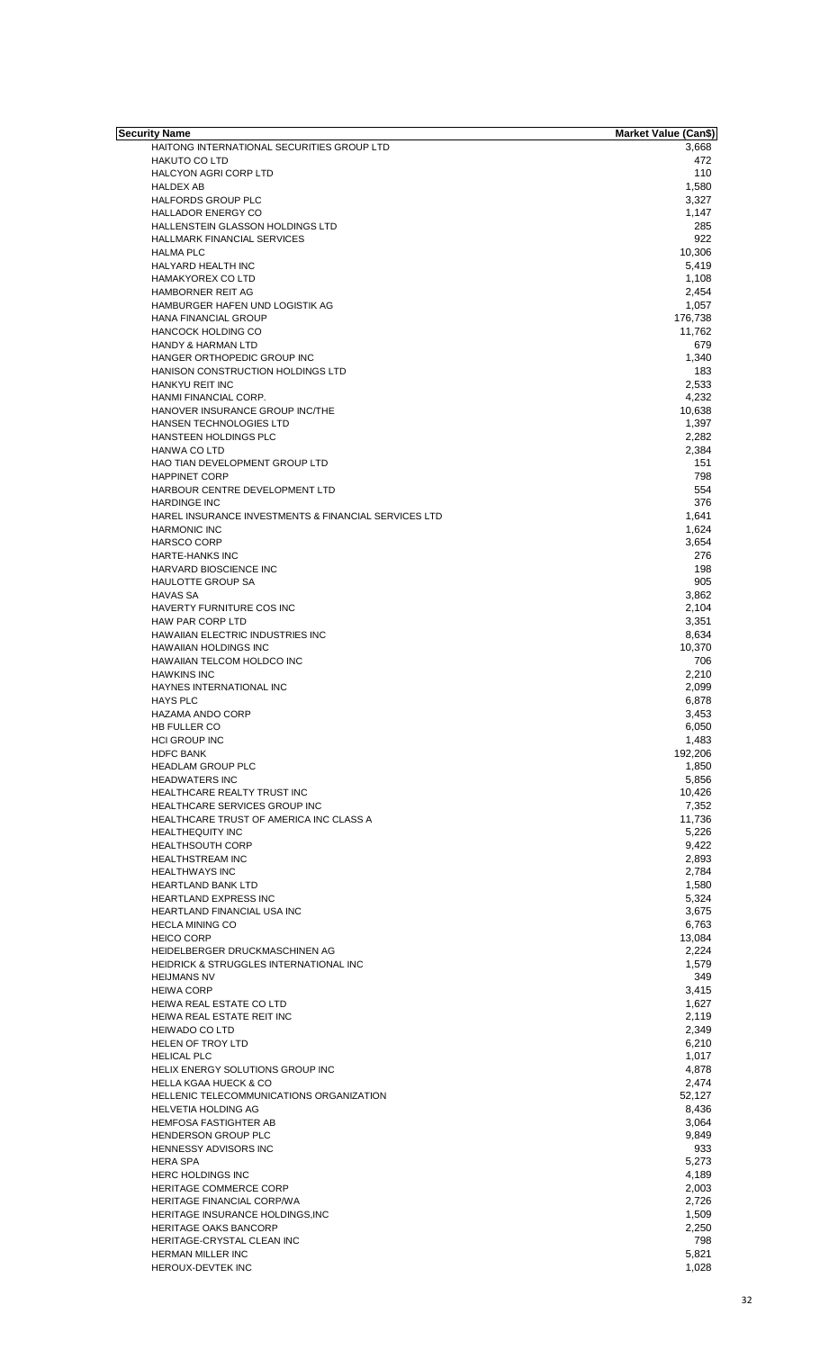| Security Name | Market Value (Can$) |
| --- | --- |
| HAITONG INTERNATIONAL SECURITIES GROUP LTD | 3,668 |
| HAKUTO CO LTD | 472 |
| HALCYON AGRI CORP LTD | 110 |
| HALDEX AB | 1,580 |
| HALFORDS GROUP PLC | 3,327 |
| HALLADOR ENERGY CO | 1,147 |
| HALLENSTEIN GLASSON HOLDINGS LTD | 285 |
| HALLMARK FINANCIAL SERVICES | 922 |
| HALMA PLC | 10,306 |
| HALYARD HEALTH INC | 5,419 |
| HAMAKYOREX CO LTD | 1,108 |
| HAMBORNER REIT AG | 2,454 |
| HAMBURGER HAFEN UND LOGISTIK AG | 1,057 |
| HANA FINANCIAL GROUP | 176,738 |
| HANCOCK HOLDING CO | 11,762 |
| HANDY & HARMAN LTD | 679 |
| HANGER ORTHOPEDIC GROUP INC | 1,340 |
| HANISON CONSTRUCTION HOLDINGS LTD | 183 |
| HANKYU REIT INC | 2,533 |
| HANMI FINANCIAL CORP. | 4,232 |
| HANOVER INSURANCE GROUP INC/THE | 10,638 |
| HANSEN TECHNOLOGIES LTD | 1,397 |
| HANSTEEN HOLDINGS PLC | 2,282 |
| HANWA CO LTD | 2,384 |
| HAO TIAN DEVELOPMENT GROUP LTD | 151 |
| HAPPINET CORP | 798 |
| HARBOUR CENTRE DEVELOPMENT LTD | 554 |
| HARDINGE INC | 376 |
| HAREL INSURANCE INVESTMENTS & FINANCIAL SERVICES LTD | 1,641 |
| HARMONIC INC | 1,624 |
| HARSCO CORP | 3,654 |
| HARTE-HANKS INC | 276 |
| HARVARD BIOSCIENCE INC | 198 |
| HAULOTTE GROUP SA | 905 |
| HAVAS SA | 3,862 |
| HAVERTY FURNITURE COS INC | 2,104 |
| HAW PAR CORP LTD | 3,351 |
| HAWAIIAN ELECTRIC INDUSTRIES INC | 8,634 |
| HAWAIIAN HOLDINGS INC | 10,370 |
| HAWAIIAN TELCOM HOLDCO INC | 706 |
| HAWKINS INC | 2,210 |
| HAYNES INTERNATIONAL INC | 2,099 |
| HAYS PLC | 6,878 |
| HAZAMA ANDO CORP | 3,453 |
| HB FULLER CO | 6,050 |
| HCI GROUP INC | 1,483 |
| HDFC BANK | 192,206 |
| HEADLAM GROUP PLC | 1,850 |
| HEADWATERS INC | 5,856 |
| HEALTHCARE REALTY TRUST INC | 10,426 |
| HEALTHCARE SERVICES GROUP INC | 7,352 |
| HEALTHCARE TRUST OF AMERICA INC CLASS A | 11,736 |
| HEALTHEQUITY INC | 5,226 |
| HEALTHSOUTH CORP | 9,422 |
| HEALTHSTREAM INC | 2,893 |
| HEALTHWAYS INC | 2,784 |
| HEARTLAND BANK LTD | 1,580 |
| HEARTLAND EXPRESS INC | 5,324 |
| HEARTLAND FINANCIAL USA INC | 3,675 |
| HECLA MINING CO | 6,763 |
| HEICO CORP | 13,084 |
| HEIDELBERGER DRUCKMASCHINEN AG | 2,224 |
| HEIDRICK & STRUGGLES INTERNATIONAL INC | 1,579 |
| HEIJMANS NV | 349 |
| HEIWA CORP | 3,415 |
| HEIWA REAL ESTATE CO LTD | 1,627 |
| HEIWA REAL ESTATE REIT INC | 2,119 |
| HEIWADO CO LTD | 2,349 |
| HELEN OF TROY LTD | 6,210 |
| HELICAL PLC | 1,017 |
| HELIX ENERGY SOLUTIONS GROUP INC | 4,878 |
| HELLA KGAA HUECK & CO | 2,474 |
| HELLENIC TELECOMMUNICATIONS ORGANIZATION | 52,127 |
| HELVETIA HOLDING AG | 8,436 |
| HEMFOSA FASTIGHTER AB | 3,064 |
| HENDERSON GROUP PLC | 9,849 |
| HENNESSY ADVISORS INC | 933 |
| HERA SPA | 5,273 |
| HERC HOLDINGS INC | 4,189 |
| HERITAGE COMMERCE CORP | 2,003 |
| HERITAGE FINANCIAL CORP/WA | 2,726 |
| HERITAGE INSURANCE HOLDINGS,INC | 1,509 |
| HERITAGE OAKS BANCORP | 2,250 |
| HERITAGE-CRYSTAL CLEAN INC | 798 |
| HERMAN MILLER INC | 5,821 |
| HEROUX-DEVTEK INC | 1,028 |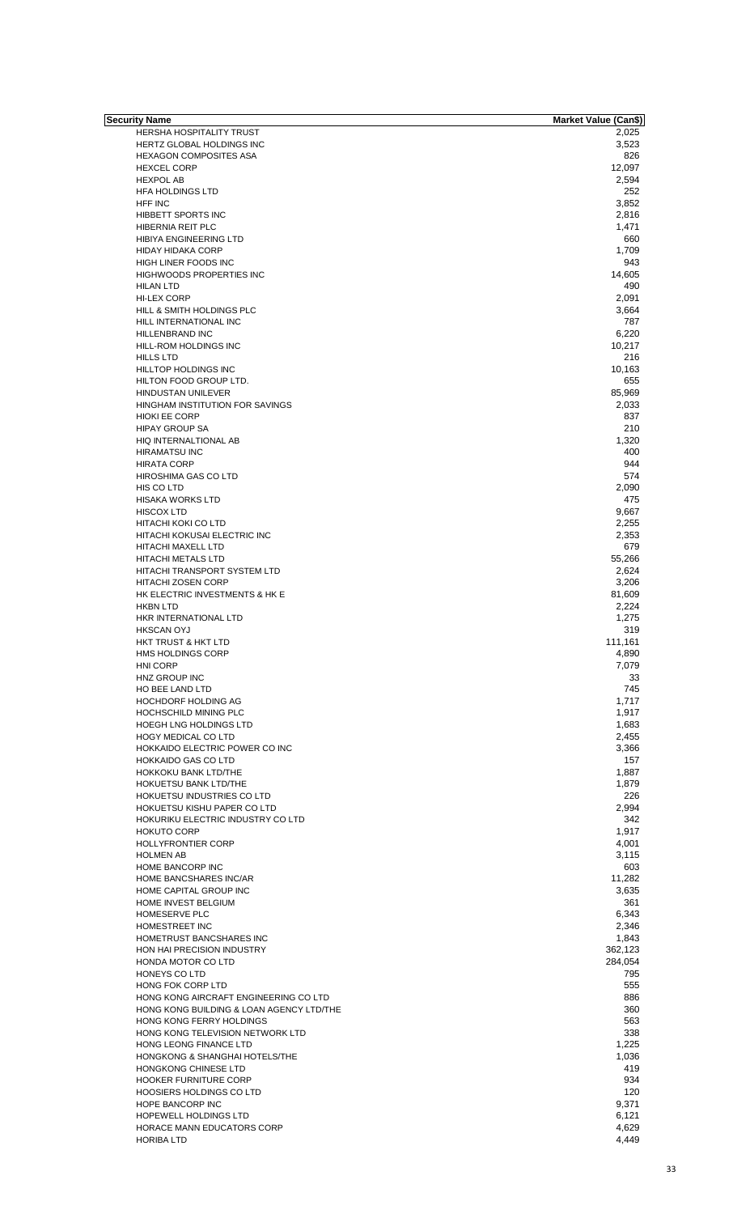| Security Name | Market Value (Can$) |
| --- | --- |
| HERSHA HOSPITALITY TRUST | 2,025 |
| HERTZ GLOBAL HOLDINGS INC | 3,523 |
| HEXAGON COMPOSITES ASA | 826 |
| HEXCEL CORP | 12,097 |
| HEXPOL AB | 2,594 |
| HFA HOLDINGS LTD | 252 |
| HFF INC | 3,852 |
| HIBBETT SPORTS INC | 2,816 |
| HIBERNIA REIT PLC | 1,471 |
| HIBIYA ENGINEERING LTD | 660 |
| HIDAY HIDAKA CORP | 1,709 |
| HIGH LINER FOODS INC | 943 |
| HIGHWOODS PROPERTIES INC | 14,605 |
| HILAN LTD | 490 |
| HI-LEX CORP | 2,091 |
| HILL & SMITH HOLDINGS PLC | 3,664 |
| HILL INTERNATIONAL INC | 787 |
| HILLENBRAND INC | 6,220 |
| HILL-ROM HOLDINGS INC | 10,217 |
| HILLS LTD | 216 |
| HILLTOP HOLDINGS INC | 10,163 |
| HILTON FOOD GROUP LTD. | 655 |
| HINDUSTAN UNILEVER | 85,969 |
| HINGHAM INSTITUTION FOR SAVINGS | 2,033 |
| HIOKI EE CORP | 837 |
| HIPAY GROUP SA | 210 |
| HIQ INTERNALTIONAL AB | 1,320 |
| HIRAMATSU INC | 400 |
| HIRATA CORP | 944 |
| HIROSHIMA GAS CO LTD | 574 |
| HIS CO LTD | 2,090 |
| HISAKA WORKS LTD | 475 |
| HISCOX LTD | 9,667 |
| HITACHI KOKI CO LTD | 2,255 |
| HITACHI KOKUSAI ELECTRIC INC | 2,353 |
| HITACHI MAXELL LTD | 679 |
| HITACHI METALS LTD | 55,266 |
| HITACHI TRANSPORT SYSTEM LTD | 2,624 |
| HITACHI ZOSEN CORP | 3,206 |
| HK ELECTRIC INVESTMENTS & HK E | 81,609 |
| HKBN LTD | 2,224 |
| HKR INTERNATIONAL LTD | 1,275 |
| HKSCAN OYJ | 319 |
| HKT TRUST & HKT LTD | 111,161 |
| HMS HOLDINGS CORP | 4,890 |
| HNI CORP | 7,079 |
| HNZ GROUP INC | 33 |
| HO BEE LAND LTD | 745 |
| HOCHDORF HOLDING AG | 1,717 |
| HOCHSCHILD MINING PLC | 1,917 |
| HOEGH LNG HOLDINGS LTD | 1,683 |
| HOGY MEDICAL CO LTD | 2,455 |
| HOKKAIDO ELECTRIC POWER CO INC | 3,366 |
| HOKKAIDO GAS CO LTD | 157 |
| HOKKOKU BANK LTD/THE | 1,887 |
| HOKUETSU BANK LTD/THE | 1,879 |
| HOKUETSU INDUSTRIES CO LTD | 226 |
| HOKUETSU KISHU PAPER CO LTD | 2,994 |
| HOKURIKU ELECTRIC INDUSTRY CO LTD | 342 |
| HOKUTO CORP | 1,917 |
| HOLLYFRONTIER CORP | 4,001 |
| HOLMEN AB | 3,115 |
| HOME BANCORP INC | 603 |
| HOME BANCSHARES INC/AR | 11,282 |
| HOME CAPITAL GROUP INC | 3,635 |
| HOME INVEST BELGIUM | 361 |
| HOMESERVE PLC | 6,343 |
| HOMESTREET INC | 2,346 |
| HOMETRUST BANCSHARES INC | 1,843 |
| HON HAI PRECISION INDUSTRY | 362,123 |
| HONDA MOTOR CO LTD | 284,054 |
| HONEYS CO LTD | 795 |
| HONG FOK CORP LTD | 555 |
| HONG KONG AIRCRAFT ENGINEERING CO LTD | 886 |
| HONG KONG BUILDING & LOAN AGENCY LTD/THE | 360 |
| HONG KONG FERRY HOLDINGS | 563 |
| HONG KONG TELEVISION NETWORK LTD | 338 |
| HONG LEONG FINANCE LTD | 1,225 |
| HONGKONG & SHANGHAI HOTELS/THE | 1,036 |
| HONGKONG CHINESE LTD | 419 |
| HOOKER FURNITURE CORP | 934 |
| HOOSIERS HOLDINGS CO LTD | 120 |
| HOPE BANCORP INC | 9,371 |
| HOPEWELL HOLDINGS LTD | 6,121 |
| HORACE MANN EDUCATORS CORP | 4,629 |
| HORIBA LTD | 4,449 |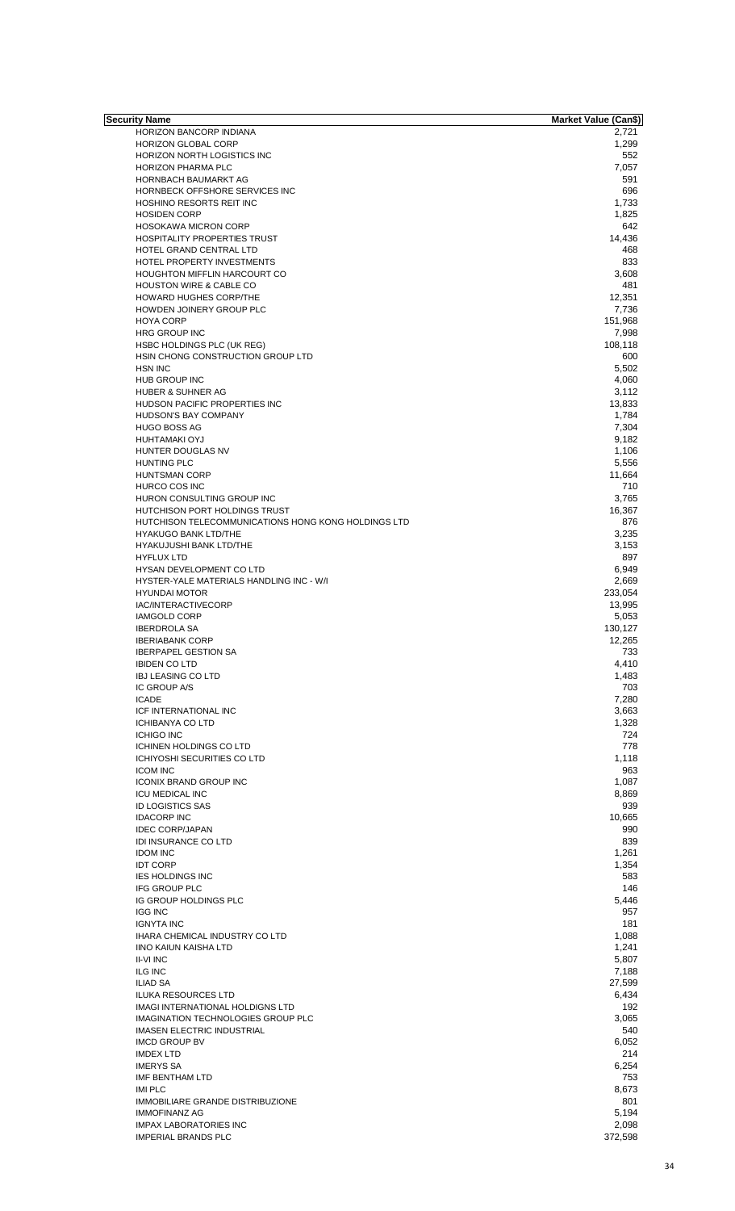| Security Name | Market Value (Can$) |
| --- | --- |
| HORIZON BANCORP INDIANA | 2,721 |
| HORIZON GLOBAL CORP | 1,299 |
| HORIZON NORTH LOGISTICS INC | 552 |
| HORIZON PHARMA PLC | 7,057 |
| HORNBACH BAUMARKT AG | 591 |
| HORNBECK OFFSHORE SERVICES INC | 696 |
| HOSHINO RESORTS REIT INC | 1,733 |
| HOSIDEN CORP | 1,825 |
| HOSOKAWA MICRON CORP | 642 |
| HOSPITALITY PROPERTIES TRUST | 14,436 |
| HOTEL GRAND CENTRAL LTD | 468 |
| HOTEL PROPERTY INVESTMENTS | 833 |
| HOUGHTON MIFFLIN HARCOURT CO | 3,608 |
| HOUSTON WIRE & CABLE CO | 481 |
| HOWARD HUGHES CORP/THE | 12,351 |
| HOWDEN JOINERY GROUP PLC | 7,736 |
| HOYA CORP | 151,968 |
| HRG GROUP INC | 7,998 |
| HSBC HOLDINGS PLC (UK REG) | 108,118 |
| HSIN CHONG CONSTRUCTION GROUP LTD | 600 |
| HSN INC | 5,502 |
| HUB GROUP INC | 4,060 |
| HUBER & SUHNER AG | 3,112 |
| HUDSON PACIFIC PROPERTIES INC | 13,833 |
| HUDSON'S BAY COMPANY | 1,784 |
| HUGO BOSS AG | 7,304 |
| HUHTAMAKI OYJ | 9,182 |
| HUNTER DOUGLAS NV | 1,106 |
| HUNTING PLC | 5,556 |
| HUNTSMAN CORP | 11,664 |
| HURCO COS INC | 710 |
| HURON CONSULTING GROUP INC | 3,765 |
| HUTCHISON PORT HOLDINGS TRUST | 16,367 |
| HUTCHISON TELECOMMUNICATIONS HONG KONG HOLDINGS LTD | 876 |
| HYAKUGO BANK LTD/THE | 3,235 |
| HYAKUJUSHI BANK LTD/THE | 3,153 |
| HYFLUX LTD | 897 |
| HYSAN DEVELOPMENT CO LTD | 6,949 |
| HYSTER-YALE MATERIALS HANDLING INC - W/I | 2,669 |
| HYUNDAI MOTOR | 233,054 |
| IAC/INTERACTIVECORP | 13,995 |
| IAMGOLD CORP | 5,053 |
| IBERDROLA SA | 130,127 |
| IBERIABANK CORP | 12,265 |
| IBERPAPEL GESTION SA | 733 |
| IBIDEN CO LTD | 4,410 |
| IBJ LEASING CO LTD | 1,483 |
| IC GROUP A/S | 703 |
| ICADE | 7,280 |
| ICF INTERNATIONAL INC | 3,663 |
| ICHIBANYA CO LTD | 1,328 |
| ICHIGO INC | 724 |
| ICHINEN HOLDINGS CO LTD | 778 |
| ICHIYOSHI SECURITIES CO LTD | 1,118 |
| ICOM INC | 963 |
| ICONIX BRAND GROUP INC | 1,087 |
| ICU MEDICAL INC | 8,869 |
| ID LOGISTICS SAS | 939 |
| IDACORP INC | 10,665 |
| IDEC CORP/JAPAN | 990 |
| IDI INSURANCE CO LTD | 839 |
| IDOM INC | 1,261 |
| IDT CORP | 1,354 |
| IES HOLDINGS INC | 583 |
| IFG GROUP PLC | 146 |
| IG GROUP HOLDINGS PLC | 5,446 |
| IGG INC | 957 |
| IGNYTA INC | 181 |
| IHARA CHEMICAL INDUSTRY CO LTD | 1,088 |
| IINO KAIUN KAISHA LTD | 1,241 |
| II-VI INC | 5,807 |
| ILG INC | 7,188 |
| ILIAD SA | 27,599 |
| ILUKA RESOURCES LTD | 6,434 |
| IMAGI INTERNATIONAL HOLDIGNS LTD | 192 |
| IMAGINATION TECHNOLOGIES GROUP PLC | 3,065 |
| IMASEN ELECTRIC INDUSTRIAL | 540 |
| IMCD GROUP BV | 6,052 |
| IMDEX LTD | 214 |
| IMERYS SA | 6,254 |
| IMF BENTHAM LTD | 753 |
| IMI PLC | 8,673 |
| IMMOBILIARE GRANDE DISTRIBUZIONE | 801 |
| IMMOFINANZ AG | 5,194 |
| IMPAX LABORATORIES INC | 2,098 |
| IMPERIAL BRANDS PLC | 372,598 |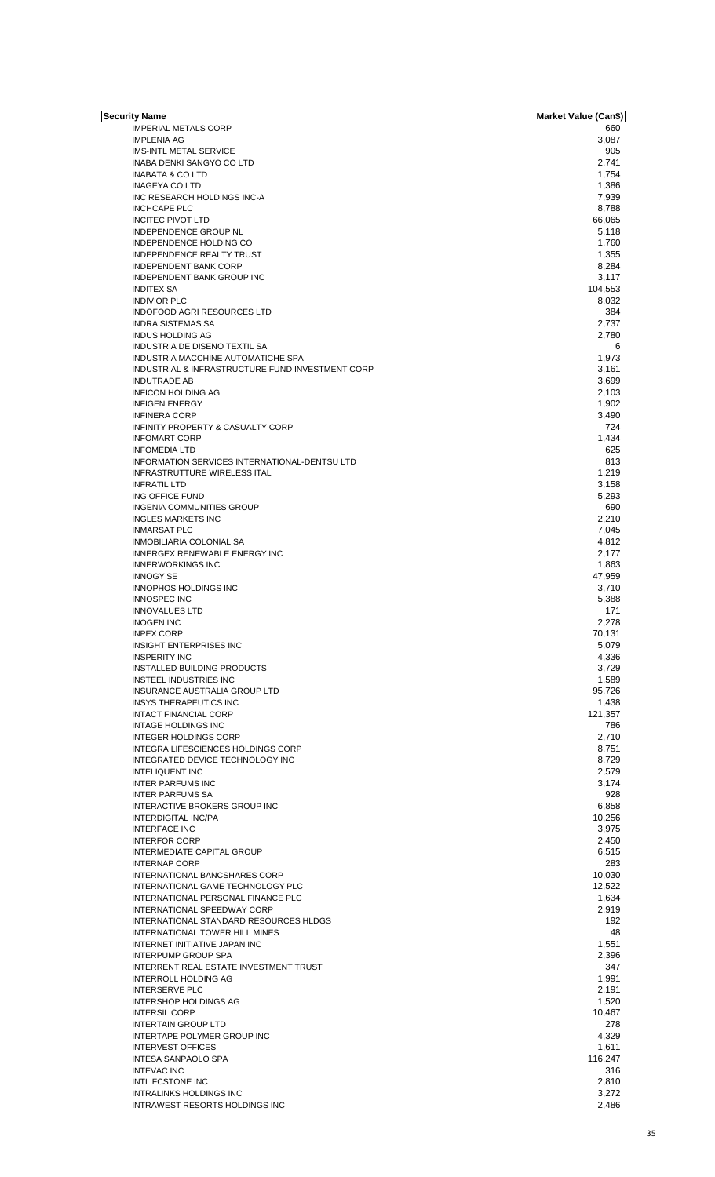| Security Name | Market Value (Can$) |
| --- | --- |
| IMPERIAL METALS CORP | 660 |
| IMPLENIA AG | 3,087 |
| IMS-INTL METAL SERVICE | 905 |
| INABA DENKI SANGYO CO LTD | 2,741 |
| INABATA & CO LTD | 1,754 |
| INAGEYA CO LTD | 1,386 |
| INC RESEARCH HOLDINGS INC-A | 7,939 |
| INCHCAPE PLC | 8,788 |
| INCITEC PIVOT LTD | 66,065 |
| INDEPENDENCE GROUP NL | 5,118 |
| INDEPENDENCE HOLDING CO | 1,760 |
| INDEPENDENCE REALTY TRUST | 1,355 |
| INDEPENDENT BANK CORP | 8,284 |
| INDEPENDENT BANK GROUP INC | 3,117 |
| INDITEX SA | 104,553 |
| INDIVIOR PLC | 8,032 |
| INDOFOOD AGRI RESOURCES LTD | 384 |
| INDRA SISTEMAS SA | 2,737 |
| INDUS HOLDING AG | 2,780 |
| INDUSTRIA DE DISENO TEXTIL SA | 6 |
| INDUSTRIA MACCHINE AUTOMATICHE SPA | 1,973 |
| INDUSTRIAL & INFRASTRUCTURE FUND INVESTMENT CORP | 3,161 |
| INDUTRADE AB | 3,699 |
| INFICON HOLDING AG | 2,103 |
| INFIGEN ENERGY | 1,902 |
| INFINERA CORP | 3,490 |
| INFINITY PROPERTY & CASUALTY CORP | 724 |
| INFOMART CORP | 1,434 |
| INFOMEDIA LTD | 625 |
| INFORMATION SERVICES INTERNATIONAL-DENTSU LTD | 813 |
| INFRASTRUTTURE WIRELESS ITAL | 1,219 |
| INFRATIL LTD | 3,158 |
| ING OFFICE FUND | 5,293 |
| INGENIA COMMUNITIES GROUP | 690 |
| INGLES MARKETS INC | 2,210 |
| INMARSAT PLC | 7,045 |
| INMOBILIARIA COLONIAL SA | 4,812 |
| INNERGEX RENEWABLE ENERGY INC | 2,177 |
| INNERWORKINGS INC | 1,863 |
| INNOGY SE | 47,959 |
| INNOPHOS HOLDINGS INC | 3,710 |
| INNOSPEC INC | 5,388 |
| INNOVALUES LTD | 171 |
| INOGEN INC | 2,278 |
| INPEX CORP | 70,131 |
| INSIGHT ENTERPRISES INC | 5,079 |
| INSPERITY INC | 4,336 |
| INSTALLED BUILDING PRODUCTS | 3,729 |
| INSTEEL INDUSTRIES INC | 1,589 |
| INSURANCE AUSTRALIA GROUP LTD | 95,726 |
| INSYS THERAPEUTICS INC | 1,438 |
| INTACT FINANCIAL CORP | 121,357 |
| INTAGE HOLDINGS INC | 786 |
| INTEGER HOLDINGS CORP | 2,710 |
| INTEGRA LIFESCIENCES HOLDINGS CORP | 8,751 |
| INTEGRATED DEVICE TECHNOLOGY INC | 8,729 |
| INTELIQUENT INC | 2,579 |
| INTER PARFUMS INC | 3,174 |
| INTER PARFUMS SA | 928 |
| INTERACTIVE BROKERS GROUP INC | 6,858 |
| INTERDIGITAL INC/PA | 10,256 |
| INTERFACE INC | 3,975 |
| INTERFOR CORP | 2,450 |
| INTERMEDIATE CAPITAL GROUP | 6,515 |
| INTERNAP CORP | 283 |
| INTERNATIONAL BANCSHARES CORP | 10,030 |
| INTERNATIONAL GAME TECHNOLOGY PLC | 12,522 |
| INTERNATIONAL PERSONAL FINANCE PLC | 1,634 |
| INTERNATIONAL SPEEDWAY CORP | 2,919 |
| INTERNATIONAL STANDARD RESOURCES HLDGS | 192 |
| INTERNATIONAL TOWER HILL MINES | 48 |
| INTERNET INITIATIVE JAPAN INC | 1,551 |
| INTERPUMP GROUP SPA | 2,396 |
| INTERRENT REAL ESTATE INVESTMENT TRUST | 347 |
| INTERROLL HOLDING AG | 1,991 |
| INTERSERVE PLC | 2,191 |
| INTERSHOP HOLDINGS AG | 1,520 |
| INTERSIL CORP | 10,467 |
| INTERTAIN GROUP LTD | 278 |
| INTERTAPE POLYMER GROUP INC | 4,329 |
| INTERVEST OFFICES | 1,611 |
| INTESA SANPAOLO SPA | 116,247 |
| INTEVAC INC | 316 |
| INTL FCSTONE INC | 2,810 |
| INTRALINKS HOLDINGS INC | 3,272 |
| INTRAWEST RESORTS HOLDINGS INC | 2,486 |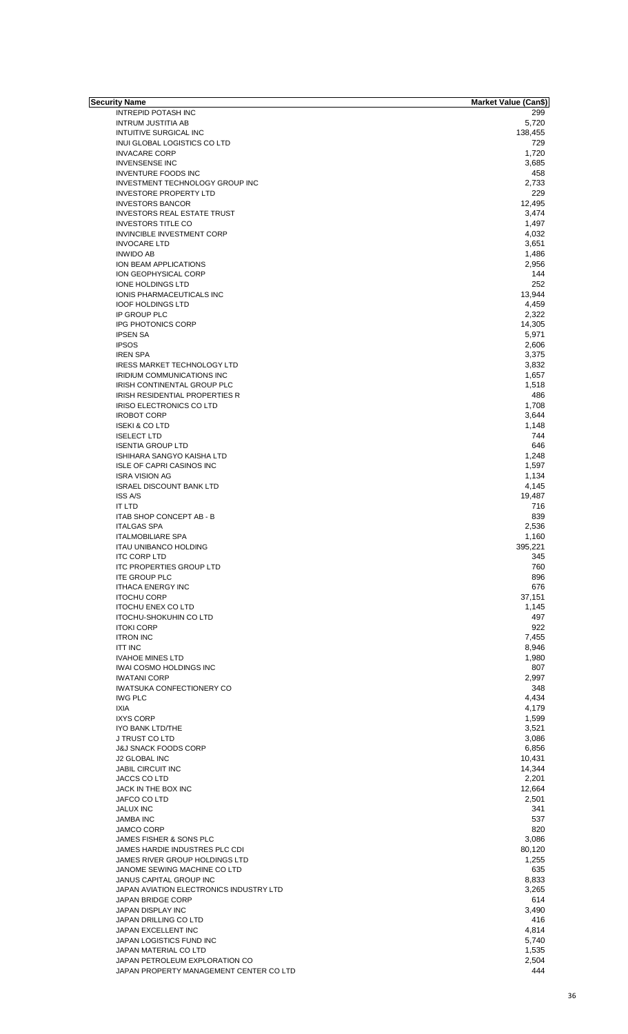| Security Name | Market Value (Can$) |
|---|---|
| INTREPID POTASH INC | 299 |
| INTRUM JUSTITIA AB | 5,720 |
| INTUITIVE SURGICAL INC | 138,455 |
| INUI GLOBAL LOGISTICS CO LTD | 729 |
| INVACARE CORP | 1,720 |
| INVENSENSE INC | 3,685 |
| INVENTURE FOODS INC | 458 |
| INVESTMENT TECHNOLOGY GROUP INC | 2,733 |
| INVESTORE PROPERTY LTD | 229 |
| INVESTORS BANCOR | 12,495 |
| INVESTORS REAL ESTATE TRUST | 3,474 |
| INVESTORS TITLE CO | 1,497 |
| INVINCIBLE INVESTMENT CORP | 4,032 |
| INVOCARE LTD | 3,651 |
| INWIDO AB | 1,486 |
| ION BEAM APPLICATIONS | 2,956 |
| ION GEOPHYSICAL CORP | 144 |
| IONE HOLDINGS LTD | 252 |
| IONIS PHARMACEUTICALS INC | 13,944 |
| IOOF HOLDINGS LTD | 4,459 |
| IP GROUP PLC | 2,322 |
| IPG PHOTONICS CORP | 14,305 |
| IPSEN SA | 5,971 |
| IPSOS | 2,606 |
| IREN SPA | 3,375 |
| IRESS MARKET TECHNOLOGY LTD | 3,832 |
| IRIDIUM COMMUNICATIONS INC | 1,657 |
| IRISH CONTINENTAL GROUP PLC | 1,518 |
| IRISH RESIDENTIAL PROPERTIES R | 486 |
| IRISO ELECTRONICS CO LTD | 1,708 |
| IROBOT CORP | 3,644 |
| ISEKI & CO LTD | 1,148 |
| ISELECT LTD | 744 |
| ISENTIA GROUP LTD | 646 |
| ISHIHARA SANGYO KAISHA LTD | 1,248 |
| ISLE OF CAPRI CASINOS INC | 1,597 |
| ISRA VISION AG | 1,134 |
| ISRAEL DISCOUNT BANK LTD | 4,145 |
| ISS A/S | 19,487 |
| IT LTD | 716 |
| ITAB SHOP CONCEPT AB - B | 839 |
| ITALGAS SPA | 2,536 |
| ITALMOBILIARE SPA | 1,160 |
| ITAU UNIBANCO HOLDING | 395,221 |
| ITC CORP LTD | 345 |
| ITC PROPERTIES GROUP LTD | 760 |
| ITE GROUP PLC | 896 |
| ITHACA ENERGY INC | 676 |
| ITOCHU CORP | 37,151 |
| ITOCHU ENEX CO LTD | 1,145 |
| ITOCHU-SHOKUHIN CO LTD | 497 |
| ITOKI CORP | 922 |
| ITRON INC | 7,455 |
| ITT INC | 8,946 |
| IVAHOE MINES LTD | 1,980 |
| IWAI COSMO HOLDINGS INC | 807 |
| IWATANI CORP | 2,997 |
| IWATSUKA CONFECTIONERY CO | 348 |
| IWG PLC | 4,434 |
| IXIA | 4,179 |
| IXYS CORP | 1,599 |
| IYO BANK LTD/THE | 3,521 |
| J TRUST CO LTD | 3,086 |
| J&J SNACK FOODS CORP | 6,856 |
| J2 GLOBAL INC | 10,431 |
| JABIL CIRCUIT INC | 14,344 |
| JACCS CO LTD | 2,201 |
| JACK IN THE BOX INC | 12,664 |
| JAFCO CO LTD | 2,501 |
| JALUX INC | 341 |
| JAMBA INC | 537 |
| JAMCO CORP | 820 |
| JAMES FISHER & SONS PLC | 3,086 |
| JAMES HARDIE INDUSTRES PLC CDI | 80,120 |
| JAMES RIVER GROUP HOLDINGS LTD | 1,255 |
| JANOME SEWING MACHINE CO LTD | 635 |
| JANUS CAPITAL GROUP INC | 8,833 |
| JAPAN AVIATION ELECTRONICS INDUSTRY LTD | 3,265 |
| JAPAN BRIDGE CORP | 614 |
| JAPAN DISPLAY INC | 3,490 |
| JAPAN DRILLING CO LTD | 416 |
| JAPAN EXCELLENT INC | 4,814 |
| JAPAN LOGISTICS FUND INC | 5,740 |
| JAPAN MATERIAL CO LTD | 1,535 |
| JAPAN PETROLEUM EXPLORATION CO | 2,504 |
| JAPAN PROPERTY MANAGEMENT CENTER CO LTD | 444 |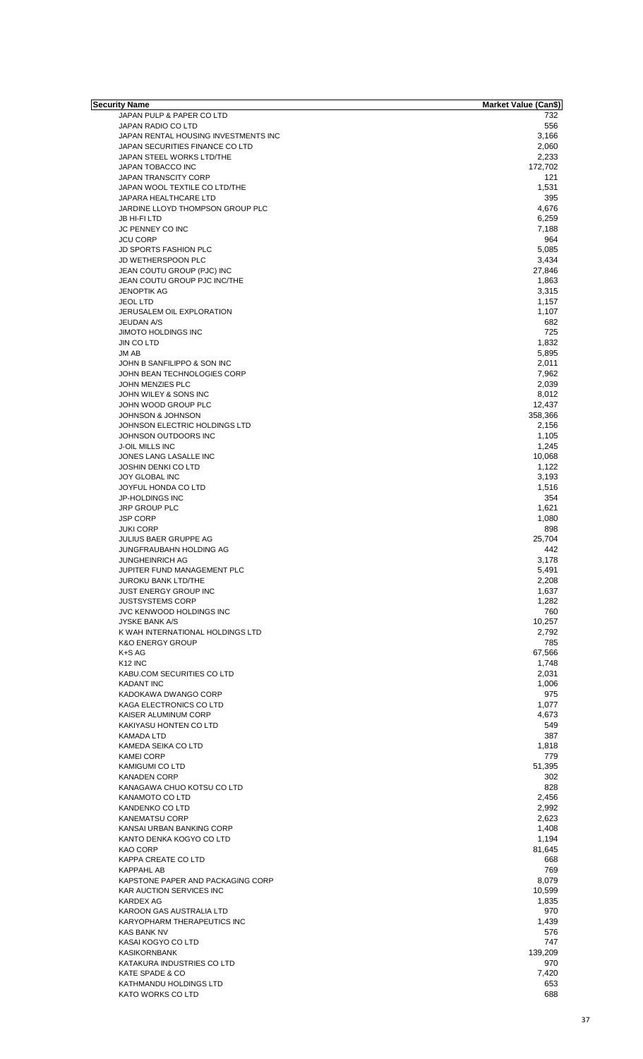| Security Name | Market Value (Can$) |
|---|---|
| JAPAN PULP & PAPER CO LTD | 732 |
| JAPAN RADIO CO LTD | 556 |
| JAPAN RENTAL HOUSING INVESTMENTS INC | 3,166 |
| JAPAN SECURITIES FINANCE CO LTD | 2,060 |
| JAPAN STEEL WORKS LTD/THE | 2,233 |
| JAPAN TOBACCO INC | 172,702 |
| JAPAN TRANSCITY CORP | 121 |
| JAPAN WOOL TEXTILE CO LTD/THE | 1,531 |
| JAPARA HEALTHCARE LTD | 395 |
| JARDINE LLOYD THOMPSON GROUP PLC | 4,676 |
| JB HI-FI LTD | 6,259 |
| JC PENNEY CO INC | 7,188 |
| JCU CORP | 964 |
| JD SPORTS FASHION PLC | 5,085 |
| JD WETHERSPOON PLC | 3,434 |
| JEAN COUTU GROUP (PJC) INC | 27,846 |
| JEAN COUTU GROUP PJC INC/THE | 1,863 |
| JENOPTIK AG | 3,315 |
| JEOL LTD | 1,157 |
| JERUSALEM OIL EXPLORATION | 1,107 |
| JEUDAN A/S | 682 |
| JIMOTO HOLDINGS INC | 725 |
| JIN CO LTD | 1,832 |
| JM AB | 5,895 |
| JOHN B SANFILIPPO & SON INC | 2,011 |
| JOHN BEAN TECHNOLOGIES CORP | 7,962 |
| JOHN MENZIES PLC | 2,039 |
| JOHN WILEY & SONS INC | 8,012 |
| JOHN WOOD GROUP PLC | 12,437 |
| JOHNSON & JOHNSON | 358,366 |
| JOHNSON ELECTRIC HOLDINGS LTD | 2,156 |
| JOHNSON OUTDOORS INC | 1,105 |
| J-OIL MILLS INC | 1,245 |
| JONES LANG LASALLE INC | 10,068 |
| JOSHIN DENKI CO LTD | 1,122 |
| JOY GLOBAL INC | 3,193 |
| JOYFUL HONDA CO LTD | 1,516 |
| JP-HOLDINGS INC | 354 |
| JRP GROUP PLC | 1,621 |
| JSP CORP | 1,080 |
| JUKI CORP | 898 |
| JULIUS BAER GRUPPE AG | 25,704 |
| JUNGFRAUBAHN HOLDING AG | 442 |
| JUNGHEINRICH AG | 3,178 |
| JUPITER FUND MANAGEMENT PLC | 5,491 |
| JUROKU BANK LTD/THE | 2,208 |
| JUST ENERGY GROUP INC | 1,637 |
| JUSTSYSTEMS CORP | 1,282 |
| JVC KENWOOD HOLDINGS INC | 760 |
| JYSKE BANK A/S | 10,257 |
| K WAH INTERNATIONAL HOLDINGS LTD | 2,792 |
| K&O ENERGY GROUP | 785 |
| K+S AG | 67,566 |
| K12 INC | 1,748 |
| KABU.COM SECURITIES CO LTD | 2,031 |
| KADANT INC | 1,006 |
| KADOKAWA DWANGO CORP | 975 |
| KAGA ELECTRONICS CO LTD | 1,077 |
| KAISER ALUMINUM CORP | 4,673 |
| KAKIYASU HONTEN CO LTD | 549 |
| KAMADA LTD | 387 |
| KAMEDA SEIKA CO LTD | 1,818 |
| KAMEI CORP | 779 |
| KAMIGUMI CO LTD | 51,395 |
| KANADEN CORP | 302 |
| KANAGAWA CHUO KOTSU CO LTD | 828 |
| KANAMOTO CO LTD | 2,456 |
| KANDENKO CO LTD | 2,992 |
| KANEMATSU CORP | 2,623 |
| KANSAI URBAN BANKING CORP | 1,408 |
| KANTO DENKA KOGYO CO LTD | 1,194 |
| KAO CORP | 81,645 |
| KAPPA CREATE CO LTD | 668 |
| KAPPAHL AB | 769 |
| KAPSTONE PAPER AND PACKAGING CORP | 8,079 |
| KAR AUCTION SERVICES INC | 10,599 |
| KARDEX AG | 1,835 |
| KAROON GAS AUSTRALIA LTD | 970 |
| KARYOPHARM THERAPEUTICS INC | 1,439 |
| KAS BANK NV | 576 |
| KASAI KOGYO CO LTD | 747 |
| KASIKORNBANK | 139,209 |
| KATAKURA INDUSTRIES CO LTD | 970 |
| KATE SPADE & CO | 7,420 |
| KATHMANDU HOLDINGS LTD | 653 |
| KATO WORKS CO LTD | 688 |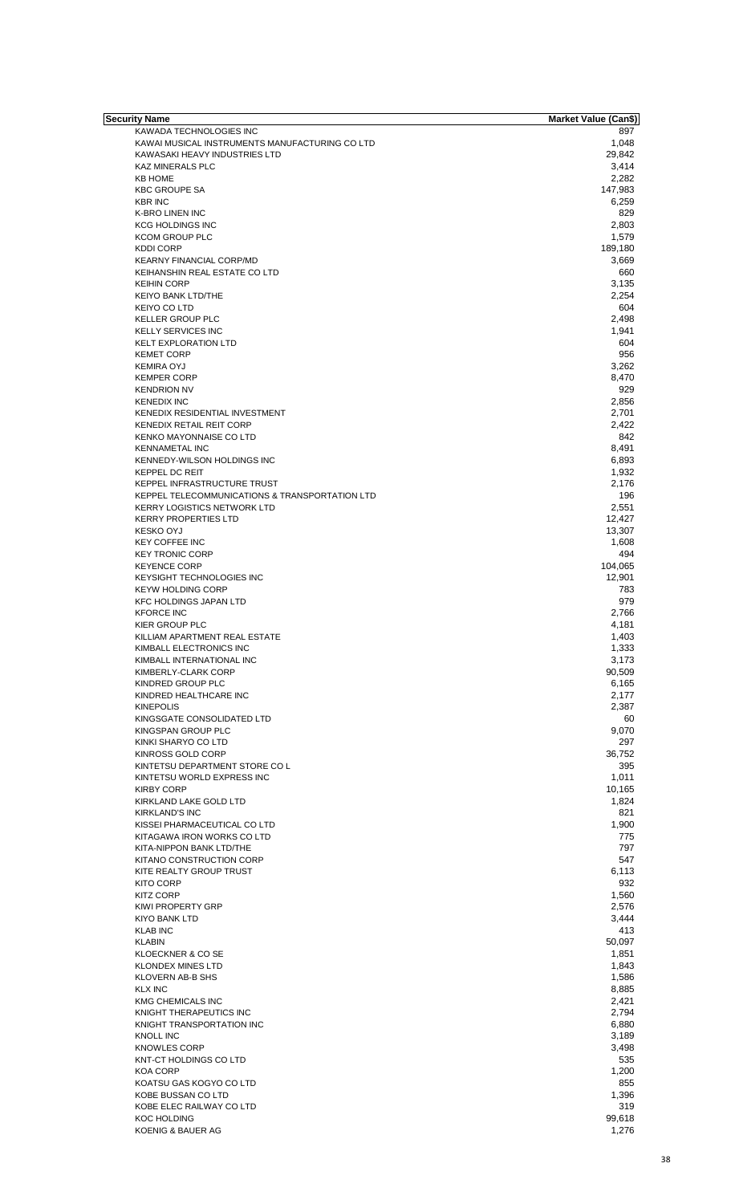| Security Name | Market Value (Can$) |
|---|---|
| KAWADA TECHNOLOGIES INC | 897 |
| KAWAI MUSICAL INSTRUMENTS MANUFACTURING CO LTD | 1,048 |
| KAWASAKI HEAVY INDUSTRIES LTD | 29,842 |
| KAZ MINERALS PLC | 3,414 |
| KB HOME | 2,282 |
| KBC GROUPE SA | 147,983 |
| KBR INC | 6,259 |
| K-BRO LINEN INC | 829 |
| KCG HOLDINGS INC | 2,803 |
| KCOM GROUP PLC | 1,579 |
| KDDI CORP | 189,180 |
| KEARNY FINANCIAL CORP/MD | 3,669 |
| KEIHANSHIN REAL ESTATE CO LTD | 660 |
| KEIHIN CORP | 3,135 |
| KEIYO BANK LTD/THE | 2,254 |
| KEIYO CO LTD | 604 |
| KELLER GROUP PLC | 2,498 |
| KELLY SERVICES INC | 1,941 |
| KELT EXPLORATION LTD | 604 |
| KEMET CORP | 956 |
| KEMIRA OYJ | 3,262 |
| KEMPER CORP | 8,470 |
| KENDRION NV | 929 |
| KENEDIX INC | 2,856 |
| KENEDIX RESIDENTIAL INVESTMENT | 2,701 |
| KENEDIX RETAIL REIT CORP | 2,422 |
| KENKO MAYONNAISE CO LTD | 842 |
| KENNAMETAL INC | 8,491 |
| KENNEDY-WILSON HOLDINGS INC | 6,893 |
| KEPPEL DC REIT | 1,932 |
| KEPPEL INFRASTRUCTURE TRUST | 2,176 |
| KEPPEL TELECOMMUNICATIONS & TRANSPORTATION LTD | 196 |
| KERRY LOGISTICS NETWORK LTD | 2,551 |
| KERRY PROPERTIES LTD | 12,427 |
| KESKO OYJ | 13,307 |
| KEY COFFEE INC | 1,608 |
| KEY TRONIC CORP | 494 |
| KEYENCE CORP | 104,065 |
| KEYSIGHT TECHNOLOGIES INC | 12,901 |
| KEYW HOLDING CORP | 783 |
| KFC HOLDINGS JAPAN LTD | 979 |
| KFORCE INC | 2,766 |
| KIER GROUP PLC | 4,181 |
| KILLIAM APARTMENT REAL ESTATE | 1,403 |
| KIMBALL ELECTRONICS INC | 1,333 |
| KIMBALL INTERNATIONAL INC | 3,173 |
| KIMBERLY-CLARK CORP | 90,509 |
| KINDRED GROUP PLC | 6,165 |
| KINDRED HEALTHCARE INC | 2,177 |
| KINEPOLIS | 2,387 |
| KINGSGATE CONSOLIDATED LTD | 60 |
| KINGSPAN GROUP PLC | 9,070 |
| KINKI SHARYO CO LTD | 297 |
| KINROSS GOLD CORP | 36,752 |
| KINTETSU DEPARTMENT STORE CO L | 395 |
| KINTETSU WORLD EXPRESS INC | 1,011 |
| KIRBY CORP | 10,165 |
| KIRKLAND LAKE GOLD LTD | 1,824 |
| KIRKLAND'S INC | 821 |
| KISSEI PHARMACEUTICAL CO LTD | 1,900 |
| KITAGAWA IRON WORKS CO LTD | 775 |
| KITA-NIPPON BANK LTD/THE | 797 |
| KITANO CONSTRUCTION CORP | 547 |
| KITE REALTY GROUP TRUST | 6,113 |
| KITO CORP | 932 |
| KITZ CORP | 1,560 |
| KIWI PROPERTY GRP | 2,576 |
| KIYO BANK LTD | 3,444 |
| KLAB INC | 413 |
| KLABIN | 50,097 |
| KLOECKNER & CO SE | 1,851 |
| KLONDEX MINES LTD | 1,843 |
| KLOVERN AB-B SHS | 1,586 |
| KLX INC | 8,885 |
| KMG CHEMICALS INC | 2,421 |
| KNIGHT THERAPEUTICS INC | 2,794 |
| KNIGHT TRANSPORTATION INC | 6,880 |
| KNOLL INC | 3,189 |
| KNOWLES CORP | 3,498 |
| KNT-CT HOLDINGS CO LTD | 535 |
| KOA CORP | 1,200 |
| KOATSU GAS KOGYO CO LTD | 855 |
| KOBE BUSSAN CO LTD | 1,396 |
| KOBE ELEC RAILWAY CO LTD | 319 |
| KOC HOLDING | 99,618 |
| KOENIG & BAUER AG | 1,276 |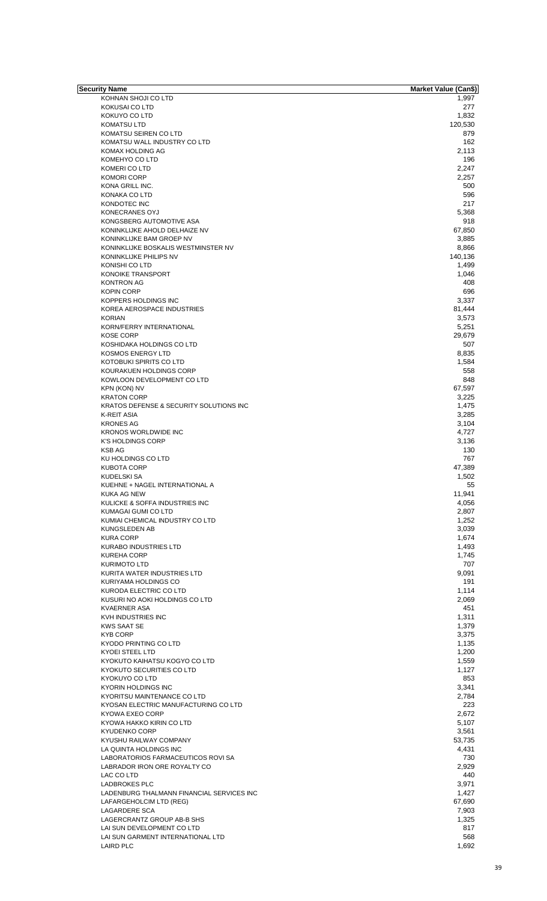| Security Name | Market Value (Can$) |
|---|---|
| KOHNAN SHOJI CO LTD | 1,997 |
| KOKUSAI CO LTD | 277 |
| KOKUYO CO LTD | 1,832 |
| KOMATSU LTD | 120,530 |
| KOMATSU SEIREN CO LTD | 879 |
| KOMATSU WALL INDUSTRY CO LTD | 162 |
| KOMAX HOLDING AG | 2,113 |
| KOMEHYO CO LTD | 196 |
| KOMERI CO LTD | 2,247 |
| KOMORI CORP | 2,257 |
| KONA GRILL INC. | 500 |
| KONAKA CO LTD | 596 |
| KONDOTEC INC | 217 |
| KONECRANES OYJ | 5,368 |
| KONGSBERG AUTOMOTIVE ASA | 918 |
| KONINKLIJKE AHOLD DELHAIZE NV | 67,850 |
| KONINKLIJKE BAM GROEP NV | 3,885 |
| KONINKLIJKE BOSKALIS WESTMINSTER NV | 8,866 |
| KONINKLIJKE PHILIPS NV | 140,136 |
| KONISHI CO LTD | 1,499 |
| KONOIKE TRANSPORT | 1,046 |
| KONTRON AG | 408 |
| KOPIN CORP | 696 |
| KOPPERS HOLDINGS INC | 3,337 |
| KOREA AEROSPACE INDUSTRIES | 81,444 |
| KORIAN | 3,573 |
| KORN/FERRY INTERNATIONAL | 5,251 |
| KOSE CORP | 29,679 |
| KOSHIDAKA HOLDINGS CO LTD | 507 |
| KOSMOS ENERGY LTD | 8,835 |
| KOTOBUKI SPIRITS CO LTD | 1,584 |
| KOURAKUEN HOLDINGS CORP | 558 |
| KOWLOON DEVELOPMENT CO LTD | 848 |
| KPN (KON) NV | 67,597 |
| KRATON CORP | 3,225 |
| KRATOS DEFENSE & SECURITY SOLUTIONS INC | 1,475 |
| K-REIT ASIA | 3,285 |
| KRONES AG | 3,104 |
| KRONOS WORLDWIDE INC | 4,727 |
| K'S HOLDINGS CORP | 3,136 |
| KSB AG | 130 |
| KU HOLDINGS CO LTD | 767 |
| KUBOTA CORP | 47,389 |
| KUDELSKI SA | 1,502 |
| KUEHNE + NAGEL INTERNATIONAL A | 55 |
| KUKA AG NEW | 11,941 |
| KULICKE & SOFFA INDUSTRIES INC | 4,056 |
| KUMAGAI GUMI CO LTD | 2,807 |
| KUMIAI CHEMICAL INDUSTRY CO LTD | 1,252 |
| KUNGSLEDEN AB | 3,039 |
| KURA CORP | 1,674 |
| KURABO INDUSTRIES LTD | 1,493 |
| KUREHA CORP | 1,745 |
| KURIMOTO LTD | 707 |
| KURITA WATER INDUSTRIES LTD | 9,091 |
| KURIYAMA HOLDINGS CO | 191 |
| KURODA ELECTRIC CO LTD | 1,114 |
| KUSURI NO AOKI HOLDINGS CO LTD | 2,069 |
| KVAERNER ASA | 451 |
| KVH INDUSTRIES INC | 1,311 |
| KWS SAAT SE | 1,379 |
| KYB CORP | 3,375 |
| KYODO PRINTING CO LTD | 1,135 |
| KYOEI STEEL LTD | 1,200 |
| KYOKUTO KAIHATSU KOGYO CO LTD | 1,559 |
| KYOKUTO SECURITIES CO LTD | 1,127 |
| KYOKUYO CO LTD | 853 |
| KYORIN HOLDINGS INC | 3,341 |
| KYORITSU MAINTENANCE CO LTD | 2,784 |
| KYOSAN ELECTRIC MANUFACTURING CO LTD | 223 |
| KYOWA EXEO CORP | 2,672 |
| KYOWA HAKKO KIRIN CO LTD | 5,107 |
| KYUDENKO CORP | 3,561 |
| KYUSHU RAILWAY COMPANY | 53,735 |
| LA QUINTA HOLDINGS INC | 4,431 |
| LABORATORIOS FARMACEUTICOS ROVI SA | 730 |
| LABRADOR IRON ORE ROYALTY CO | 2,929 |
| LAC CO LTD | 440 |
| LADBROKES PLC | 3,971 |
| LADENBURG THALMANN FINANCIAL SERVICES INC | 1,427 |
| LAFARGEHOLCIM LTD (REG) | 67,690 |
| LAGARDERE SCA | 7,903 |
| LAGERCRANTZ GROUP AB-B SHS | 1,325 |
| LAI SUN DEVELOPMENT CO LTD | 817 |
| LAI SUN GARMENT INTERNATIONAL LTD | 568 |
| LAIRD PLC | 1,692 |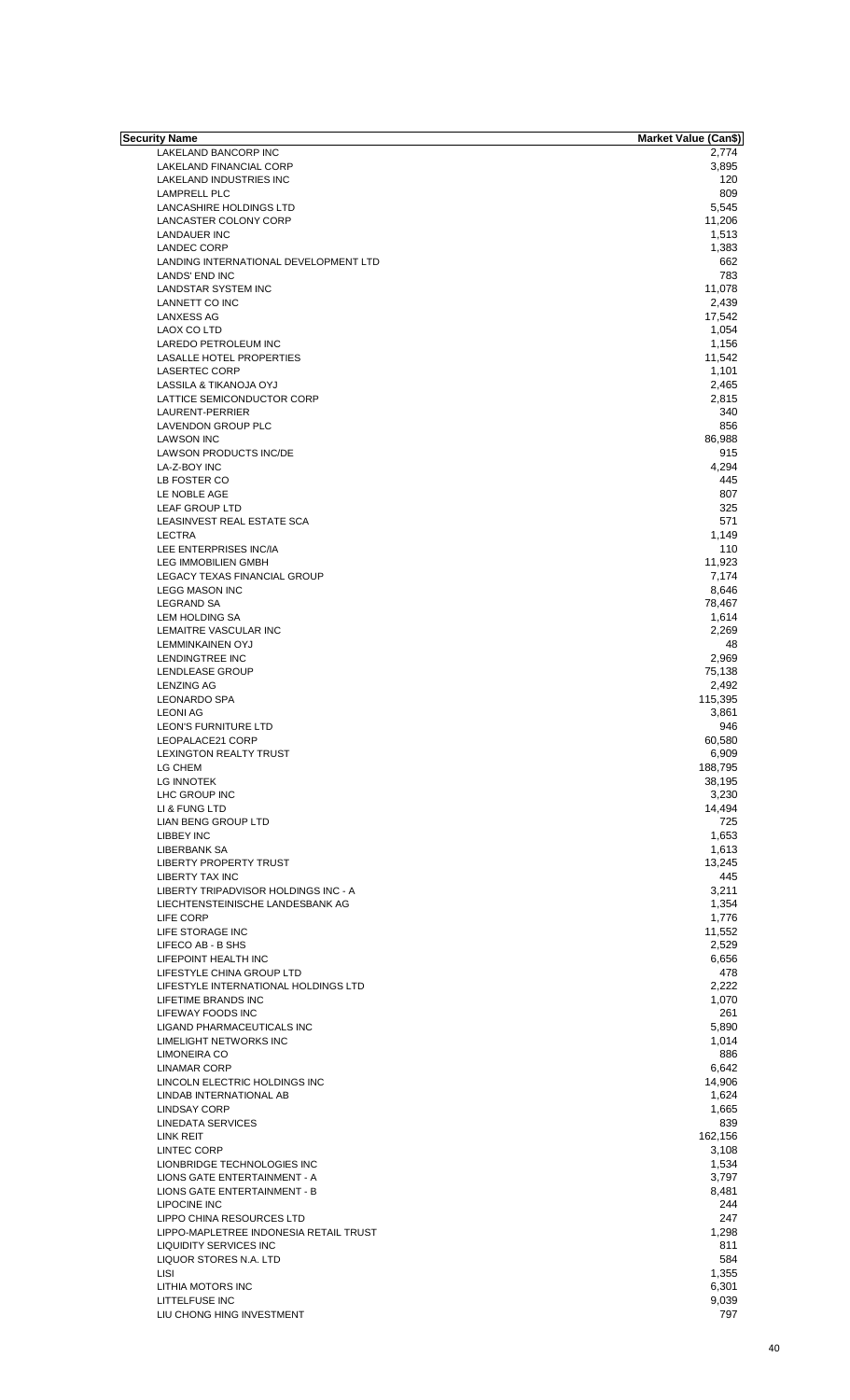| Security Name | Market Value (Can$) |
|---|---|
| LAKELAND BANCORP INC | 2,774 |
| LAKELAND FINANCIAL CORP | 3,895 |
| LAKELAND INDUSTRIES INC | 120 |
| LAMPRELL PLC | 809 |
| LANCASHIRE HOLDINGS LTD | 5,545 |
| LANCASTER COLONY CORP | 11,206 |
| LANDAUER INC | 1,513 |
| LANDEC CORP | 1,383 |
| LANDING INTERNATIONAL DEVELOPMENT LTD | 662 |
| LANDS' END INC | 783 |
| LANDSTAR SYSTEM INC | 11,078 |
| LANNETT CO INC | 2,439 |
| LANXESS AG | 17,542 |
| LAOX CO LTD | 1,054 |
| LAREDO PETROLEUM INC | 1,156 |
| LASALLE HOTEL PROPERTIES | 11,542 |
| LASERTEC CORP | 1,101 |
| LASSILA & TIKANOJA OYJ | 2,465 |
| LATTICE SEMICONDUCTOR CORP | 2,815 |
| LAURENT-PERRIER | 340 |
| LAVENDON GROUP PLC | 856 |
| LAWSON INC | 86,988 |
| LAWSON PRODUCTS INC/DE | 915 |
| LA-Z-BOY INC | 4,294 |
| LB FOSTER CO | 445 |
| LE NOBLE AGE | 807 |
| LEAF GROUP LTD | 325 |
| LEASINVEST REAL ESTATE SCA | 571 |
| LECTRA | 1,149 |
| LEE ENTERPRISES INC/IA | 110 |
| LEG IMMOBILIEN GMBH | 11,923 |
| LEGACY TEXAS FINANCIAL GROUP | 7,174 |
| LEGG MASON INC | 8,646 |
| LEGRAND SA | 78,467 |
| LEM HOLDING SA | 1,614 |
| LEMAITRE VASCULAR INC | 2,269 |
| LEMMINKAINEN OYJ | 48 |
| LENDINGTREE INC | 2,969 |
| LENDLEASE GROUP | 75,138 |
| LENZING AG | 2,492 |
| LEONARDO SPA | 115,395 |
| LEONI AG | 3,861 |
| LEON'S FURNITURE LTD | 946 |
| LEOPALACE21 CORP | 60,580 |
| LEXINGTON REALTY TRUST | 6,909 |
| LG CHEM | 188,795 |
| LG INNOTEK | 38,195 |
| LHC GROUP INC | 3,230 |
| LI & FUNG LTD | 14,494 |
| LIAN BENG GROUP LTD | 725 |
| LIBBEY INC | 1,653 |
| LIBERBANK SA | 1,613 |
| LIBERTY PROPERTY TRUST | 13,245 |
| LIBERTY TAX INC | 445 |
| LIBERTY TRIPADVISOR HOLDINGS INC - A | 3,211 |
| LIECHTENSTEINISCHE LANDESBANK AG | 1,354 |
| LIFE CORP | 1,776 |
| LIFE STORAGE INC | 11,552 |
| LIFECO AB - B SHS | 2,529 |
| LIFEPOINT HEALTH INC | 6,656 |
| LIFESTYLE CHINA GROUP LTD | 478 |
| LIFESTYLE INTERNATIONAL HOLDINGS LTD | 2,222 |
| LIFETIME BRANDS INC | 1,070 |
| LIFEWAY FOODS INC | 261 |
| LIGAND PHARMACEUTICALS INC | 5,890 |
| LIMELIGHT NETWORKS INC | 1,014 |
| LIMONEIRA CO | 886 |
| LINAMAR CORP | 6,642 |
| LINCOLN ELECTRIC HOLDINGS INC | 14,906 |
| LINDAB INTERNATIONAL AB | 1,624 |
| LINDSAY CORP | 1,665 |
| LINEDATA SERVICES | 839 |
| LINK REIT | 162,156 |
| LINTEC CORP | 3,108 |
| LIONBRIDGE TECHNOLOGIES INC | 1,534 |
| LIONS GATE ENTERTAINMENT - A | 3,797 |
| LIONS GATE ENTERTAINMENT - B | 8,481 |
| LIPOCINE INC | 244 |
| LIPPO CHINA RESOURCES LTD | 247 |
| LIPPO-MAPLETREE INDONESIA RETAIL TRUST | 1,298 |
| LIQUIDITY SERVICES INC | 811 |
| LIQUOR STORES N.A. LTD | 584 |
| LISI | 1,355 |
| LITHIA MOTORS INC | 6,301 |
| LITTELFUSE INC | 9,039 |
| LIU CHONG HING INVESTMENT | 797 |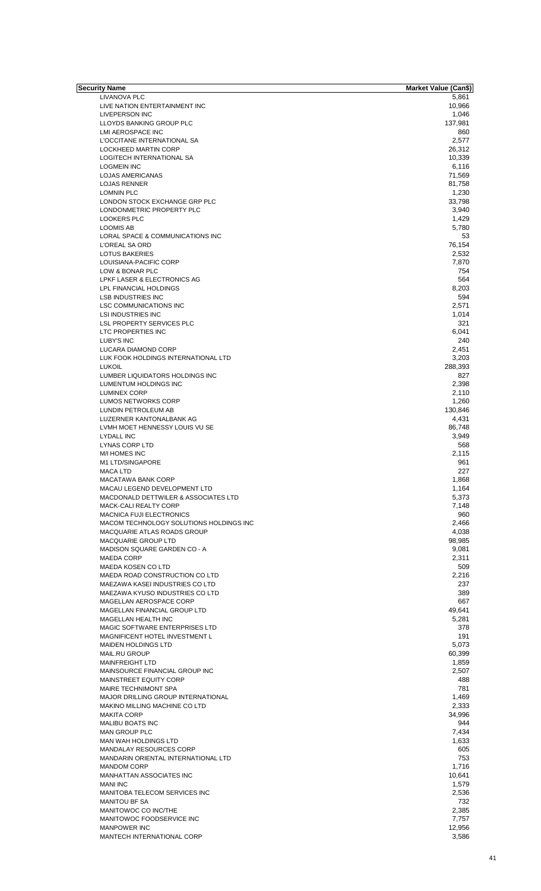| Security Name | Market Value (Can$) |
|---|---|
| LIVANOVA PLC | 5,861 |
| LIVE NATION ENTERTAINMENT INC | 10,966 |
| LIVEPERSON INC | 1,046 |
| LLOYDS BANKING GROUP PLC | 137,981 |
| LMI AEROSPACE INC | 860 |
| L'OCCITANE INTERNATIONAL SA | 2,577 |
| LOCKHEED MARTIN CORP | 26,312 |
| LOGITECH INTERNATIONAL SA | 10,339 |
| LOGMEIN INC | 6,116 |
| LOJAS AMERICANAS | 71,569 |
| LOJAS RENNER | 81,758 |
| LOMNIN PLC | 1,230 |
| LONDON STOCK EXCHANGE GRP PLC | 33,798 |
| LONDONMETRIC PROPERTY PLC | 3,940 |
| LOOKERS PLC | 1,429 |
| LOOMIS AB | 5,780 |
| LORAL SPACE & COMMUNICATIONS INC | 53 |
| L'OREAL SA ORD | 76,154 |
| LOTUS BAKERIES | 2,532 |
| LOUISIANA-PACIFIC CORP | 7,870 |
| LOW & BONAR PLC | 754 |
| LPKF LASER & ELECTRONICS AG | 564 |
| LPL FINANCIAL HOLDINGS | 8,203 |
| LSB INDUSTRIES INC | 594 |
| LSC COMMUNICATIONS INC | 2,571 |
| LSI INDUSTRIES INC | 1,014 |
| LSL PROPERTY SERVICES PLC | 321 |
| LTC PROPERTIES INC | 6,041 |
| LUBY'S INC | 240 |
| LUCARA DIAMOND CORP | 2,451 |
| LUK FOOK HOLDINGS INTERNATIONAL LTD | 3,203 |
| LUKOIL | 288,393 |
| LUMBER LIQUIDATORS HOLDINGS INC | 827 |
| LUMENTUM HOLDINGS INC | 2,398 |
| LUMINEX CORP | 2,110 |
| LUMOS NETWORKS CORP | 1,260 |
| LUNDIN PETROLEUM AB | 130,846 |
| LUZERNER KANTONALBANK AG | 4,431 |
| LVMH MOET HENNESSY LOUIS VU SE | 86,748 |
| LYDALL INC | 3,949 |
| LYNAS CORP LTD | 568 |
| M/I HOMES INC | 2,115 |
| M1 LTD/SINGAPORE | 961 |
| MACA LTD | 227 |
| MACATAWA BANK CORP | 1,868 |
| MACAU LEGEND DEVELOPMENT LTD | 1,164 |
| MACDONALD DETTWILER & ASSOCIATES LTD | 5,373 |
| MACK-CALI REALTY CORP | 7,148 |
| MACNICA FUJI ELECTRONICS | 960 |
| MACOM TECHNOLOGY SOLUTIONS HOLDINGS INC | 2,466 |
| MACQUARIE ATLAS ROADS GROUP | 4,038 |
| MACQUARIE GROUP LTD | 98,985 |
| MADISON SQUARE GARDEN CO - A | 9,081 |
| MAEDA CORP | 2,311 |
| MAEDA KOSEN CO LTD | 509 |
| MAEDA ROAD CONSTRUCTION CO LTD | 2,216 |
| MAEZAWA KASEI INDUSTRIES CO LTD | 237 |
| MAEZAWA KYUSO INDUSTRIES CO LTD | 389 |
| MAGELLAN AEROSPACE CORP | 667 |
| MAGELLAN FINANCIAL GROUP LTD | 49,641 |
| MAGELLAN HEALTH INC | 5,281 |
| MAGIC SOFTWARE ENTERPRISES LTD | 378 |
| MAGNIFICENT HOTEL INVESTMENT L | 191 |
| MAIDEN HOLDINGS LTD | 5,073 |
| MAIL.RU GROUP | 60,399 |
| MAINFREIGHT LTD | 1,859 |
| MAINSOURCE FINANCIAL GROUP INC | 2,507 |
| MAINSTREET EQUITY CORP | 488 |
| MAIRE TECHNIMONT SPA | 781 |
| MAJOR DRILLING GROUP INTERNATIONAL | 1,469 |
| MAKINO MILLING MACHINE CO LTD | 2,333 |
| MAKITA CORP | 34,996 |
| MALIBU BOATS INC | 944 |
| MAN GROUP PLC | 7,434 |
| MAN WAH HOLDINGS LTD | 1,633 |
| MANDALAY RESOURCES CORP | 605 |
| MANDARIN ORIENTAL INTERNATIONAL LTD | 753 |
| MANDOM CORP | 1,716 |
| MANHATTAN ASSOCIATES INC | 10,641 |
| MANI INC | 1,579 |
| MANITOBA TELECOM SERVICES INC | 2,536 |
| MANITOU BF SA | 732 |
| MANITOWOC CO INC/THE | 2,385 |
| MANITOWOC FOODSERVICE INC | 7,757 |
| MANPOWER INC | 12,956 |
| MANTECH INTERNATIONAL CORP | 3,586 |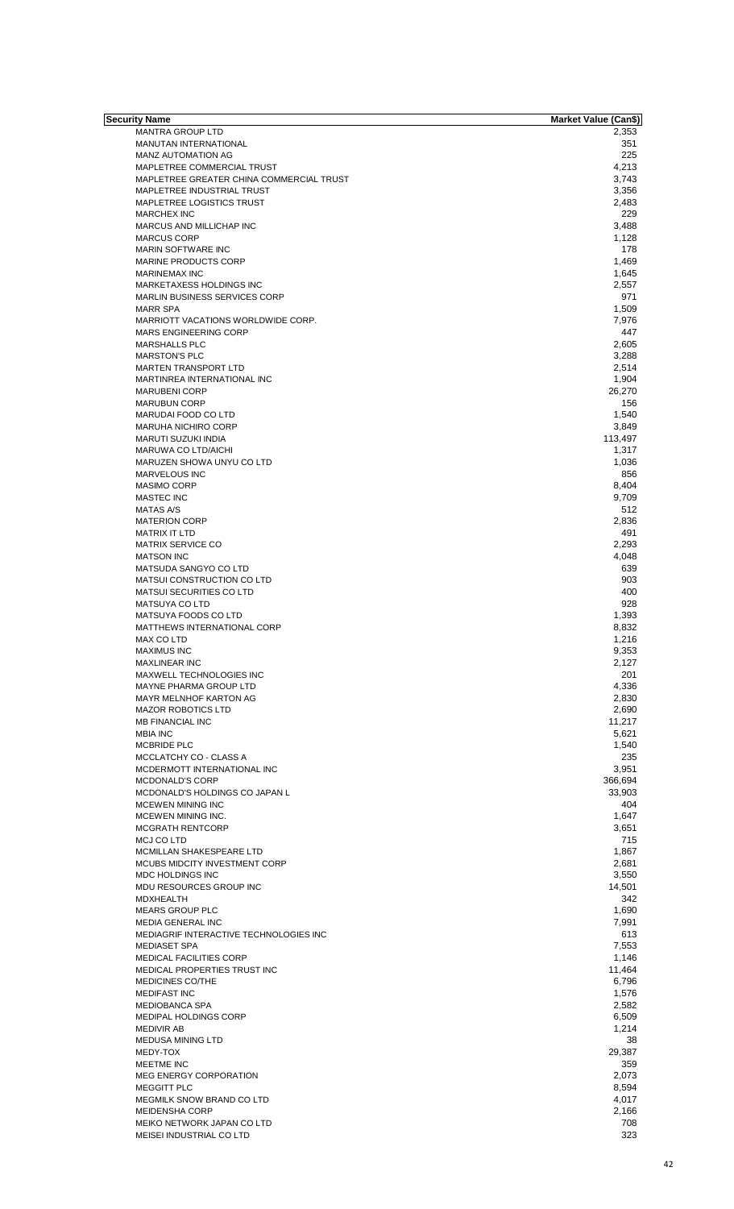| Security Name | Market Value (Can$) |
| --- | --- |
| MANTRA GROUP LTD | 2,353 |
| MANUTAN INTERNATIONAL | 351 |
| MANZ AUTOMATION AG | 225 |
| MAPLETREE COMMERCIAL TRUST | 4,213 |
| MAPLETREE GREATER CHINA COMMERCIAL TRUST | 3,743 |
| MAPLETREE INDUSTRIAL TRUST | 3,356 |
| MAPLETREE LOGISTICS TRUST | 2,483 |
| MARCHEX INC | 229 |
| MARCUS AND MILLICHAP INC | 3,488 |
| MARCUS CORP | 1,128 |
| MARIN SOFTWARE INC | 178 |
| MARINE PRODUCTS CORP | 1,469 |
| MARINEMAX INC | 1,645 |
| MARKETAXESS HOLDINGS INC | 2,557 |
| MARLIN BUSINESS SERVICES CORP | 971 |
| MARR SPA | 1,509 |
| MARRIOTT VACATIONS WORLDWIDE CORP. | 7,976 |
| MARS ENGINEERING CORP | 447 |
| MARSHALLS PLC | 2,605 |
| MARSTON'S PLC | 3,288 |
| MARTEN TRANSPORT LTD | 2,514 |
| MARTINREA INTERNATIONAL INC | 1,904 |
| MARUBENI CORP | 26,270 |
| MARUBUN CORP | 156 |
| MARUDAI FOOD CO LTD | 1,540 |
| MARUHA NICHIRO CORP | 3,849 |
| MARUTI SUZUKI INDIA | 113,497 |
| MARUWA CO LTD/AICHI | 1,317 |
| MARUZEN SHOWA UNYU CO LTD | 1,036 |
| MARVELOUS INC | 856 |
| MASIMO CORP | 8,404 |
| MASTEC INC | 9,709 |
| MATAS A/S | 512 |
| MATERION CORP | 2,836 |
| MATRIX IT LTD | 491 |
| MATRIX SERVICE CO | 2,293 |
| MATSON INC | 4,048 |
| MATSUDA SANGYO CO LTD | 639 |
| MATSUI CONSTRUCTION CO LTD | 903 |
| MATSUI SECURITIES CO LTD | 400 |
| MATSUYA CO LTD | 928 |
| MATSUYA FOODS CO LTD | 1,393 |
| MATTHEWS INTERNATIONAL CORP | 8,832 |
| MAX CO LTD | 1,216 |
| MAXIMUS INC | 9,353 |
| MAXLINEAR INC | 2,127 |
| MAXWELL TECHNOLOGIES INC | 201 |
| MAYNE PHARMA GROUP LTD | 4,336 |
| MAYR MELNHOF KARTON AG | 2,830 |
| MAZOR ROBOTICS LTD | 2,690 |
| MB FINANCIAL INC | 11,217 |
| MBIA INC | 5,621 |
| MCBRIDE PLC | 1,540 |
| MCCLATCHY CO - CLASS A | 235 |
| MCDERMOTT INTERNATIONAL INC | 3,951 |
| MCDONALD'S CORP | 366,694 |
| MCDONALD'S HOLDINGS CO JAPAN L | 33,903 |
| MCEWEN MINING INC | 404 |
| MCEWEN MINING INC. | 1,647 |
| MCGRATH RENTCORP | 3,651 |
| MCJ CO LTD | 715 |
| MCMILLAN SHAKESPEARE LTD | 1,867 |
| MCUBS MIDCITY INVESTMENT CORP | 2,681 |
| MDC HOLDINGS INC | 3,550 |
| MDU RESOURCES GROUP INC | 14,501 |
| MDXHEALTH | 342 |
| MEARS GROUP PLC | 1,690 |
| MEDIA GENERAL INC | 7,991 |
| MEDIAGRIF INTERACTIVE TECHNOLOGIES INC | 613 |
| MEDIASET SPA | 7,553 |
| MEDICAL FACILITIES CORP | 1,146 |
| MEDICAL PROPERTIES TRUST INC | 11,464 |
| MEDICINES CO/THE | 6,796 |
| MEDIFAST INC | 1,576 |
| MEDIOBANCA SPA | 2,582 |
| MEDIPAL HOLDINGS CORP | 6,509 |
| MEDIVIR AB | 1,214 |
| MEDUSA MINING LTD | 38 |
| MEDY-TOX | 29,387 |
| MEETME INC | 359 |
| MEG ENERGY CORPORATION | 2,073 |
| MEGGITT PLC | 8,594 |
| MEGMILK SNOW BRAND CO LTD | 4,017 |
| MEIDENSHA CORP | 2,166 |
| MEIKO NETWORK JAPAN CO LTD | 708 |
| MEISEI INDUSTRIAL CO LTD | 323 |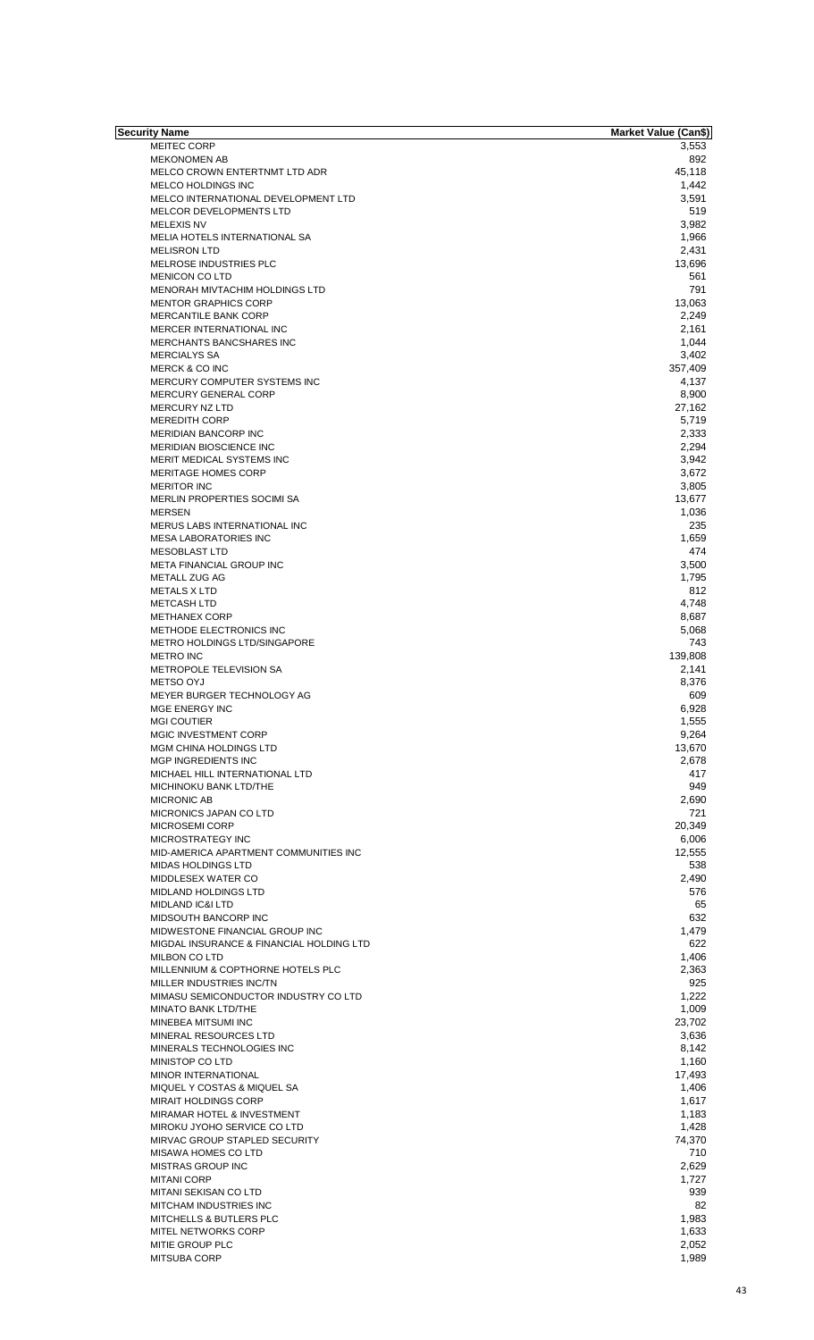| Security Name | Market Value (Can$) |
| --- | --- |
| MEITEC CORP | 3,553 |
| MEKONOMEN AB | 892 |
| MELCO CROWN ENTERTNMT LTD ADR | 45,118 |
| MELCO HOLDINGS INC | 1,442 |
| MELCO INTERNATIONAL DEVELOPMENT LTD | 3,591 |
| MELCOR DEVELOPMENTS LTD | 519 |
| MELEXIS NV | 3,982 |
| MELIA HOTELS INTERNATIONAL SA | 1,966 |
| MELISRON LTD | 2,431 |
| MELROSE INDUSTRIES PLC | 13,696 |
| MENICON CO LTD | 561 |
| MENORAH MIVTACHIM HOLDINGS LTD | 791 |
| MENTOR GRAPHICS CORP | 13,063 |
| MERCANTILE BANK CORP | 2,249 |
| MERCER INTERNATIONAL INC | 2,161 |
| MERCHANTS BANCSHARES INC | 1,044 |
| MERCIALYS SA | 3,402 |
| MERCK & CO INC | 357,409 |
| MERCURY COMPUTER SYSTEMS INC | 4,137 |
| MERCURY GENERAL CORP | 8,900 |
| MERCURY NZ LTD | 27,162 |
| MEREDITH CORP | 5,719 |
| MERIDIAN BANCORP INC | 2,333 |
| MERIDIAN BIOSCIENCE INC | 2,294 |
| MERIT MEDICAL SYSTEMS INC | 3,942 |
| MERITAGE HOMES CORP | 3,672 |
| MERITOR INC | 3,805 |
| MERLIN PROPERTIES SOCIMI SA | 13,677 |
| MERSEN | 1,036 |
| MERUS LABS INTERNATIONAL INC | 235 |
| MESA LABORATORIES INC | 1,659 |
| MESOBLAST LTD | 474 |
| META FINANCIAL GROUP INC | 3,500 |
| METALL ZUG AG | 1,795 |
| METALS X LTD | 812 |
| METCASH LTD | 4,748 |
| METHANEX CORP | 8,687 |
| METHODE ELECTRONICS INC | 5,068 |
| METRO HOLDINGS LTD/SINGAPORE | 743 |
| METRO INC | 139,808 |
| METROPOLE TELEVISION SA | 2,141 |
| METSO OYJ | 8,376 |
| MEYER BURGER TECHNOLOGY AG | 609 |
| MGE ENERGY INC | 6,928 |
| MGI COUTIER | 1,555 |
| MGIC INVESTMENT CORP | 9,264 |
| MGM CHINA HOLDINGS LTD | 13,670 |
| MGP INGREDIENTS INC | 2,678 |
| MICHAEL HILL INTERNATIONAL LTD | 417 |
| MICHINOKU BANK LTD/THE | 949 |
| MICRONIC AB | 2,690 |
| MICRONICS JAPAN CO LTD | 721 |
| MICROSEMI CORP | 20,349 |
| MICROSTRATEGY INC | 6,006 |
| MID-AMERICA APARTMENT COMMUNITIES INC | 12,555 |
| MIDAS HOLDINGS LTD | 538 |
| MIDDLESEX WATER CO | 2,490 |
| MIDLAND HOLDINGS LTD | 576 |
| MIDLAND IC&I LTD | 65 |
| MIDSOUTH BANCORP INC | 632 |
| MIDWESTONE FINANCIAL GROUP INC | 1,479 |
| MIGDAL INSURANCE & FINANCIAL HOLDING LTD | 622 |
| MILBON CO LTD | 1,406 |
| MILLENNIUM & COPTHORNE HOTELS PLC | 2,363 |
| MILLER INDUSTRIES INC/TN | 925 |
| MIMASU SEMICONDUCTOR INDUSTRY CO LTD | 1,222 |
| MINATO BANK LTD/THE | 1,009 |
| MINEBEA MITSUMI INC | 23,702 |
| MINERAL RESOURCES LTD | 3,636 |
| MINERALS TECHNOLOGIES INC | 8,142 |
| MINISTOP CO LTD | 1,160 |
| MINOR INTERNATIONAL | 17,493 |
| MIQUEL Y COSTAS & MIQUEL SA | 1,406 |
| MIRAIT HOLDINGS CORP | 1,617 |
| MIRAMAR HOTEL & INVESTMENT | 1,183 |
| MIROKU JYOHO SERVICE CO LTD | 1,428 |
| MIRVAC GROUP STAPLED SECURITY | 74,370 |
| MISAWA HOMES CO LTD | 710 |
| MISTRAS GROUP INC | 2,629 |
| MITANI CORP | 1,727 |
| MITANI SEKISAN CO LTD | 939 |
| MITCHAM INDUSTRIES INC | 82 |
| MITCHELLS & BUTLERS PLC | 1,983 |
| MITEL NETWORKS CORP | 1,633 |
| MITIE GROUP PLC | 2,052 |
| MITSUBA CORP | 1,989 |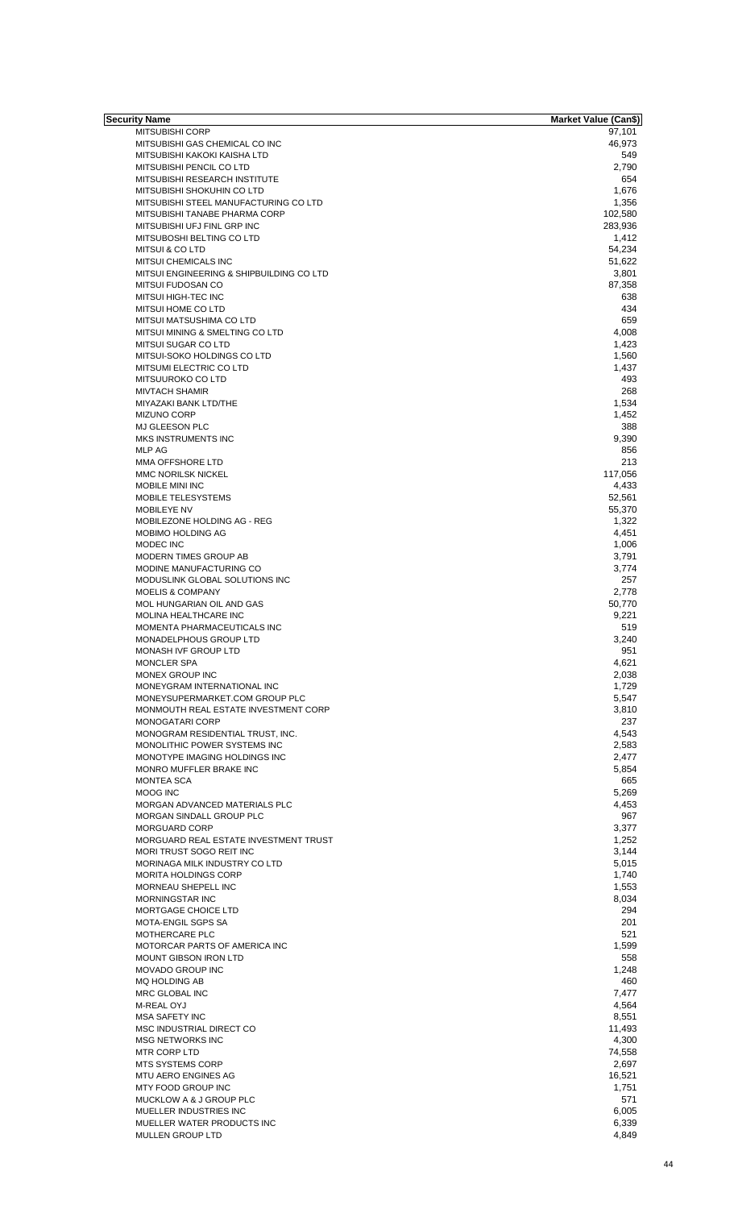| Security Name | Market Value (Can$) |
| --- | --- |
| MITSUBISHI CORP | 97,101 |
| MITSUBISHI GAS CHEMICAL CO INC | 46,973 |
| MITSUBISHI KAKOKI KAISHA LTD | 549 |
| MITSUBISHI PENCIL CO LTD | 2,790 |
| MITSUBISHI RESEARCH INSTITUTE | 654 |
| MITSUBISHI SHOKUHIN CO LTD | 1,676 |
| MITSUBISHI STEEL MANUFACTURING CO LTD | 1,356 |
| MITSUBISHI TANABE PHARMA CORP | 102,580 |
| MITSUBISHI UFJ FINL GRP INC | 283,936 |
| MITSUBOSHI BELTING CO LTD | 1,412 |
| MITSUI & CO LTD | 54,234 |
| MITSUI CHEMICALS INC | 51,622 |
| MITSUI ENGINEERING & SHIPBUILDING CO LTD | 3,801 |
| MITSUI FUDOSAN CO | 87,358 |
| MITSUI HIGH-TEC INC | 638 |
| MITSUI HOME CO LTD | 434 |
| MITSUI MATSUSHIMA CO LTD | 659 |
| MITSUI MINING & SMELTING CO LTD | 4,008 |
| MITSUI SUGAR CO LTD | 1,423 |
| MITSUI-SOKO HOLDINGS CO LTD | 1,560 |
| MITSUMI ELECTRIC CO LTD | 1,437 |
| MITSUUROKO CO LTD | 493 |
| MIVTACH SHAMIR | 268 |
| MIYAZAKI BANK LTD/THE | 1,534 |
| MIZUNO CORP | 1,452 |
| MJ GLEESON PLC | 388 |
| MKS INSTRUMENTS INC | 9,390 |
| MLP AG | 856 |
| MMA OFFSHORE LTD | 213 |
| MMC NORILSK NICKEL | 117,056 |
| MOBILE MINI INC | 4,433 |
| MOBILE TELESYSTEMS | 52,561 |
| MOBILEYE NV | 55,370 |
| MOBILEZONE HOLDING AG - REG | 1,322 |
| MOBIMO HOLDING AG | 4,451 |
| MODEC INC | 1,006 |
| MODERN TIMES GROUP AB | 3,791 |
| MODINE MANUFACTURING CO | 3,774 |
| MODUSLINK GLOBAL SOLUTIONS INC | 257 |
| MOELIS & COMPANY | 2,778 |
| MOL HUNGARIAN OIL AND GAS | 50,770 |
| MOLINA HEALTHCARE INC | 9,221 |
| MOMENTA PHARMACEUTICALS INC | 519 |
| MONADELPHOUS GROUP LTD | 3,240 |
| MONASH IVF GROUP LTD | 951 |
| MONCLER SPA | 4,621 |
| MONEX GROUP INC | 2,038 |
| MONEYGRAM INTERNATIONAL INC | 1,729 |
| MONEYSUPERMARKET.COM GROUP PLC | 5,547 |
| MONMOUTH REAL ESTATE INVESTMENT CORP | 3,810 |
| MONOGATARI CORP | 237 |
| MONOGRAM RESIDENTIAL TRUST, INC. | 4,543 |
| MONOLITHIC POWER SYSTEMS INC | 2,583 |
| MONOTYPE IMAGING HOLDINGS INC | 2,477 |
| MONRO MUFFLER BRAKE INC | 5,854 |
| MONTEA SCA | 665 |
| MOOG INC | 5,269 |
| MORGAN ADVANCED MATERIALS PLC | 4,453 |
| MORGAN SINDALL GROUP PLC | 967 |
| MORGUARD CORP | 3,377 |
| MORGUARD REAL ESTATE INVESTMENT TRUST | 1,252 |
| MORI TRUST SOGO REIT INC | 3,144 |
| MORINAGA MILK INDUSTRY CO LTD | 5,015 |
| MORITA HOLDINGS CORP | 1,740 |
| MORNEAU SHEPELL INC | 1,553 |
| MORNINGSTAR INC | 8,034 |
| MORTGAGE CHOICE LTD | 294 |
| MOTA-ENGIL SGPS SA | 201 |
| MOTHERCARE PLC | 521 |
| MOTORCAR PARTS OF AMERICA INC | 1,599 |
| MOUNT GIBSON IRON LTD | 558 |
| MOVADO GROUP INC | 1,248 |
| MQ HOLDING AB | 460 |
| MRC GLOBAL INC | 7,477 |
| M-REAL OYJ | 4,564 |
| MSA SAFETY INC | 8,551 |
| MSC INDUSTRIAL DIRECT CO | 11,493 |
| MSG NETWORKS INC | 4,300 |
| MTR CORP LTD | 74,558 |
| MTS SYSTEMS CORP | 2,697 |
| MTU AERO ENGINES AG | 16,521 |
| MTY FOOD GROUP INC | 1,751 |
| MUCKLOW A & J GROUP PLC | 571 |
| MUELLER INDUSTRIES INC | 6,005 |
| MUELLER WATER PRODUCTS INC | 6,339 |
| MULLEN GROUP LTD | 4,849 |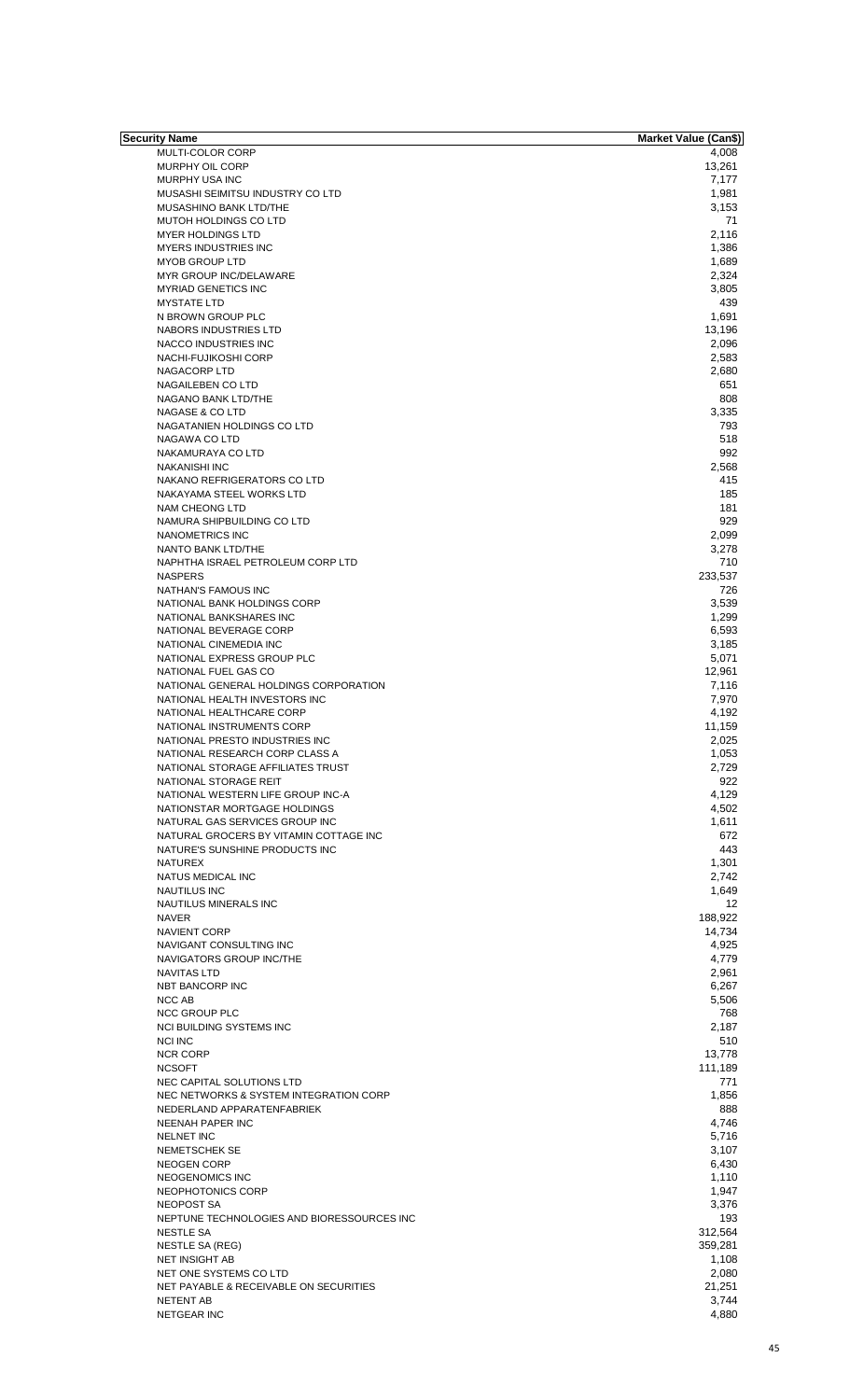| Security Name | Market Value (Can$) |
| --- | --- |
| MULTI-COLOR CORP | 4,008 |
| MURPHY OIL CORP | 13,261 |
| MURPHY USA INC | 7,177 |
| MUSASHI SEIMITSU INDUSTRY CO LTD | 1,981 |
| MUSASHINO BANK LTD/THE | 3,153 |
| MUTOH HOLDINGS CO LTD | 71 |
| MYER HOLDINGS LTD | 2,116 |
| MYERS INDUSTRIES INC | 1,386 |
| MYOB GROUP LTD | 1,689 |
| MYR GROUP INC/DELAWARE | 2,324 |
| MYRIAD GENETICS INC | 3,805 |
| MYSTATE LTD | 439 |
| N BROWN GROUP PLC | 1,691 |
| NABORS INDUSTRIES LTD | 13,196 |
| NACCO INDUSTRIES INC | 2,096 |
| NACHI-FUJIKOSHI CORP | 2,583 |
| NAGACORP LTD | 2,680 |
| NAGAILEBEN CO LTD | 651 |
| NAGANO BANK LTD/THE | 808 |
| NAGASE & CO LTD | 3,335 |
| NAGATANIEN HOLDINGS CO LTD | 793 |
| NAGAWA CO LTD | 518 |
| NAKAMURAYA CO LTD | 992 |
| NAKANISHI INC | 2,568 |
| NAKANO REFRIGERATORS CO LTD | 415 |
| NAKAYAMA STEEL WORKS LTD | 185 |
| NAM CHEONG LTD | 181 |
| NAMURA SHIPBUILDING CO LTD | 929 |
| NANOMETRICS INC | 2,099 |
| NANTO BANK LTD/THE | 3,278 |
| NAPHTHA ISRAEL PETROLEUM CORP LTD | 710 |
| NASPERS | 233,537 |
| NATHAN'S FAMOUS INC | 726 |
| NATIONAL BANK HOLDINGS CORP | 3,539 |
| NATIONAL BANKSHARES INC | 1,299 |
| NATIONAL BEVERAGE CORP | 6,593 |
| NATIONAL CINEMEDIA INC | 3,185 |
| NATIONAL EXPRESS GROUP PLC | 5,071 |
| NATIONAL FUEL GAS CO | 12,961 |
| NATIONAL GENERAL HOLDINGS CORPORATION | 7,116 |
| NATIONAL HEALTH INVESTORS INC | 7,970 |
| NATIONAL HEALTHCARE CORP | 4,192 |
| NATIONAL INSTRUMENTS CORP | 11,159 |
| NATIONAL PRESTO INDUSTRIES INC | 2,025 |
| NATIONAL RESEARCH CORP CLASS A | 1,053 |
| NATIONAL STORAGE AFFILIATES TRUST | 2,729 |
| NATIONAL STORAGE REIT | 922 |
| NATIONAL WESTERN LIFE GROUP INC-A | 4,129 |
| NATIONSTAR MORTGAGE HOLDINGS | 4,502 |
| NATURAL GAS SERVICES GROUP INC | 1,611 |
| NATURAL GROCERS BY VITAMIN COTTAGE INC | 672 |
| NATURE'S SUNSHINE PRODUCTS INC | 443 |
| NATUREX | 1,301 |
| NATUS MEDICAL INC | 2,742 |
| NAUTILUS INC | 1,649 |
| NAUTILUS MINERALS INC | 12 |
| NAVER | 188,922 |
| NAVIENT CORP | 14,734 |
| NAVIGANT CONSULTING INC | 4,925 |
| NAVIGATORS GROUP INC/THE | 4,779 |
| NAVITAS LTD | 2,961 |
| NBT BANCORP INC | 6,267 |
| NCC AB | 5,506 |
| NCC GROUP PLC | 768 |
| NCI BUILDING SYSTEMS INC | 2,187 |
| NCI INC | 510 |
| NCR CORP | 13,778 |
| NCSOFT | 111,189 |
| NEC CAPITAL SOLUTIONS LTD | 771 |
| NEC NETWORKS & SYSTEM INTEGRATION CORP | 1,856 |
| NEDERLAND APPARATENFABRIEK | 888 |
| NEENAH PAPER INC | 4,746 |
| NELNET INC | 5,716 |
| NEMETSCHEK SE | 3,107 |
| NEOGEN CORP | 6,430 |
| NEOGENOMICS INC | 1,110 |
| NEOPHOTONICS CORP | 1,947 |
| NEOPOST SA | 3,376 |
| NEPTUNE TECHNOLOGIES AND BIORESSOURCES INC | 193 |
| NESTLE SA | 312,564 |
| NESTLE SA (REG) | 359,281 |
| NET INSIGHT AB | 1,108 |
| NET ONE SYSTEMS CO LTD | 2,080 |
| NET PAYABLE & RECEIVABLE ON SECURITIES | 21,251 |
| NETENT AB | 3,744 |
| NETGEAR INC | 4,880 |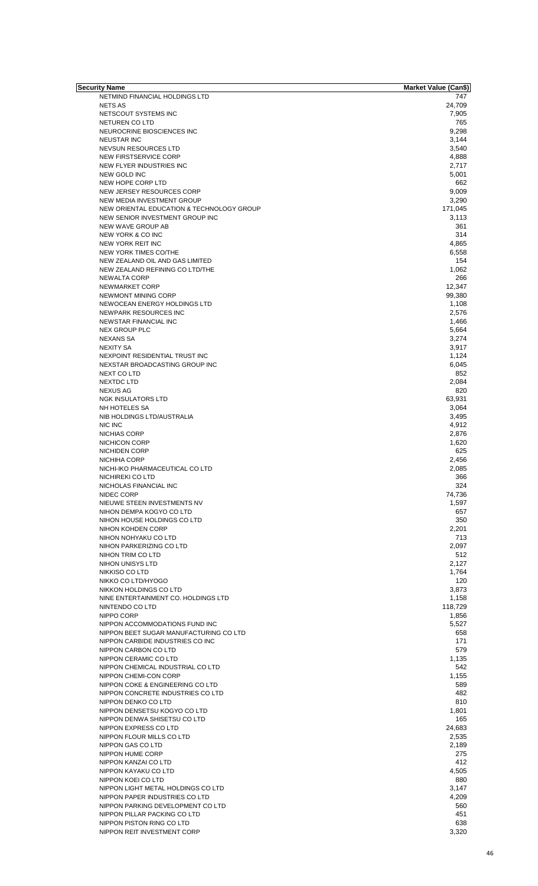| Security Name | Market Value (Can$) |
|---|---|
| NETMIND FINANCIAL HOLDINGS LTD | 747 |
| NETS AS | 24,709 |
| NETSCOUT SYSTEMS INC | 7,905 |
| NETUREN CO LTD | 765 |
| NEUROCRINE BIOSCIENCES INC | 9,298 |
| NEUSTAR INC | 3,144 |
| NEVSUN RESOURCES LTD | 3,540 |
| NEW FIRSTSERVICE CORP | 4,888 |
| NEW FLYER INDUSTRIES INC | 2,717 |
| NEW GOLD INC | 5,001 |
| NEW HOPE CORP LTD | 662 |
| NEW JERSEY RESOURCES CORP | 9,009 |
| NEW MEDIA INVESTMENT GROUP | 3,290 |
| NEW ORIENTAL EDUCATION & TECHNOLOGY GROUP | 171,045 |
| NEW SENIOR INVESTMENT GROUP INC | 3,113 |
| NEW WAVE GROUP AB | 361 |
| NEW YORK & CO INC | 314 |
| NEW YORK REIT INC | 4,865 |
| NEW YORK TIMES CO/THE | 6,558 |
| NEW ZEALAND OIL AND GAS LIMITED | 154 |
| NEW ZEALAND REFINING CO LTD/THE | 1,062 |
| NEWALTA CORP | 266 |
| NEWMARKET CORP | 12,347 |
| NEWMONT MINING CORP | 99,380 |
| NEWOCEAN ENERGY HOLDINGS LTD | 1,108 |
| NEWPARK RESOURCES INC | 2,576 |
| NEWSTAR FINANCIAL INC | 1,466 |
| NEX GROUP PLC | 5,664 |
| NEXANS SA | 3,274 |
| NEXITY SA | 3,917 |
| NEXPOINT RESIDENTIAL TRUST INC | 1,124 |
| NEXSTAR BROADCASTING GROUP INC | 6,045 |
| NEXT CO LTD | 852 |
| NEXTDC LTD | 2,084 |
| NEXUS AG | 820 |
| NGK INSULATORS LTD | 63,931 |
| NH HOTELES SA | 3,064 |
| NIB HOLDINGS LTD/AUSTRALIA | 3,495 |
| NIC INC | 4,912 |
| NICHIAS CORP | 2,876 |
| NICHICON CORP | 1,620 |
| NICHIDEN CORP | 625 |
| NICHIHA CORP | 2,456 |
| NICHI-IKO PHARMACEUTICAL CO LTD | 2,085 |
| NICHIREKI CO LTD | 366 |
| NICHOLAS FINANCIAL INC | 324 |
| NIDEC CORP | 74,736 |
| NIEUWE STEEN INVESTMENTS NV | 1,597 |
| NIHON DEMPA KOGYO CO LTD | 657 |
| NIHON HOUSE HOLDINGS CO LTD | 350 |
| NIHON KOHDEN CORP | 2,201 |
| NIHON NOHYAKU CO LTD | 713 |
| NIHON PARKERIZING CO LTD | 2,097 |
| NIHON TRIM CO LTD | 512 |
| NIHON UNISYS LTD | 2,127 |
| NIKKISO CO LTD | 1,764 |
| NIKKO CO LTD/HYOGO | 120 |
| NIKKON HOLDINGS CO LTD | 3,873 |
| NINE ENTERTAINMENT CO. HOLDINGS LTD | 1,158 |
| NINTENDO CO LTD | 118,729 |
| NIPPO CORP | 1,856 |
| NIPPON ACCOMMODATIONS FUND INC | 5,527 |
| NIPPON BEET SUGAR MANUFACTURING CO LTD | 658 |
| NIPPON CARBIDE INDUSTRIES CO INC | 171 |
| NIPPON CARBON CO LTD | 579 |
| NIPPON CERAMIC CO LTD | 1,135 |
| NIPPON CHEMICAL INDUSTRIAL CO LTD | 542 |
| NIPPON CHEMI-CON CORP | 1,155 |
| NIPPON COKE & ENGINEERING CO LTD | 589 |
| NIPPON CONCRETE INDUSTRIES CO LTD | 482 |
| NIPPON DENKO CO LTD | 810 |
| NIPPON DENSETSU KOGYO CO LTD | 1,801 |
| NIPPON DENWA SHISETSU CO LTD | 165 |
| NIPPON EXPRESS CO LTD | 24,683 |
| NIPPON FLOUR MILLS CO LTD | 2,535 |
| NIPPON GAS CO LTD | 2,189 |
| NIPPON HUME CORP | 275 |
| NIPPON KANZAI CO LTD | 412 |
| NIPPON KAYAKU CO LTD | 4,505 |
| NIPPON KOEI CO LTD | 880 |
| NIPPON LIGHT METAL HOLDINGS CO LTD | 3,147 |
| NIPPON PAPER INDUSTRIES CO LTD | 4,209 |
| NIPPON PARKING DEVELOPMENT CO LTD | 560 |
| NIPPON PILLAR PACKING CO LTD | 451 |
| NIPPON PISTON RING CO LTD | 638 |
| NIPPON REIT INVESTMENT CORP | 3,320 |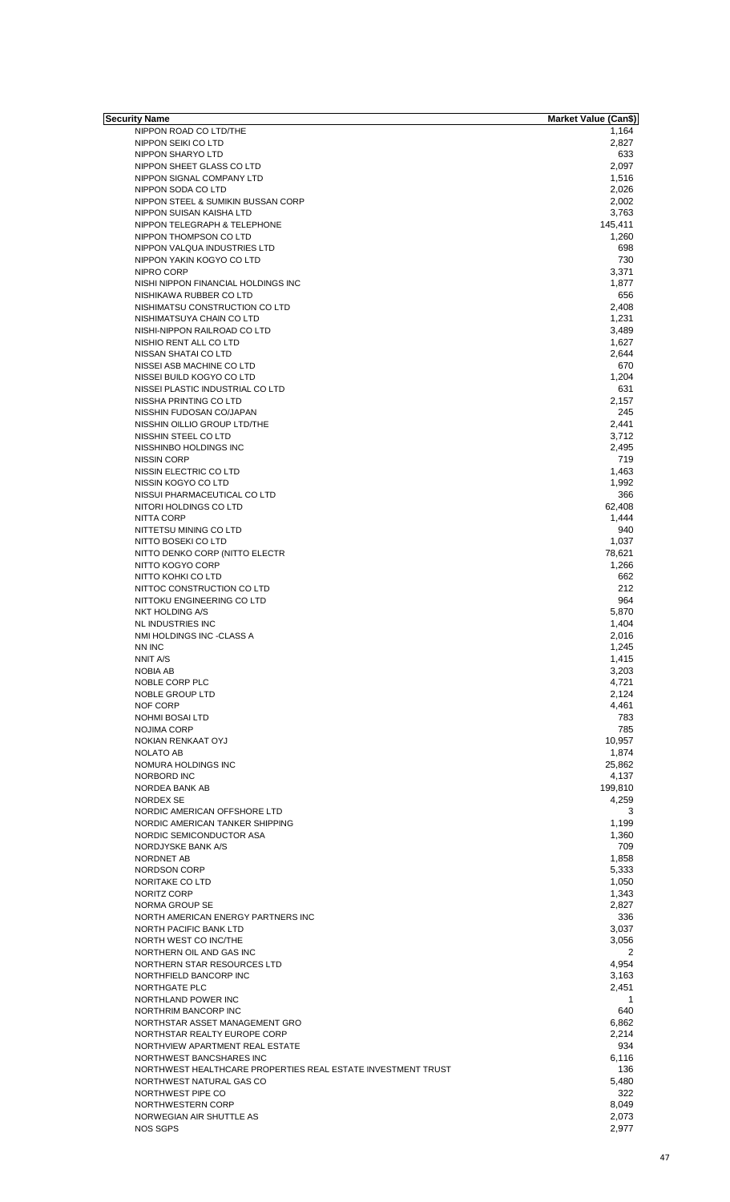| Security Name | Market Value (Can$) |
| --- | --- |
| NIPPON ROAD CO LTD/THE | 1,164 |
| NIPPON SEIKI CO LTD | 2,827 |
| NIPPON SHARYO LTD | 633 |
| NIPPON SHEET GLASS CO LTD | 2,097 |
| NIPPON SIGNAL COMPANY LTD | 1,516 |
| NIPPON SODA CO LTD | 2,026 |
| NIPPON STEEL & SUMIKIN BUSSAN CORP | 2,002 |
| NIPPON SUISAN KAISHA LTD | 3,763 |
| NIPPON TELEGRAPH & TELEPHONE | 145,411 |
| NIPPON THOMPSON CO LTD | 1,260 |
| NIPPON VALQUA INDUSTRIES LTD | 698 |
| NIPPON YAKIN KOGYO CO LTD | 730 |
| NIPRO CORP | 3,371 |
| NISHI NIPPON FINANCIAL HOLDINGS INC | 1,877 |
| NISHIKAWA RUBBER CO LTD | 656 |
| NISHIMATSU CONSTRUCTION CO LTD | 2,408 |
| NISHIMATSUYA CHAIN CO LTD | 1,231 |
| NISHI-NIPPON RAILROAD CO LTD | 3,489 |
| NISHIO RENT ALL CO LTD | 1,627 |
| NISSAN SHATAI CO LTD | 2,644 |
| NISSEI ASB MACHINE CO LTD | 670 |
| NISSEI BUILD KOGYO CO LTD | 1,204 |
| NISSEI PLASTIC INDUSTRIAL CO LTD | 631 |
| NISSHA PRINTING CO LTD | 2,157 |
| NISSHIN FUDOSAN CO/JAPAN | 245 |
| NISSHIN OILLIO GROUP LTD/THE | 2,441 |
| NISSHIN STEEL CO LTD | 3,712 |
| NISSHINBO HOLDINGS INC | 2,495 |
| NISSIN CORP | 719 |
| NISSIN ELECTRIC CO LTD | 1,463 |
| NISSIN KOGYO CO LTD | 1,992 |
| NISSUI PHARMACEUTICAL CO LTD | 366 |
| NITORI HOLDINGS CO LTD | 62,408 |
| NITTA CORP | 1,444 |
| NITTETSU MINING CO LTD | 940 |
| NITTO BOSEKI CO LTD | 1,037 |
| NITTO DENKO CORP (NITTO ELECTR | 78,621 |
| NITTO KOGYO CORP | 1,266 |
| NITTO KOHKI CO LTD | 662 |
| NITTOC CONSTRUCTION CO LTD | 212 |
| NITTOKU ENGINEERING CO LTD | 964 |
| NKT HOLDING A/S | 5,870 |
| NL INDUSTRIES INC | 1,404 |
| NMI HOLDINGS INC -CLASS A | 2,016 |
| NN INC | 1,245 |
| NNIT A/S | 1,415 |
| NOBIA AB | 3,203 |
| NOBLE CORP PLC | 4,721 |
| NOBLE GROUP LTD | 2,124 |
| NOF CORP | 4,461 |
| NOHMI BOSAI LTD | 783 |
| NOJIMA CORP | 785 |
| NOKIAN RENKAAT OYJ | 10,957 |
| NOLATO AB | 1,874 |
| NOMURA HOLDINGS INC | 25,862 |
| NORBORD INC | 4,137 |
| NORDEA BANK AB | 199,810 |
| NORDEX SE | 4,259 |
| NORDIC AMERICAN OFFSHORE LTD | 3 |
| NORDIC AMERICAN TANKER SHIPPING | 1,199 |
| NORDIC SEMICONDUCTOR ASA | 1,360 |
| NORDJYSKE BANK A/S | 709 |
| NORDNET AB | 1,858 |
| NORDSON CORP | 5,333 |
| NORITAKE CO LTD | 1,050 |
| NORITZ CORP | 1,343 |
| NORMA GROUP SE | 2,827 |
| NORTH AMERICAN ENERGY PARTNERS INC | 336 |
| NORTH PACIFIC BANK LTD | 3,037 |
| NORTH WEST CO INC/THE | 3,056 |
| NORTHERN OIL AND GAS INC | 2 |
| NORTHERN STAR RESOURCES LTD | 4,954 |
| NORTHFIELD BANCORP INC | 3,163 |
| NORTHGATE PLC | 2,451 |
| NORTHLAND POWER INC | 1 |
| NORTHRIM BANCORP INC | 640 |
| NORTHSTAR ASSET MANAGEMENT GRO | 6,862 |
| NORTHSTAR REALTY EUROPE CORP | 2,214 |
| NORTHVIEW APARTMENT REAL ESTATE | 934 |
| NORTHWEST BANCSHARES INC | 6,116 |
| NORTHWEST HEALTHCARE PROPERTIES REAL ESTATE INVESTMENT TRUST | 136 |
| NORTHWEST NATURAL GAS CO | 5,480 |
| NORTHWEST PIPE CO | 322 |
| NORTHWESTERN CORP | 8,049 |
| NORWEGIAN AIR SHUTTLE AS | 2,073 |
| NOS SGPS | 2,977 |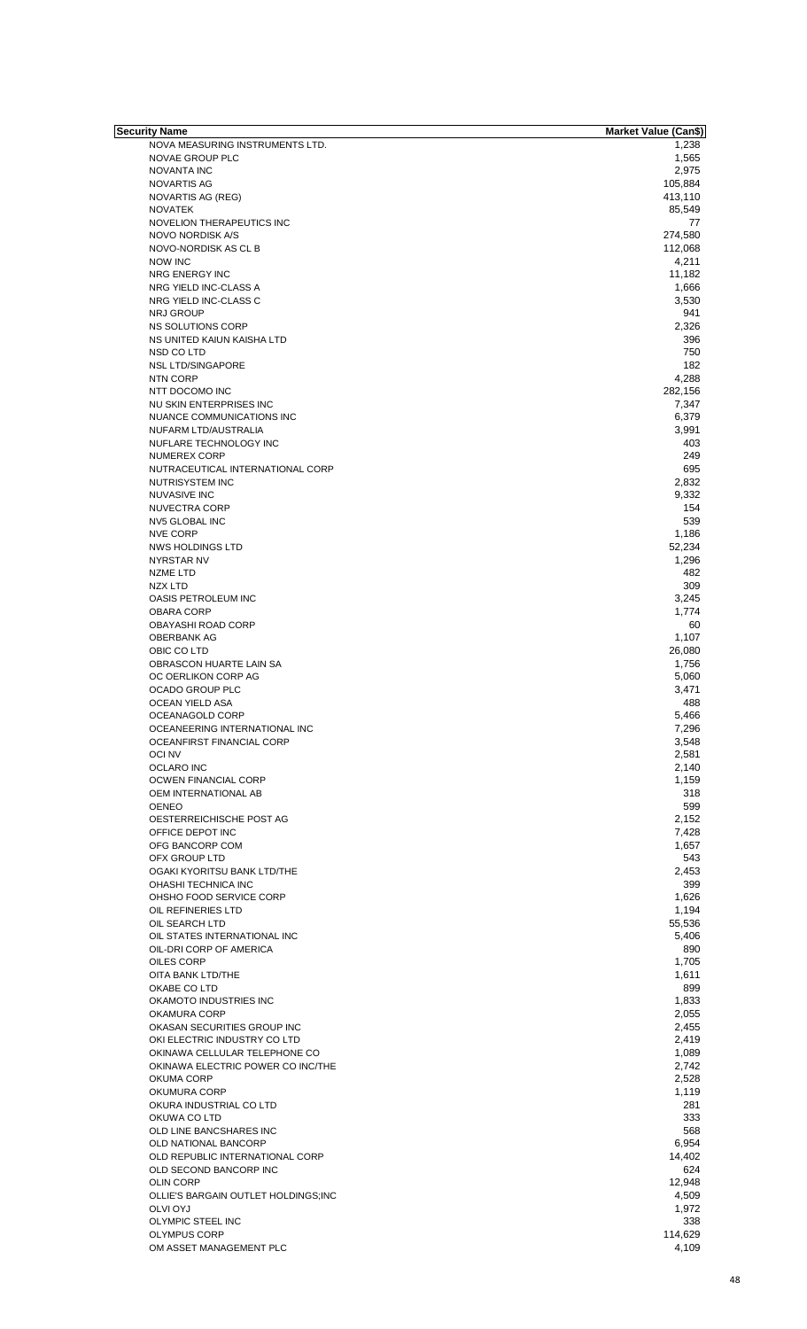| Security Name | Market Value (Can$) |
|---|---|
| NOVA MEASURING INSTRUMENTS LTD. | 1,238 |
| NOVAE GROUP PLC | 1,565 |
| NOVANTA INC | 2,975 |
| NOVARTIS AG | 105,884 |
| NOVARTIS AG (REG) | 413,110 |
| NOVATEK | 85,549 |
| NOVELION THERAPEUTICS INC | 77 |
| NOVO NORDISK A/S | 274,580 |
| NOVO-NORDISK AS CL B | 112,068 |
| NOW INC | 4,211 |
| NRG ENERGY INC | 11,182 |
| NRG YIELD INC-CLASS A | 1,666 |
| NRG YIELD INC-CLASS C | 3,530 |
| NRJ GROUP | 941 |
| NS SOLUTIONS CORP | 2,326 |
| NS UNITED KAIUN KAISHA LTD | 396 |
| NSD CO LTD | 750 |
| NSL LTD/SINGAPORE | 182 |
| NTN CORP | 4,288 |
| NTT DOCOMO INC | 282,156 |
| NU SKIN ENTERPRISES INC | 7,347 |
| NUANCE COMMUNICATIONS INC | 6,379 |
| NUFARM LTD/AUSTRALIA | 3,991 |
| NUFLARE TECHNOLOGY INC | 403 |
| NUMEREX CORP | 249 |
| NUTRACEUTICAL INTERNATIONAL CORP | 695 |
| NUTRISYSTEM INC | 2,832 |
| NUVASIVE INC | 9,332 |
| NUVECTRA CORP | 154 |
| NV5 GLOBAL INC | 539 |
| NVE CORP | 1,186 |
| NWS HOLDINGS LTD | 52,234 |
| NYRSTAR NV | 1,296 |
| NZME LTD | 482 |
| NZX LTD | 309 |
| OASIS PETROLEUM INC | 3,245 |
| OBARA CORP | 1,774 |
| OBAYASHI ROAD CORP | 60 |
| OBERBANK AG | 1,107 |
| OBIC CO LTD | 26,080 |
| OBRASCON HUARTE LAIN SA | 1,756 |
| OC OERLIKON CORP AG | 5,060 |
| OCADO GROUP PLC | 3,471 |
| OCEAN YIELD ASA | 488 |
| OCEANAGOLD CORP | 5,466 |
| OCEANEERING INTERNATIONAL INC | 7,296 |
| OCEANFIRST FINANCIAL CORP | 3,548 |
| OCI NV | 2,581 |
| OCLARO INC | 2,140 |
| OCWEN FINANCIAL CORP | 1,159 |
| OEM INTERNATIONAL AB | 318 |
| OENEO | 599 |
| OESTERREICHISCHE POST AG | 2,152 |
| OFFICE DEPOT INC | 7,428 |
| OFG BANCORP COM | 1,657 |
| OFX GROUP LTD | 543 |
| OGAKI KYORITSU BANK LTD/THE | 2,453 |
| OHASHI TECHNICA INC | 399 |
| OHSHO FOOD SERVICE CORP | 1,626 |
| OIL REFINERIES LTD | 1,194 |
| OIL SEARCH LTD | 55,536 |
| OIL STATES INTERNATIONAL INC | 5,406 |
| OIL-DRI CORP OF AMERICA | 890 |
| OILES CORP | 1,705 |
| OITA BANK LTD/THE | 1,611 |
| OKABE CO LTD | 899 |
| OKAMOTO INDUSTRIES INC | 1,833 |
| OKAMURA CORP | 2,055 |
| OKASAN SECURITIES GROUP INC | 2,455 |
| OKI ELECTRIC INDUSTRY CO LTD | 2,419 |
| OKINAWA CELLULAR TELEPHONE CO | 1,089 |
| OKINAWA ELECTRIC POWER CO INC/THE | 2,742 |
| OKUMA CORP | 2,528 |
| OKUMURA CORP | 1,119 |
| OKURA INDUSTRIAL CO LTD | 281 |
| OKUWA CO LTD | 333 |
| OLD LINE BANCSHARES INC | 568 |
| OLD NATIONAL BANCORP | 6,954 |
| OLD REPUBLIC INTERNATIONAL CORP | 14,402 |
| OLD SECOND BANCORP INC | 624 |
| OLIN CORP | 12,948 |
| OLLIE'S BARGAIN OUTLET HOLDINGS;INC | 4,509 |
| OLVI OYJ | 1,972 |
| OLYMPIC STEEL INC | 338 |
| OLYMPUS CORP | 114,629 |
| OM ASSET MANAGEMENT PLC | 4,109 |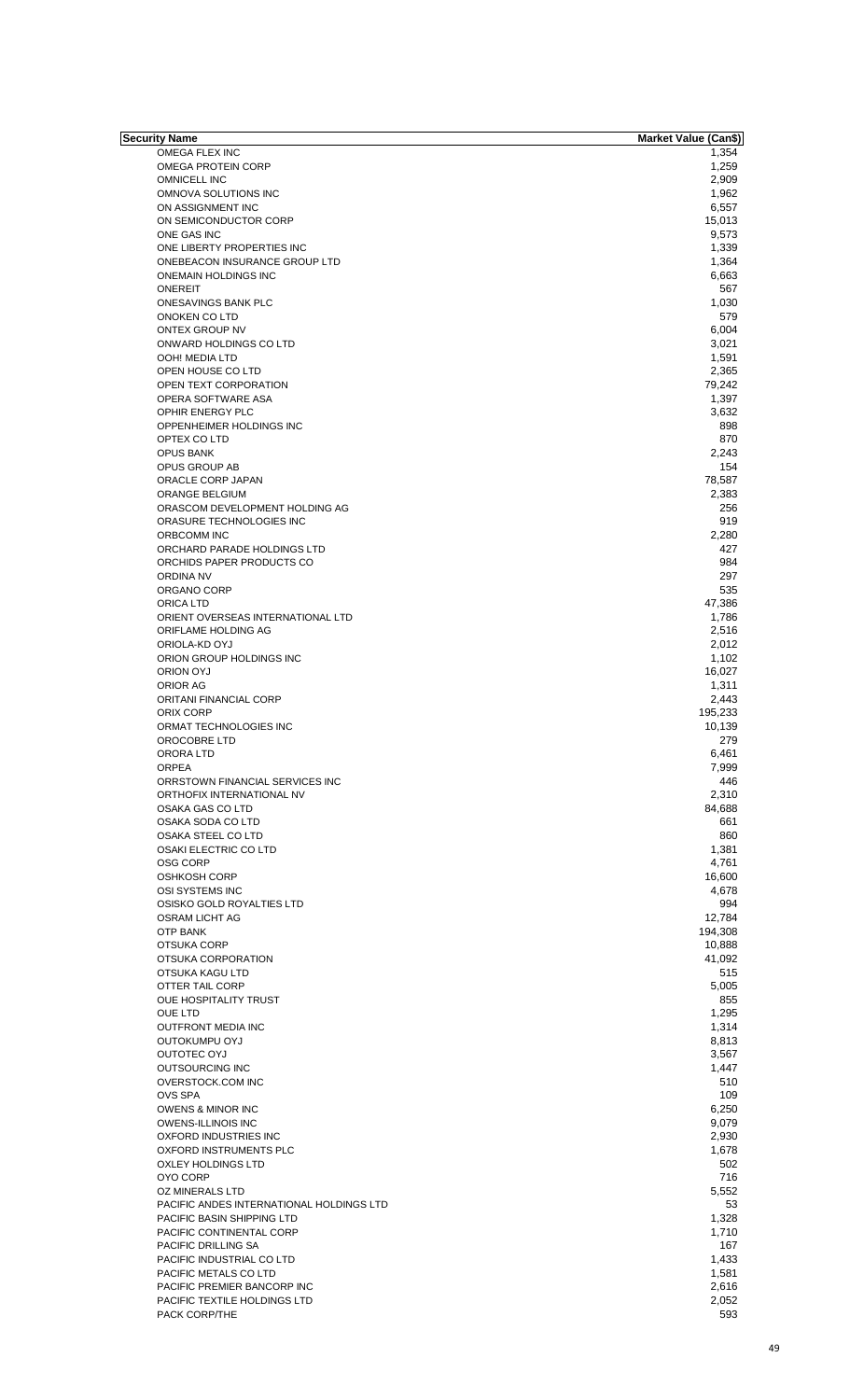| Security Name | Market Value (Can$) |
|---|---|
| OMEGA FLEX INC | 1,354 |
| OMEGA PROTEIN CORP | 1,259 |
| OMNICELL INC | 2,909 |
| OMNOVA SOLUTIONS INC | 1,962 |
| ON ASSIGNMENT INC | 6,557 |
| ON SEMICONDUCTOR CORP | 15,013 |
| ONE GAS INC | 9,573 |
| ONE LIBERTY PROPERTIES INC | 1,339 |
| ONEBEACON INSURANCE GROUP LTD | 1,364 |
| ONEMAIN HOLDINGS INC | 6,663 |
| ONEREIT | 567 |
| ONESAVINGS BANK PLC | 1,030 |
| ONOKEN CO LTD | 579 |
| ONTEX GROUP NV | 6,004 |
| ONWARD HOLDINGS CO LTD | 3,021 |
| OOH! MEDIA LTD | 1,591 |
| OPEN HOUSE CO LTD | 2,365 |
| OPEN TEXT CORPORATION | 79,242 |
| OPERA SOFTWARE ASA | 1,397 |
| OPHIR ENERGY PLC | 3,632 |
| OPPENHEIMER HOLDINGS INC | 898 |
| OPTEX CO LTD | 870 |
| OPUS BANK | 2,243 |
| OPUS GROUP AB | 154 |
| ORACLE CORP JAPAN | 78,587 |
| ORANGE BELGIUM | 2,383 |
| ORASCOM DEVELOPMENT HOLDING AG | 256 |
| ORASURE TECHNOLOGIES INC | 919 |
| ORBCOMM INC | 2,280 |
| ORCHARD PARADE HOLDINGS LTD | 427 |
| ORCHIDS PAPER PRODUCTS CO | 984 |
| ORDINA NV | 297 |
| ORGANO CORP | 535 |
| ORICA LTD | 47,386 |
| ORIENT OVERSEAS INTERNATIONAL LTD | 1,786 |
| ORIFLAME HOLDING AG | 2,516 |
| ORIOLA-KD OYJ | 2,012 |
| ORION GROUP HOLDINGS INC | 1,102 |
| ORION OYJ | 16,027 |
| ORIOR AG | 1,311 |
| ORITANI FINANCIAL CORP | 2,443 |
| ORIX CORP | 195,233 |
| ORMAT TECHNOLOGIES INC | 10,139 |
| OROCOBRE LTD | 279 |
| ORORA LTD | 6,461 |
| ORPEA | 7,999 |
| ORRSTOWN FINANCIAL SERVICES INC | 446 |
| ORTHOFIX INTERNATIONAL NV | 2,310 |
| OSAKA GAS CO LTD | 84,688 |
| OSAKA SODA CO LTD | 661 |
| OSAKA STEEL CO LTD | 860 |
| OSAKI ELECTRIC CO LTD | 1,381 |
| OSG CORP | 4,761 |
| OSHKOSH CORP | 16,600 |
| OSI SYSTEMS INC | 4,678 |
| OSISKO GOLD ROYALTIES LTD | 994 |
| OSRAM LICHT AG | 12,784 |
| OTP BANK | 194,308 |
| OTSUKA CORP | 10,888 |
| OTSUKA CORPORATION | 41,092 |
| OTSUKA KAGU LTD | 515 |
| OTTER TAIL CORP | 5,005 |
| OUE HOSPITALITY TRUST | 855 |
| OUE LTD | 1,295 |
| OUTFRONT MEDIA INC | 1,314 |
| OUTOKUMPU OYJ | 8,813 |
| OUTOTEC OYJ | 3,567 |
| OUTSOURCING INC | 1,447 |
| OVERSTOCK.COM INC | 510 |
| OVS SPA | 109 |
| OWENS & MINOR INC | 6,250 |
| OWENS-ILLINOIS INC | 9,079 |
| OXFORD INDUSTRIES INC | 2,930 |
| OXFORD INSTRUMENTS PLC | 1,678 |
| OXLEY HOLDINGS LTD | 502 |
| OYO CORP | 716 |
| OZ MINERALS LTD | 5,552 |
| PACIFIC ANDES INTERNATIONAL HOLDINGS LTD | 53 |
| PACIFIC BASIN SHIPPING LTD | 1,328 |
| PACIFIC CONTINENTAL CORP | 1,710 |
| PACIFIC DRILLING SA | 167 |
| PACIFIC INDUSTRIAL CO LTD | 1,433 |
| PACIFIC METALS CO LTD | 1,581 |
| PACIFIC PREMIER BANCORP INC | 2,616 |
| PACIFIC TEXTILE HOLDINGS LTD | 2,052 |
| PACK CORP/THE | 593 |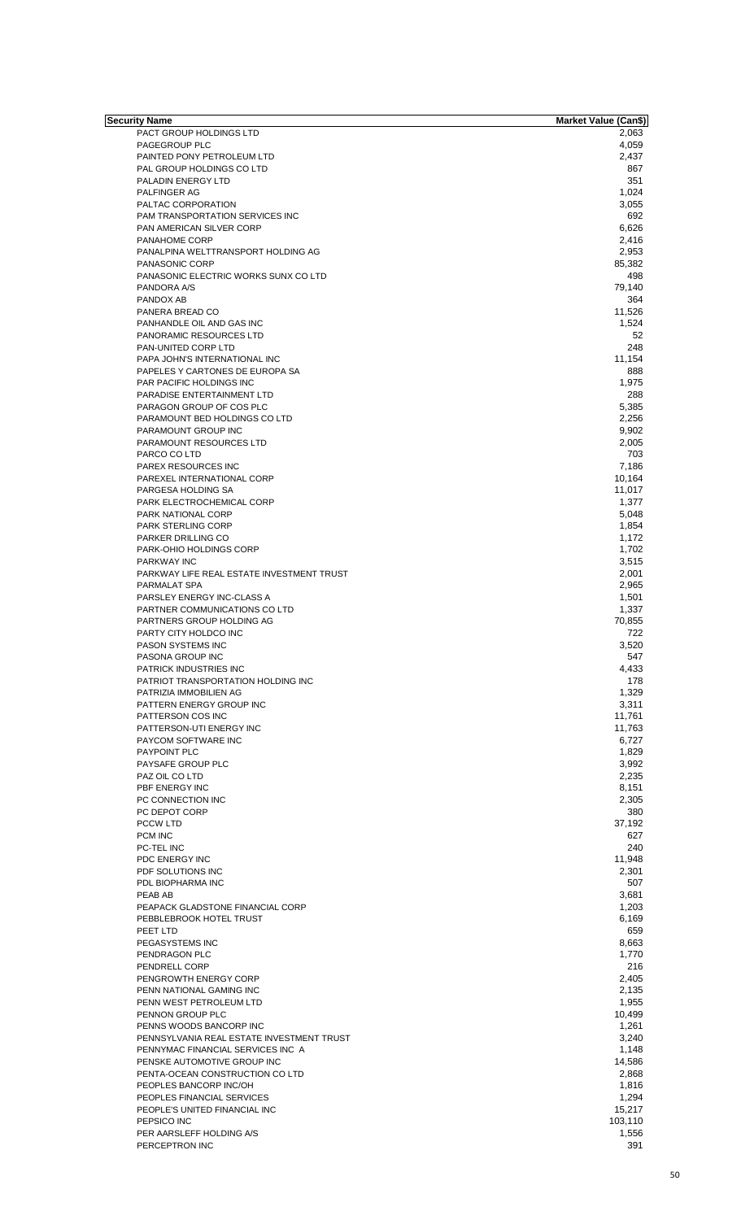| Security Name | Market Value (Can$) |
| --- | --- |
| PACT GROUP HOLDINGS LTD | 2,063 |
| PAGEGROUP PLC | 4,059 |
| PAINTED PONY PETROLEUM LTD | 2,437 |
| PAL GROUP HOLDINGS CO LTD | 867 |
| PALADIN ENERGY LTD | 351 |
| PALFINGER AG | 1,024 |
| PALTAC CORPORATION | 3,055 |
| PAM TRANSPORTATION SERVICES INC | 692 |
| PAN AMERICAN SILVER CORP | 6,626 |
| PANAHOME CORP | 2,416 |
| PANALPINA WELTTRANSPORT HOLDING AG | 2,953 |
| PANASONIC CORP | 85,382 |
| PANASONIC ELECTRIC WORKS SUNX CO LTD | 498 |
| PANDORA A/S | 79,140 |
| PANDOX AB | 364 |
| PANERA BREAD CO | 11,526 |
| PANHANDLE OIL AND GAS INC | 1,524 |
| PANORAMIC RESOURCES LTD | 52 |
| PAN-UNITED CORP LTD | 248 |
| PAPA JOHN'S INTERNATIONAL INC | 11,154 |
| PAPELES Y CARTONES DE EUROPA SA | 888 |
| PAR PACIFIC HOLDINGS INC | 1,975 |
| PARADISE ENTERTAINMENT LTD | 288 |
| PARAGON GROUP OF COS PLC | 5,385 |
| PARAMOUNT BED HOLDINGS CO LTD | 2,256 |
| PARAMOUNT GROUP INC | 9,902 |
| PARAMOUNT RESOURCES LTD | 2,005 |
| PARCO CO LTD | 703 |
| PAREX RESOURCES INC | 7,186 |
| PAREXEL INTERNATIONAL CORP | 10,164 |
| PARGESA HOLDING SA | 11,017 |
| PARK ELECTROCHEMICAL CORP | 1,377 |
| PARK NATIONAL CORP | 5,048 |
| PARK STERLING CORP | 1,854 |
| PARKER DRILLING CO | 1,172 |
| PARK-OHIO HOLDINGS CORP | 1,702 |
| PARKWAY INC | 3,515 |
| PARKWAY LIFE REAL ESTATE INVESTMENT TRUST | 2,001 |
| PARMALAT SPA | 2,965 |
| PARSLEY ENERGY INC-CLASS A | 1,501 |
| PARTNER COMMUNICATIONS CO LTD | 1,337 |
| PARTNERS GROUP HOLDING AG | 70,855 |
| PARTY CITY HOLDCO INC | 722 |
| PASON SYSTEMS INC | 3,520 |
| PASONA GROUP INC | 547 |
| PATRICK INDUSTRIES INC | 4,433 |
| PATRIOT TRANSPORTATION HOLDING INC | 178 |
| PATRIZIA IMMOBILIEN AG | 1,329 |
| PATTERN ENERGY GROUP INC | 3,311 |
| PATTERSON COS INC | 11,761 |
| PATTERSON-UTI ENERGY INC | 11,763 |
| PAYCOM SOFTWARE INC | 6,727 |
| PAYPOINT PLC | 1,829 |
| PAYSAFE GROUP PLC | 3,992 |
| PAZ OIL CO LTD | 2,235 |
| PBF ENERGY INC | 8,151 |
| PC CONNECTION INC | 2,305 |
| PC DEPOT CORP | 380 |
| PCCW LTD | 37,192 |
| PCM INC | 627 |
| PC-TEL INC | 240 |
| PDC ENERGY INC | 11,948 |
| PDF SOLUTIONS INC | 2,301 |
| PDL BIOPHARMA INC | 507 |
| PEAB AB | 3,681 |
| PEAPACK GLADSTONE FINANCIAL CORP | 1,203 |
| PEBBLEBROOK HOTEL TRUST | 6,169 |
| PEET LTD | 659 |
| PEGASYSTEMS INC | 8,663 |
| PENDRAGON PLC | 1,770 |
| PENDRELL CORP | 216 |
| PENGROWTH ENERGY CORP | 2,405 |
| PENN NATIONAL GAMING INC | 2,135 |
| PENN WEST PETROLEUM LTD | 1,955 |
| PENNON GROUP PLC | 10,499 |
| PENNS WOODS BANCORP INC | 1,261 |
| PENNSYLVANIA REAL ESTATE INVESTMENT TRUST | 3,240 |
| PENNYMAC FINANCIAL SERVICES INC A | 1,148 |
| PENSKE AUTOMOTIVE GROUP INC | 14,586 |
| PENTA-OCEAN CONSTRUCTION CO LTD | 2,868 |
| PEOPLES BANCORP INC/OH | 1,816 |
| PEOPLES FINANCIAL SERVICES | 1,294 |
| PEOPLE'S UNITED FINANCIAL INC | 15,217 |
| PEPSICO INC | 103,110 |
| PER AARSLEFF HOLDING A/S | 1,556 |
| PERCEPTRON INC | 391 |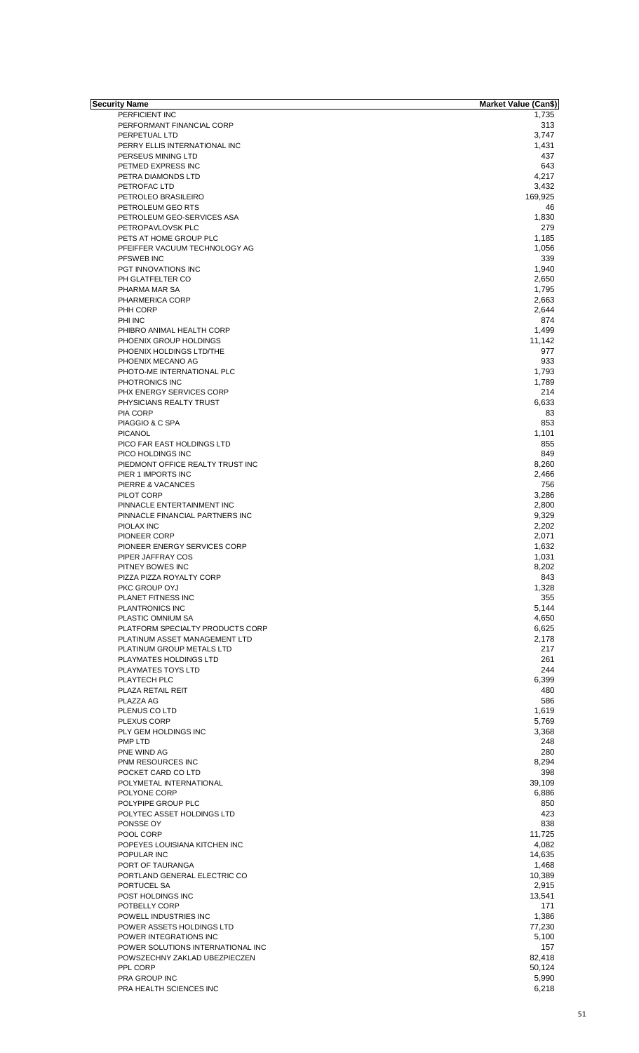| Security Name | Market Value (Can$) |
|---|---|
| PERFICIENT INC | 1,735 |
| PERFORMANT FINANCIAL CORP | 313 |
| PERPETUAL LTD | 3,747 |
| PERRY ELLIS INTERNATIONAL INC | 1,431 |
| PERSEUS MINING LTD | 437 |
| PETMED EXPRESS INC | 643 |
| PETRA DIAMONDS LTD | 4,217 |
| PETROFAC LTD | 3,432 |
| PETROLEO BRASILEIRO | 169,925 |
| PETROLEUM GEO RTS | 46 |
| PETROLEUM GEO-SERVICES ASA | 1,830 |
| PETROPAVLOVSK PLC | 279 |
| PETS AT HOME GROUP PLC | 1,185 |
| PFEIFFER VACUUM TECHNOLOGY AG | 1,056 |
| PFSWEB INC | 339 |
| PGT INNOVATIONS INC | 1,940 |
| PH GLATFELTER CO | 2,650 |
| PHARMA MAR SA | 1,795 |
| PHARMERICA CORP | 2,663 |
| PHH CORP | 2,644 |
| PHI INC | 874 |
| PHIBRO ANIMAL HEALTH CORP | 1,499 |
| PHOENIX GROUP HOLDINGS | 11,142 |
| PHOENIX HOLDINGS LTD/THE | 977 |
| PHOENIX MECANO AG | 933 |
| PHOTO-ME INTERNATIONAL PLC | 1,793 |
| PHOTRONICS INC | 1,789 |
| PHX ENERGY SERVICES CORP | 214 |
| PHYSICIANS REALTY TRUST | 6,633 |
| PIA CORP | 83 |
| PIAGGIO & C SPA | 853 |
| PICANOL | 1,101 |
| PICO FAR EAST HOLDINGS LTD | 855 |
| PICO HOLDINGS INC | 849 |
| PIEDMONT OFFICE REALTY TRUST INC | 8,260 |
| PIER 1 IMPORTS INC | 2,466 |
| PIERRE & VACANCES | 756 |
| PILOT CORP | 3,286 |
| PINNACLE ENTERTAINMENT INC | 2,800 |
| PINNACLE FINANCIAL PARTNERS INC | 9,329 |
| PIOLAX INC | 2,202 |
| PIONEER CORP | 2,071 |
| PIONEER ENERGY SERVICES CORP | 1,632 |
| PIPER JAFFRAY COS | 1,031 |
| PITNEY BOWES INC | 8,202 |
| PIZZA PIZZA ROYALTY CORP | 843 |
| PKC GROUP OYJ | 1,328 |
| PLANET FITNESS INC | 355 |
| PLANTRONICS INC | 5,144 |
| PLASTIC OMNIUM SA | 4,650 |
| PLATFORM SPECIALTY PRODUCTS CORP | 6,625 |
| PLATINUM ASSET MANAGEMENT LTD | 2,178 |
| PLATINUM GROUP METALS LTD | 217 |
| PLAYMATES HOLDINGS LTD | 261 |
| PLAYMATES TOYS LTD | 244 |
| PLAYTECH PLC | 6,399 |
| PLAZA RETAIL REIT | 480 |
| PLAZZA AG | 586 |
| PLENUS CO LTD | 1,619 |
| PLEXUS CORP | 5,769 |
| PLY GEM HOLDINGS INC | 3,368 |
| PMP LTD | 248 |
| PNE WIND AG | 280 |
| PNM RESOURCES INC | 8,294 |
| POCKET CARD CO LTD | 398 |
| POLYMETAL INTERNATIONAL | 39,109 |
| POLYONE CORP | 6,886 |
| POLYPIPE GROUP PLC | 850 |
| POLYTEC ASSET HOLDINGS LTD | 423 |
| PONSSE OY | 838 |
| POOL CORP | 11,725 |
| POPEYES LOUISIANA KITCHEN INC | 4,082 |
| POPULAR INC | 14,635 |
| PORT OF TAURANGA | 1,468 |
| PORTLAND GENERAL ELECTRIC CO | 10,389 |
| PORTUCEL SA | 2,915 |
| POST HOLDINGS INC | 13,541 |
| POTBELLY CORP | 171 |
| POWELL INDUSTRIES INC | 1,386 |
| POWER ASSETS HOLDINGS LTD | 77,230 |
| POWER INTEGRATIONS INC | 5,100 |
| POWER SOLUTIONS INTERNATIONAL INC | 157 |
| POWSZECHNY ZAKLAD UBEZPIECZEN | 82,418 |
| PPL CORP | 50,124 |
| PRA GROUP INC | 5,990 |
| PRA HEALTH SCIENCES INC | 6,218 |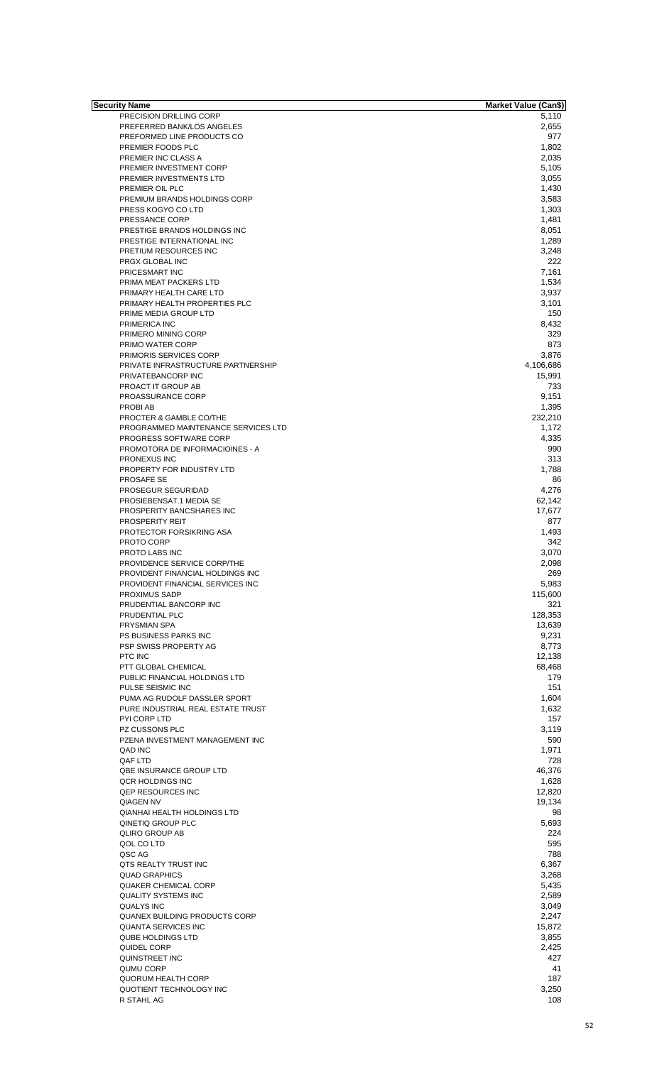| Security Name | Market Value (Can$) |
|---|---|
| PRECISION DRILLING CORP | 5,110 |
| PREFERRED BANK/LOS ANGELES | 2,655 |
| PREFORMED LINE PRODUCTS CO | 977 |
| PREMIER FOODS PLC | 1,802 |
| PREMIER INC CLASS A | 2,035 |
| PREMIER INVESTMENT CORP | 5,105 |
| PREMIER INVESTMENTS LTD | 3,055 |
| PREMIER OIL PLC | 1,430 |
| PREMIUM BRANDS HOLDINGS CORP | 3,583 |
| PRESS KOGYO CO LTD | 1,303 |
| PRESSANCE CORP | 1,481 |
| PRESTIGE BRANDS HOLDINGS INC | 8,051 |
| PRESTIGE INTERNATIONAL INC | 1,289 |
| PRETIUM RESOURCES INC | 3,248 |
| PRGX GLOBAL INC | 222 |
| PRICESMART INC | 7,161 |
| PRIMA MEAT PACKERS LTD | 1,534 |
| PRIMARY HEALTH CARE LTD | 3,937 |
| PRIMARY HEALTH PROPERTIES PLC | 3,101 |
| PRIME MEDIA GROUP LTD | 150 |
| PRIMERICA INC | 8,432 |
| PRIMERO MINING CORP | 329 |
| PRIMO WATER CORP | 873 |
| PRIMORIS SERVICES CORP | 3,876 |
| PRIVATE INFRASTRUCTURE PARTNERSHIP | 4,106,686 |
| PRIVATEBANCORP INC | 15,991 |
| PROACT IT GROUP AB | 733 |
| PROASSURANCE CORP | 9,151 |
| PROBI AB | 1,395 |
| PROCTER & GAMBLE CO/THE | 232,210 |
| PROGRAMMED MAINTENANCE SERVICES LTD | 1,172 |
| PROGRESS SOFTWARE CORP | 4,335 |
| PROMOTORA DE INFORMACIOINES - A | 990 |
| PRONEXUS INC | 313 |
| PROPERTY FOR INDUSTRY LTD | 1,788 |
| PROSAFE SE | 86 |
| PROSEGUR SEGURIDAD | 4,276 |
| PROSIEBENSAT.1 MEDIA SE | 62,142 |
| PROSPERITY BANCSHARES INC | 17,677 |
| PROSPERITY REIT | 877 |
| PROTECTOR FORSIKRING ASA | 1,493 |
| PROTO CORP | 342 |
| PROTO LABS INC | 3,070 |
| PROVIDENCE SERVICE CORP/THE | 2,098 |
| PROVIDENT FINANCIAL HOLDINGS INC | 269 |
| PROVIDENT FINANCIAL SERVICES INC | 5,983 |
| PROXIMUS SADP | 115,600 |
| PRUDENTIAL BANCORP INC | 321 |
| PRUDENTIAL PLC | 128,353 |
| PRYSMIAN SPA | 13,639 |
| PS BUSINESS PARKS INC | 9,231 |
| PSP SWISS PROPERTY AG | 8,773 |
| PTC INC | 12,138 |
| PTT GLOBAL CHEMICAL | 68,468 |
| PUBLIC FINANCIAL HOLDINGS LTD | 179 |
| PULSE SEISMIC INC | 151 |
| PUMA AG RUDOLF DASSLER SPORT | 1,604 |
| PURE INDUSTRIAL REAL ESTATE TRUST | 1,632 |
| PYI CORP LTD | 157 |
| PZ CUSSONS PLC | 3,119 |
| PZENA INVESTMENT MANAGEMENT INC | 590 |
| QAD INC | 1,971 |
| QAF LTD | 728 |
| QBE INSURANCE GROUP LTD | 46,376 |
| QCR HOLDINGS INC | 1,628 |
| QEP RESOURCES INC | 12,820 |
| QIAGEN NV | 19,134 |
| QIANHAI HEALTH HOLDINGS LTD | 98 |
| QINETIQ GROUP PLC | 5,693 |
| QLIRO GROUP AB | 224 |
| QOL CO LTD | 595 |
| QSC AG | 788 |
| QTS REALTY TRUST INC | 6,367 |
| QUAD GRAPHICS | 3,268 |
| QUAKER CHEMICAL CORP | 5,435 |
| QUALITY SYSTEMS INC | 2,589 |
| QUALYS INC | 3,049 |
| QUANEX BUILDING PRODUCTS CORP | 2,247 |
| QUANTA SERVICES INC | 15,872 |
| QUBE HOLDINGS LTD | 3,855 |
| QUIDEL CORP | 2,425 |
| QUINSTREET INC | 427 |
| QUMU CORP | 41 |
| QUORUM HEALTH CORP | 187 |
| QUOTIENT TECHNOLOGY INC | 3,250 |
| R STAHL AG | 108 |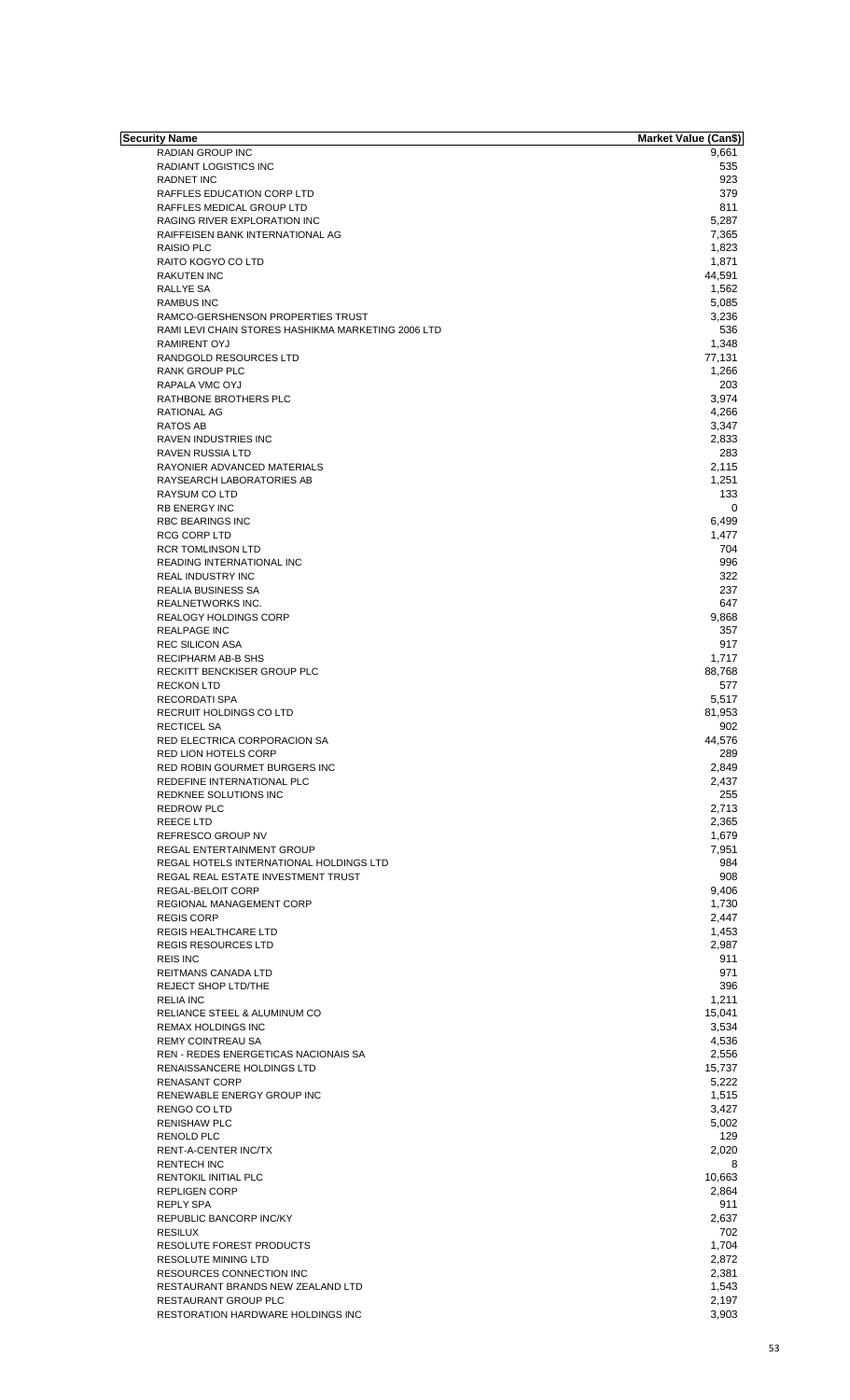| Security Name | Market Value (Can$) |
|---|---|
| RADIAN GROUP INC | 9,661 |
| RADIANT LOGISTICS INC | 535 |
| RADNET INC | 923 |
| RAFFLES EDUCATION CORP LTD | 379 |
| RAFFLES MEDICAL GROUP LTD | 811 |
| RAGING RIVER EXPLORATION INC | 5,287 |
| RAIFFEISEN BANK INTERNATIONAL AG | 7,365 |
| RAISIO PLC | 1,823 |
| RAITO KOGYO CO LTD | 1,871 |
| RAKUTEN INC | 44,591 |
| RALLYE SA | 1,562 |
| RAMBUS INC | 5,085 |
| RAMCO-GERSHENSON PROPERTIES TRUST | 3,236 |
| RAMI LEVI CHAIN STORES HASHIKMA MARKETING 2006 LTD | 536 |
| RAMIRENT OYJ | 1,348 |
| RANDGOLD RESOURCES LTD | 77,131 |
| RANK GROUP PLC | 1,266 |
| RAPALA VMC OYJ | 203 |
| RATHBONE BROTHERS PLC | 3,974 |
| RATIONAL AG | 4,266 |
| RATOS AB | 3,347 |
| RAVEN INDUSTRIES INC | 2,833 |
| RAVEN RUSSIA LTD | 283 |
| RAYONIER ADVANCED MATERIALS | 2,115 |
| RAYSEARCH LABORATORIES AB | 1,251 |
| RAYSUM CO LTD | 133 |
| RB ENERGY INC | 0 |
| RBC BEARINGS INC | 6,499 |
| RCG CORP LTD | 1,477 |
| RCR TOMLINSON LTD | 704 |
| READING INTERNATIONAL INC | 996 |
| REAL INDUSTRY INC | 322 |
| REALIA BUSINESS SA | 237 |
| REALNETWORKS INC. | 647 |
| REALOGY HOLDINGS CORP | 9,868 |
| REALPAGE INC | 357 |
| REC SILICON ASA | 917 |
| RECIPHARM AB-B SHS | 1,717 |
| RECKITT BENCKISER GROUP PLC | 88,768 |
| RECKON LTD | 577 |
| RECORDATI SPA | 5,517 |
| RECRUIT HOLDINGS CO LTD | 81,953 |
| RECTICEL SA | 902 |
| RED ELECTRICA CORPORACION SA | 44,576 |
| RED LION HOTELS CORP | 289 |
| RED ROBIN GOURMET BURGERS INC | 2,849 |
| REDEFINE INTERNATIONAL PLC | 2,437 |
| REDKNEE SOLUTIONS INC | 255 |
| REDROW PLC | 2,713 |
| REECE LTD | 2,365 |
| REFRESCO GROUP NV | 1,679 |
| REGAL ENTERTAINMENT GROUP | 7,951 |
| REGAL HOTELS INTERNATIONAL HOLDINGS LTD | 984 |
| REGAL REAL ESTATE INVESTMENT TRUST | 908 |
| REGAL-BELOIT CORP | 9,406 |
| REGIONAL MANAGEMENT CORP | 1,730 |
| REGIS CORP | 2,447 |
| REGIS HEALTHCARE LTD | 1,453 |
| REGIS RESOURCES LTD | 2,987 |
| REIS INC | 911 |
| REITMANS CANADA LTD | 971 |
| REJECT SHOP LTD/THE | 396 |
| RELIA INC | 1,211 |
| RELIANCE STEEL & ALUMINUM CO | 15,041 |
| REMAX HOLDINGS INC | 3,534 |
| REMY COINTREAU SA | 4,536 |
| REN - REDES ENERGETICAS NACIONAIS SA | 2,556 |
| RENAISSANCERE HOLDINGS LTD | 15,737 |
| RENASANT CORP | 5,222 |
| RENEWABLE ENERGY GROUP INC | 1,515 |
| RENGO CO LTD | 3,427 |
| RENISHAW PLC | 5,002 |
| RENOLD PLC | 129 |
| RENT-A-CENTER INC/TX | 2,020 |
| RENTECH INC | 8 |
| RENTOKIL INITIAL PLC | 10,663 |
| REPLIGEN CORP | 2,864 |
| REPLY SPA | 911 |
| REPUBLIC BANCORP INC/KY | 2,637 |
| RESILUX | 702 |
| RESOLUTE FOREST PRODUCTS | 1,704 |
| RESOLUTE MINING LTD | 2,872 |
| RESOURCES CONNECTION INC | 2,381 |
| RESTAURANT BRANDS NEW ZEALAND LTD | 1,543 |
| RESTAURANT GROUP PLC | 2,197 |
| RESTORATION HARDWARE HOLDINGS INC | 3,903 |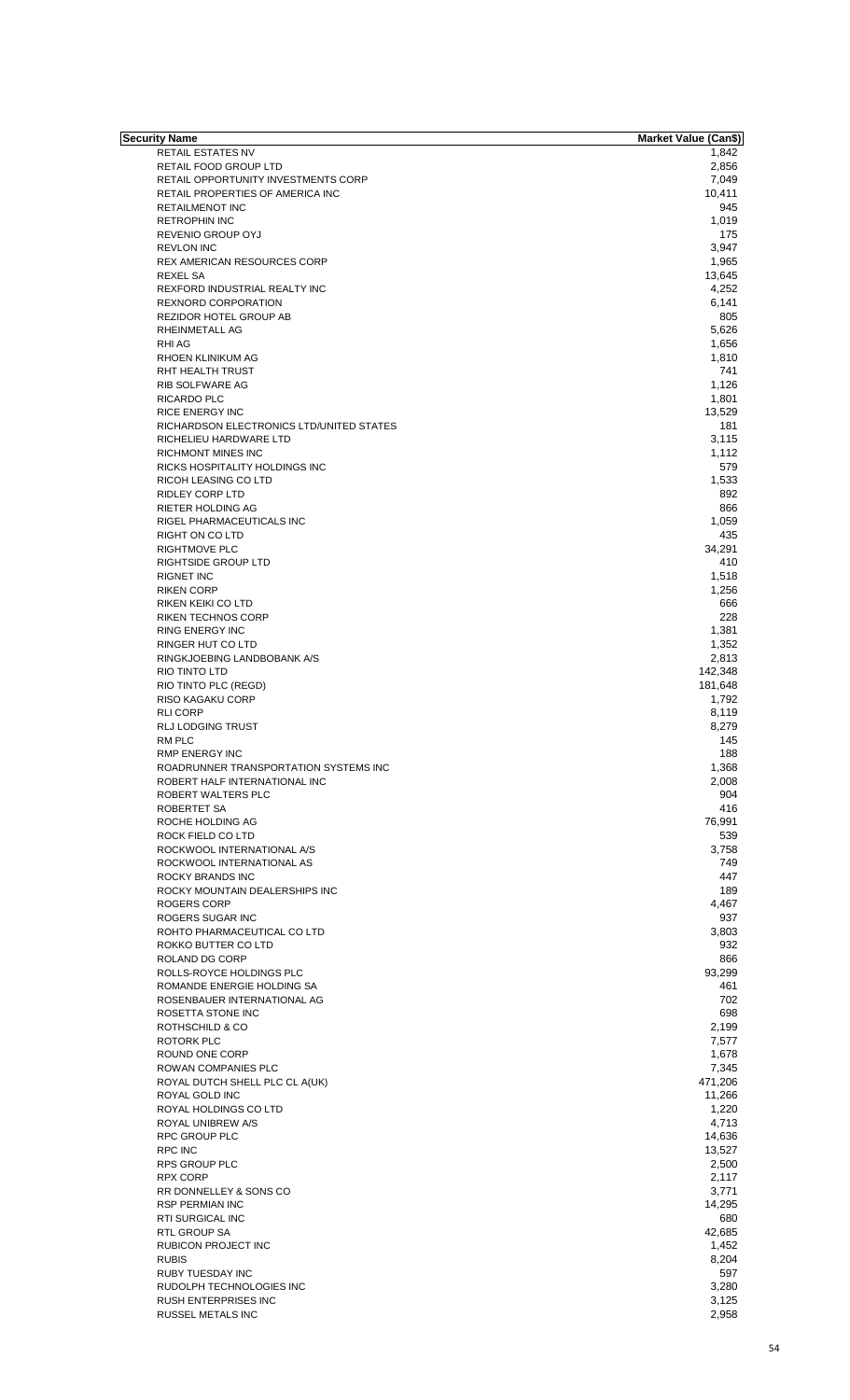| Security Name | Market Value (Can$) |
|---|---|
| RETAIL ESTATES NV | 1,842 |
| RETAIL FOOD GROUP LTD | 2,856 |
| RETAIL OPPORTUNITY INVESTMENTS CORP | 7,049 |
| RETAIL PROPERTIES OF AMERICA INC | 10,411 |
| RETAILMENOT INC | 945 |
| RETROPHIN INC | 1,019 |
| REVENIO GROUP OYJ | 175 |
| REVLON INC | 3,947 |
| REX AMERICAN RESOURCES CORP | 1,965 |
| REXEL SA | 13,645 |
| REXFORD INDUSTRIAL REALTY INC | 4,252 |
| REXNORD CORPORATION | 6,141 |
| REZIDOR HOTEL GROUP AB | 805 |
| RHEINMETALL AG | 5,626 |
| RHI AG | 1,656 |
| RHOEN KLINIKUM AG | 1,810 |
| RHT HEALTH TRUST | 741 |
| RIB SOLFWARE AG | 1,126 |
| RICARDO PLC | 1,801 |
| RICE ENERGY INC | 13,529 |
| RICHARDSON ELECTRONICS LTD/UNITED STATES | 181 |
| RICHELIEU HARDWARE LTD | 3,115 |
| RICHMONT MINES INC | 1,112 |
| RICKS HOSPITALITY HOLDINGS INC | 579 |
| RICOH LEASING CO LTD | 1,533 |
| RIDLEY CORP LTD | 892 |
| RIETER HOLDING AG | 866 |
| RIGEL PHARMACEUTICALS INC | 1,059 |
| RIGHT ON CO LTD | 435 |
| RIGHTMOVE PLC | 34,291 |
| RIGHTSIDE GROUP LTD | 410 |
| RIGNET INC | 1,518 |
| RIKEN CORP | 1,256 |
| RIKEN KEIKI CO LTD | 666 |
| RIKEN TECHNOS CORP | 228 |
| RING ENERGY INC | 1,381 |
| RINGER HUT CO LTD | 1,352 |
| RINGKJOEBING LANDBOBANK A/S | 2,813 |
| RIO TINTO LTD | 142,348 |
| RIO TINTO PLC (REGD) | 181,648 |
| RISO KAGAKU CORP | 1,792 |
| RLI CORP | 8,119 |
| RLJ LODGING TRUST | 8,279 |
| RM PLC | 145 |
| RMP ENERGY INC | 188 |
| ROADRUNNER TRANSPORTATION SYSTEMS INC | 1,368 |
| ROBERT HALF INTERNATIONAL INC | 2,008 |
| ROBERT WALTERS PLC | 904 |
| ROBERTET SA | 416 |
| ROCHE HOLDING AG | 76,991 |
| ROCK FIELD CO LTD | 539 |
| ROCKWOOL INTERNATIONAL A/S | 3,758 |
| ROCKWOOL INTERNATIONAL AS | 749 |
| ROCKY BRANDS INC | 447 |
| ROCKY MOUNTAIN DEALERSHIPS INC | 189 |
| ROGERS CORP | 4,467 |
| ROGERS SUGAR INC | 937 |
| ROHTO PHARMACEUTICAL CO LTD | 3,803 |
| ROKKO BUTTER CO LTD | 932 |
| ROLAND DG CORP | 866 |
| ROLLS-ROYCE HOLDINGS PLC | 93,299 |
| ROMANDE ENERGIE HOLDING SA | 461 |
| ROSENBAUER INTERNATIONAL AG | 702 |
| ROSETTA STONE INC | 698 |
| ROTHSCHILD & CO | 2,199 |
| ROTORK PLC | 7,577 |
| ROUND ONE CORP | 1,678 |
| ROWAN COMPANIES PLC | 7,345 |
| ROYAL DUTCH SHELL PLC CL A(UK) | 471,206 |
| ROYAL GOLD INC | 11,266 |
| ROYAL HOLDINGS CO LTD | 1,220 |
| ROYAL UNIBREW A/S | 4,713 |
| RPC GROUP PLC | 14,636 |
| RPC INC | 13,527 |
| RPS GROUP PLC | 2,500 |
| RPX CORP | 2,117 |
| RR DONNELLEY & SONS CO | 3,771 |
| RSP PERMIAN INC | 14,295 |
| RTI SURGICAL INC | 680 |
| RTL GROUP SA | 42,685 |
| RUBICON PROJECT INC | 1,452 |
| RUBIS | 8,204 |
| RUBY TUESDAY INC | 597 |
| RUDOLPH TECHNOLOGIES INC | 3,280 |
| RUSH ENTERPRISES INC | 3,125 |
| RUSSEL METALS INC | 2,958 |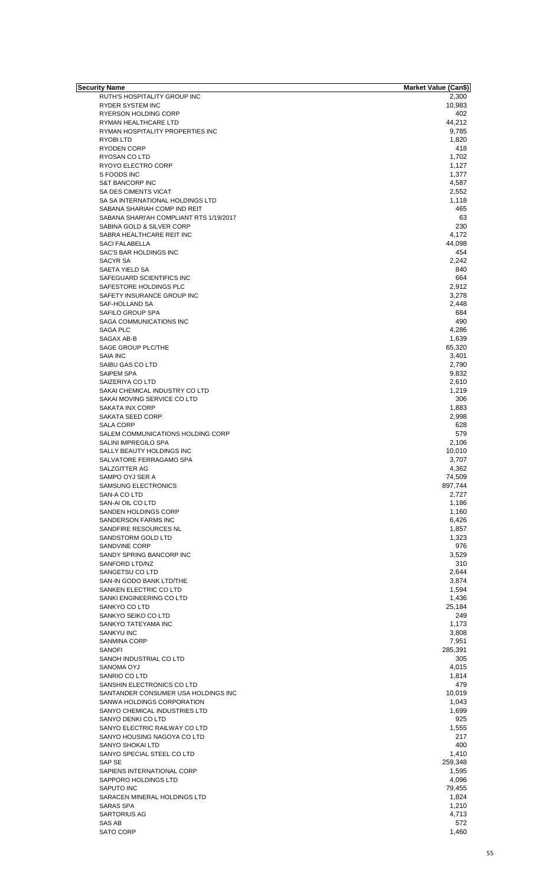| Security Name | Market Value (Can$) |
|---|---|
| RUTH'S HOSPITALITY GROUP INC | 2,300 |
| RYDER SYSTEM INC | 10,983 |
| RYERSON HOLDING CORP | 402 |
| RYMAN HEALTHCARE LTD | 44,212 |
| RYMAN HOSPITALITY PROPERTIES INC | 9,785 |
| RYOBI LTD | 1,820 |
| RYODEN CORP | 418 |
| RYOSAN CO LTD | 1,702 |
| RYOYO ELECTRO CORP | 1,127 |
| S FOODS INC | 1,377 |
| S&T BANCORP INC | 4,587 |
| SA DES CIMENTS VICAT | 2,552 |
| SA SA INTERNATIONAL HOLDINGS LTD | 1,118 |
| SABANA SHARIAH COMP IND REIT | 465 |
| SABANA SHARI'AH COMPLIANT RTS 1/19/2017 | 63 |
| SABINA GOLD & SILVER CORP | 230 |
| SABRA HEALTHCARE REIT INC | 4,172 |
| SACI FALABELLA | 44,098 |
| SAC'S BAR HOLDINGS INC | 454 |
| SACYR SA | 2,242 |
| SAETA YIELD SA | 840 |
| SAFEGUARD SCIENTIFICS INC | 664 |
| SAFESTORE HOLDINGS PLC | 2,912 |
| SAFETY INSURANCE GROUP INC | 3,278 |
| SAF-HOLLAND SA | 2,448 |
| SAFILO GROUP SPA | 684 |
| SAGA COMMUNICATIONS INC | 490 |
| SAGA PLC | 4,286 |
| SAGAX AB-B | 1,639 |
| SAGE GROUP PLC/THE | 65,320 |
| SAIA INC | 3,401 |
| SAIBU GAS CO LTD | 2,790 |
| SAIPEM SPA | 9,832 |
| SAIZERIYA CO LTD | 2,610 |
| SAKAI CHEMICAL INDUSTRY CO LTD | 1,219 |
| SAKAI MOVING SERVICE CO LTD | 306 |
| SAKATA INX CORP | 1,883 |
| SAKATA SEED CORP | 2,998 |
| SALA CORP | 628 |
| SALEM COMMUNICATIONS HOLDING CORP | 579 |
| SALINI IMPREGILO SPA | 2,106 |
| SALLY BEAUTY HOLDINGS INC | 10,010 |
| SALVATORE FERRAGAMO SPA | 3,707 |
| SALZGITTER AG | 4,362 |
| SAMPO OYJ SER A | 74,509 |
| SAMSUNG ELECTRONICS | 897,744 |
| SAN-A CO LTD | 2,727 |
| SAN-AI OIL CO LTD | 1,186 |
| SANDEN HOLDINGS CORP | 1,160 |
| SANDERSON FARMS INC | 6,426 |
| SANDFIRE RESOURCES NL | 1,857 |
| SANDSTORM GOLD LTD | 1,323 |
| SANDVINE CORP | 976 |
| SANDY SPRING BANCORP INC | 3,529 |
| SANFORD LTD/NZ | 310 |
| SANGETSU CO LTD | 2,644 |
| SAN-IN GODO BANK LTD/THE | 3,874 |
| SANKEN ELECTRIC CO LTD | 1,594 |
| SANKI ENGINEERING CO LTD | 1,436 |
| SANKYO CO LTD | 25,184 |
| SANKYO SEIKO CO LTD | 249 |
| SANKYO TATEYAMA INC | 1,173 |
| SANKYU INC | 3,808 |
| SANMINA CORP | 7,951 |
| SANOFI | 285,391 |
| SANOH INDUSTRIAL CO LTD | 305 |
| SANOMA OYJ | 4,015 |
| SANRIO CO LTD | 1,814 |
| SANSHIN ELECTRONICS CO LTD | 479 |
| SANTANDER CONSUMER USA HOLDINGS INC | 10,019 |
| SANWA HOLDINGS CORPORATION | 1,043 |
| SANYO CHEMICAL INDUSTRIES LTD | 1,699 |
| SANYO DENKI CO LTD | 925 |
| SANYO ELECTRIC RAILWAY CO LTD | 1,555 |
| SANYO HOUSING NAGOYA CO LTD | 217 |
| SANYO SHOKAI LTD | 400 |
| SANYO SPECIAL STEEL CO LTD | 1,410 |
| SAP SE | 259,348 |
| SAPIENS INTERNATIONAL CORP | 1,595 |
| SAPPORO HOLDINGS LTD | 4,096 |
| SAPUTO INC | 79,455 |
| SARACEN MINERAL HOLDINGS LTD | 1,824 |
| SARAS SPA | 1,210 |
| SARTORIUS AG | 4,713 |
| SAS AB | 572 |
| SATO CORP | 1,460 |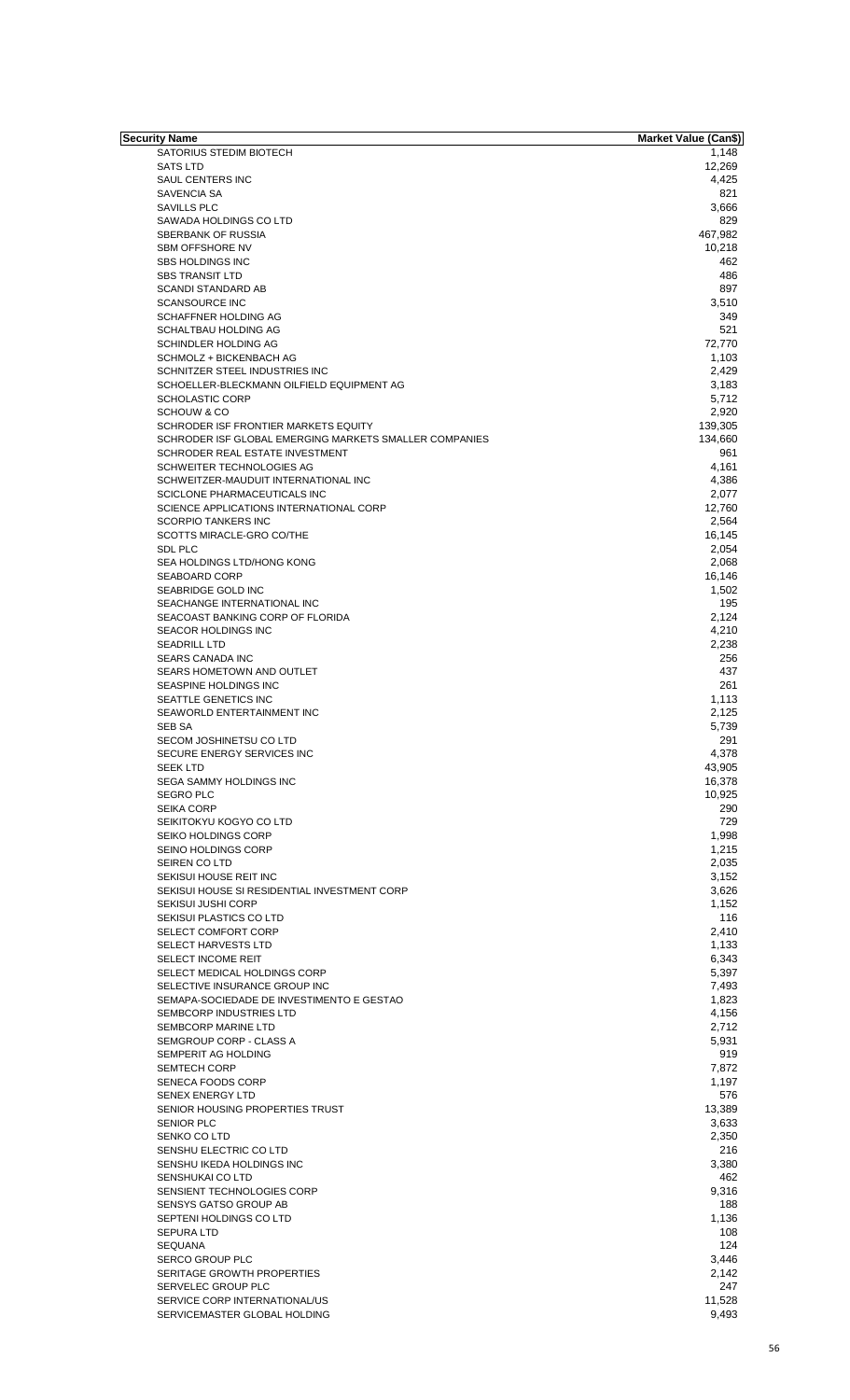| Security Name | Market Value (Can$) |
| --- | --- |
| SATORIUS STEDIM BIOTECH | 1,148 |
| SATS LTD | 12,269 |
| SAUL CENTERS INC | 4,425 |
| SAVENCIA SA | 821 |
| SAVILLS PLC | 3,666 |
| SAWADA HOLDINGS CO LTD | 829 |
| SBERBANK OF RUSSIA | 467,982 |
| SBM OFFSHORE NV | 10,218 |
| SBS HOLDINGS INC | 462 |
| SBS TRANSIT LTD | 486 |
| SCANDI STANDARD AB | 897 |
| SCANSOURCE INC | 3,510 |
| SCHAFFNER HOLDING AG | 349 |
| SCHALTBAU HOLDING AG | 521 |
| SCHINDLER HOLDING AG | 72,770 |
| SCHMOLZ + BICKENBACH AG | 1,103 |
| SCHNITZER STEEL INDUSTRIES INC | 2,429 |
| SCHOELLER-BLECKMANN OILFIELD EQUIPMENT AG | 3,183 |
| SCHOLASTIC CORP | 5,712 |
| SCHOUW & CO | 2,920 |
| SCHRODER ISF FRONTIER MARKETS EQUITY | 139,305 |
| SCHRODER ISF GLOBAL EMERGING MARKETS SMALLER COMPANIES | 134,660 |
| SCHRODER REAL ESTATE INVESTMENT | 961 |
| SCHWEITER TECHNOLOGIES AG | 4,161 |
| SCHWEITZER-MAUDUIT INTERNATIONAL INC | 4,386 |
| SCICLONE PHARMACEUTICALS INC | 2,077 |
| SCIENCE APPLICATIONS INTERNATIONAL CORP | 12,760 |
| SCORPIO TANKERS INC | 2,564 |
| SCOTTS MIRACLE-GRO CO/THE | 16,145 |
| SDL PLC | 2,054 |
| SEA HOLDINGS LTD/HONG KONG | 2,068 |
| SEABOARD CORP | 16,146 |
| SEABRIDGE GOLD INC | 1,502 |
| SEACHANGE INTERNATIONAL INC | 195 |
| SEACOAST BANKING CORP OF FLORIDA | 2,124 |
| SEACOR HOLDINGS INC | 4,210 |
| SEADRILL LTD | 2,238 |
| SEARS CANADA INC | 256 |
| SEARS HOMETOWN AND OUTLET | 437 |
| SEASPINE HOLDINGS INC | 261 |
| SEATTLE GENETICS INC | 1,113 |
| SEAWORLD ENTERTAINMENT INC | 2,125 |
| SEB SA | 5,739 |
| SECOM JOSHINETSU CO LTD | 291 |
| SECURE ENERGY SERVICES INC | 4,378 |
| SEEK LTD | 43,905 |
| SEGA SAMMY HOLDINGS INC | 16,378 |
| SEGRO PLC | 10,925 |
| SEIKA CORP | 290 |
| SEIKITOKYU KOGYO CO LTD | 729 |
| SEIKO HOLDINGS CORP | 1,998 |
| SEINO HOLDINGS CORP | 1,215 |
| SEIREN CO LTD | 2,035 |
| SEKISUI HOUSE REIT INC | 3,152 |
| SEKISUI HOUSE SI RESIDENTIAL INVESTMENT CORP | 3,626 |
| SEKISUI JUSHI CORP | 1,152 |
| SEKISUI PLASTICS CO LTD | 116 |
| SELECT COMFORT CORP | 2,410 |
| SELECT HARVESTS LTD | 1,133 |
| SELECT INCOME REIT | 6,343 |
| SELECT MEDICAL HOLDINGS CORP | 5,397 |
| SELECTIVE INSURANCE GROUP INC | 7,493 |
| SEMAPA-SOCIEDADE DE INVESTIMENTO E GESTAO | 1,823 |
| SEMBCORP INDUSTRIES LTD | 4,156 |
| SEMBCORP MARINE LTD | 2,712 |
| SEMGROUP CORP - CLASS A | 5,931 |
| SEMPERIT AG HOLDING | 919 |
| SEMTECH CORP | 7,872 |
| SENECA FOODS CORP | 1,197 |
| SENEX ENERGY LTD | 576 |
| SENIOR HOUSING PROPERTIES TRUST | 13,389 |
| SENIOR PLC | 3,633 |
| SENKO CO LTD | 2,350 |
| SENSHU ELECTRIC CO LTD | 216 |
| SENSHU IKEDA HOLDINGS INC | 3,380 |
| SENSHUKAI CO LTD | 462 |
| SENSIENT TECHNOLOGIES CORP | 9,316 |
| SENSYS GATSO GROUP AB | 188 |
| SEPTENI HOLDINGS CO LTD | 1,136 |
| SEPURA LTD | 108 |
| SEQUANA | 124 |
| SERCO GROUP PLC | 3,446 |
| SERITAGE GROWTH PROPERTIES | 2,142 |
| SERVELEC GROUP PLC | 247 |
| SERVICE CORP INTERNATIONAL/US | 11,528 |
| SERVICEMASTER GLOBAL HOLDING | 9,493 |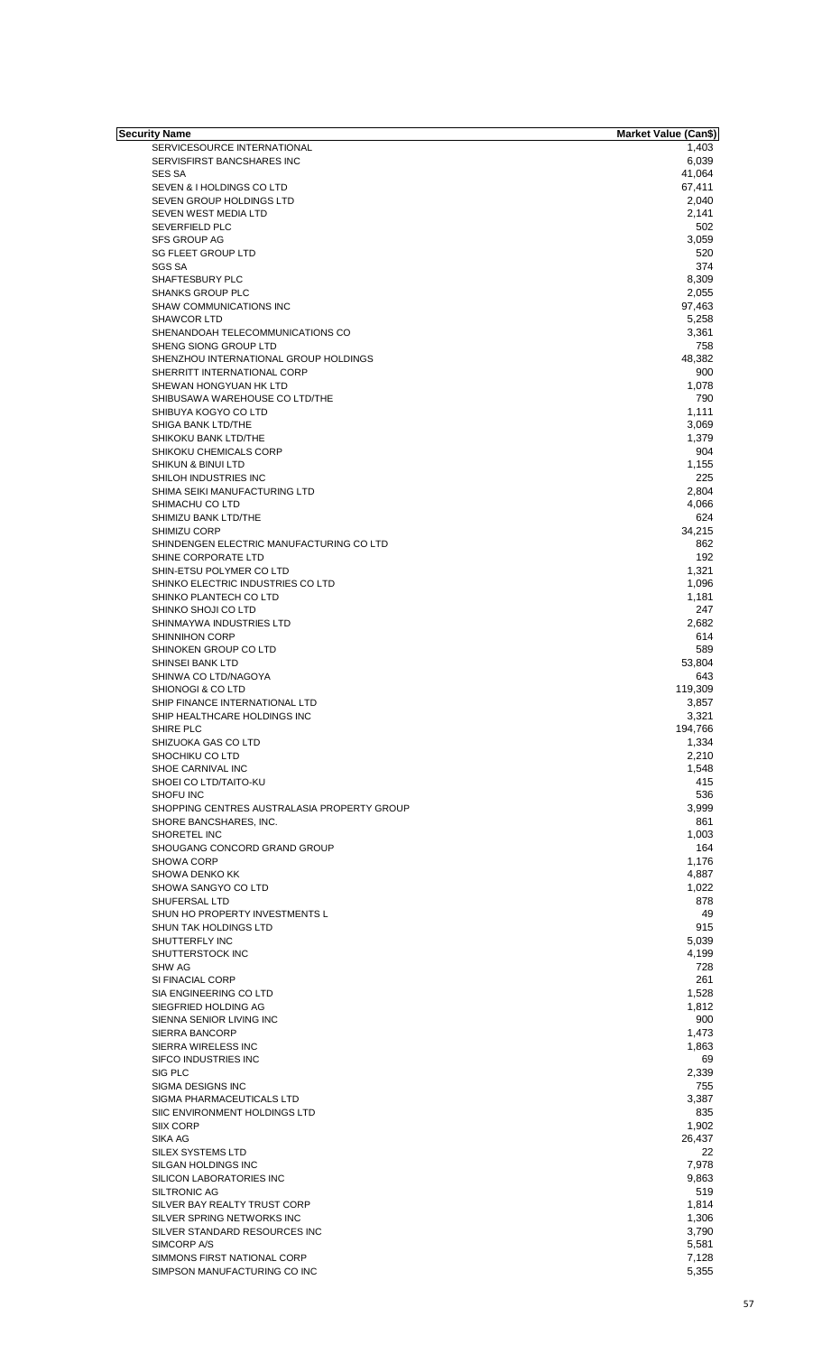| Security Name | Market Value (Can$) |
| --- | --- |
| SERVICESOURCE INTERNATIONAL | 1,403 |
| SERVISFIRST BANCSHARES INC | 6,039 |
| SES SA | 41,064 |
| SEVEN & I HOLDINGS CO LTD | 67,411 |
| SEVEN GROUP HOLDINGS LTD | 2,040 |
| SEVEN WEST MEDIA LTD | 2,141 |
| SEVERFIELD PLC | 502 |
| SFS GROUP AG | 3,059 |
| SG FLEET GROUP LTD | 520 |
| SGS SA | 374 |
| SHAFTESBURY PLC | 8,309 |
| SHANKS GROUP PLC | 2,055 |
| SHAW COMMUNICATIONS INC | 97,463 |
| SHAWCOR LTD | 5,258 |
| SHENANDOAH TELECOMMUNICATIONS CO | 3,361 |
| SHENG SIONG GROUP LTD | 758 |
| SHENZHOU INTERNATIONAL GROUP HOLDINGS | 48,382 |
| SHERRITT INTERNATIONAL CORP | 900 |
| SHEWAN HONGYUAN HK LTD | 1,078 |
| SHIBUSAWA WAREHOUSE CO LTD/THE | 790 |
| SHIBUYA KOGYO CO LTD | 1,111 |
| SHIGA BANK LTD/THE | 3,069 |
| SHIKOKU BANK LTD/THE | 1,379 |
| SHIKOKU CHEMICALS CORP | 904 |
| SHIKUN & BINUI LTD | 1,155 |
| SHILOH INDUSTRIES INC | 225 |
| SHIMA SEIKI MANUFACTURING LTD | 2,804 |
| SHIMACHU CO LTD | 4,066 |
| SHIMIZU BANK LTD/THE | 624 |
| SHIMIZU CORP | 34,215 |
| SHINDENGEN ELECTRIC MANUFACTURING CO LTD | 862 |
| SHINE CORPORATE LTD | 192 |
| SHIN-ETSU POLYMER CO LTD | 1,321 |
| SHINKO ELECTRIC INDUSTRIES CO LTD | 1,096 |
| SHINKO PLANTECH CO LTD | 1,181 |
| SHINKO SHOJI CO LTD | 247 |
| SHINMAYWA INDUSTRIES LTD | 2,682 |
| SHINNIHON CORP | 614 |
| SHINOKEN GROUP CO LTD | 589 |
| SHINSEI BANK LTD | 53,804 |
| SHINWA CO LTD/NAGOYA | 643 |
| SHIONOGI & CO LTD | 119,309 |
| SHIP FINANCE INTERNATIONAL LTD | 3,857 |
| SHIP HEALTHCARE HOLDINGS INC | 3,321 |
| SHIRE PLC | 194,766 |
| SHIZUOKA GAS CO LTD | 1,334 |
| SHOCHIKU CO LTD | 2,210 |
| SHOE CARNIVAL INC | 1,548 |
| SHOEI CO LTD/TAITO-KU | 415 |
| SHOFU INC | 536 |
| SHOPPING CENTRES AUSTRALASIA PROPERTY GROUP | 3,999 |
| SHORE BANCSHARES, INC. | 861 |
| SHORETEL INC | 1,003 |
| SHOUGANG CONCORD GRAND GROUP | 164 |
| SHOWA CORP | 1,176 |
| SHOWA DENKO KK | 4,887 |
| SHOWA SANGYO CO LTD | 1,022 |
| SHUFERSAL LTD | 878 |
| SHUN HO PROPERTY INVESTMENTS L | 49 |
| SHUN TAK HOLDINGS LTD | 915 |
| SHUTTERFLY INC | 5,039 |
| SHUTTERSTOCK INC | 4,199 |
| SHW AG | 728 |
| SI FINACIAL CORP | 261 |
| SIA ENGINEERING CO LTD | 1,528 |
| SIEGFRIED HOLDING AG | 1,812 |
| SIENNA SENIOR LIVING INC | 900 |
| SIERRA BANCORP | 1,473 |
| SIERRA WIRELESS INC | 1,863 |
| SIFCO INDUSTRIES INC | 69 |
| SIG PLC | 2,339 |
| SIGMA DESIGNS INC | 755 |
| SIGMA PHARMACEUTICALS LTD | 3,387 |
| SIIC ENVIRONMENT HOLDINGS LTD | 835 |
| SIIX CORP | 1,902 |
| SIKA AG | 26,437 |
| SILEX SYSTEMS LTD | 22 |
| SILGAN HOLDINGS INC | 7,978 |
| SILICON LABORATORIES INC | 9,863 |
| SILTRONIC AG | 519 |
| SILVER BAY REALTY TRUST CORP | 1,814 |
| SILVER SPRING NETWORKS INC | 1,306 |
| SILVER STANDARD RESOURCES INC | 3,790 |
| SIMCORP A/S | 5,581 |
| SIMMONS FIRST NATIONAL CORP | 7,128 |
| SIMPSON MANUFACTURING CO INC | 5,355 |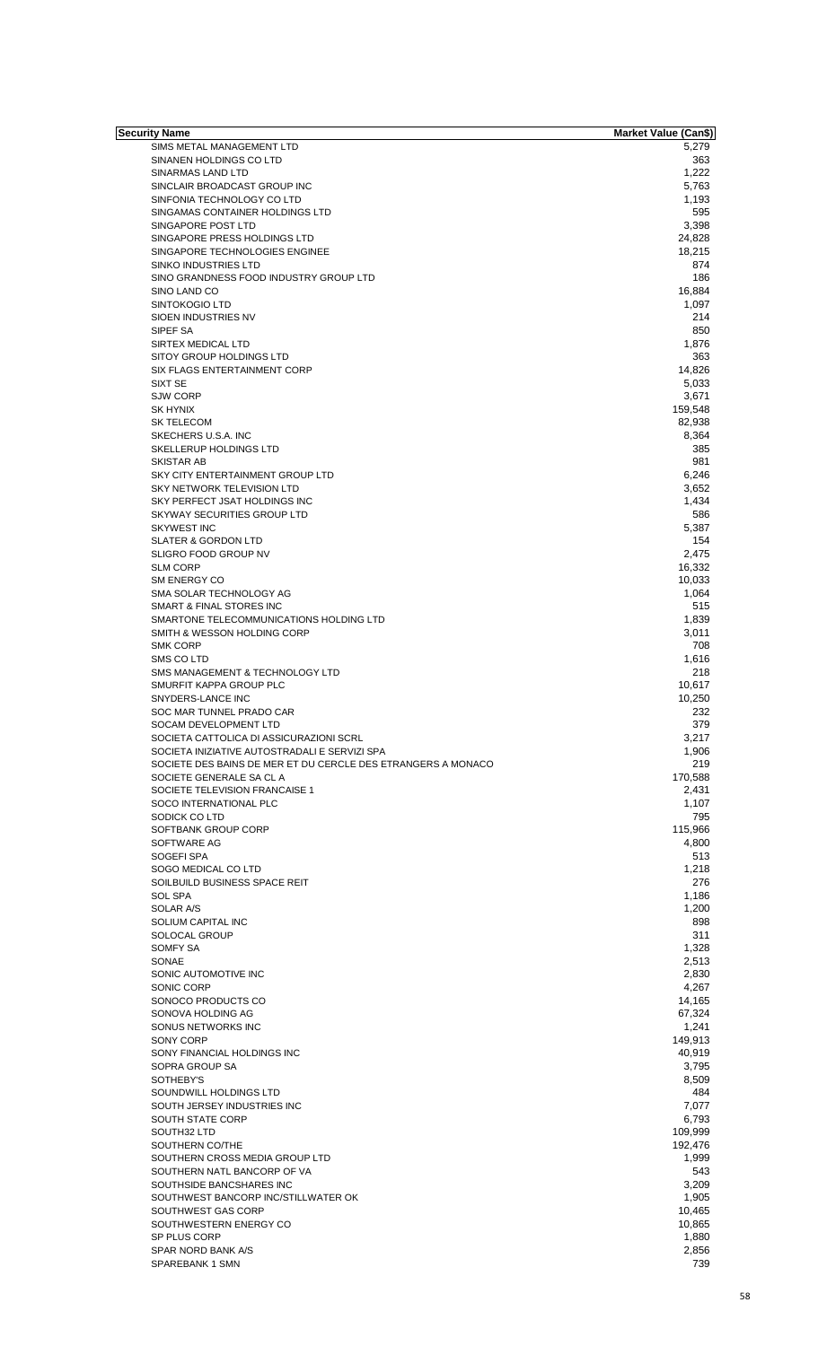| Security Name | Market Value (Can$) |
|---|---|
| SIMS METAL MANAGEMENT LTD | 5,279 |
| SINANEN HOLDINGS CO LTD | 363 |
| SINARMAS LAND LTD | 1,222 |
| SINCLAIR BROADCAST GROUP INC | 5,763 |
| SINFONIA TECHNOLOGY CO LTD | 1,193 |
| SINGAMAS CONTAINER HOLDINGS LTD | 595 |
| SINGAPORE POST LTD | 3,398 |
| SINGAPORE PRESS HOLDINGS LTD | 24,828 |
| SINGAPORE TECHNOLOGIES ENGINEE | 18,215 |
| SINKO INDUSTRIES LTD | 874 |
| SINO GRANDNESS FOOD INDUSTRY GROUP LTD | 186 |
| SINO LAND CO | 16,884 |
| SINTOKOGIO LTD | 1,097 |
| SIOEN INDUSTRIES NV | 214 |
| SIPEF SA | 850 |
| SIRTEX MEDICAL LTD | 1,876 |
| SITOY GROUP HOLDINGS LTD | 363 |
| SIX FLAGS ENTERTAINMENT CORP | 14,826 |
| SIXT SE | 5,033 |
| SJW CORP | 3,671 |
| SK HYNIX | 159,548 |
| SK TELECOM | 82,938 |
| SKECHERS U.S.A. INC | 8,364 |
| SKELLERUP HOLDINGS LTD | 385 |
| SKISTAR AB | 981 |
| SKY CITY ENTERTAINMENT GROUP LTD | 6,246 |
| SKY NETWORK TELEVISION LTD | 3,652 |
| SKY PERFECT JSAT HOLDINGS INC | 1,434 |
| SKYWAY SECURITIES GROUP LTD | 586 |
| SKYWEST INC | 5,387 |
| SLATER & GORDON LTD | 154 |
| SLIGRO FOOD GROUP NV | 2,475 |
| SLM CORP | 16,332 |
| SM ENERGY CO | 10,033 |
| SMA SOLAR TECHNOLOGY AG | 1,064 |
| SMART & FINAL STORES INC | 515 |
| SMARTONE TELECOMMUNICATIONS HOLDING LTD | 1,839 |
| SMITH & WESSON HOLDING CORP | 3,011 |
| SMK CORP | 708 |
| SMS CO LTD | 1,616 |
| SMS MANAGEMENT & TECHNOLOGY LTD | 218 |
| SMURFIT KAPPA GROUP PLC | 10,617 |
| SNYDERS-LANCE INC | 10,250 |
| SOC MAR TUNNEL PRADO CAR | 232 |
| SOCAM DEVELOPMENT LTD | 379 |
| SOCIETA CATTOLICA DI ASSICURAZIONI SCRL | 3,217 |
| SOCIETA INIZIATIVE AUTOSTRADALI E SERVIZI SPA | 1,906 |
| SOCIETE DES BAINS DE MER ET DU CERCLE DES ETRANGERS A MONACO | 219 |
| SOCIETE GENERALE SA CL A | 170,588 |
| SOCIETE TELEVISION FRANCAISE 1 | 2,431 |
| SOCO INTERNATIONAL PLC | 1,107 |
| SODICK CO LTD | 795 |
| SOFTBANK GROUP CORP | 115,966 |
| SOFTWARE AG | 4,800 |
| SOGEFI SPA | 513 |
| SOGO MEDICAL CO LTD | 1,218 |
| SOILBUILD BUSINESS SPACE REIT | 276 |
| SOL SPA | 1,186 |
| SOLAR A/S | 1,200 |
| SOLIUM CAPITAL INC | 898 |
| SOLOCAL GROUP | 311 |
| SOMFY SA | 1,328 |
| SONAE | 2,513 |
| SONIC AUTOMOTIVE INC | 2,830 |
| SONIC CORP | 4,267 |
| SONOCO PRODUCTS CO | 14,165 |
| SONOVA HOLDING AG | 67,324 |
| SONUS NETWORKS INC | 1,241 |
| SONY CORP | 149,913 |
| SONY FINANCIAL HOLDINGS INC | 40,919 |
| SOPRA GROUP SA | 3,795 |
| SOTHEBY'S | 8,509 |
| SOUNDWILL HOLDINGS LTD | 484 |
| SOUTH JERSEY INDUSTRIES INC | 7,077 |
| SOUTH STATE CORP | 6,793 |
| SOUTH32 LTD | 109,999 |
| SOUTHERN CO/THE | 192,476 |
| SOUTHERN CROSS MEDIA GROUP LTD | 1,999 |
| SOUTHERN NATL BANCORP OF VA | 543 |
| SOUTHSIDE BANCSHARES INC | 3,209 |
| SOUTHWEST BANCORP INC/STILLWATER OK | 1,905 |
| SOUTHWEST GAS CORP | 10,465 |
| SOUTHWESTERN ENERGY CO | 10,865 |
| SP PLUS CORP | 1,880 |
| SPAR NORD BANK A/S | 2,856 |
| SPAREBANK 1 SMN | 739 |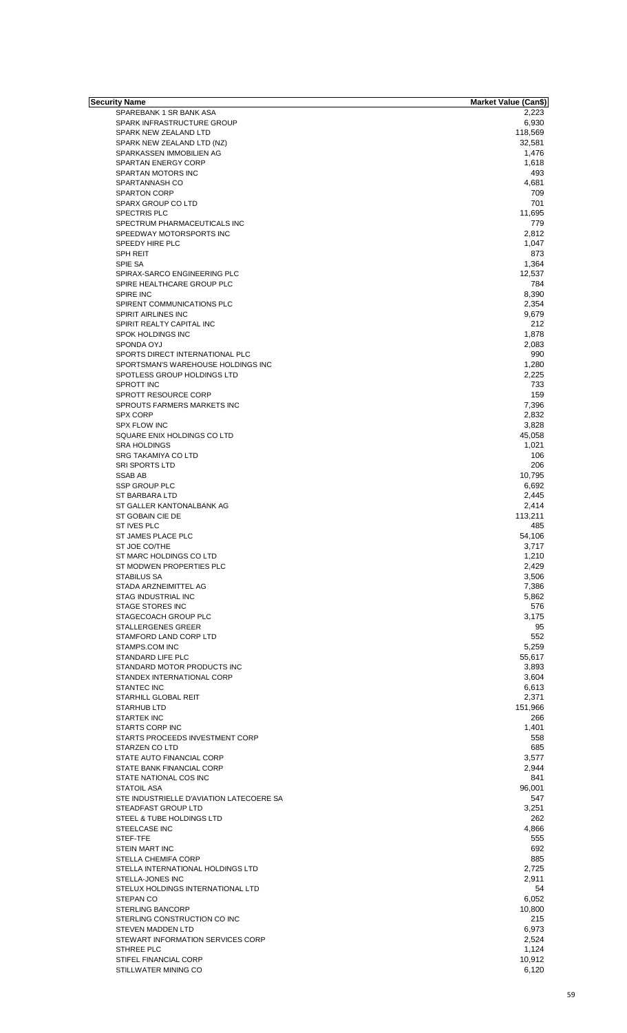| Security Name | Market Value (Can$) |
|---|---|
| SPAREBANK 1 SR BANK ASA | 2,223 |
| SPARK INFRASTRUCTURE GROUP | 6,930 |
| SPARK NEW ZEALAND LTD | 118,569 |
| SPARK NEW ZEALAND LTD (NZ) | 32,581 |
| SPARKASSEN IMMOBILIEN AG | 1,476 |
| SPARTAN ENERGY CORP | 1,618 |
| SPARTAN MOTORS INC | 493 |
| SPARTANNASH CO | 4,681 |
| SPARTON CORP | 709 |
| SPARX GROUP CO LTD | 701 |
| SPECTRIS PLC | 11,695 |
| SPECTRUM PHARMACEUTICALS INC | 779 |
| SPEEDWAY MOTORSPORTS INC | 2,812 |
| SPEEDY HIRE PLC | 1,047 |
| SPH REIT | 873 |
| SPIE SA | 1,364 |
| SPIRAX-SARCO ENGINEERING PLC | 12,537 |
| SPIRE HEALTHCARE GROUP PLC | 784 |
| SPIRE INC | 8,390 |
| SPIRENT COMMUNICATIONS PLC | 2,354 |
| SPIRIT AIRLINES INC | 9,679 |
| SPIRIT REALTY CAPITAL INC | 212 |
| SPOK HOLDINGS INC | 1,878 |
| SPONDA OYJ | 2,083 |
| SPORTS DIRECT INTERNATIONAL PLC | 990 |
| SPORTSMAN'S WAREHOUSE HOLDINGS INC | 1,280 |
| SPOTLESS GROUP HOLDINGS LTD | 2,225 |
| SPROTT INC | 733 |
| SPROTT RESOURCE CORP | 159 |
| SPROUTS FARMERS MARKETS INC | 7,396 |
| SPX CORP | 2,832 |
| SPX FLOW INC | 3,828 |
| SQUARE ENIX HOLDINGS CO LTD | 45,058 |
| SRA HOLDINGS | 1,021 |
| SRG TAKAMIYA CO LTD | 106 |
| SRI SPORTS LTD | 206 |
| SSAB AB | 10,795 |
| SSP GROUP PLC | 6,692 |
| ST BARBARA LTD | 2,445 |
| ST GALLER KANTONALBANK AG | 2,414 |
| ST GOBAIN CIE DE | 113,211 |
| ST IVES PLC | 485 |
| ST JAMES PLACE PLC | 54,106 |
| ST JOE CO/THE | 3,717 |
| ST MARC HOLDINGS CO LTD | 1,210 |
| ST MODWEN PROPERTIES PLC | 2,429 |
| STABILUS SA | 3,506 |
| STADA ARZNEIMITTEL AG | 7,386 |
| STAG INDUSTRIAL INC | 5,862 |
| STAGE STORES INC | 576 |
| STAGECOACH GROUP PLC | 3,175 |
| STALLERGENES GREER | 95 |
| STAMFORD LAND CORP LTD | 552 |
| STAMPS.COM INC | 5,259 |
| STANDARD LIFE PLC | 55,617 |
| STANDARD MOTOR PRODUCTS INC | 3,893 |
| STANDEX INTERNATIONAL CORP | 3,604 |
| STANTEC INC | 6,613 |
| STARHILL GLOBAL REIT | 2,371 |
| STARHUB LTD | 151,966 |
| STARTEK INC | 266 |
| STARTS CORP INC | 1,401 |
| STARTS PROCEEDS INVESTMENT CORP | 558 |
| STARZEN CO LTD | 685 |
| STATE AUTO FINANCIAL CORP | 3,577 |
| STATE BANK FINANCIAL CORP | 2,944 |
| STATE NATIONAL COS INC | 841 |
| STATOIL ASA | 96,001 |
| STE INDUSTRIELLE D'AVIATION LATECOERE SA | 547 |
| STEADFAST GROUP LTD | 3,251 |
| STEEL & TUBE HOLDINGS LTD | 262 |
| STEELCASE INC | 4,866 |
| STEF-TFE | 555 |
| STEIN MART INC | 692 |
| STELLA CHEMIFA CORP | 885 |
| STELLA INTERNATIONAL HOLDINGS LTD | 2,725 |
| STELLA-JONES INC | 2,911 |
| STELUX HOLDINGS INTERNATIONAL LTD | 54 |
| STEPAN CO | 6,052 |
| STERLING BANCORP | 10,800 |
| STERLING CONSTRUCTION CO INC | 215 |
| STEVEN MADDEN LTD | 6,973 |
| STEWART INFORMATION SERVICES CORP | 2,524 |
| STHREE PLC | 1,124 |
| STIFEL FINANCIAL CORP | 10,912 |
| STILLWATER MINING CO | 6,120 |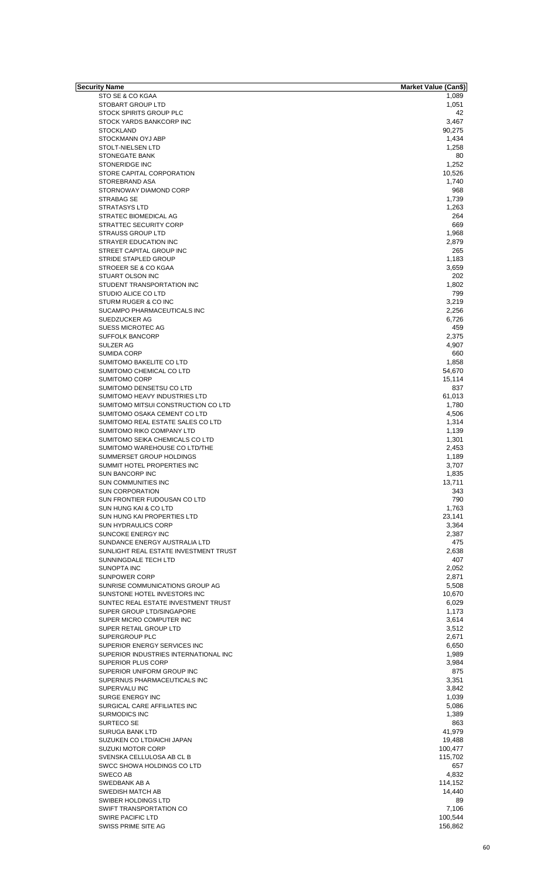| Security Name | Market Value (Can$) |
|---|---|
| STO SE & CO KGAA | 1,089 |
| STOBART GROUP LTD | 1,051 |
| STOCK SPIRITS GROUP PLC | 42 |
| STOCK YARDS BANKCORP INC | 3,467 |
| STOCKLAND | 90,275 |
| STOCKMANN OYJ ABP | 1,434 |
| STOLT-NIELSEN LTD | 1,258 |
| STONEGATE BANK | 80 |
| STONERIDGE INC | 1,252 |
| STORE CAPITAL CORPORATION | 10,526 |
| STOREBRAND ASA | 1,740 |
| STORNOWAY DIAMOND CORP | 968 |
| STRABAG SE | 1,739 |
| STRATASYS LTD | 1,263 |
| STRATEC BIOMEDICAL AG | 264 |
| STRATTEC SECURITY CORP | 669 |
| STRAUSS GROUP LTD | 1,968 |
| STRAYER EDUCATION INC | 2,879 |
| STREET CAPITAL GROUP INC | 265 |
| STRIDE STAPLED GROUP | 1,183 |
| STROEER SE & CO KGAA | 3,659 |
| STUART OLSON INC | 202 |
| STUDENT TRANSPORTATION INC | 1,802 |
| STUDIO ALICE CO LTD | 799 |
| STURM RUGER & CO INC | 3,219 |
| SUCAMPO PHARMACEUTICALS INC | 2,256 |
| SUEDZUCKER AG | 6,726 |
| SUESS MICROTEC AG | 459 |
| SUFFOLK BANCORP | 2,375 |
| SULZER AG | 4,907 |
| SUMIDA CORP | 660 |
| SUMITOMO BAKELITE CO LTD | 1,858 |
| SUMITOMO CHEMICAL CO LTD | 54,670 |
| SUMITOMO CORP | 15,114 |
| SUMITOMO DENSETSU CO LTD | 837 |
| SUMITOMO HEAVY INDUSTRIES LTD | 61,013 |
| SUMITOMO MITSUI CONSTRUCTION CO LTD | 1,780 |
| SUMITOMO OSAKA CEMENT CO LTD | 4,506 |
| SUMITOMO REAL ESTATE SALES CO LTD | 1,314 |
| SUMITOMO RIKO COMPANY LTD | 1,139 |
| SUMITOMO SEIKA CHEMICALS CO LTD | 1,301 |
| SUMITOMO WAREHOUSE CO LTD/THE | 2,453 |
| SUMMERSET GROUP HOLDINGS | 1,189 |
| SUMMIT HOTEL PROPERTIES INC | 3,707 |
| SUN BANCORP INC | 1,835 |
| SUN COMMUNITIES INC | 13,711 |
| SUN CORPORATION | 343 |
| SUN FRONTIER FUDOUSAN CO LTD | 790 |
| SUN HUNG KAI & CO LTD | 1,763 |
| SUN HUNG KAI PROPERTIES LTD | 23,141 |
| SUN HYDRAULICS CORP | 3,364 |
| SUNCOKE ENERGY INC | 2,387 |
| SUNDANCE ENERGY AUSTRALIA LTD | 475 |
| SUNLIGHT REAL ESTATE INVESTMENT TRUST | 2,638 |
| SUNNINGDALE TECH LTD | 407 |
| SUNOPTA INC | 2,052 |
| SUNPOWER CORP | 2,871 |
| SUNRISE COMMUNICATIONS GROUP AG | 5,508 |
| SUNSTONE HOTEL INVESTORS INC | 10,670 |
| SUNTEC REAL ESTATE INVESTMENT TRUST | 6,029 |
| SUPER GROUP LTD/SINGAPORE | 1,173 |
| SUPER MICRO COMPUTER INC | 3,614 |
| SUPER RETAIL GROUP LTD | 3,512 |
| SUPERGROUP PLC | 2,671 |
| SUPERIOR ENERGY SERVICES INC | 6,650 |
| SUPERIOR INDUSTRIES INTERNATIONAL INC | 1,989 |
| SUPERIOR PLUS CORP | 3,984 |
| SUPERIOR UNIFORM GROUP INC | 875 |
| SUPERNUS PHARMACEUTICALS INC | 3,351 |
| SUPERVALU INC | 3,842 |
| SURGE ENERGY INC | 1,039 |
| SURGICAL CARE AFFILIATES INC | 5,086 |
| SURMODICS INC | 1,389 |
| SURTECO SE | 863 |
| SURUGA BANK LTD | 41,979 |
| SUZUKEN CO LTD/AICHI JAPAN | 19,488 |
| SUZUKI MOTOR CORP | 100,477 |
| SVENSKA CELLULOSA AB CL B | 115,702 |
| SWCC SHOWA HOLDINGS CO LTD | 657 |
| SWECO AB | 4,832 |
| SWEDBANK AB A | 114,152 |
| SWEDISH MATCH AB | 14,440 |
| SWIBER HOLDINGS LTD | 89 |
| SWIFT TRANSPORTATION CO | 7,106 |
| SWIRE PACIFIC LTD | 100,544 |
| SWISS PRIME SITE AG | 156,862 |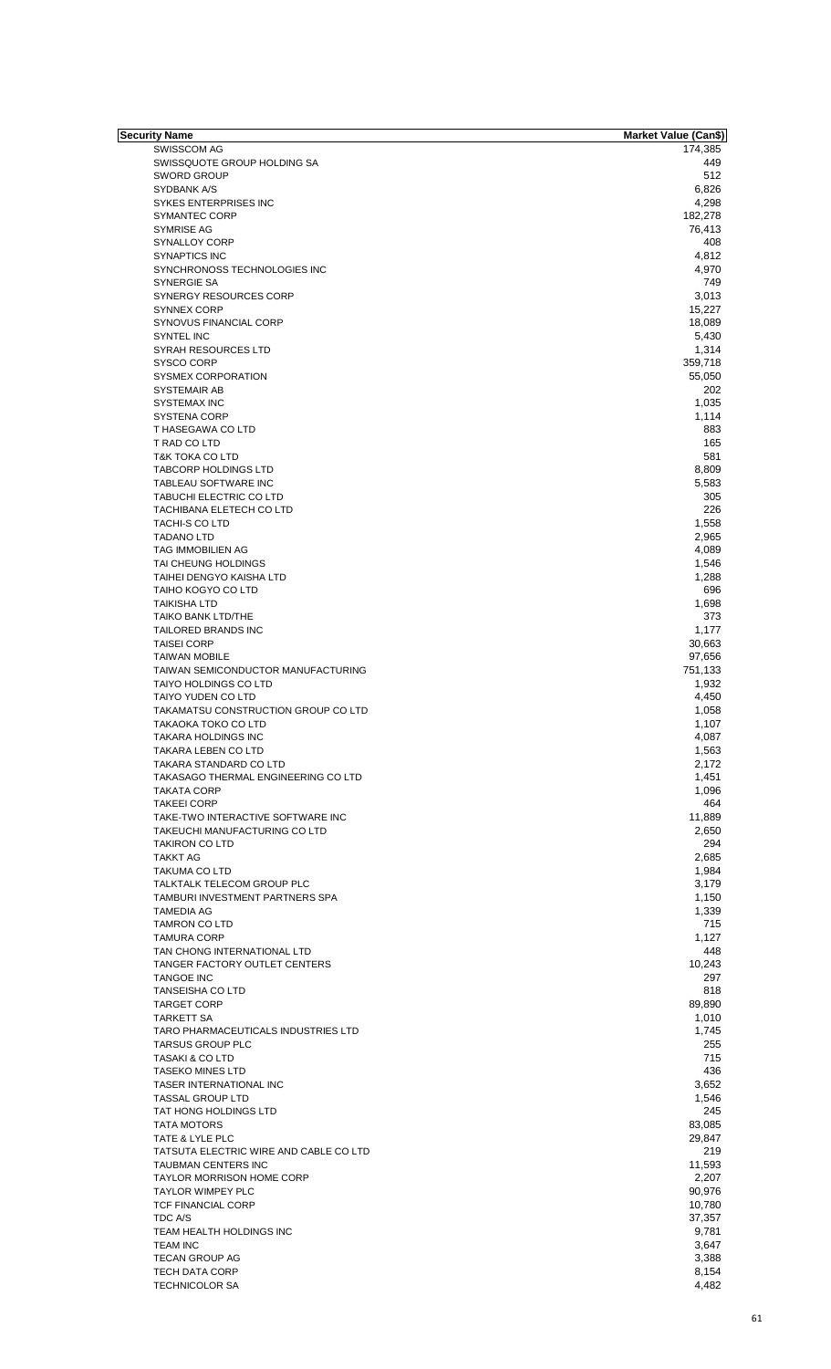| Security Name | Market Value (Can$) |
| --- | --- |
| SWISSCOM AG | 174,385 |
| SWISSQUOTE GROUP HOLDING SA | 449 |
| SWORD GROUP | 512 |
| SYDBANK A/S | 6,826 |
| SYKES ENTERPRISES INC | 4,298 |
| SYMANTEC CORP | 182,278 |
| SYMRISE AG | 76,413 |
| SYNALLOY CORP | 408 |
| SYNAPTICS INC | 4,812 |
| SYNCHRONOSS TECHNOLOGIES INC | 4,970 |
| SYNERGIE SA | 749 |
| SYNERGY RESOURCES CORP | 3,013 |
| SYNNEX CORP | 15,227 |
| SYNOVUS FINANCIAL CORP | 18,089 |
| SYNTEL INC | 5,430 |
| SYRAH RESOURCES LTD | 1,314 |
| SYSCO CORP | 359,718 |
| SYSMEX CORPORATION | 55,050 |
| SYSTEMAIR AB | 202 |
| SYSTEMAX INC | 1,035 |
| SYSTENA CORP | 1,114 |
| T HASEGAWA CO LTD | 883 |
| T RAD CO LTD | 165 |
| T&K TOKA CO LTD | 581 |
| TABCORP HOLDINGS LTD | 8,809 |
| TABLEAU SOFTWARE INC | 5,583 |
| TABUCHI ELECTRIC CO LTD | 305 |
| TACHIBANA ELETECH CO LTD | 226 |
| TACHI-S CO LTD | 1,558 |
| TADANO LTD | 2,965 |
| TAG IMMOBILIEN AG | 4,089 |
| TAI CHEUNG HOLDINGS | 1,546 |
| TAIHEI DENGYO KAISHA LTD | 1,288 |
| TAIHO KOGYO CO LTD | 696 |
| TAIKISHA LTD | 1,698 |
| TAIKO BANK LTD/THE | 373 |
| TAILORED BRANDS INC | 1,177 |
| TAISEI CORP | 30,663 |
| TAIWAN MOBILE | 97,656 |
| TAIWAN SEMICONDUCTOR MANUFACTURING | 751,133 |
| TAIYO HOLDINGS CO LTD | 1,932 |
| TAIYO YUDEN CO LTD | 4,450 |
| TAKAMATSU CONSTRUCTION GROUP CO LTD | 1,058 |
| TAKAOKA TOKO CO LTD | 1,107 |
| TAKARA HOLDINGS INC | 4,087 |
| TAKARA LEBEN CO LTD | 1,563 |
| TAKARA STANDARD CO LTD | 2,172 |
| TAKASAGO THERMAL ENGINEERING CO LTD | 1,451 |
| TAKATA CORP | 1,096 |
| TAKEEI CORP | 464 |
| TAKE-TWO INTERACTIVE SOFTWARE INC | 11,889 |
| TAKEUCHI MANUFACTURING CO LTD | 2,650 |
| TAKIRON CO LTD | 294 |
| TAKKT AG | 2,685 |
| TAKUMA CO LTD | 1,984 |
| TALKTALK TELECOM GROUP PLC | 3,179 |
| TAMBURI INVESTMENT PARTNERS SPA | 1,150 |
| TAMEDIA AG | 1,339 |
| TAMRON CO LTD | 715 |
| TAMURA CORP | 1,127 |
| TAN CHONG INTERNATIONAL LTD | 448 |
| TANGER FACTORY OUTLET CENTERS | 10,243 |
| TANGOE INC | 297 |
| TANSEISHA CO LTD | 818 |
| TARGET CORP | 89,890 |
| TARKETT SA | 1,010 |
| TARO PHARMACEUTICALS INDUSTRIES LTD | 1,745 |
| TARSUS GROUP PLC | 255 |
| TASAKI & CO LTD | 715 |
| TASEKO MINES LTD | 436 |
| TASER INTERNATIONAL INC | 3,652 |
| TASSAL GROUP LTD | 1,546 |
| TAT HONG HOLDINGS LTD | 245 |
| TATA MOTORS | 83,085 |
| TATE & LYLE PLC | 29,847 |
| TATSUTA ELECTRIC WIRE AND CABLE CO LTD | 219 |
| TAUBMAN CENTERS INC | 11,593 |
| TAYLOR MORRISON HOME CORP | 2,207 |
| TAYLOR WIMPEY PLC | 90,976 |
| TCF FINANCIAL CORP | 10,780 |
| TDC A/S | 37,357 |
| TEAM HEALTH HOLDINGS INC | 9,781 |
| TEAM INC | 3,647 |
| TECAN GROUP AG | 3,388 |
| TECH DATA CORP | 8,154 |
| TECHNICOLOR SA | 4,482 |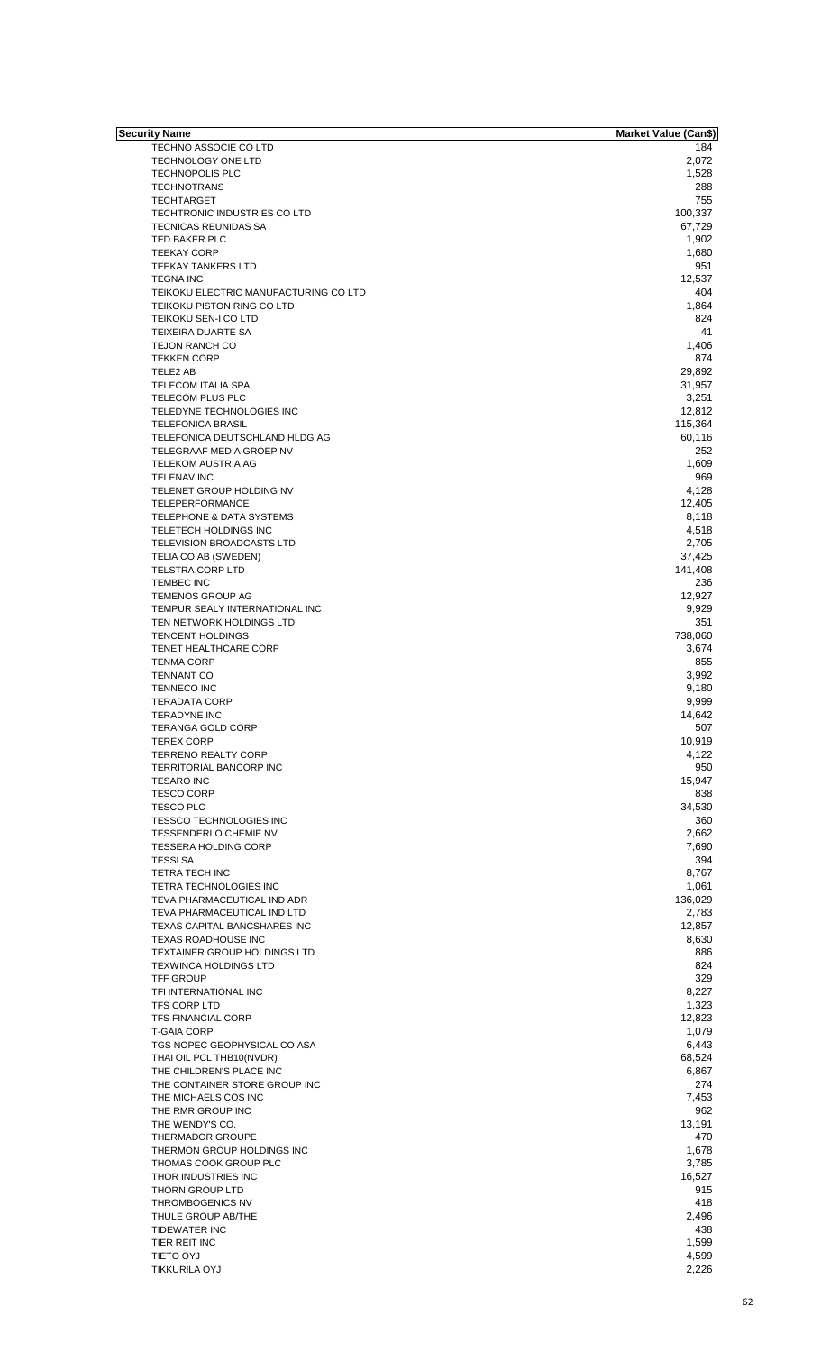| Security Name | Market Value (Can$) |
|---|---|
| TECHNO ASSOCIE CO LTD | 184 |
| TECHNOLOGY ONE LTD | 2,072 |
| TECHNOPOLIS PLC | 1,528 |
| TECHNOTRANS | 288 |
| TECHTARGET | 755 |
| TECHTRONIC INDUSTRIES CO LTD | 100,337 |
| TECNICAS REUNIDAS SA | 67,729 |
| TED BAKER PLC | 1,902 |
| TEEKAY CORP | 1,680 |
| TEEKAY TANKERS LTD | 951 |
| TEGNA INC | 12,537 |
| TEIKOKU ELECTRIC MANUFACTURING CO LTD | 404 |
| TEIKOKU PISTON RING CO LTD | 1,864 |
| TEIKOKU SEN-I CO LTD | 824 |
| TEIXEIRA DUARTE SA | 41 |
| TEJON RANCH CO | 1,406 |
| TEKKEN CORP | 874 |
| TELE2 AB | 29,892 |
| TELECOM ITALIA SPA | 31,957 |
| TELECOM PLUS PLC | 3,251 |
| TELEDYNE TECHNOLOGIES INC | 12,812 |
| TELEFONICA BRASIL | 115,364 |
| TELEFONICA DEUTSCHLAND HLDG AG | 60,116 |
| TELEGRAAF MEDIA GROEP NV | 252 |
| TELEKOM AUSTRIA AG | 1,609 |
| TELENAV INC | 969 |
| TELENET GROUP HOLDING NV | 4,128 |
| TELEPERFORMANCE | 12,405 |
| TELEPHONE & DATA SYSTEMS | 8,118 |
| TELETECH HOLDINGS INC | 4,518 |
| TELEVISION BROADCASTS LTD | 2,705 |
| TELIA CO AB (SWEDEN) | 37,425 |
| TELSTRA CORP LTD | 141,408 |
| TEMBEC INC | 236 |
| TEMENOS GROUP AG | 12,927 |
| TEMPUR SEALY INTERNATIONAL INC | 9,929 |
| TEN NETWORK HOLDINGS LTD | 351 |
| TENCENT HOLDINGS | 738,060 |
| TENET HEALTHCARE CORP | 3,674 |
| TENMA CORP | 855 |
| TENNANT CO | 3,992 |
| TENNECO INC | 9,180 |
| TERADATA CORP | 9,999 |
| TERADYNE INC | 14,642 |
| TERANGA GOLD CORP | 507 |
| TEREX CORP | 10,919 |
| TERRENO REALTY CORP | 4,122 |
| TERRITORIAL BANCORP INC | 950 |
| TESARO INC | 15,947 |
| TESCO CORP | 838 |
| TESCO PLC | 34,530 |
| TESSCO TECHNOLOGIES INC | 360 |
| TESSENDERLO CHEMIE NV | 2,662 |
| TESSERA HOLDING CORP | 7,690 |
| TESSI SA | 394 |
| TETRA TECH INC | 8,767 |
| TETRA TECHNOLOGIES INC | 1,061 |
| TEVA PHARMACEUTICAL IND ADR | 136,029 |
| TEVA PHARMACEUTICAL IND LTD | 2,783 |
| TEXAS CAPITAL BANCSHARES INC | 12,857 |
| TEXAS ROADHOUSE INC | 8,630 |
| TEXTAINER GROUP HOLDINGS LTD | 886 |
| TEXWINCA HOLDINGS LTD | 824 |
| TFF GROUP | 329 |
| TFI INTERNATIONAL INC | 8,227 |
| TFS CORP LTD | 1,323 |
| TFS FINANCIAL CORP | 12,823 |
| T-GAIA CORP | 1,079 |
| TGS NOPEC GEOPHYSICAL CO ASA | 6,443 |
| THAI OIL PCL THB10(NVDR) | 68,524 |
| THE CHILDREN'S PLACE INC | 6,867 |
| THE CONTAINER STORE GROUP INC | 274 |
| THE MICHAELS COS INC | 7,453 |
| THE RMR GROUP INC | 962 |
| THE WENDY'S CO. | 13,191 |
| THERMADOR GROUPE | 470 |
| THERMON GROUP HOLDINGS INC | 1,678 |
| THOMAS COOK GROUP PLC | 3,785 |
| THOR INDUSTRIES INC | 16,527 |
| THORN GROUP LTD | 915 |
| THROMBOGENICS NV | 418 |
| THULE GROUP AB/THE | 2,496 |
| TIDEWATER INC | 438 |
| TIER REIT INC | 1,599 |
| TIETO OYJ | 4,599 |
| TIKKURILA OYJ | 2,226 |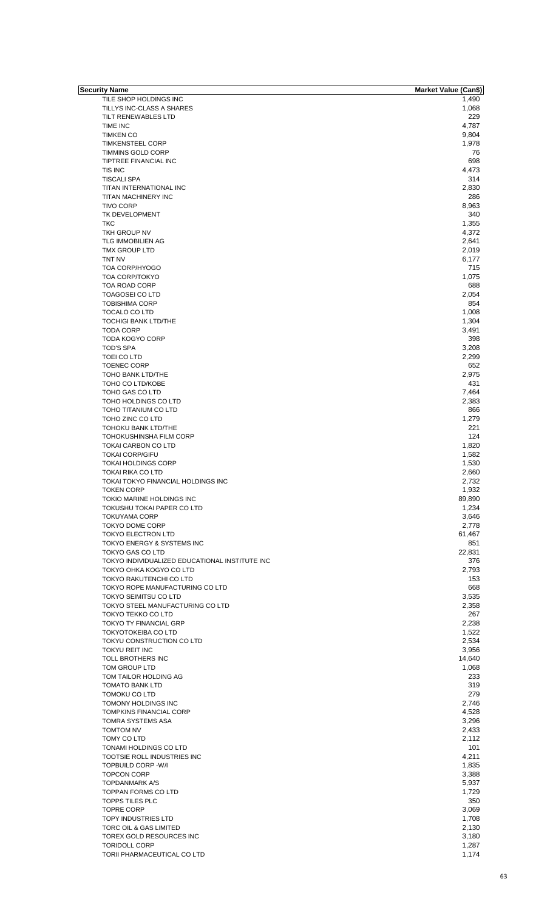| Security Name | Market Value (Can$) |
| --- | --- |
| TILE SHOP HOLDINGS INC | 1,490 |
| TILLYS INC-CLASS A SHARES | 1,068 |
| TILT RENEWABLES LTD | 229 |
| TIME INC | 4,787 |
| TIMKEN CO | 9,804 |
| TIMKENSTEEL CORP | 1,978 |
| TIMMINS GOLD CORP | 76 |
| TIPTREE FINANCIAL INC | 698 |
| TIS INC | 4,473 |
| TISCALI SPA | 314 |
| TITAN INTERNATIONAL INC | 2,830 |
| TITAN MACHINERY INC | 286 |
| TIVO CORP | 8,963 |
| TK DEVELOPMENT | 340 |
| TKC | 1,355 |
| TKH GROUP NV | 4,372 |
| TLG IMMOBILIEN AG | 2,641 |
| TMX GROUP LTD | 2,019 |
| TNT NV | 6,177 |
| TOA CORP/HYOGO | 715 |
| TOA CORP/TOKYO | 1,075 |
| TOA ROAD CORP | 688 |
| TOAGOSEI CO LTD | 2,054 |
| TOBISHIMA CORP | 854 |
| TOCALO CO LTD | 1,008 |
| TOCHIGI BANK LTD/THE | 1,304 |
| TODA CORP | 3,491 |
| TODA KOGYO CORP | 398 |
| TOD'S SPA | 3,208 |
| TOEI CO LTD | 2,299 |
| TOENEC CORP | 652 |
| TOHO BANK LTD/THE | 2,975 |
| TOHO CO LTD/KOBE | 431 |
| TOHO GAS CO LTD | 7,464 |
| TOHO HOLDINGS CO LTD | 2,383 |
| TOHO TITANIUM CO LTD | 866 |
| TOHO ZINC CO LTD | 1,279 |
| TOHOKU BANK LTD/THE | 221 |
| TOHOKUSHINSHA FILM CORP | 124 |
| TOKAI CARBON CO LTD | 1,820 |
| TOKAI CORP/GIFU | 1,582 |
| TOKAI HOLDINGS CORP | 1,530 |
| TOKAI RIKA CO LTD | 2,660 |
| TOKAI TOKYO FINANCIAL HOLDINGS INC | 2,732 |
| TOKEN CORP | 1,932 |
| TOKIO MARINE HOLDINGS INC | 89,890 |
| TOKUSHU TOKAI PAPER CO LTD | 1,234 |
| TOKUYAMA CORP | 3,646 |
| TOKYO DOME CORP | 2,778 |
| TOKYO ELECTRON LTD | 61,467 |
| TOKYO ENERGY & SYSTEMS INC | 851 |
| TOKYO GAS CO LTD | 22,831 |
| TOKYO INDIVIDUALIZED EDUCATIONAL INSTITUTE INC | 376 |
| TOKYO OHKA KOGYO CO LTD | 2,793 |
| TOKYO RAKUTENCHI CO LTD | 153 |
| TOKYO ROPE MANUFACTURING CO LTD | 668 |
| TOKYO SEIMITSU CO LTD | 3,535 |
| TOKYO STEEL MANUFACTURING CO LTD | 2,358 |
| TOKYO TEKKO CO LTD | 267 |
| TOKYO TY FINANCIAL GRP | 2,238 |
| TOKYOTOKEIBA CO LTD | 1,522 |
| TOKYU CONSTRUCTION CO LTD | 2,534 |
| TOKYU REIT INC | 3,956 |
| TOLL BROTHERS INC | 14,640 |
| TOM GROUP LTD | 1,068 |
| TOM TAILOR HOLDING AG | 233 |
| TOMATO BANK LTD | 319 |
| TOMOKU CO LTD | 279 |
| TOMONY HOLDINGS INC | 2,746 |
| TOMPKINS FINANCIAL CORP | 4,528 |
| TOMRA SYSTEMS ASA | 3,296 |
| TOMTOM NV | 2,433 |
| TOMY CO LTD | 2,112 |
| TONAMI HOLDINGS CO LTD | 101 |
| TOOTSIE ROLL INDUSTRIES INC | 4,211 |
| TOPBUILD CORP -W/I | 1,835 |
| TOPCON CORP | 3,388 |
| TOPDANMARK A/S | 5,937 |
| TOPPAN FORMS CO LTD | 1,729 |
| TOPPS TILES PLC | 350 |
| TOPRE CORP | 3,069 |
| TOPY INDUSTRIES LTD | 1,708 |
| TORC OIL & GAS LIMITED | 2,130 |
| TOREX GOLD RESOURCES INC | 3,180 |
| TORIDOLL CORP | 1,287 |
| TORII PHARMACEUTICAL CO LTD | 1,174 |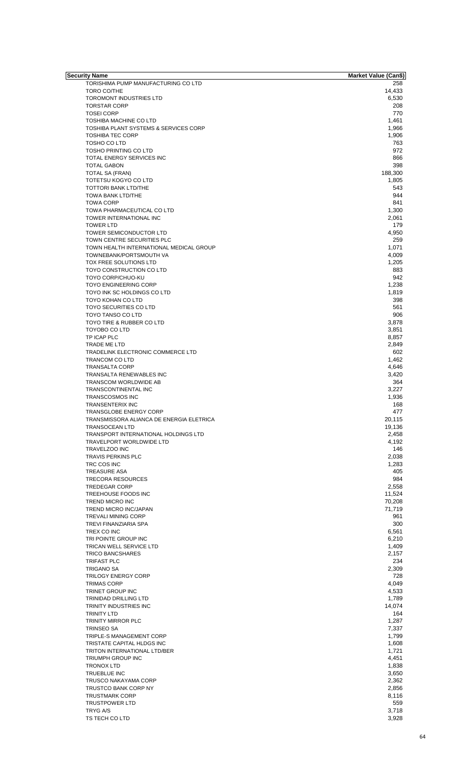| Security Name | Market Value (Can$) |
|---|---|
| TORISHIMA PUMP MANUFACTURING CO LTD | 258 |
| TORO CO/THE | 14,433 |
| TOROMONT INDUSTRIES LTD | 6,530 |
| TORSTAR CORP | 208 |
| TOSEI CORP | 770 |
| TOSHIBA MACHINE CO LTD | 1,461 |
| TOSHIBA PLANT SYSTEMS & SERVICES CORP | 1,966 |
| TOSHIBA TEC CORP | 1,906 |
| TOSHO CO LTD | 763 |
| TOSHO PRINTING CO LTD | 972 |
| TOTAL ENERGY SERVICES INC | 866 |
| TOTAL GABON | 398 |
| TOTAL SA (FRAN) | 188,300 |
| TOTETSU KOGYO CO LTD | 1,805 |
| TOTTORI BANK LTD/THE | 543 |
| TOWA BANK LTD/THE | 944 |
| TOWA CORP | 841 |
| TOWA PHARMACEUTICAL CO LTD | 1,300 |
| TOWER INTERNATIONAL INC | 2,061 |
| TOWER LTD | 179 |
| TOWER SEMICONDUCTOR LTD | 4,950 |
| TOWN CENTRE SECURITIES PLC | 259 |
| TOWN HEALTH INTERNATIONAL MEDICAL GROUP | 1,071 |
| TOWNEBANK/PORTSMOUTH VA | 4,009 |
| TOX FREE SOLUTIONS LTD | 1,205 |
| TOYO CONSTRUCTION CO LTD | 883 |
| TOYO CORP/CHUO-KU | 942 |
| TOYO ENGINEERING CORP | 1,238 |
| TOYO INK SC HOLDINGS CO LTD | 1,819 |
| TOYO KOHAN CO LTD | 398 |
| TOYO SECURITIES CO LTD | 561 |
| TOYO TANSO CO LTD | 906 |
| TOYO TIRE & RUBBER CO LTD | 3,878 |
| TOYOBO CO LTD | 3,851 |
| TP ICAP PLC | 8,857 |
| TRADE ME LTD | 2,849 |
| TRADELINK ELECTRONIC COMMERCE LTD | 602 |
| TRANCOM CO LTD | 1,462 |
| TRANSALTA CORP | 4,646 |
| TRANSALTA RENEWABLES INC | 3,420 |
| TRANSCOM WORLDWIDE AB | 364 |
| TRANSCONTINENTAL INC | 3,227 |
| TRANSCOSMOS INC | 1,936 |
| TRANSENTERIX INC | 168 |
| TRANSGLOBE ENERGY CORP | 477 |
| TRANSMISSORA ALIANCA DE ENERGIA ELETRICA | 20,115 |
| TRANSOCEAN LTD | 19,136 |
| TRANSPORT INTERNATIONAL HOLDINGS LTD | 2,458 |
| TRAVELPORT WORLDWIDE LTD | 4,192 |
| TRAVELZOO INC | 146 |
| TRAVIS PERKINS PLC | 2,038 |
| TRC COS INC | 1,283 |
| TREASURE ASA | 405 |
| TRECORA RESOURCES | 984 |
| TREDEGAR CORP | 2,558 |
| TREEHOUSE FOODS INC | 11,524 |
| TREND MICRO INC | 70,208 |
| TREND MICRO INC/JAPAN | 71,719 |
| TREVALI MINING CORP | 961 |
| TREVI FINANZIARIA SPA | 300 |
| TREX CO INC | 6,561 |
| TRI POINTE GROUP INC | 6,210 |
| TRICAN WELL SERVICE LTD | 1,409 |
| TRICO BANCSHARES | 2,157 |
| TRIFAST PLC | 234 |
| TRIGANO SA | 2,309 |
| TRILOGY ENERGY CORP | 728 |
| TRIMAS CORP | 4,049 |
| TRINET GROUP INC | 4,533 |
| TRINIDAD DRILLING LTD | 1,789 |
| TRINITY INDUSTRIES INC | 14,074 |
| TRINITY LTD | 164 |
| TRINITY MIRROR PLC | 1,287 |
| TRINSEO SA | 7,337 |
| TRIPLE-S MANAGEMENT CORP | 1,799 |
| TRISTATE CAPITAL HLDGS INC | 1,608 |
| TRITON INTERNATIONAL LTD/BER | 1,721 |
| TRIUMPH GROUP INC | 4,451 |
| TRONOX LTD | 1,838 |
| TRUEBLUE INC | 3,650 |
| TRUSCO NAKAYAMA CORP | 2,362 |
| TRUSTCO BANK CORP NY | 2,856 |
| TRUSTMARK CORP | 8,116 |
| TRUSTPOWER LTD | 559 |
| TRYG A/S | 3,718 |
| TS TECH CO LTD | 3,928 |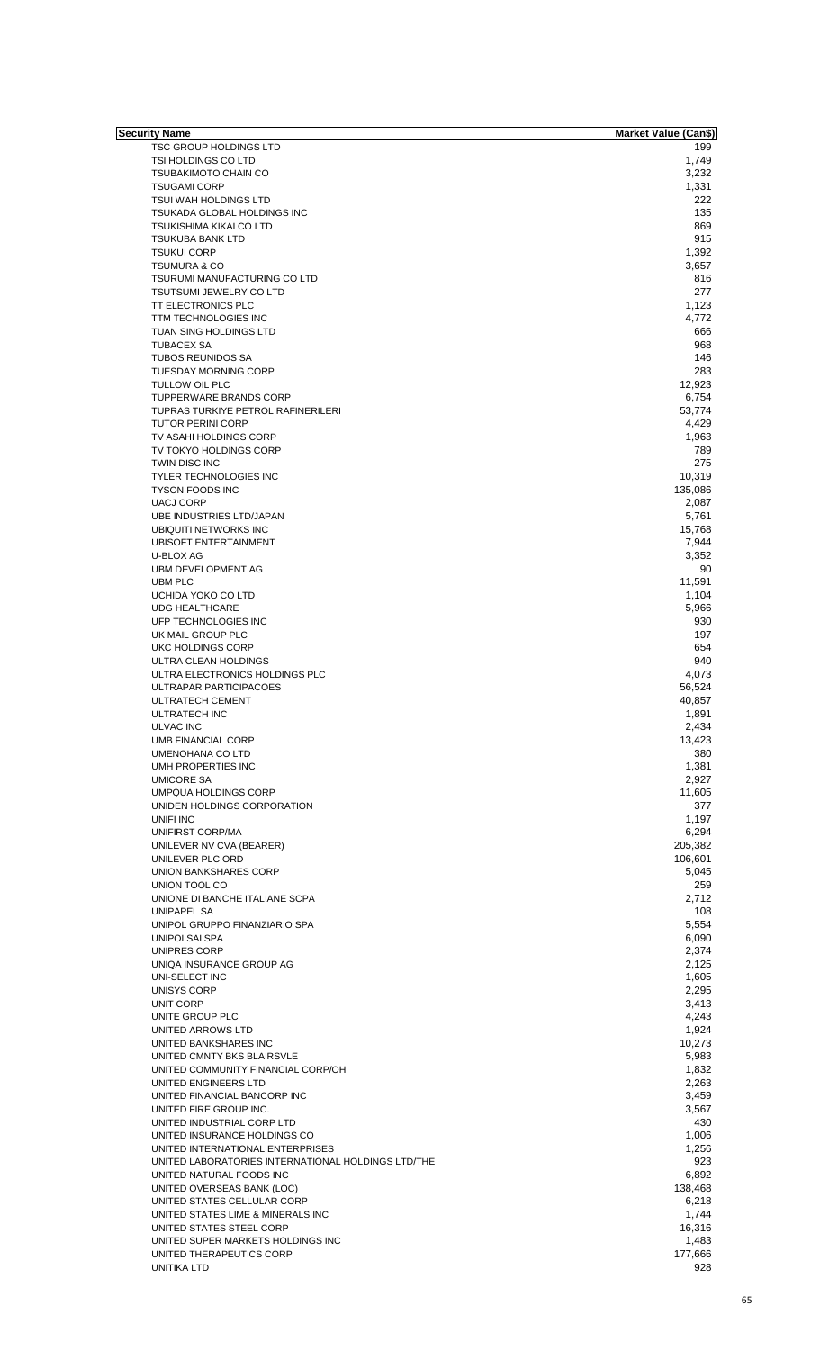| Security Name | Market Value (Can$) |
| --- | --- |
| TSC GROUP HOLDINGS LTD | 199 |
| TSI HOLDINGS CO LTD | 1,749 |
| TSUBAKIMOTO CHAIN CO | 3,232 |
| TSUGAMI CORP | 1,331 |
| TSUI WAH HOLDINGS LTD | 222 |
| TSUKADA GLOBAL HOLDINGS INC | 135 |
| TSUKISHIMA KIKAI CO LTD | 869 |
| TSUKUBA BANK LTD | 915 |
| TSUKUI CORP | 1,392 |
| TSUMURA & CO | 3,657 |
| TSURUMI MANUFACTURING CO LTD | 816 |
| TSUTSUMI JEWELRY CO LTD | 277 |
| TT ELECTRONICS PLC | 1,123 |
| TTM TECHNOLOGIES INC | 4,772 |
| TUAN SING HOLDINGS LTD | 666 |
| TUBACEX SA | 968 |
| TUBOS REUNIDOS SA | 146 |
| TUESDAY MORNING CORP | 283 |
| TULLOW OIL PLC | 12,923 |
| TUPPERWARE BRANDS CORP | 6,754 |
| TUPRAS TURKIYE PETROL RAFINERILERI | 53,774 |
| TUTOR PERINI CORP | 4,429 |
| TV ASAHI HOLDINGS CORP | 1,963 |
| TV TOKYO HOLDINGS CORP | 789 |
| TWIN DISC INC | 275 |
| TYLER TECHNOLOGIES INC | 10,319 |
| TYSON FOODS INC | 135,086 |
| UACJ CORP | 2,087 |
| UBE INDUSTRIES LTD/JAPAN | 5,761 |
| UBIQUITI NETWORKS INC | 15,768 |
| UBISOFT ENTERTAINMENT | 7,944 |
| U-BLOX AG | 3,352 |
| UBM DEVELOPMENT AG | 90 |
| UBM PLC | 11,591 |
| UCHIDA YOKO CO LTD | 1,104 |
| UDG HEALTHCARE | 5,966 |
| UFP TECHNOLOGIES INC | 930 |
| UK MAIL GROUP PLC | 197 |
| UKC HOLDINGS CORP | 654 |
| ULTRA CLEAN HOLDINGS | 940 |
| ULTRA ELECTRONICS HOLDINGS PLC | 4,073 |
| ULTRAPAR PARTICIPACOES | 56,524 |
| ULTRATECH CEMENT | 40,857 |
| ULTRATECH INC | 1,891 |
| ULVAC INC | 2,434 |
| UMB FINANCIAL CORP | 13,423 |
| UMENOHANA CO LTD | 380 |
| UMH PROPERTIES INC | 1,381 |
| UMICORE SA | 2,927 |
| UMPQUA HOLDINGS CORP | 11,605 |
| UNIDEN HOLDINGS CORPORATION | 377 |
| UNIFI INC | 1,197 |
| UNIFIRST CORP/MA | 6,294 |
| UNILEVER NV CVA (BEARER) | 205,382 |
| UNILEVER PLC ORD | 106,601 |
| UNION BANKSHARES CORP | 5,045 |
| UNION TOOL CO | 259 |
| UNIONE DI BANCHE ITALIANE SCPA | 2,712 |
| UNIPAPEL SA | 108 |
| UNIPOL GRUPPO FINANZIARIO SPA | 5,554 |
| UNIPOLSAI SPA | 6,090 |
| UNIPRES CORP | 2,374 |
| UNIQA INSURANCE GROUP AG | 2,125 |
| UNI-SELECT INC | 1,605 |
| UNISYS CORP | 2,295 |
| UNIT CORP | 3,413 |
| UNITE GROUP PLC | 4,243 |
| UNITED ARROWS LTD | 1,924 |
| UNITED BANKSHARES INC | 10,273 |
| UNITED CMNTY BKS BLAIRSVLE | 5,983 |
| UNITED COMMUNITY FINANCIAL CORP/OH | 1,832 |
| UNITED ENGINEERS LTD | 2,263 |
| UNITED FINANCIAL BANCORP INC | 3,459 |
| UNITED FIRE GROUP INC. | 3,567 |
| UNITED INDUSTRIAL CORP LTD | 430 |
| UNITED INSURANCE HOLDINGS CO | 1,006 |
| UNITED INTERNATIONAL ENTERPRISES | 1,256 |
| UNITED LABORATORIES INTERNATIONAL HOLDINGS LTD/THE | 923 |
| UNITED NATURAL FOODS INC | 6,892 |
| UNITED OVERSEAS BANK (LOC) | 138,468 |
| UNITED STATES CELLULAR CORP | 6,218 |
| UNITED STATES LIME & MINERALS INC | 1,744 |
| UNITED STATES STEEL CORP | 16,316 |
| UNITED SUPER MARKETS HOLDINGS INC | 1,483 |
| UNITED THERAPEUTICS CORP | 177,666 |
| UNITIKA LTD | 928 |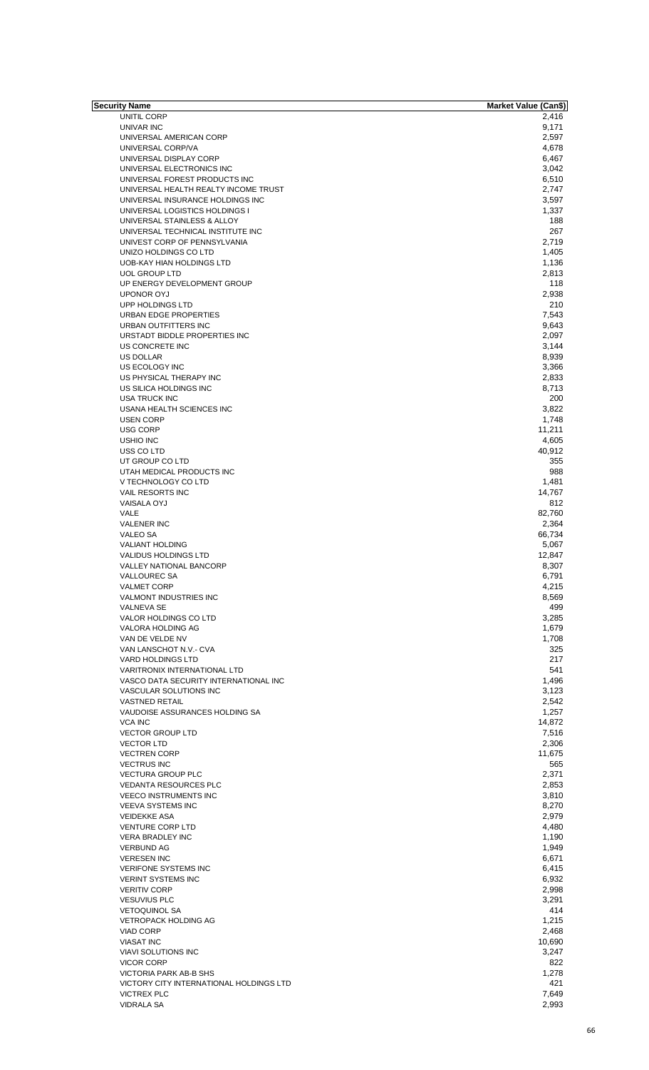| Security Name | Market Value (Can$) |
|---|---|
| UNITIL CORP | 2,416 |
| UNIVAR INC | 9,171 |
| UNIVERSAL AMERICAN CORP | 2,597 |
| UNIVERSAL CORP/VA | 4,678 |
| UNIVERSAL DISPLAY CORP | 6,467 |
| UNIVERSAL ELECTRONICS INC | 3,042 |
| UNIVERSAL FOREST PRODUCTS INC | 6,510 |
| UNIVERSAL HEALTH REALTY INCOME TRUST | 2,747 |
| UNIVERSAL INSURANCE HOLDINGS INC | 3,597 |
| UNIVERSAL LOGISTICS HOLDINGS I | 1,337 |
| UNIVERSAL STAINLESS & ALLOY | 188 |
| UNIVERSAL TECHNICAL INSTITUTE INC | 267 |
| UNIVEST CORP OF PENNSYLVANIA | 2,719 |
| UNIZO HOLDINGS CO LTD | 1,405 |
| UOB-KAY HIAN HOLDINGS LTD | 1,136 |
| UOL GROUP LTD | 2,813 |
| UP ENERGY DEVELOPMENT GROUP | 118 |
| UPONOR OYJ | 2,938 |
| UPP HOLDINGS LTD | 210 |
| URBAN EDGE PROPERTIES | 7,543 |
| URBAN OUTFITTERS INC | 9,643 |
| URSTADT BIDDLE PROPERTIES INC | 2,097 |
| US CONCRETE INC | 3,144 |
| US DOLLAR | 8,939 |
| US ECOLOGY INC | 3,366 |
| US PHYSICAL THERAPY INC | 2,833 |
| US SILICA HOLDINGS INC | 8,713 |
| USA TRUCK INC | 200 |
| USANA HEALTH SCIENCES INC | 3,822 |
| USEN CORP | 1,748 |
| USG CORP | 11,211 |
| USHIO INC | 4,605 |
| USS CO LTD | 40,912 |
| UT GROUP CO LTD | 355 |
| UTAH MEDICAL PRODUCTS INC | 988 |
| V TECHNOLOGY CO LTD | 1,481 |
| VAIL RESORTS INC | 14,767 |
| VAISALA OYJ | 812 |
| VALE | 82,760 |
| VALENER INC | 2,364 |
| VALEO SA | 66,734 |
| VALIANT HOLDING | 5,067 |
| VALIDUS HOLDINGS LTD | 12,847 |
| VALLEY NATIONAL BANCORP | 8,307 |
| VALLOUREC SA | 6,791 |
| VALMET CORP | 4,215 |
| VALMONT INDUSTRIES INC | 8,569 |
| VALNEVA SE | 499 |
| VALOR HOLDINGS CO LTD | 3,285 |
| VALORA HOLDING AG | 1,679 |
| VAN DE VELDE NV | 1,708 |
| VAN LANSCHOT N.V.- CVA | 325 |
| VARD HOLDINGS LTD | 217 |
| VARITRONIX INTERNATIONAL LTD | 541 |
| VASCO DATA SECURITY INTERNATIONAL INC | 1,496 |
| VASCULAR SOLUTIONS INC | 3,123 |
| VASTNED RETAIL | 2,542 |
| VAUDOISE ASSURANCES HOLDING SA | 1,257 |
| VCA INC | 14,872 |
| VECTOR GROUP LTD | 7,516 |
| VECTOR LTD | 2,306 |
| VECTREN CORP | 11,675 |
| VECTRUS INC | 565 |
| VECTURA GROUP PLC | 2,371 |
| VEDANTA RESOURCES PLC | 2,853 |
| VEECO INSTRUMENTS INC | 3,810 |
| VEEVA SYSTEMS INC | 8,270 |
| VEIDEKKE ASA | 2,979 |
| VENTURE CORP LTD | 4,480 |
| VERA BRADLEY INC | 1,190 |
| VERBUND AG | 1,949 |
| VERESEN INC | 6,671 |
| VERIFONE SYSTEMS INC | 6,415 |
| VERINT SYSTEMS INC | 6,932 |
| VERITIV CORP | 2,998 |
| VESUVIUS PLC | 3,291 |
| VETOQUINOL SA | 414 |
| VETROPACK HOLDING AG | 1,215 |
| VIAD CORP | 2,468 |
| VIASAT INC | 10,690 |
| VIAVI SOLUTIONS INC | 3,247 |
| VICOR CORP | 822 |
| VICTORIA PARK AB-B SHS | 1,278 |
| VICTORY CITY INTERNATIONAL HOLDINGS LTD | 421 |
| VICTREX PLC | 7,649 |
| VIDRALA SA | 2,993 |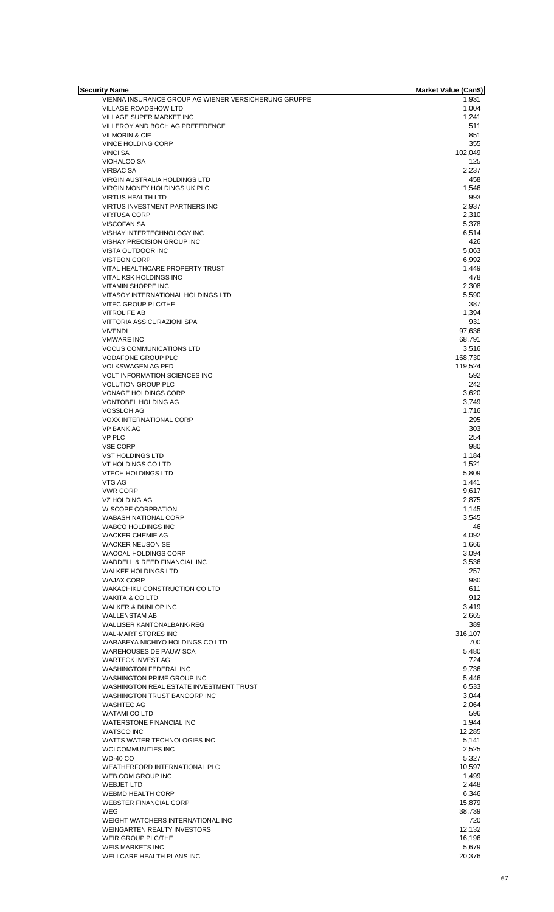| Security Name | Market Value (Can$) |
|---|---|
| VIENNA INSURANCE GROUP AG WIENER VERSICHERUNG GRUPPE | 1,931 |
| VILLAGE ROADSHOW LTD | 1,004 |
| VILLAGE SUPER MARKET INC | 1,241 |
| VILLEROY AND BOCH AG PREFERENCE | 511 |
| VILMORIN & CIE | 851 |
| VINCE HOLDING CORP | 355 |
| VINCI SA | 102,049 |
| VIOHALCO SA | 125 |
| VIRBAC SA | 2,237 |
| VIRGIN AUSTRALIA HOLDINGS LTD | 458 |
| VIRGIN MONEY HOLDINGS UK PLC | 1,546 |
| VIRTUS HEALTH LTD | 993 |
| VIRTUS INVESTMENT PARTNERS INC | 2,937 |
| VIRTUSA CORP | 2,310 |
| VISCOFAN SA | 5,378 |
| VISHAY INTERTECHNOLOGY INC | 6,514 |
| VISHAY PRECISION GROUP INC | 426 |
| VISTA OUTDOOR INC | 5,063 |
| VISTEON CORP | 6,992 |
| VITAL HEALTHCARE PROPERTY TRUST | 1,449 |
| VITAL KSK HOLDINGS INC | 478 |
| VITAMIN SHOPPE INC | 2,308 |
| VITASOY INTERNATIONAL HOLDINGS LTD | 5,590 |
| VITEC GROUP PLC/THE | 387 |
| VITROLIFE AB | 1,394 |
| VITTORIA ASSICURAZIONI SPA | 931 |
| VIVENDI | 97,636 |
| VMWARE INC | 68,791 |
| VOCUS COMMUNICATIONS LTD | 3,516 |
| VODAFONE GROUP PLC | 168,730 |
| VOLKSWAGEN AG PFD | 119,524 |
| VOLT INFORMATION SCIENCES INC | 592 |
| VOLUTION GROUP PLC | 242 |
| VONAGE HOLDINGS CORP | 3,620 |
| VONTOBEL HOLDING AG | 3,749 |
| VOSSLOH AG | 1,716 |
| VOXX INTERNATIONAL CORP | 295 |
| VP BANK AG | 303 |
| VP PLC | 254 |
| VSE CORP | 980 |
| VST HOLDINGS LTD | 1,184 |
| VT HOLDINGS CO LTD | 1,521 |
| VTECH HOLDINGS LTD | 5,809 |
| VTG AG | 1,441 |
| VWR CORP | 9,617 |
| VZ HOLDING AG | 2,875 |
| W SCOPE CORPRATION | 1,145 |
| WABASH NATIONAL CORP | 3,545 |
| WABCO HOLDINGS INC | 46 |
| WACKER CHEMIE AG | 4,092 |
| WACKER NEUSON SE | 1,666 |
| WACOAL HOLDINGS CORP | 3,094 |
| WADDELL & REED FINANCIAL INC | 3,536 |
| WAI KEE HOLDINGS LTD | 257 |
| WAJAX CORP | 980 |
| WAKACHIKU CONSTRUCTION CO LTD | 611 |
| WAKITA & CO LTD | 912 |
| WALKER & DUNLOP INC | 3,419 |
| WALLENSTAM AB | 2,665 |
| WALLISER KANTONALBANK-REG | 389 |
| WAL-MART STORES INC | 316,107 |
| WARABEYA NICHIYO HOLDINGS CO LTD | 700 |
| WAREHOUSES DE PAUW SCA | 5,480 |
| WARTECK INVEST AG | 724 |
| WASHINGTON FEDERAL INC | 9,736 |
| WASHINGTON PRIME GROUP INC | 5,446 |
| WASHINGTON REAL ESTATE INVESTMENT TRUST | 6,533 |
| WASHINGTON TRUST BANCORP INC | 3,044 |
| WASHTEC AG | 2,064 |
| WATAMI CO LTD | 596 |
| WATERSTONE FINANCIAL INC | 1,944 |
| WATSCO INC | 12,285 |
| WATTS WATER TECHNOLOGIES INC | 5,141 |
| WCI COMMUNITIES INC | 2,525 |
| WD-40 CO | 5,327 |
| WEATHERFORD INTERNATIONAL PLC | 10,597 |
| WEB.COM GROUP INC | 1,499 |
| WEBJET LTD | 2,448 |
| WEBMD HEALTH CORP | 6,346 |
| WEBSTER FINANCIAL CORP | 15,879 |
| WEG | 38,739 |
| WEIGHT WATCHERS INTERNATIONAL INC | 720 |
| WEINGARTEN REALTY INVESTORS | 12,132 |
| WEIR GROUP PLC/THE | 16,196 |
| WEIS MARKETS INC | 5,679 |
| WELLCARE HEALTH PLANS INC | 20,376 |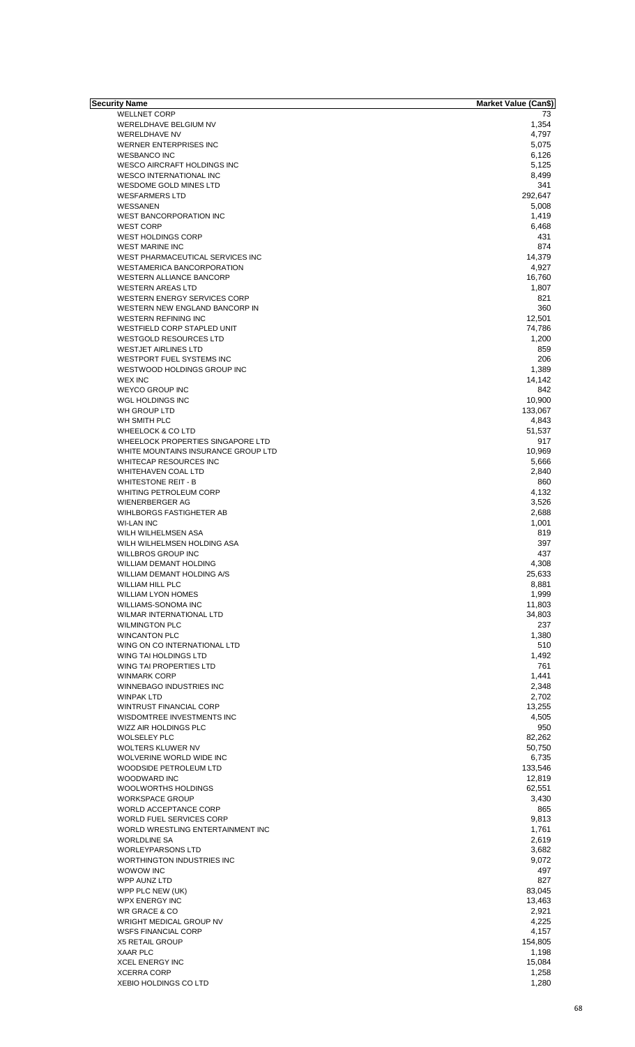| Security Name | Market Value (Can$) |
|---|---|
| WELLNET CORP | 73 |
| WERELDHAVE BELGIUM NV | 1,354 |
| WERELDHAVE NV | 4,797 |
| WERNER ENTERPRISES INC | 5,075 |
| WESBANCO INC | 6,126 |
| WESCO AIRCRAFT HOLDINGS INC | 5,125 |
| WESCO INTERNATIONAL INC | 8,499 |
| WESDOME GOLD MINES LTD | 341 |
| WESFARMERS LTD | 292,647 |
| WESSANEN | 5,008 |
| WEST BANCORPORATION INC | 1,419 |
| WEST CORP | 6,468 |
| WEST HOLDINGS CORP | 431 |
| WEST MARINE INC | 874 |
| WEST PHARMACEUTICAL SERVICES INC | 14,379 |
| WESTAMERICA BANCORPORATION | 4,927 |
| WESTERN ALLIANCE BANCORP | 16,760 |
| WESTERN AREAS LTD | 1,807 |
| WESTERN ENERGY SERVICES CORP | 821 |
| WESTERN NEW ENGLAND BANCORP IN | 360 |
| WESTERN REFINING INC | 12,501 |
| WESTFIELD CORP STAPLED UNIT | 74,786 |
| WESTGOLD RESOURCES LTD | 1,200 |
| WESTJET AIRLINES LTD | 859 |
| WESTPORT FUEL SYSTEMS INC | 206 |
| WESTWOOD HOLDINGS GROUP INC | 1,389 |
| WEX INC | 14,142 |
| WEYCO GROUP INC | 842 |
| WGL HOLDINGS INC | 10,900 |
| WH GROUP LTD | 133,067 |
| WH SMITH PLC | 4,843 |
| WHEELOCK & CO LTD | 51,537 |
| WHEELOCK PROPERTIES SINGAPORE LTD | 917 |
| WHITE MOUNTAINS INSURANCE GROUP LTD | 10,969 |
| WHITECAP RESOURCES INC | 5,666 |
| WHITEHAVEN COAL LTD | 2,840 |
| WHITESTONE REIT - B | 860 |
| WHITING PETROLEUM CORP | 4,132 |
| WIENERBERGER AG | 3,526 |
| WIHLBORGS FASTIGHETER AB | 2,688 |
| WI-LAN INC | 1,001 |
| WILH WILHELMSEN ASA | 819 |
| WILH WILHELMSEN HOLDING ASA | 397 |
| WILLBROS GROUP INC | 437 |
| WILLIAM DEMANT HOLDING | 4,308 |
| WILLIAM DEMANT HOLDING A/S | 25,633 |
| WILLIAM HILL PLC | 8,881 |
| WILLIAM LYON HOMES | 1,999 |
| WILLIAMS-SONOMA INC | 11,803 |
| WILMAR INTERNATIONAL LTD | 34,803 |
| WILMINGTON PLC | 237 |
| WINCANTON PLC | 1,380 |
| WING ON CO INTERNATIONAL LTD | 510 |
| WING TAI HOLDINGS LTD | 1,492 |
| WING TAI PROPERTIES LTD | 761 |
| WINMARK CORP | 1,441 |
| WINNEBAGO INDUSTRIES INC | 2,348 |
| WINPAK LTD | 2,702 |
| WINTRUST FINANCIAL CORP | 13,255 |
| WISDOMTREE INVESTMENTS INC | 4,505 |
| WIZZ AIR HOLDINGS PLC | 950 |
| WOLSELEY PLC | 82,262 |
| WOLTERS KLUWER NV | 50,750 |
| WOLVERINE WORLD WIDE INC | 6,735 |
| WOODSIDE PETROLEUM LTD | 133,546 |
| WOODWARD INC | 12,819 |
| WOOLWORTHS HOLDINGS | 62,551 |
| WORKSPACE GROUP | 3,430 |
| WORLD ACCEPTANCE CORP | 865 |
| WORLD FUEL SERVICES CORP | 9,813 |
| WORLD WRESTLING ENTERTAINMENT INC | 1,761 |
| WORLDLINE SA | 2,619 |
| WORLEYPARSONS LTD | 3,682 |
| WORTHINGTON INDUSTRIES INC | 9,072 |
| WOWOW INC | 497 |
| WPP AUNZ LTD | 827 |
| WPP PLC NEW (UK) | 83,045 |
| WPX ENERGY INC | 13,463 |
| WR GRACE & CO | 2,921 |
| WRIGHT MEDICAL GROUP NV | 4,225 |
| WSFS FINANCIAL CORP | 4,157 |
| X5 RETAIL GROUP | 154,805 |
| XAAR PLC | 1,198 |
| XCEL ENERGY INC | 15,084 |
| XCERRA CORP | 1,258 |
| XEBIO HOLDINGS CO LTD | 1,280 |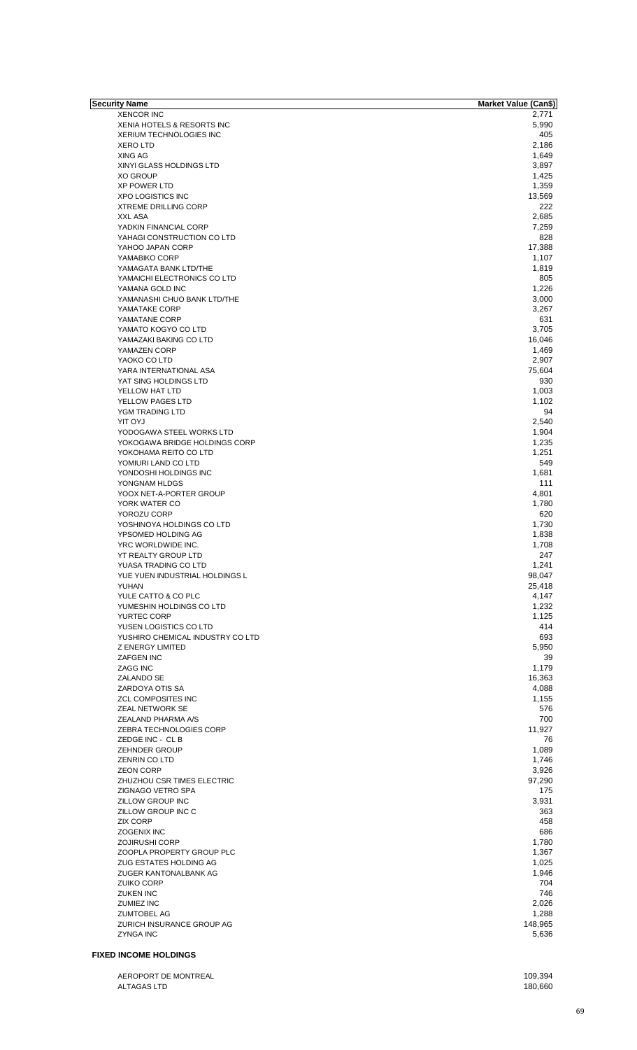| Security Name | Market Value (Can$) |
|---|---|
| XENCOR INC | 2,771 |
| XENIA HOTELS & RESORTS INC | 5,990 |
| XERIUM TECHNOLOGIES INC | 405 |
| XERO LTD | 2,186 |
| XING AG | 1,649 |
| XINYI GLASS HOLDINGS LTD | 3,897 |
| XO GROUP | 1,425 |
| XP POWER LTD | 1,359 |
| XPO LOGISTICS INC | 13,569 |
| XTREME DRILLING CORP | 222 |
| XXL ASA | 2,685 |
| YADKIN FINANCIAL CORP | 7,259 |
| YAHAGI CONSTRUCTION CO LTD | 828 |
| YAHOO JAPAN CORP | 17,388 |
| YAMABIKO CORP | 1,107 |
| YAMAGATA BANK LTD/THE | 1,819 |
| YAMAICHI ELECTRONICS CO LTD | 805 |
| YAMANA GOLD INC | 1,226 |
| YAMANASHI CHUO BANK LTD/THE | 3,000 |
| YAMATAKE CORP | 3,267 |
| YAMATANE CORP | 631 |
| YAMATO KOGYO CO LTD | 3,705 |
| YAMAZAKI BAKING CO LTD | 16,046 |
| YAMAZEN CORP | 1,469 |
| YAOKO CO LTD | 2,907 |
| YARA INTERNATIONAL ASA | 75,604 |
| YAT SING HOLDINGS LTD | 930 |
| YELLOW HAT LTD | 1,003 |
| YELLOW PAGES LTD | 1,102 |
| YGM TRADING LTD | 94 |
| YIT OYJ | 2,540 |
| YODOGAWA STEEL WORKS LTD | 1,904 |
| YOKOGAWA BRIDGE HOLDINGS CORP | 1,235 |
| YOKOHAMA REITO CO LTD | 1,251 |
| YOMIURI LAND CO LTD | 549 |
| YONDOSHI HOLDINGS INC | 1,681 |
| YONGNAM HLDGS | 111 |
| YOOX NET-A-PORTER GROUP | 4,801 |
| YORK WATER CO | 1,780 |
| YOROZU CORP | 620 |
| YOSHINOYA HOLDINGS CO LTD | 1,730 |
| YPSOMED HOLDING AG | 1,838 |
| YRC WORLDWIDE INC. | 1,708 |
| YT REALTY GROUP LTD | 247 |
| YUASA TRADING CO LTD | 1,241 |
| YUE YUEN INDUSTRIAL HOLDINGS L | 98,047 |
| YUHAN | 25,418 |
| YULE CATTO & CO PLC | 4,147 |
| YUMESHIN HOLDINGS CO LTD | 1,232 |
| YURTEC CORP | 1,125 |
| YUSEN LOGISTICS CO LTD | 414 |
| YUSHIRO CHEMICAL INDUSTRY CO LTD | 693 |
| Z ENERGY LIMITED | 5,950 |
| ZAFGEN INC | 39 |
| ZAGG INC | 1,179 |
| ZALANDO SE | 16,363 |
| ZARDOYA OTIS SA | 4,088 |
| ZCL COMPOSITES INC | 1,155 |
| ZEAL NETWORK SE | 576 |
| ZEALAND PHARMA A/S | 700 |
| ZEBRA TECHNOLOGIES CORP | 11,927 |
| ZEDGE INC - CL B | 76 |
| ZEHNDER GROUP | 1,089 |
| ZENRIN CO LTD | 1,746 |
| ZEON CORP | 3,926 |
| ZHUZHOU CSR TIMES ELECTRIC | 97,290 |
| ZIGNAGO VETRO SPA | 175 |
| ZILLOW GROUP INC | 3,931 |
| ZILLOW GROUP INC C | 363 |
| ZIX CORP | 458 |
| ZOGENIX INC | 686 |
| ZOJIRUSHI CORP | 1,780 |
| ZOOPLA PROPERTY GROUP PLC | 1,367 |
| ZUG ESTATES HOLDING AG | 1,025 |
| ZUGER KANTONALBANK AG | 1,946 |
| ZUIKO CORP | 704 |
| ZUKEN INC | 746 |
| ZUMIEZ INC | 2,026 |
| ZUMTOBEL AG | 1,288 |
| ZURICH INSURANCE GROUP AG | 148,965 |
| ZYNGA INC | 5,636 |

**FIXED INCOME HOLDINGS**

| Security Name | Market Value (Can$) |
|---|---|
| AEROPORT DE MONTREAL | 109,394 |
| ALTAGAS LTD | 180,660 |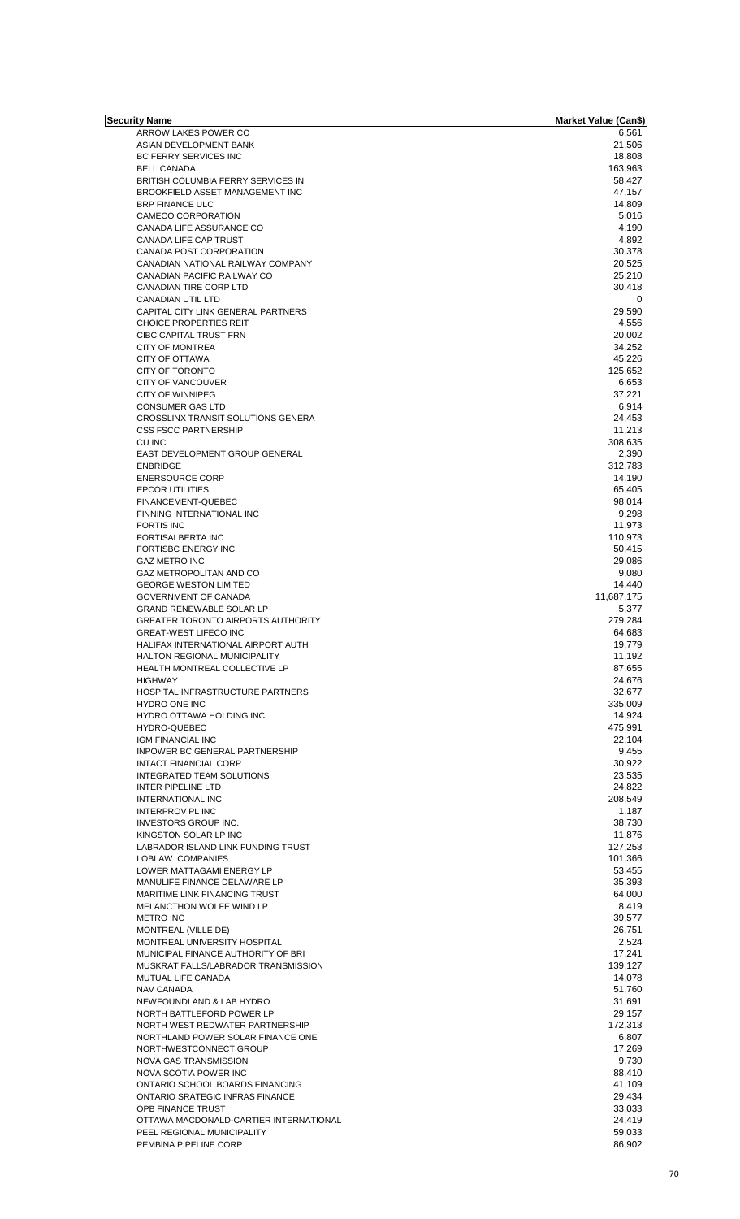| Security Name | Market Value (Can$) |
|---|---|
| ARROW LAKES POWER CO | 6,561 |
| ASIAN DEVELOPMENT BANK | 21,506 |
| BC FERRY SERVICES INC | 18,808 |
| BELL CANADA | 163,963 |
| BRITISH COLUMBIA FERRY SERVICES IN | 58,427 |
| BROOKFIELD ASSET MANAGEMENT INC | 47,157 |
| BRP FINANCE ULC | 14,809 |
| CAMECO CORPORATION | 5,016 |
| CANADA LIFE ASSURANCE CO | 4,190 |
| CANADA LIFE CAP TRUST | 4,892 |
| CANADA POST CORPORATION | 30,378 |
| CANADIAN NATIONAL RAILWAY COMPANY | 20,525 |
| CANADIAN PACIFIC RAILWAY CO | 25,210 |
| CANADIAN TIRE CORP LTD | 30,418 |
| CANADIAN UTIL LTD | 0 |
| CAPITAL CITY LINK GENERAL PARTNERS | 29,590 |
| CHOICE PROPERTIES REIT | 4,556 |
| CIBC CAPITAL TRUST FRN | 20,002 |
| CITY OF MONTREA | 34,252 |
| CITY OF OTTAWA | 45,226 |
| CITY OF TORONTO | 125,652 |
| CITY OF VANCOUVER | 6,653 |
| CITY OF WINNIPEG | 37,221 |
| CONSUMER GAS LTD | 6,914 |
| CROSSLINX TRANSIT SOLUTIONS GENERA | 24,453 |
| CSS FSCC PARTNERSHIP | 11,213 |
| CU INC | 308,635 |
| EAST DEVELOPMENT GROUP GENERAL | 2,390 |
| ENBRIDGE | 312,783 |
| ENERSOURCE CORP | 14,190 |
| EPCOR UTILITIES | 65,405 |
| FINANCEMENT-QUEBEC | 98,014 |
| FINNING INTERNATIONAL INC | 9,298 |
| FORTIS INC | 11,973 |
| FORTISALBERTA INC | 110,973 |
| FORTISBC ENERGY INC | 50,415 |
| GAZ METRO INC | 29,086 |
| GAZ METROPOLITAN AND CO | 9,080 |
| GEORGE WESTON LIMITED | 14,440 |
| GOVERNMENT OF CANADA | 11,687,175 |
| GRAND RENEWABLE SOLAR LP | 5,377 |
| GREATER TORONTO AIRPORTS AUTHORITY | 279,284 |
| GREAT-WEST LIFECO INC | 64,683 |
| HALIFAX INTERNATIONAL AIRPORT AUTH | 19,779 |
| HALTON REGIONAL MUNICIPALITY | 11,192 |
| HEALTH MONTREAL COLLECTIVE LP | 87,655 |
| HIGHWAY | 24,676 |
| HOSPITAL INFRASTRUCTURE PARTNERS | 32,677 |
| HYDRO ONE INC | 335,009 |
| HYDRO OTTAWA HOLDING INC | 14,924 |
| HYDRO-QUEBEC | 475,991 |
| IGM FINANCIAL INC | 22,104 |
| INPOWER BC GENERAL PARTNERSHIP | 9,455 |
| INTACT FINANCIAL CORP | 30,922 |
| INTEGRATED TEAM SOLUTIONS | 23,535 |
| INTER PIPELINE LTD | 24,822 |
| INTERNATIONAL INC | 208,549 |
| INTERPROV PL INC | 1,187 |
| INVESTORS GROUP INC. | 38,730 |
| KINGSTON SOLAR LP INC | 11,876 |
| LABRADOR ISLAND LINK FUNDING TRUST | 127,253 |
| LOBLAW COMPANIES | 101,366 |
| LOWER MATTAGAMI ENERGY LP | 53,455 |
| MANULIFE FINANCE DELAWARE LP | 35,393 |
| MARITIME LINK FINANCING TRUST | 64,000 |
| MELANCTHON WOLFE WIND LP | 8,419 |
| METRO INC | 39,577 |
| MONTREAL (VILLE DE) | 26,751 |
| MONTREAL UNIVERSITY HOSPITAL | 2,524 |
| MUNICIPAL FINANCE AUTHORITY OF BRI | 17,241 |
| MUSKRAT FALLS/LABRADOR TRANSMISSION | 139,127 |
| MUTUAL LIFE CANADA | 14,078 |
| NAV CANADA | 51,760 |
| NEWFOUNDLAND & LAB HYDRO | 31,691 |
| NORTH BATTLEFORD POWER LP | 29,157 |
| NORTH WEST REDWATER PARTNERSHIP | 172,313 |
| NORTHLAND POWER SOLAR FINANCE ONE | 6,807 |
| NORTHWESTCONNECT GROUP | 17,269 |
| NOVA GAS TRANSMISSION | 9,730 |
| NOVA SCOTIA POWER INC | 88,410 |
| ONTARIO SCHOOL BOARDS FINANCING | 41,109 |
| ONTARIO SRATEGIC INFRAS FINANCE | 29,434 |
| OPB FINANCE TRUST | 33,033 |
| OTTAWA MACDONALD-CARTIER INTERNATIONAL | 24,419 |
| PEEL REGIONAL MUNICIPALITY | 59,033 |
| PEMBINA PIPELINE CORP | 86,902 |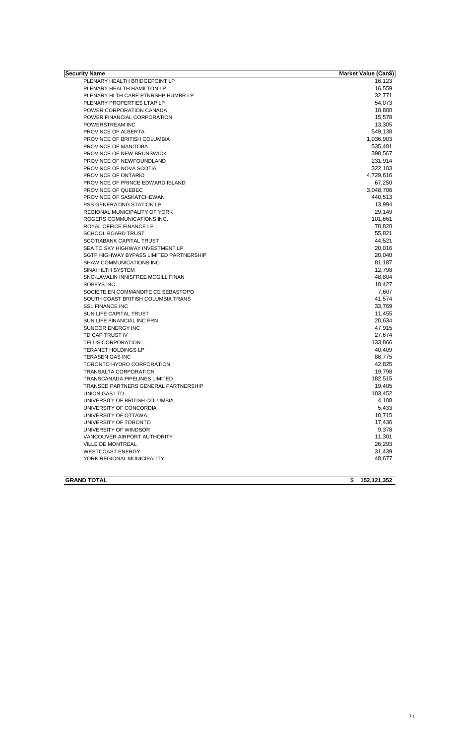| Security Name | Market Value (Can$) |
|---|---|
| PLENARY HEALTH BRIDGEPOINT LP | 16,123 |
| PLENARY HEALTH HAMILTON LP | 16,559 |
| PLENARY HLTH CARE PTNRSHP HUMBR LP | 32,771 |
| PLENARY PROPERTIES LTAP LP | 54,073 |
| POWER CORPORATION CANADA | 18,800 |
| POWER FINANCIAL CORPORATION | 15,578 |
| POWERSTREAM INC | 13,305 |
| PROVINCE OF ALBERTA | 549,138 |
| PROVINCE OF BRITISH COLUMBIA | 1,036,903 |
| PROVINCE OF MANITOBA | 535,481 |
| PROVINCE OF NEW BRUNSWICK | 398,567 |
| PROVINCE OF NEWFOUNDLAND | 231,914 |
| PROVINCE OF NOVA SCOTIA | 322,183 |
| PROVINCE OF ONTARIO | 4,729,616 |
| PROVINCE OF PRINCE EDWARD ISLAND | 67,250 |
| PROVINCE OF QUEBEC | 3,048,706 |
| PROVINCE OF SASKATCHEWAN | 440,513 |
| PSS GENERATING STATION LP | 13,994 |
| REGIONAL MUNICIPALITY OF YORK | 29,149 |
| ROGERS COMMUNICATIONS INC. | 101,661 |
| ROYAL OFFICE FINANCE LP | 70,820 |
| SCHOOL BOARD TRUST | 55,821 |
| SCOTIABANK CAPITAL TRUST | 44,521 |
| SEA TO SKY HIGHWAY INVESTMENT LP | 20,016 |
| SGTP HIGHWAY BYPASS LIMITED PARTNERSHIP | 20,040 |
| SHAW COMMUNICATIONS INC | 81,187 |
| SINAI HLTH SYSTEM | 12,798 |
| SNC-LAVALIN INNISFREE MCGILL FINAN | 48,804 |
| SOBEYS INC. | 18,427 |
| SOCIETE EN COMMANDITE CE SEBASTOPO | 7,607 |
| SOUTH COAST BRITISH COLUMBIA TRANS | 41,574 |
| SSL FINANCE INC | 33,769 |
| SUN LIFE CAPITAL TRUST | 11,455 |
| SUN LIFE FINANCIAL INC FRN | 20,634 |
| SUNCOR ENERGY INC | 47,915 |
| TD CAP TRUST IV | 27,674 |
| TELUS CORPORATION | 133,866 |
| TERANET HOLDINGS LP | 40,409 |
| TERASEN GAS INC | 88,775 |
| TORONTO HYDRO CORPORATION | 42,825 |
| TRANSALTA CORPORATION | 19,798 |
| TRANSCANADA PIPELINES LIMITED | 182,515 |
| TRANSED PARTNERS GENERAL PARTNERSHIP | 19,405 |
| UNION GAS LTD | 103,452 |
| UNIVERSITY OF BRITISH COLUMBIA | 4,108 |
| UNIVERSITY OF CONCORDIA | 5,433 |
| UNIVERSITY OF OTTAWA | 10,715 |
| UNIVERSITY OF TORONTO | 17,436 |
| UNIVERSITY OF WINDSOR | 9,378 |
| VANCOUVER AIRPORT AUTHORITY | 11,301 |
| VILLE DE MONTREAL | 26,293 |
| WESTCOAST ENERGY | 31,439 |
| YORK REGIONAL MUNICIPALITY | 48,677 |
| | |
| **GRAND TOTAL** | **$ 152,121,352** |